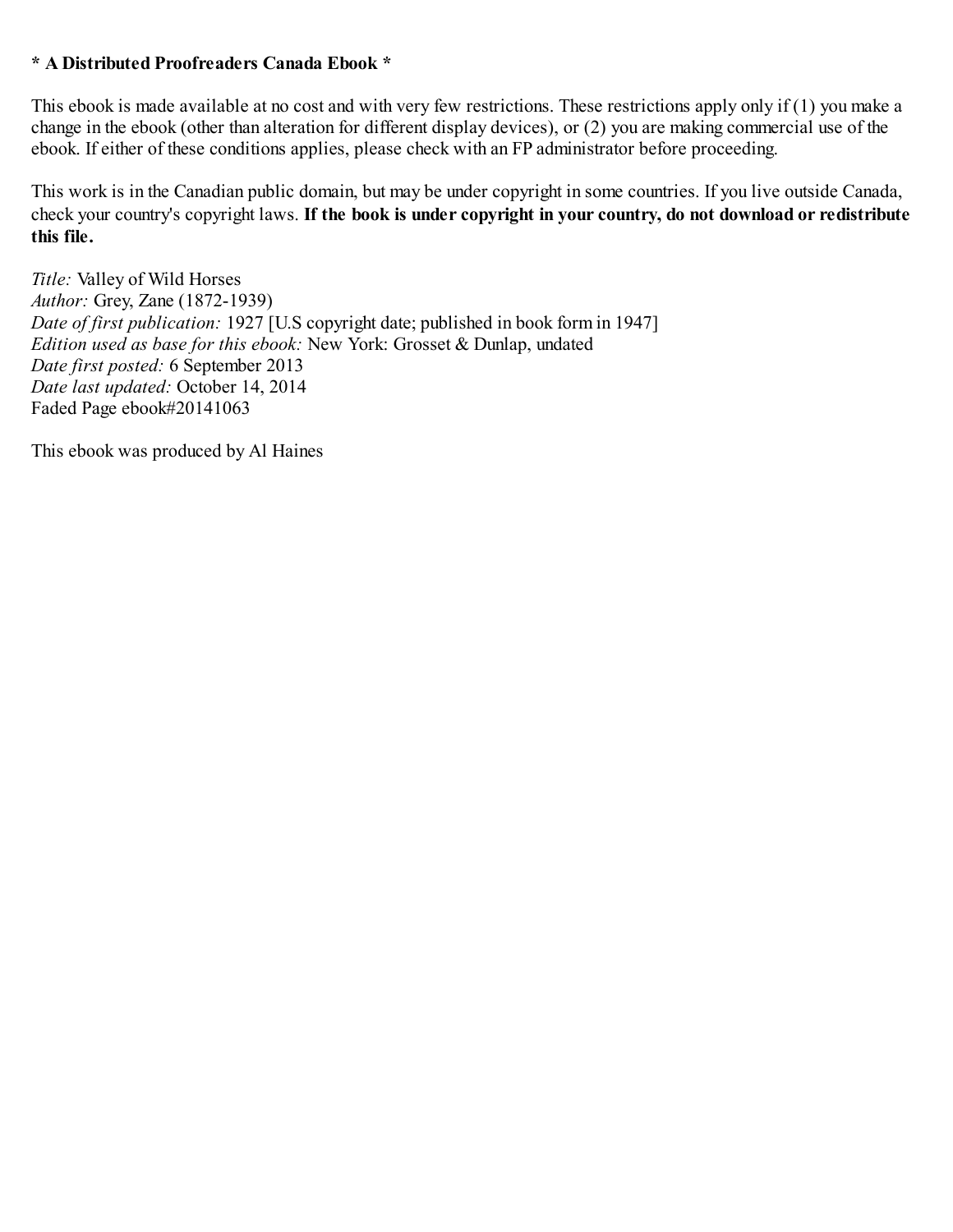**\* A Distributed Proofreaders Canada Ebook \***

This ebook is made available at no cost and with very few restrictions. These restrictions apply only if (1) you make a change in the ebook (other than alteration for different display devices), or (2) you are making commercial use of the ebook. If either of these conditions applies, please check with an FP administrator before proceeding.

This work is in the Canadian public domain, but may be under copyright in some countries. If you live outside Canada, check your country's copyright laws. **If the book is under copyright in your country, do not download or redistribute this file.**

*Title:* Valley of Wild Horses
*Author:* Grey, Zane (1872-1939)
*Date of first publication:* 1927 [U.S copyright date; published in book form in 1947]
*Edition used as base for this ebook:* New York: Grosset & Dunlap, undated
*Date first posted:* 6 September 2013
*Date last updated:* October 14, 2014
Faded Page ebook#20141063

This ebook was produced by Al Haines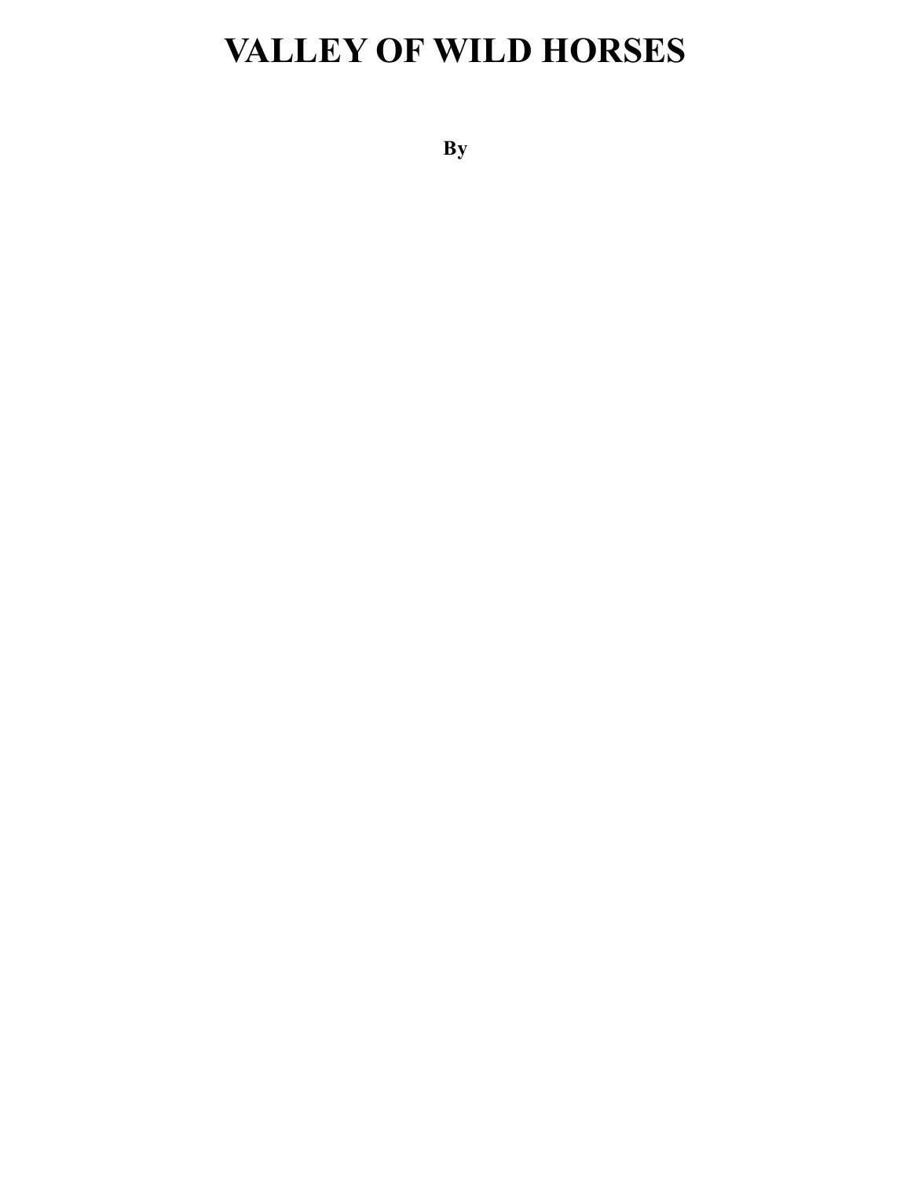# VALLEY OF WILD HORSES

**By**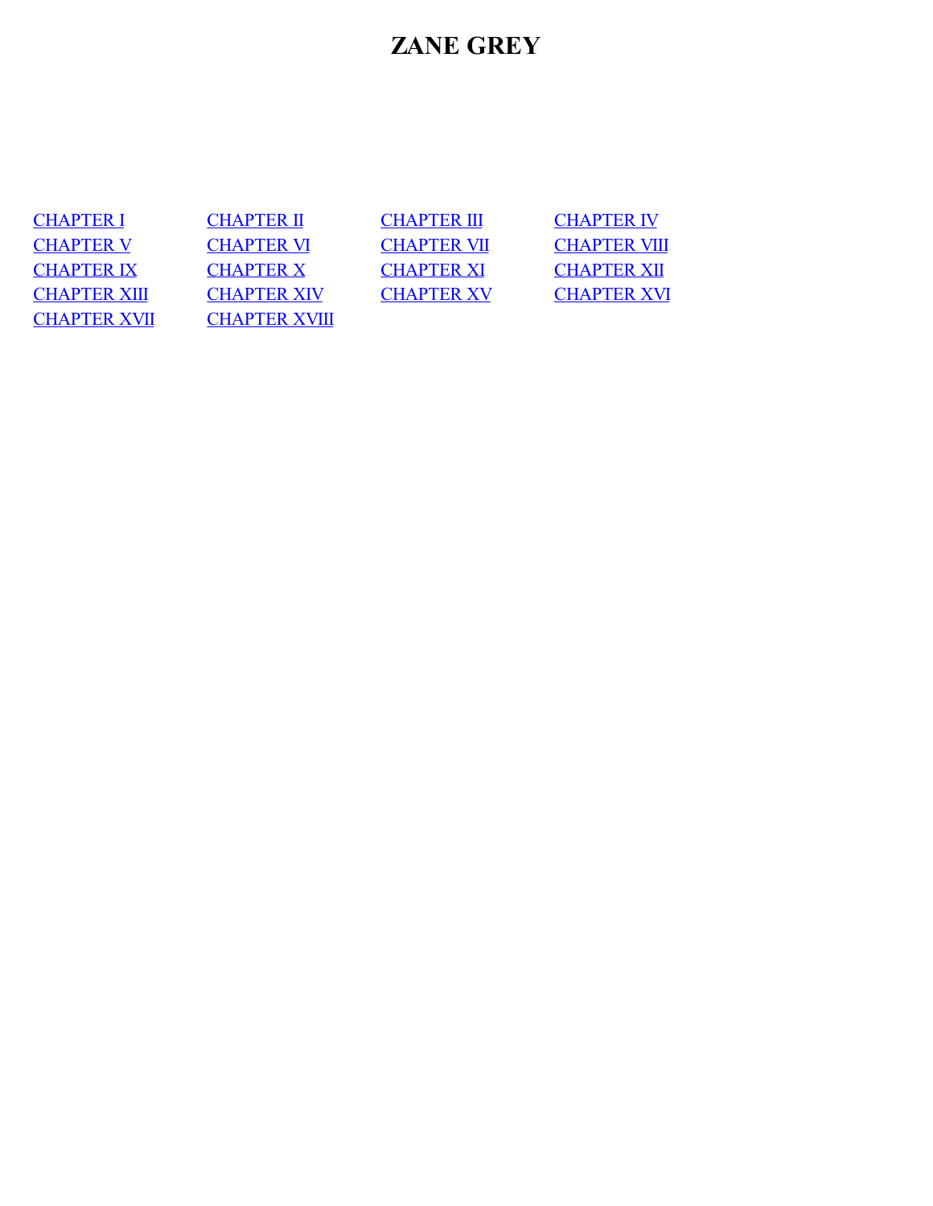# ZANE GREY

| | | | |
|---|---|---|---|
| CHAPTER I | CHAPTER II | CHAPTER III | CHAPTER IV |
| CHAPTER V | CHAPTER VI | CHAPTER VII | CHAPTER VIII |
| CHAPTER IX | CHAPTER X | CHAPTER XI | CHAPTER XII |
| CHAPTER XIII | CHAPTER XIV | CHAPTER XV | CHAPTER XVI |
| CHAPTER XVII | CHAPTER XVIII | | |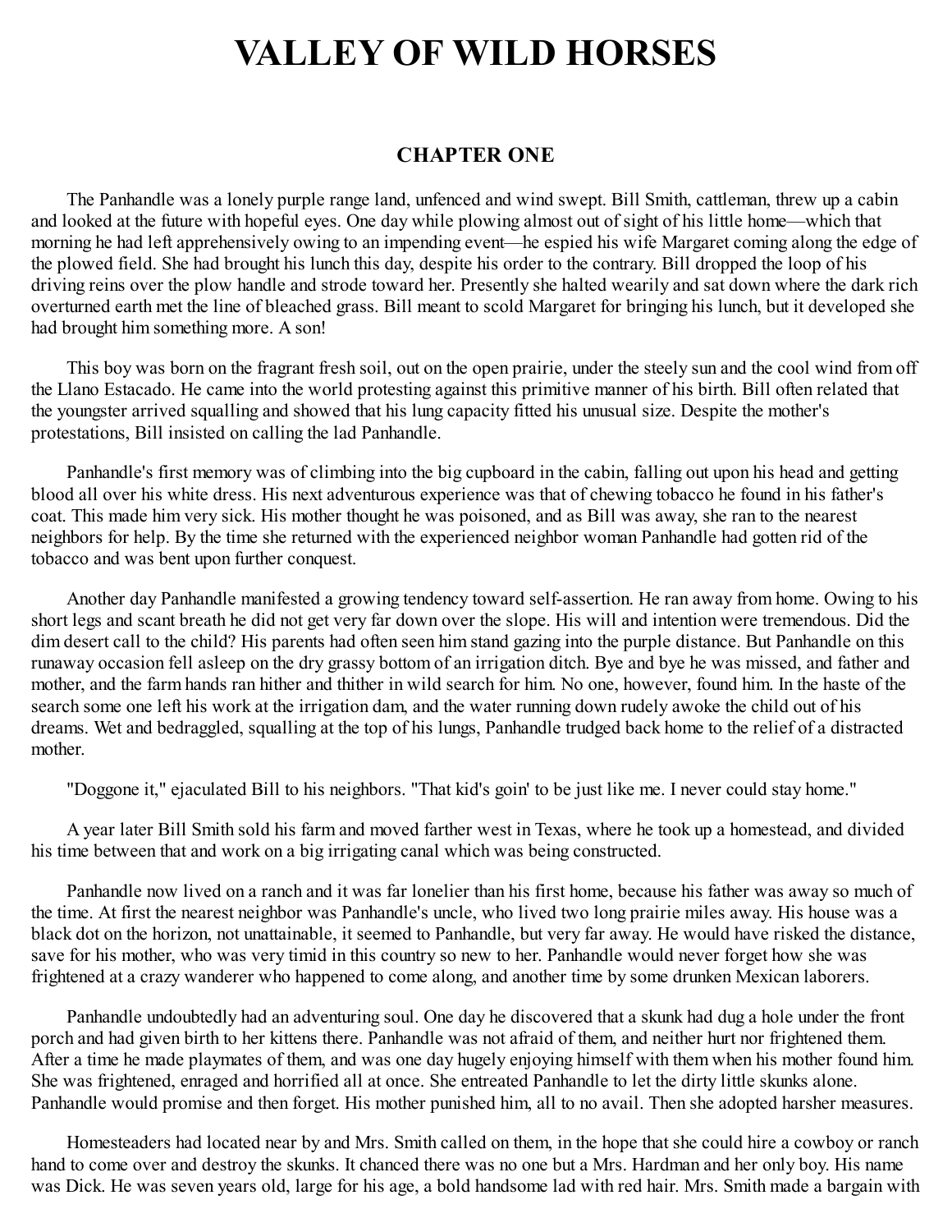# VALLEY OF WILD HORSES

## CHAPTER ONE

The Panhandle was a lonely purple range land, unfenced and wind swept. Bill Smith, cattleman, threw up a cabin and looked at the future with hopeful eyes. One day while plowing almost out of sight of his little home—which that morning he had left apprehensively owing to an impending event—he espied his wife Margaret coming along the edge of the plowed field. She had brought his lunch this day, despite his order to the contrary. Bill dropped the loop of his driving reins over the plow handle and strode toward her. Presently she halted wearily and sat down where the dark rich overturned earth met the line of bleached grass. Bill meant to scold Margaret for bringing his lunch, but it developed she had brought him something more. A son!

This boy was born on the fragrant fresh soil, out on the open prairie, under the steely sun and the cool wind from off the Llano Estacado. He came into the world protesting against this primitive manner of his birth. Bill often related that the youngster arrived squalling and showed that his lung capacity fitted his unusual size. Despite the mother's protestations, Bill insisted on calling the lad Panhandle.

Panhandle's first memory was of climbing into the big cupboard in the cabin, falling out upon his head and getting blood all over his white dress. His next adventurous experience was that of chewing tobacco he found in his father's coat. This made him very sick. His mother thought he was poisoned, and as Bill was away, she ran to the nearest neighbors for help. By the time she returned with the experienced neighbor woman Panhandle had gotten rid of the tobacco and was bent upon further conquest.

Another day Panhandle manifested a growing tendency toward self-assertion. He ran away from home. Owing to his short legs and scant breath he did not get very far down over the slope. His will and intention were tremendous. Did the dim desert call to the child? His parents had often seen him stand gazing into the purple distance. But Panhandle on this runaway occasion fell asleep on the dry grassy bottom of an irrigation ditch. Bye and bye he was missed, and father and mother, and the farm hands ran hither and thither in wild search for him. No one, however, found him. In the haste of the search some one left his work at the irrigation dam, and the water running down rudely awoke the child out of his dreams. Wet and bedraggled, squalling at the top of his lungs, Panhandle trudged back home to the relief of a distracted mother.

"Doggone it," ejaculated Bill to his neighbors. "That kid's goin' to be just like me. I never could stay home."

A year later Bill Smith sold his farm and moved farther west in Texas, where he took up a homestead, and divided his time between that and work on a big irrigating canal which was being constructed.

Panhandle now lived on a ranch and it was far lonelier than his first home, because his father was away so much of the time. At first the nearest neighbor was Panhandle's uncle, who lived two long prairie miles away. His house was a black dot on the horizon, not unattainable, it seemed to Panhandle, but very far away. He would have risked the distance, save for his mother, who was very timid in this country so new to her. Panhandle would never forget how she was frightened at a crazy wanderer who happened to come along, and another time by some drunken Mexican laborers.

Panhandle undoubtedly had an adventuring soul. One day he discovered that a skunk had dug a hole under the front porch and had given birth to her kittens there. Panhandle was not afraid of them, and neither hurt nor frightened them. After a time he made playmates of them, and was one day hugely enjoying himself with them when his mother found him. She was frightened, enraged and horrified all at once. She entreated Panhandle to let the dirty little skunks alone. Panhandle would promise and then forget. His mother punished him, all to no avail. Then she adopted harsher measures.

Homesteaders had located near by and Mrs. Smith called on them, in the hope that she could hire a cowboy or ranch hand to come over and destroy the skunks. It chanced there was no one but a Mrs. Hardman and her only boy. His name was Dick. He was seven years old, large for his age, a bold handsome lad with red hair. Mrs. Smith made a bargain with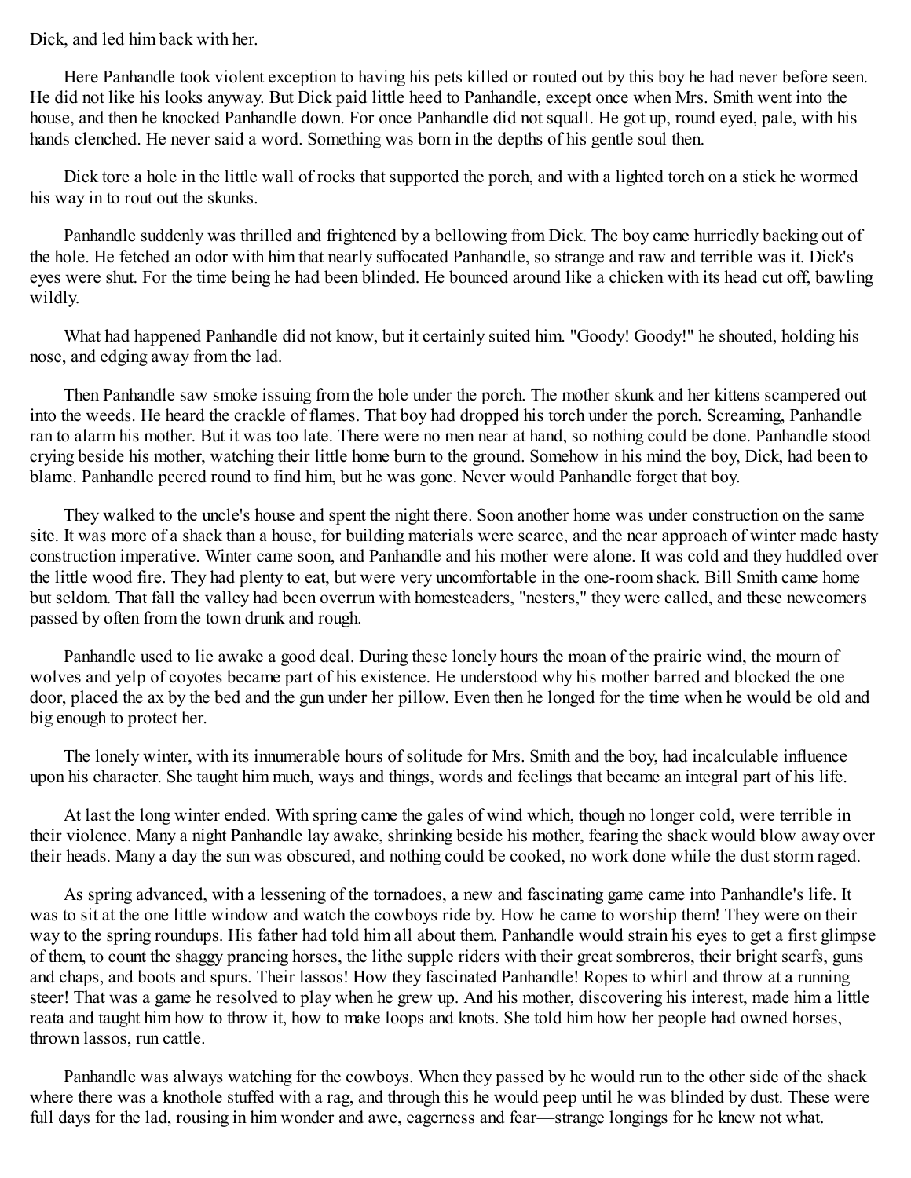Dick, and led him back with her.

Here Panhandle took violent exception to having his pets killed or routed out by this boy he had never before seen. He did not like his looks anyway. But Dick paid little heed to Panhandle, except once when Mrs. Smith went into the house, and then he knocked Panhandle down. For once Panhandle did not squall. He got up, round eyed, pale, with his hands clenched. He never said a word. Something was born in the depths of his gentle soul then.

Dick tore a hole in the little wall of rocks that supported the porch, and with a lighted torch on a stick he wormed his way in to rout out the skunks.

Panhandle suddenly was thrilled and frightened by a bellowing from Dick. The boy came hurriedly backing out of the hole. He fetched an odor with him that nearly suffocated Panhandle, so strange and raw and terrible was it. Dick's eyes were shut. For the time being he had been blinded. He bounced around like a chicken with its head cut off, bawling wildly.

What had happened Panhandle did not know, but it certainly suited him. "Goody! Goody!" he shouted, holding his nose, and edging away from the lad.

Then Panhandle saw smoke issuing from the hole under the porch. The mother skunk and her kittens scampered out into the weeds. He heard the crackle of flames. That boy had dropped his torch under the porch. Screaming, Panhandle ran to alarm his mother. But it was too late. There were no men near at hand, so nothing could be done. Panhandle stood crying beside his mother, watching their little home burn to the ground. Somehow in his mind the boy, Dick, had been to blame. Panhandle peered round to find him, but he was gone. Never would Panhandle forget that boy.

They walked to the uncle's house and spent the night there. Soon another home was under construction on the same site. It was more of a shack than a house, for building materials were scarce, and the near approach of winter made hasty construction imperative. Winter came soon, and Panhandle and his mother were alone. It was cold and they huddled over the little wood fire. They had plenty to eat, but were very uncomfortable in the one-room shack. Bill Smith came home but seldom. That fall the valley had been overrun with homesteaders, "nesters," they were called, and these newcomers passed by often from the town drunk and rough.

Panhandle used to lie awake a good deal. During these lonely hours the moan of the prairie wind, the mourn of wolves and yelp of coyotes became part of his existence. He understood why his mother barred and blocked the one door, placed the ax by the bed and the gun under her pillow. Even then he longed for the time when he would be old and big enough to protect her.

The lonely winter, with its innumerable hours of solitude for Mrs. Smith and the boy, had incalculable influence upon his character. She taught him much, ways and things, words and feelings that became an integral part of his life.

At last the long winter ended. With spring came the gales of wind which, though no longer cold, were terrible in their violence. Many a night Panhandle lay awake, shrinking beside his mother, fearing the shack would blow away over their heads. Many a day the sun was obscured, and nothing could be cooked, no work done while the dust storm raged.

As spring advanced, with a lessening of the tornadoes, a new and fascinating game came into Panhandle's life. It was to sit at the one little window and watch the cowboys ride by. How he came to worship them! They were on their way to the spring roundups. His father had told him all about them. Panhandle would strain his eyes to get a first glimpse of them, to count the shaggy prancing horses, the lithe supple riders with their great sombreros, their bright scarfs, guns and chaps, and boots and spurs. Their lassos! How they fascinated Panhandle! Ropes to whirl and throw at a running steer! That was a game he resolved to play when he grew up. And his mother, discovering his interest, made him a little reata and taught him how to throw it, how to make loops and knots. She told him how her people had owned horses, thrown lassos, run cattle.

Panhandle was always watching for the cowboys. When they passed by he would run to the other side of the shack where there was a knothole stuffed with a rag, and through this he would peep until he was blinded by dust. These were full days for the lad, rousing in him wonder and awe, eagerness and fear—strange longings for he knew not what.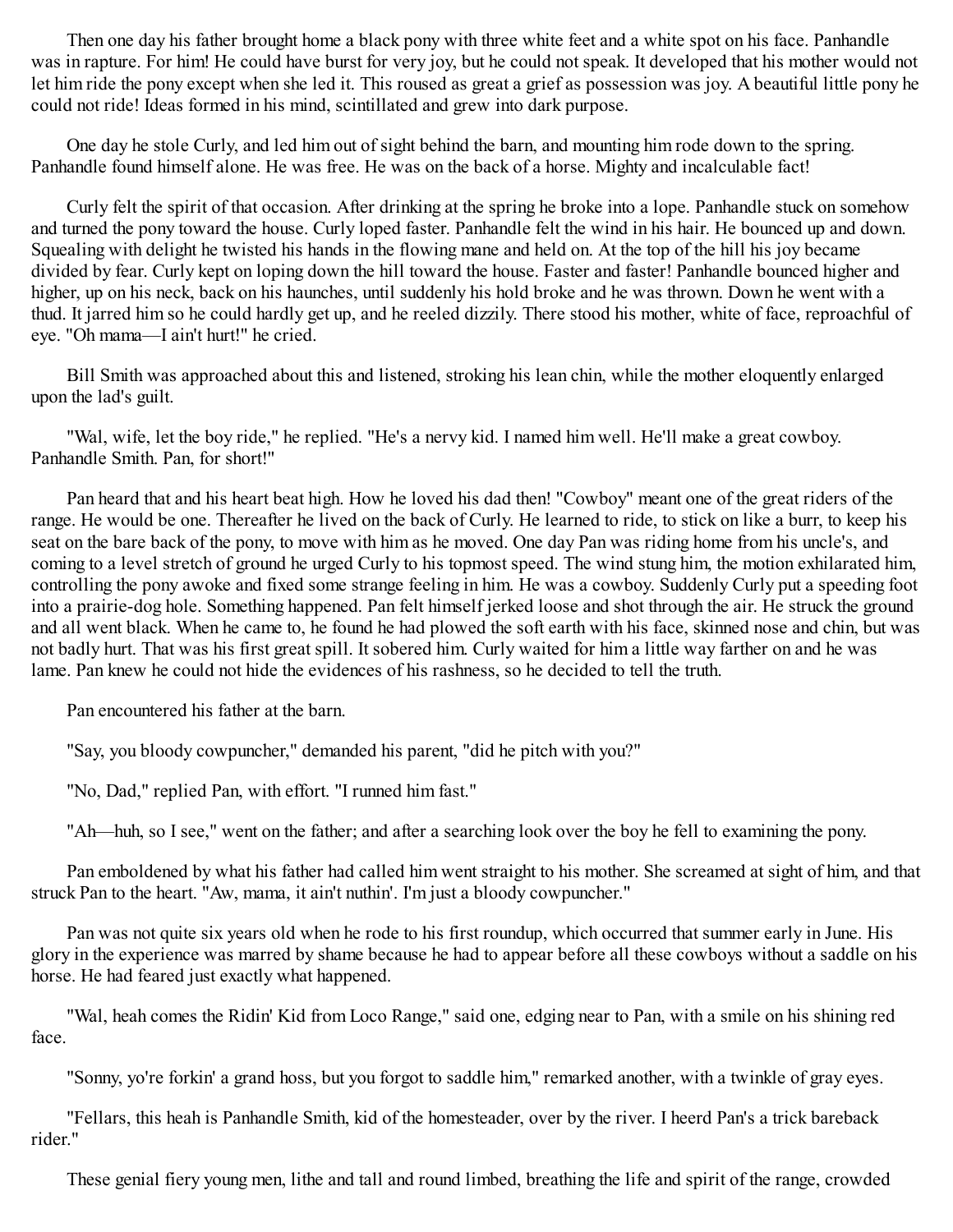Then one day his father brought home a black pony with three white feet and a white spot on his face. Panhandle was in rapture. For him! He could have burst for very joy, but he could not speak. It developed that his mother would not let him ride the pony except when she led it. This roused as great a grief as possession was joy. A beautiful little pony he could not ride! Ideas formed in his mind, scintillated and grew into dark purpose.

One day he stole Curly, and led him out of sight behind the barn, and mounting him rode down to the spring. Panhandle found himself alone. He was free. He was on the back of a horse. Mighty and incalculable fact!

Curly felt the spirit of that occasion. After drinking at the spring he broke into a lope. Panhandle stuck on somehow and turned the pony toward the house. Curly loped faster. Panhandle felt the wind in his hair. He bounced up and down. Squealing with delight he twisted his hands in the flowing mane and held on. At the top of the hill his joy became divided by fear. Curly kept on loping down the hill toward the house. Faster and faster! Panhandle bounced higher and higher, up on his neck, back on his haunches, until suddenly his hold broke and he was thrown. Down he went with a thud. It jarred him so he could hardly get up, and he reeled dizzily. There stood his mother, white of face, reproachful of eye. "Oh mama—I ain't hurt!" he cried.

Bill Smith was approached about this and listened, stroking his lean chin, while the mother eloquently enlarged upon the lad's guilt.

"Wal, wife, let the boy ride," he replied. "He's a nervy kid. I named him well. He'll make a great cowboy. Panhandle Smith. Pan, for short!"

Pan heard that and his heart beat high. How he loved his dad then! "Cowboy" meant one of the great riders of the range. He would be one. Thereafter he lived on the back of Curly. He learned to ride, to stick on like a burr, to keep his seat on the bare back of the pony, to move with him as he moved. One day Pan was riding home from his uncle's, and coming to a level stretch of ground he urged Curly to his topmost speed. The wind stung him, the motion exhilarated him, controlling the pony awoke and fixed some strange feeling in him. He was a cowboy. Suddenly Curly put a speeding foot into a prairie-dog hole. Something happened. Pan felt himself jerked loose and shot through the air. He struck the ground and all went black. When he came to, he found he had plowed the soft earth with his face, skinned nose and chin, but was not badly hurt. That was his first great spill. It sobered him. Curly waited for him a little way farther on and he was lame. Pan knew he could not hide the evidences of his rashness, so he decided to tell the truth.

Pan encountered his father at the barn.

"Say, you bloody cowpuncher," demanded his parent, "did he pitch with you?"

"No, Dad," replied Pan, with effort. "I runned him fast."

"Ah—huh, so I see," went on the father; and after a searching look over the boy he fell to examining the pony.

Pan emboldened by what his father had called him went straight to his mother. She screamed at sight of him, and that struck Pan to the heart. "Aw, mama, it ain't nuthin'. I'm just a bloody cowpuncher."

Pan was not quite six years old when he rode to his first roundup, which occurred that summer early in June. His glory in the experience was marred by shame because he had to appear before all these cowboys without a saddle on his horse. He had feared just exactly what happened.

"Wal, heah comes the Ridin' Kid from Loco Range," said one, edging near to Pan, with a smile on his shining red face.

"Sonny, yo're forkin' a grand hoss, but you forgot to saddle him," remarked another, with a twinkle of gray eyes.

"Fellars, this heah is Panhandle Smith, kid of the homesteader, over by the river. I heerd Pan's a trick bareback rider."

These genial fiery young men, lithe and tall and round limbed, breathing the life and spirit of the range, crowded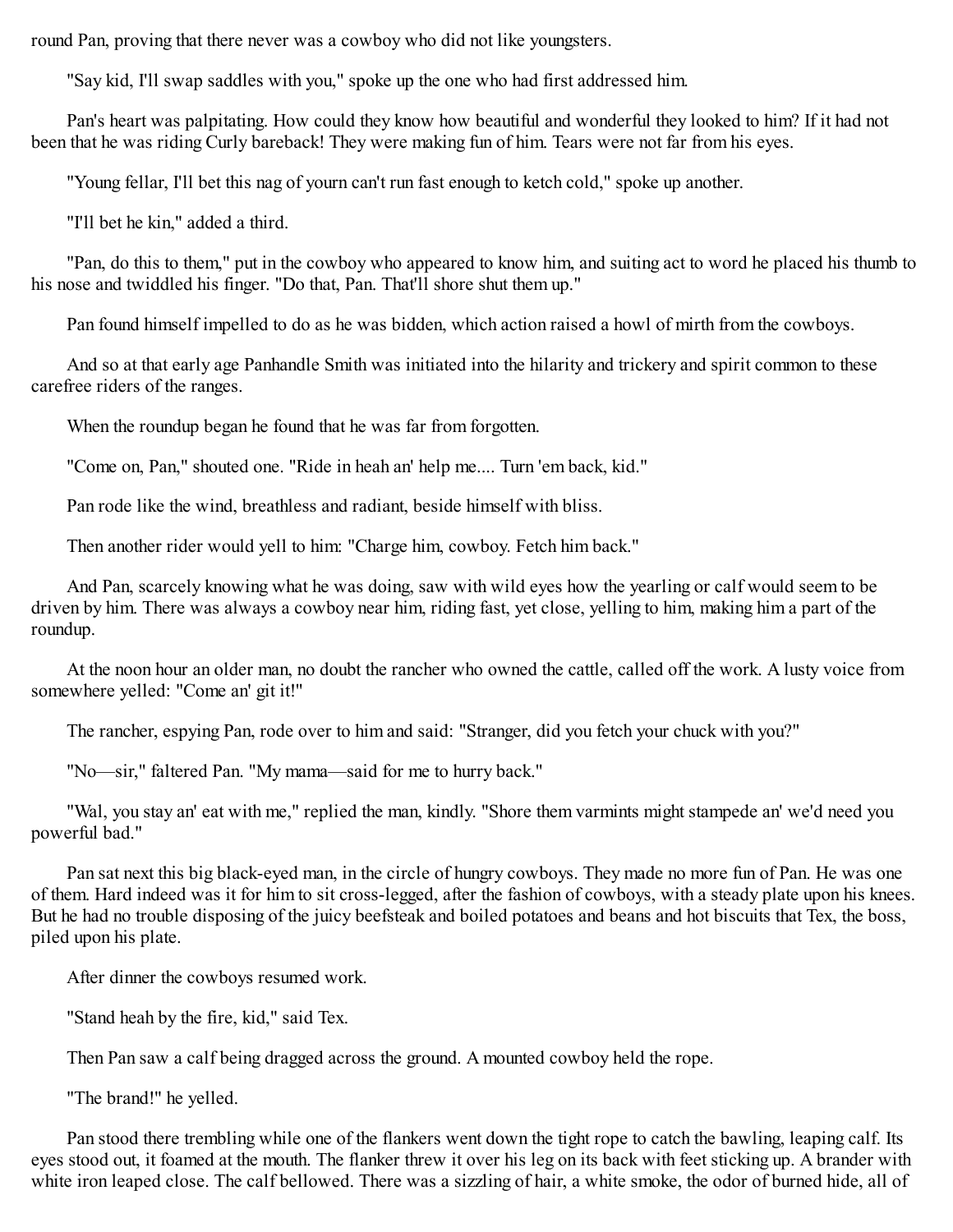round Pan, proving that there never was a cowboy who did not like youngsters.

"Say kid, I'll swap saddles with you," spoke up the one who had first addressed him.

Pan's heart was palpitating. How could they know how beautiful and wonderful they looked to him? If it had not been that he was riding Curly bareback! They were making fun of him. Tears were not far from his eyes.

"Young fellar, I'll bet this nag of yourn can't run fast enough to ketch cold," spoke up another.

"I'll bet he kin," added a third.

"Pan, do this to them," put in the cowboy who appeared to know him, and suiting act to word he placed his thumb to his nose and twiddled his finger. "Do that, Pan. That'll shore shut them up."

Pan found himself impelled to do as he was bidden, which action raised a howl of mirth from the cowboys.

And so at that early age Panhandle Smith was initiated into the hilarity and trickery and spirit common to these carefree riders of the ranges.

When the roundup began he found that he was far from forgotten.

"Come on, Pan," shouted one. "Ride in heah an' help me.... Turn 'em back, kid."

Pan rode like the wind, breathless and radiant, beside himself with bliss.

Then another rider would yell to him: "Charge him, cowboy. Fetch him back."

And Pan, scarcely knowing what he was doing, saw with wild eyes how the yearling or calf would seem to be driven by him. There was always a cowboy near him, riding fast, yet close, yelling to him, making him a part of the roundup.

At the noon hour an older man, no doubt the rancher who owned the cattle, called off the work. A lusty voice from somewhere yelled: "Come an' git it!"

The rancher, espying Pan, rode over to him and said: "Stranger, did you fetch your chuck with you?"

"No—sir," faltered Pan. "My mama—said for me to hurry back."

"Wal, you stay an' eat with me," replied the man, kindly. "Shore them varmints might stampede an' we'd need you powerful bad."

Pan sat next this big black-eyed man, in the circle of hungry cowboys. They made no more fun of Pan. He was one of them. Hard indeed was it for him to sit cross-legged, after the fashion of cowboys, with a steady plate upon his knees. But he had no trouble disposing of the juicy beefsteak and boiled potatoes and beans and hot biscuits that Tex, the boss, piled upon his plate.

After dinner the cowboys resumed work.

"Stand heah by the fire, kid," said Tex.

Then Pan saw a calf being dragged across the ground. A mounted cowboy held the rope.

"The brand!" he yelled.

Pan stood there trembling while one of the flankers went down the tight rope to catch the bawling, leaping calf. Its eyes stood out, it foamed at the mouth. The flanker threw it over his leg on its back with feet sticking up. A brander with white iron leaped close. The calf bellowed. There was a sizzling of hair, a white smoke, the odor of burned hide, all of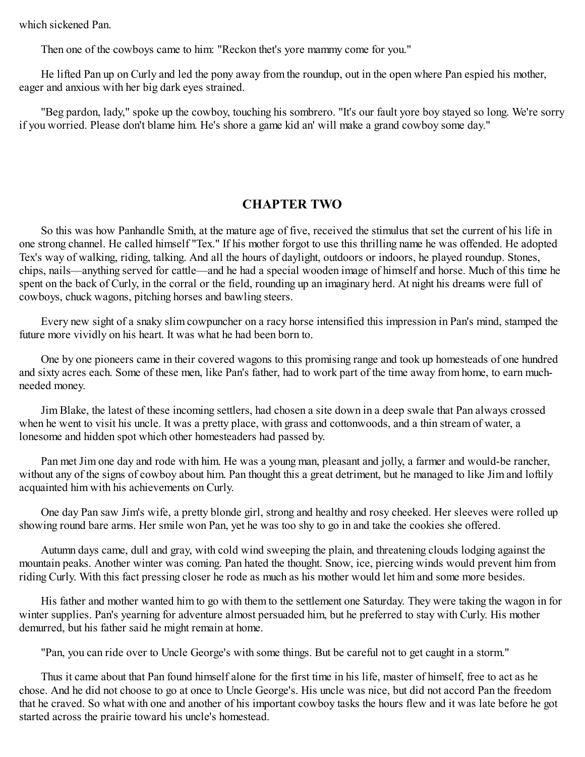which sickened Pan.

Then one of the cowboys came to him: "Reckon thet's yore mammy come for you."

He lifted Pan up on Curly and led the pony away from the roundup, out in the open where Pan espied his mother, eager and anxious with her big dark eyes strained.

"Beg pardon, lady," spoke up the cowboy, touching his sombrero. "It's our fault yore boy stayed so long. We're sorry if you worried. Please don't blame him. He's shore a game kid an' will make a grand cowboy some day."

## CHAPTER TWO

So this was how Panhandle Smith, at the mature age of five, received the stimulus that set the current of his life in one strong channel. He called himself "Tex." If his mother forgot to use this thrilling name he was offended. He adopted Tex's way of walking, riding, talking. And all the hours of daylight, outdoors or indoors, he played roundup. Stones, chips, nails—anything served for cattle—and he had a special wooden image of himself and horse. Much of this time he spent on the back of Curly, in the corral or the field, rounding up an imaginary herd. At night his dreams were full of cowboys, chuck wagons, pitching horses and bawling steers.

Every new sight of a snaky slim cowpuncher on a racy horse intensified this impression in Pan's mind, stamped the future more vividly on his heart. It was what he had been born to.

One by one pioneers came in their covered wagons to this promising range and took up homesteads of one hundred and sixty acres each. Some of these men, like Pan's father, had to work part of the time away from home, to earn much-needed money.

Jim Blake, the latest of these incoming settlers, had chosen a site down in a deep swale that Pan always crossed when he went to visit his uncle. It was a pretty place, with grass and cottonwoods, and a thin stream of water, a lonesome and hidden spot which other homesteaders had passed by.

Pan met Jim one day and rode with him. He was a young man, pleasant and jolly, a farmer and would-be rancher, without any of the signs of cowboy about him. Pan thought this a great detriment, but he managed to like Jim and loftily acquainted him with his achievements on Curly.

One day Pan saw Jim's wife, a pretty blonde girl, strong and healthy and rosy cheeked. Her sleeves were rolled up showing round bare arms. Her smile won Pan, yet he was too shy to go in and take the cookies she offered.

Autumn days came, dull and gray, with cold wind sweeping the plain, and threatening clouds lodging against the mountain peaks. Another winter was coming. Pan hated the thought. Snow, ice, piercing winds would prevent him from riding Curly. With this fact pressing closer he rode as much as his mother would let him and some more besides.

His father and mother wanted him to go with them to the settlement one Saturday. They were taking the wagon in for winter supplies. Pan's yearning for adventure almost persuaded him, but he preferred to stay with Curly. His mother demurred, but his father said he might remain at home.

"Pan, you can ride over to Uncle George's with some things. But be careful not to get caught in a storm."

Thus it came about that Pan found himself alone for the first time in his life, master of himself, free to act as he chose. And he did not choose to go at once to Uncle George's. His uncle was nice, but did not accord Pan the freedom that he craved. So what with one and another of his important cowboy tasks the hours flew and it was late before he got started across the prairie toward his uncle's homestead.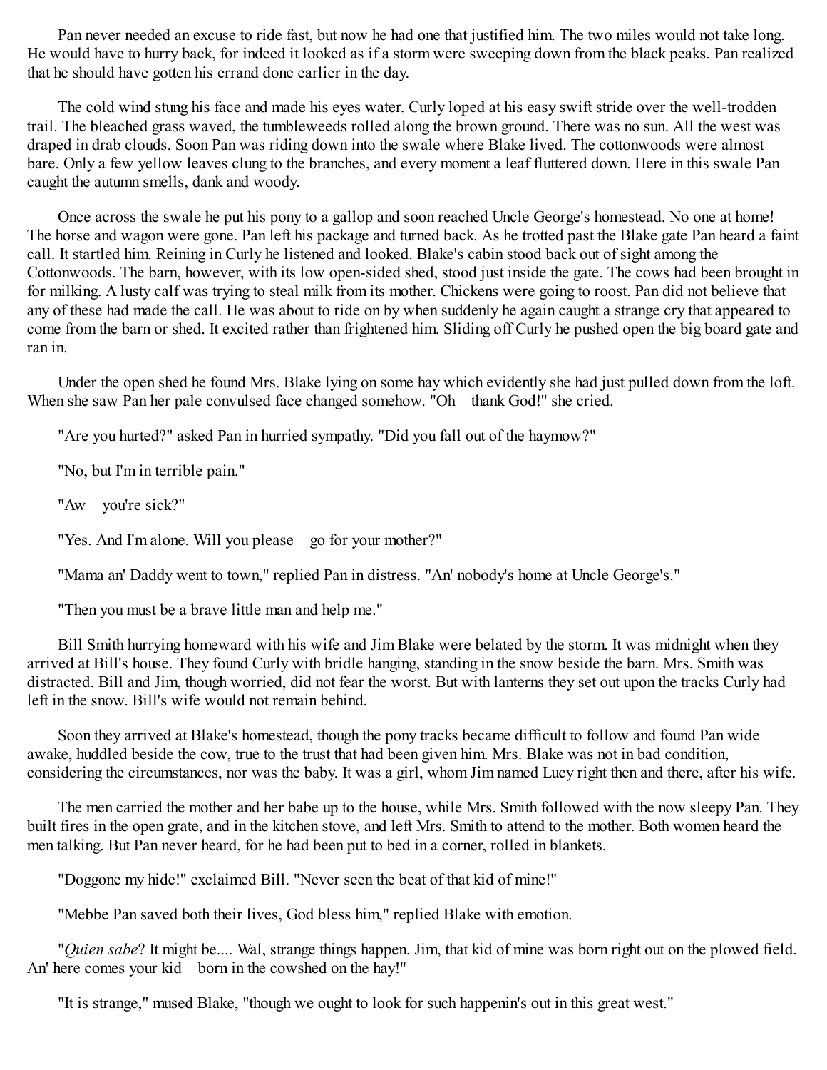Pan never needed an excuse to ride fast, but now he had one that justified him. The two miles would not take long. He would have to hurry back, for indeed it looked as if a storm were sweeping down from the black peaks. Pan realized that he should have gotten his errand done earlier in the day.

The cold wind stung his face and made his eyes water. Curly loped at his easy swift stride over the well-trodden trail. The bleached grass waved, the tumbleweeds rolled along the brown ground. There was no sun. All the west was draped in drab clouds. Soon Pan was riding down into the swale where Blake lived. The cottonwoods were almost bare. Only a few yellow leaves clung to the branches, and every moment a leaf fluttered down. Here in this swale Pan caught the autumn smells, dank and woody.

Once across the swale he put his pony to a gallop and soon reached Uncle George's homestead. No one at home! The horse and wagon were gone. Pan left his package and turned back. As he trotted past the Blake gate Pan heard a faint call. It startled him. Reining in Curly he listened and looked. Blake's cabin stood back out of sight among the Cottonwoods. The barn, however, with its low open-sided shed, stood just inside the gate. The cows had been brought in for milking. A lusty calf was trying to steal milk from its mother. Chickens were going to roost. Pan did not believe that any of these had made the call. He was about to ride on by when suddenly he again caught a strange cry that appeared to come from the barn or shed. It excited rather than frightened him. Sliding off Curly he pushed open the big board gate and ran in.

Under the open shed he found Mrs. Blake lying on some hay which evidently she had just pulled down from the loft. When she saw Pan her pale convulsed face changed somehow. "Oh—thank God!" she cried.

"Are you hurted?" asked Pan in hurried sympathy. "Did you fall out of the haymow?"

"No, but I'm in terrible pain."

"Aw—you're sick?"

"Yes. And I'm alone. Will you please—go for your mother?"

"Mama an' Daddy went to town," replied Pan in distress. "An' nobody's home at Uncle George's."

"Then you must be a brave little man and help me."

Bill Smith hurrying homeward with his wife and Jim Blake were belated by the storm. It was midnight when they arrived at Bill's house. They found Curly with bridle hanging, standing in the snow beside the barn. Mrs. Smith was distracted. Bill and Jim, though worried, did not fear the worst. But with lanterns they set out upon the tracks Curly had left in the snow. Bill's wife would not remain behind.

Soon they arrived at Blake's homestead, though the pony tracks became difficult to follow and found Pan wide awake, huddled beside the cow, true to the trust that had been given him. Mrs. Blake was not in bad condition, considering the circumstances, nor was the baby. It was a girl, whom Jim named Lucy right then and there, after his wife.

The men carried the mother and her babe up to the house, while Mrs. Smith followed with the now sleepy Pan. They built fires in the open grate, and in the kitchen stove, and left Mrs. Smith to attend to the mother. Both women heard the men talking. But Pan never heard, for he had been put to bed in a corner, rolled in blankets.

"Doggone my hide!" exclaimed Bill. "Never seen the beat of that kid of mine!"

"Mebbe Pan saved both their lives, God bless him," replied Blake with emotion.

"*Quien sabe*? It might be.... Wal, strange things happen. Jim, that kid of mine was born right out on the plowed field. An' here comes your kid—born in the cowshed on the hay!"

"It is strange," mused Blake, "though we ought to look for such happenin's out in this great west."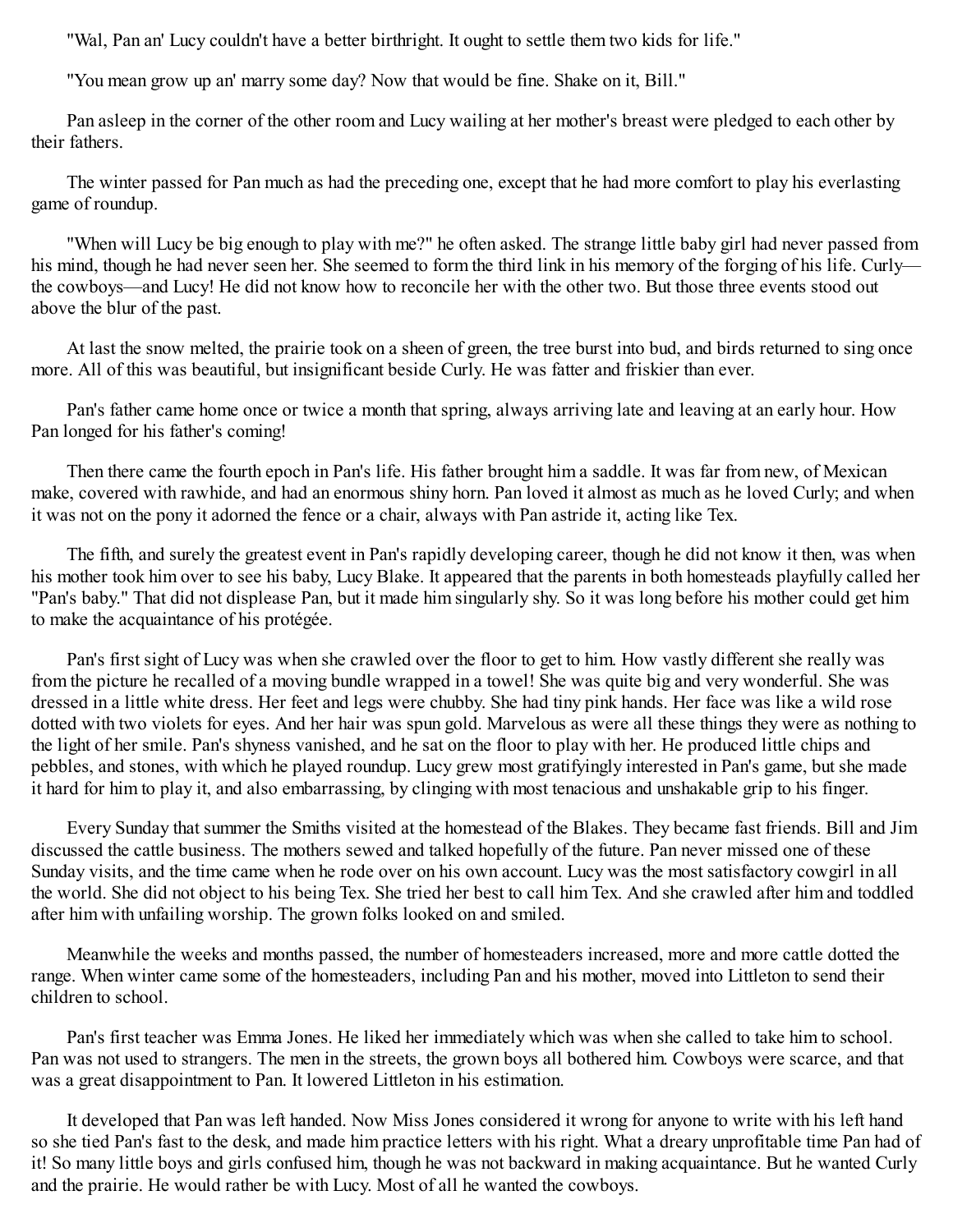"Wal, Pan an' Lucy couldn't have a better birthright. It ought to settle them two kids for life."

"You mean grow up an' marry some day? Now that would be fine. Shake on it, Bill."

Pan asleep in the corner of the other room and Lucy wailing at her mother's breast were pledged to each other by their fathers.

The winter passed for Pan much as had the preceding one, except that he had more comfort to play his everlasting game of roundup.

"When will Lucy be big enough to play with me?" he often asked. The strange little baby girl had never passed from his mind, though he had never seen her. She seemed to form the third link in his memory of the forging of his life. Curly—the cowboys—and Lucy! He did not know how to reconcile her with the other two. But those three events stood out above the blur of the past.

At last the snow melted, the prairie took on a sheen of green, the tree burst into bud, and birds returned to sing once more. All of this was beautiful, but insignificant beside Curly. He was fatter and friskier than ever.

Pan's father came home once or twice a month that spring, always arriving late and leaving at an early hour. How Pan longed for his father's coming!

Then there came the fourth epoch in Pan's life. His father brought him a saddle. It was far from new, of Mexican make, covered with rawhide, and had an enormous shiny horn. Pan loved it almost as much as he loved Curly; and when it was not on the pony it adorned the fence or a chair, always with Pan astride it, acting like Tex.

The fifth, and surely the greatest event in Pan's rapidly developing career, though he did not know it then, was when his mother took him over to see his baby, Lucy Blake. It appeared that the parents in both homesteads playfully called her "Pan's baby." That did not displease Pan, but it made him singularly shy. So it was long before his mother could get him to make the acquaintance of his protégée.

Pan's first sight of Lucy was when she crawled over the floor to get to him. How vastly different she really was from the picture he recalled of a moving bundle wrapped in a towel! She was quite big and very wonderful. She was dressed in a little white dress. Her feet and legs were chubby. She had tiny pink hands. Her face was like a wild rose dotted with two violets for eyes. And her hair was spun gold. Marvelous as were all these things they were as nothing to the light of her smile. Pan's shyness vanished, and he sat on the floor to play with her. He produced little chips and pebbles, and stones, with which he played roundup. Lucy grew most gratifyingly interested in Pan's game, but she made it hard for him to play it, and also embarrassing, by clinging with most tenacious and unshakable grip to his finger.

Every Sunday that summer the Smiths visited at the homestead of the Blakes. They became fast friends. Bill and Jim discussed the cattle business. The mothers sewed and talked hopefully of the future. Pan never missed one of these Sunday visits, and the time came when he rode over on his own account. Lucy was the most satisfactory cowgirl in all the world. She did not object to his being Tex. She tried her best to call him Tex. And she crawled after him and toddled after him with unfailing worship. The grown folks looked on and smiled.

Meanwhile the weeks and months passed, the number of homesteaders increased, more and more cattle dotted the range. When winter came some of the homesteaders, including Pan and his mother, moved into Littleton to send their children to school.

Pan's first teacher was Emma Jones. He liked her immediately which was when she called to take him to school. Pan was not used to strangers. The men in the streets, the grown boys all bothered him. Cowboys were scarce, and that was a great disappointment to Pan. It lowered Littleton in his estimation.

It developed that Pan was left handed. Now Miss Jones considered it wrong for anyone to write with his left hand so she tied Pan's fast to the desk, and made him practice letters with his right. What a dreary unprofitable time Pan had of it! So many little boys and girls confused him, though he was not backward in making acquaintance. But he wanted Curly and the prairie. He would rather be with Lucy. Most of all he wanted the cowboys.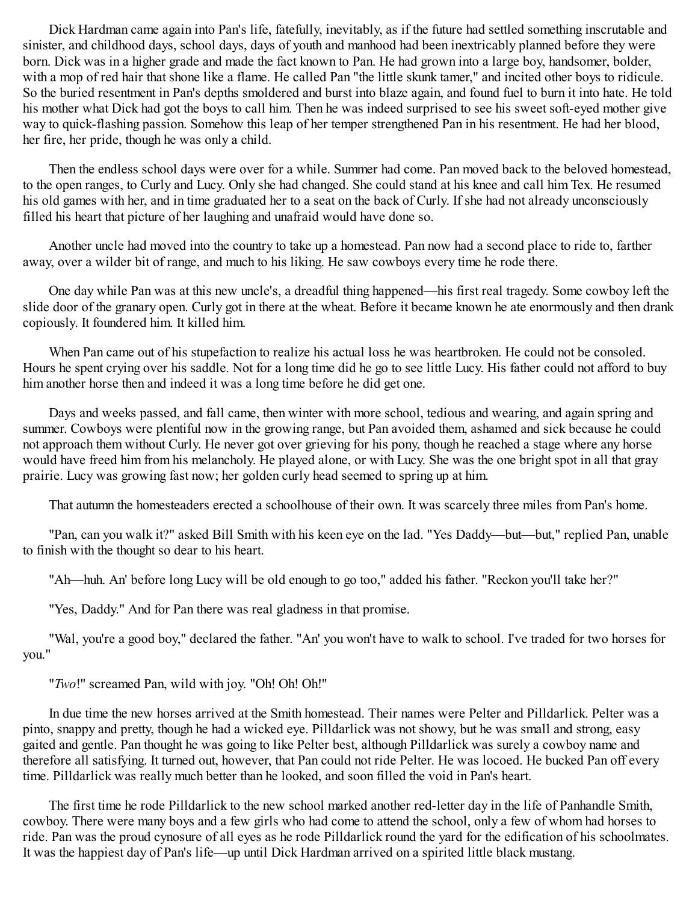Dick Hardman came again into Pan's life, fatefully, inevitably, as if the future had settled something inscrutable and sinister, and childhood days, school days, days of youth and manhood had been inextricably planned before they were born. Dick was in a higher grade and made the fact known to Pan. He had grown into a large boy, handsomer, bolder, with a mop of red hair that shone like a flame. He called Pan "the little skunk tamer," and incited other boys to ridicule. So the buried resentment in Pan's depths smoldered and burst into blaze again, and found fuel to burn it into hate. He told his mother what Dick had got the boys to call him. Then he was indeed surprised to see his sweet soft-eyed mother give way to quick-flashing passion. Somehow this leap of her temper strengthened Pan in his resentment. He had her blood, her fire, her pride, though he was only a child.

Then the endless school days were over for a while. Summer had come. Pan moved back to the beloved homestead, to the open ranges, to Curly and Lucy. Only she had changed. She could stand at his knee and call him Tex. He resumed his old games with her, and in time graduated her to a seat on the back of Curly. If she had not already unconsciously filled his heart that picture of her laughing and unafraid would have done so.

Another uncle had moved into the country to take up a homestead. Pan now had a second place to ride to, farther away, over a wilder bit of range, and much to his liking. He saw cowboys every time he rode there.

One day while Pan was at this new uncle's, a dreadful thing happened—his first real tragedy. Some cowboy left the slide door of the granary open. Curly got in there at the wheat. Before it became known he ate enormously and then drank copiously. It foundered him. It killed him.

When Pan came out of his stupefaction to realize his actual loss he was heartbroken. He could not be consoled. Hours he spent crying over his saddle. Not for a long time did he go to see little Lucy. His father could not afford to buy him another horse then and indeed it was a long time before he did get one.

Days and weeks passed, and fall came, then winter with more school, tedious and wearing, and again spring and summer. Cowboys were plentiful now in the growing range, but Pan avoided them, ashamed and sick because he could not approach them without Curly. He never got over grieving for his pony, though he reached a stage where any horse would have freed him from his melancholy. He played alone, or with Lucy. She was the one bright spot in all that gray prairie. Lucy was growing fast now; her golden curly head seemed to spring up at him.

That autumn the homesteaders erected a schoolhouse of their own. It was scarcely three miles from Pan's home.

"Pan, can you walk it?" asked Bill Smith with his keen eye on the lad. "Yes Daddy—but—but," replied Pan, unable to finish with the thought so dear to his heart.

"Ah—huh. An' before long Lucy will be old enough to go too," added his father. "Reckon you'll take her?"

"Yes, Daddy." And for Pan there was real gladness in that promise.

"Wal, you're a good boy," declared the father. "An' you won't have to walk to school. I've traded for two horses for you."

"*Two*!" screamed Pan, wild with joy. "Oh! Oh! Oh!"

In due time the new horses arrived at the Smith homestead. Their names were Pelter and Pilldarlick. Pelter was a pinto, snappy and pretty, though he had a wicked eye. Pilldarlick was not showy, but he was small and strong, easy gaited and gentle. Pan thought he was going to like Pelter best, although Pilldarlick was surely a cowboy name and therefore all satisfying. It turned out, however, that Pan could not ride Pelter. He was locoed. He bucked Pan off every time. Pilldarlick was really much better than he looked, and soon filled the void in Pan's heart.

The first time he rode Pilldarlick to the new school marked another red-letter day in the life of Panhandle Smith, cowboy. There were many boys and a few girls who had come to attend the school, only a few of whom had horses to ride. Pan was the proud cynosure of all eyes as he rode Pilldarlick round the yard for the edification of his schoolmates. It was the happiest day of Pan's life—up until Dick Hardman arrived on a spirited little black mustang.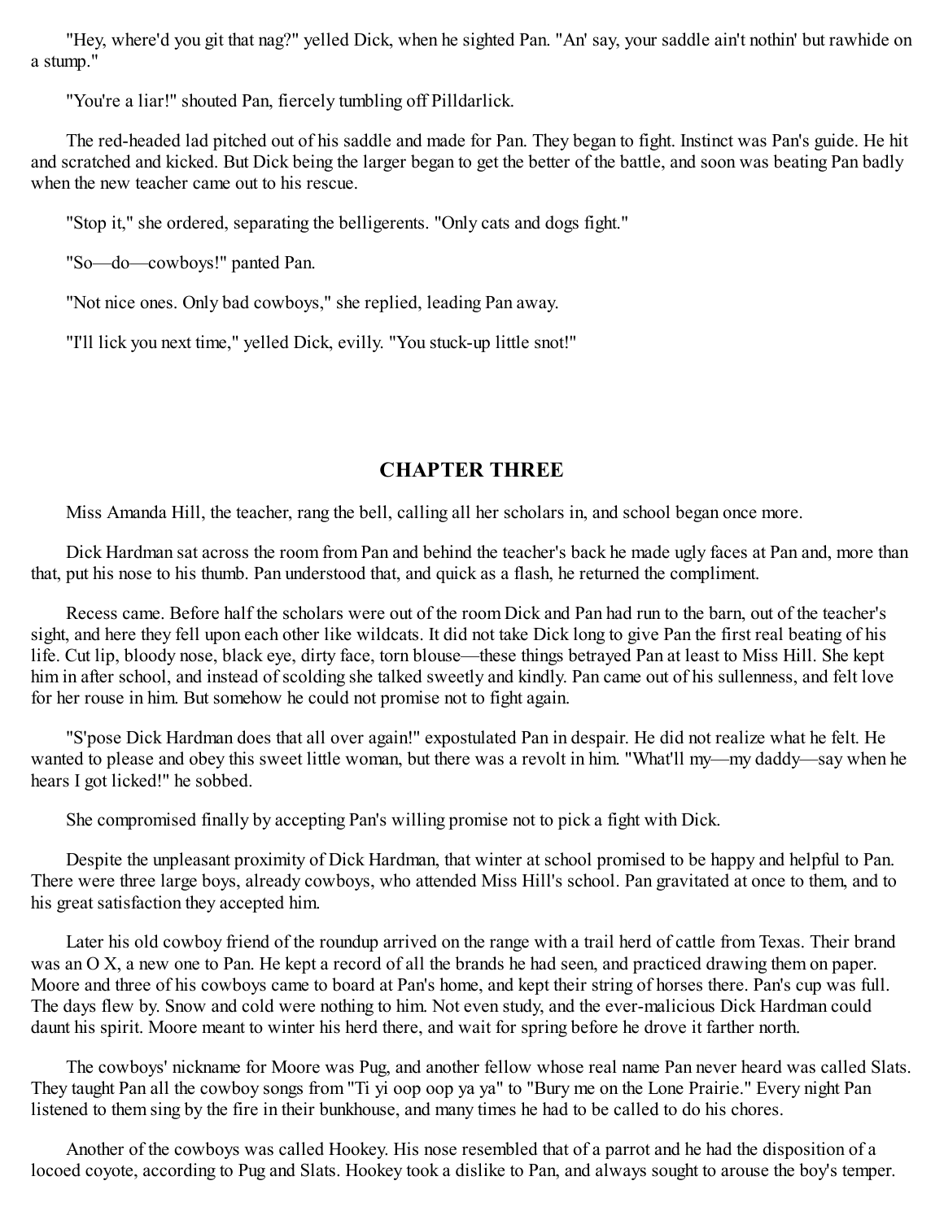"Hey, where'd you git that nag?" yelled Dick, when he sighted Pan. "An' say, your saddle ain't nothin' but rawhide on a stump."

"You're a liar!" shouted Pan, fiercely tumbling off Pilldarlick.

The red-headed lad pitched out of his saddle and made for Pan. They began to fight. Instinct was Pan's guide. He hit and scratched and kicked. But Dick being the larger began to get the better of the battle, and soon was beating Pan badly when the new teacher came out to his rescue.

"Stop it," she ordered, separating the belligerents. "Only cats and dogs fight."

"So—do—cowboys!" panted Pan.

"Not nice ones. Only bad cowboys," she replied, leading Pan away.

"I'll lick you next time," yelled Dick, evilly. "You stuck-up little snot!"

## CHAPTER THREE

Miss Amanda Hill, the teacher, rang the bell, calling all her scholars in, and school began once more.

Dick Hardman sat across the room from Pan and behind the teacher's back he made ugly faces at Pan and, more than that, put his nose to his thumb. Pan understood that, and quick as a flash, he returned the compliment.

Recess came. Before half the scholars were out of the room Dick and Pan had run to the barn, out of the teacher's sight, and here they fell upon each other like wildcats. It did not take Dick long to give Pan the first real beating of his life. Cut lip, bloody nose, black eye, dirty face, torn blouse—these things betrayed Pan at least to Miss Hill. She kept him in after school, and instead of scolding she talked sweetly and kindly. Pan came out of his sullenness, and felt love for her rouse in him. But somehow he could not promise not to fight again.

"S'pose Dick Hardman does that all over again!" expostulated Pan in despair. He did not realize what he felt. He wanted to please and obey this sweet little woman, but there was a revolt in him. "What'll my—my daddy—say when he hears I got licked!" he sobbed.

She compromised finally by accepting Pan's willing promise not to pick a fight with Dick.

Despite the unpleasant proximity of Dick Hardman, that winter at school promised to be happy and helpful to Pan. There were three large boys, already cowboys, who attended Miss Hill's school. Pan gravitated at once to them, and to his great satisfaction they accepted him.

Later his old cowboy friend of the roundup arrived on the range with a trail herd of cattle from Texas. Their brand was an O X, a new one to Pan. He kept a record of all the brands he had seen, and practiced drawing them on paper. Moore and three of his cowboys came to board at Pan's home, and kept their string of horses there. Pan's cup was full. The days flew by. Snow and cold were nothing to him. Not even study, and the ever-malicious Dick Hardman could daunt his spirit. Moore meant to winter his herd there, and wait for spring before he drove it farther north.

The cowboys' nickname for Moore was Pug, and another fellow whose real name Pan never heard was called Slats. They taught Pan all the cowboy songs from "Ti yi oop oop ya ya" to "Bury me on the Lone Prairie." Every night Pan listened to them sing by the fire in their bunkhouse, and many times he had to be called to do his chores.

Another of the cowboys was called Hookey. His nose resembled that of a parrot and he had the disposition of a locoed coyote, according to Pug and Slats. Hookey took a dislike to Pan, and always sought to arouse the boy's temper.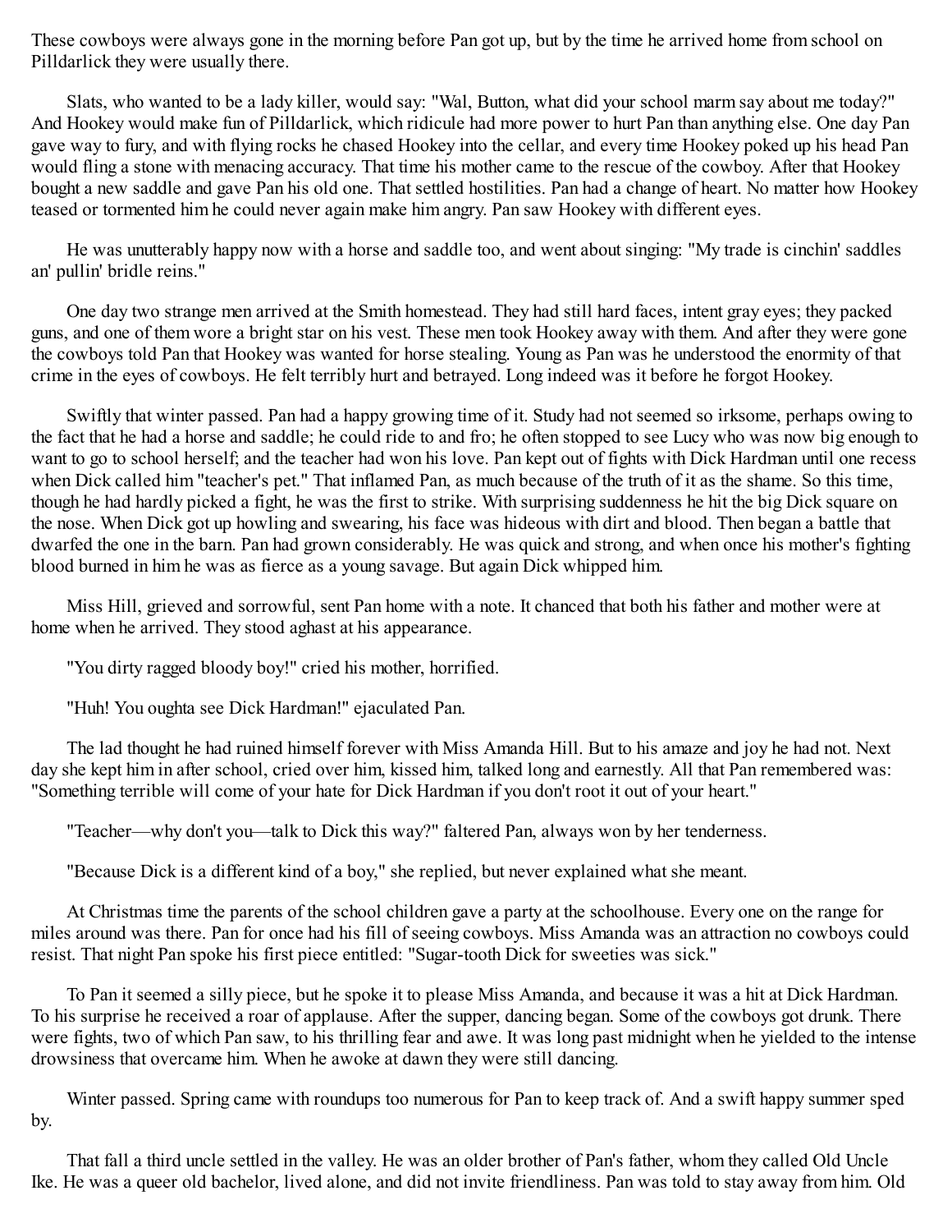These cowboys were always gone in the morning before Pan got up, but by the time he arrived home from school on Pilldarlick they were usually there.

Slats, who wanted to be a lady killer, would say: "Wal, Button, what did your school marm say about me today?" And Hookey would make fun of Pilldarlick, which ridicule had more power to hurt Pan than anything else. One day Pan gave way to fury, and with flying rocks he chased Hookey into the cellar, and every time Hookey poked up his head Pan would fling a stone with menacing accuracy. That time his mother came to the rescue of the cowboy. After that Hookey bought a new saddle and gave Pan his old one. That settled hostilities. Pan had a change of heart. No matter how Hookey teased or tormented him he could never again make him angry. Pan saw Hookey with different eyes.

He was unutterably happy now with a horse and saddle too, and went about singing: "My trade is cinchin' saddles an' pullin' bridle reins."

One day two strange men arrived at the Smith homestead. They had still hard faces, intent gray eyes; they packed guns, and one of them wore a bright star on his vest. These men took Hookey away with them. And after they were gone the cowboys told Pan that Hookey was wanted for horse stealing. Young as Pan was he understood the enormity of that crime in the eyes of cowboys. He felt terribly hurt and betrayed. Long indeed was it before he forgot Hookey.

Swiftly that winter passed. Pan had a happy growing time of it. Study had not seemed so irksome, perhaps owing to the fact that he had a horse and saddle; he could ride to and fro; he often stopped to see Lucy who was now big enough to want to go to school herself; and the teacher had won his love. Pan kept out of fights with Dick Hardman until one recess when Dick called him "teacher's pet." That inflamed Pan, as much because of the truth of it as the shame. So this time, though he had hardly picked a fight, he was the first to strike. With surprising suddenness he hit the big Dick square on the nose. When Dick got up howling and swearing, his face was hideous with dirt and blood. Then began a battle that dwarfed the one in the barn. Pan had grown considerably. He was quick and strong, and when once his mother's fighting blood burned in him he was as fierce as a young savage. But again Dick whipped him.

Miss Hill, grieved and sorrowful, sent Pan home with a note. It chanced that both his father and mother were at home when he arrived. They stood aghast at his appearance.

"You dirty ragged bloody boy!" cried his mother, horrified.

"Huh! You oughta see Dick Hardman!" ejaculated Pan.

The lad thought he had ruined himself forever with Miss Amanda Hill. But to his amaze and joy he had not. Next day she kept him in after school, cried over him, kissed him, talked long and earnestly. All that Pan remembered was: "Something terrible will come of your hate for Dick Hardman if you don't root it out of your heart."

"Teacher—why don't you—talk to Dick this way?" faltered Pan, always won by her tenderness.

"Because Dick is a different kind of a boy," she replied, but never explained what she meant.

At Christmas time the parents of the school children gave a party at the schoolhouse. Every one on the range for miles around was there. Pan for once had his fill of seeing cowboys. Miss Amanda was an attraction no cowboys could resist. That night Pan spoke his first piece entitled: "Sugar-tooth Dick for sweeties was sick."

To Pan it seemed a silly piece, but he spoke it to please Miss Amanda, and because it was a hit at Dick Hardman. To his surprise he received a roar of applause. After the supper, dancing began. Some of the cowboys got drunk. There were fights, two of which Pan saw, to his thrilling fear and awe. It was long past midnight when he yielded to the intense drowsiness that overcame him. When he awoke at dawn they were still dancing.

Winter passed. Spring came with roundups too numerous for Pan to keep track of. And a swift happy summer sped by.

That fall a third uncle settled in the valley. He was an older brother of Pan's father, whom they called Old Uncle Ike. He was a queer old bachelor, lived alone, and did not invite friendliness. Pan was told to stay away from him. Old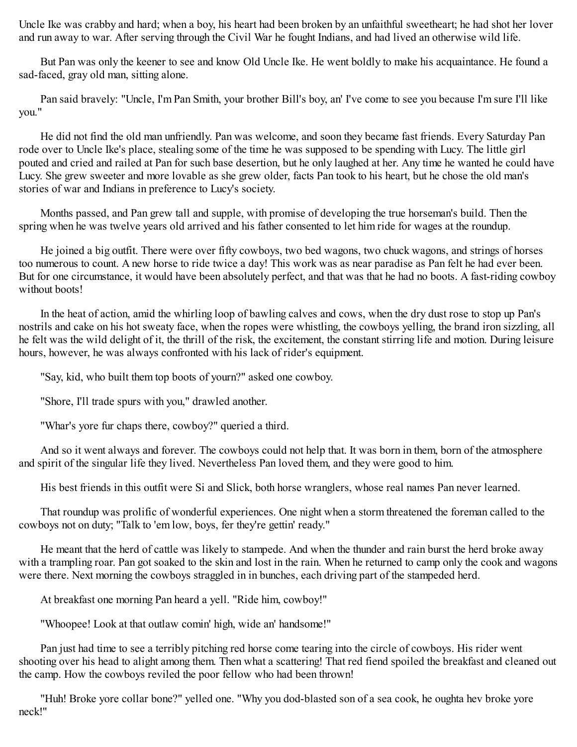Uncle Ike was crabby and hard; when a boy, his heart had been broken by an unfaithful sweetheart; he had shot her lover and run away to war. After serving through the Civil War he fought Indians, and had lived an otherwise wild life.

But Pan was only the keener to see and know Old Uncle Ike. He went boldly to make his acquaintance. He found a sad-faced, gray old man, sitting alone.

Pan said bravely: "Uncle, I'm Pan Smith, your brother Bill's boy, an' I've come to see you because I'm sure I'll like you."

He did not find the old man unfriendly. Pan was welcome, and soon they became fast friends. Every Saturday Pan rode over to Uncle Ike's place, stealing some of the time he was supposed to be spending with Lucy. The little girl pouted and cried and railed at Pan for such base desertion, but he only laughed at her. Any time he wanted he could have Lucy. She grew sweeter and more lovable as she grew older, facts Pan took to his heart, but he chose the old man's stories of war and Indians in preference to Lucy's society.

Months passed, and Pan grew tall and supple, with promise of developing the true horseman's build. Then the spring when he was twelve years old arrived and his father consented to let him ride for wages at the roundup.

He joined a big outfit. There were over fifty cowboys, two bed wagons, two chuck wagons, and strings of horses too numerous to count. A new horse to ride twice a day! This work was as near paradise as Pan felt he had ever been. But for one circumstance, it would have been absolutely perfect, and that was that he had no boots. A fast-riding cowboy without boots!

In the heat of action, amid the whirling loop of bawling calves and cows, when the dry dust rose to stop up Pan's nostrils and cake on his hot sweaty face, when the ropes were whistling, the cowboys yelling, the brand iron sizzling, all he felt was the wild delight of it, the thrill of the risk, the excitement, the constant stirring life and motion. During leisure hours, however, he was always confronted with his lack of rider's equipment.

"Say, kid, who built them top boots of yourn?" asked one cowboy.

"Shore, I'll trade spurs with you," drawled another.

"Whar's yore fur chaps there, cowboy?" queried a third.

And so it went always and forever. The cowboys could not help that. It was born in them, born of the atmosphere and spirit of the singular life they lived. Nevertheless Pan loved them, and they were good to him.

His best friends in this outfit were Si and Slick, both horse wranglers, whose real names Pan never learned.

That roundup was prolific of wonderful experiences. One night when a storm threatened the foreman called to the cowboys not on duty; "Talk to 'em low, boys, fer they're gettin' ready."

He meant that the herd of cattle was likely to stampede. And when the thunder and rain burst the herd broke away with a trampling roar. Pan got soaked to the skin and lost in the rain. When he returned to camp only the cook and wagons were there. Next morning the cowboys straggled in in bunches, each driving part of the stampeded herd.

At breakfast one morning Pan heard a yell. "Ride him, cowboy!"

"Whoopee! Look at that outlaw comin' high, wide an' handsome!"

Pan just had time to see a terribly pitching red horse come tearing into the circle of cowboys. His rider went shooting over his head to alight among them. Then what a scattering! That red fiend spoiled the breakfast and cleaned out the camp. How the cowboys reviled the poor fellow who had been thrown!

"Huh! Broke yore collar bone?" yelled one. "Why you dod-blasted son of a sea cook, he oughta hev broke yore neck!"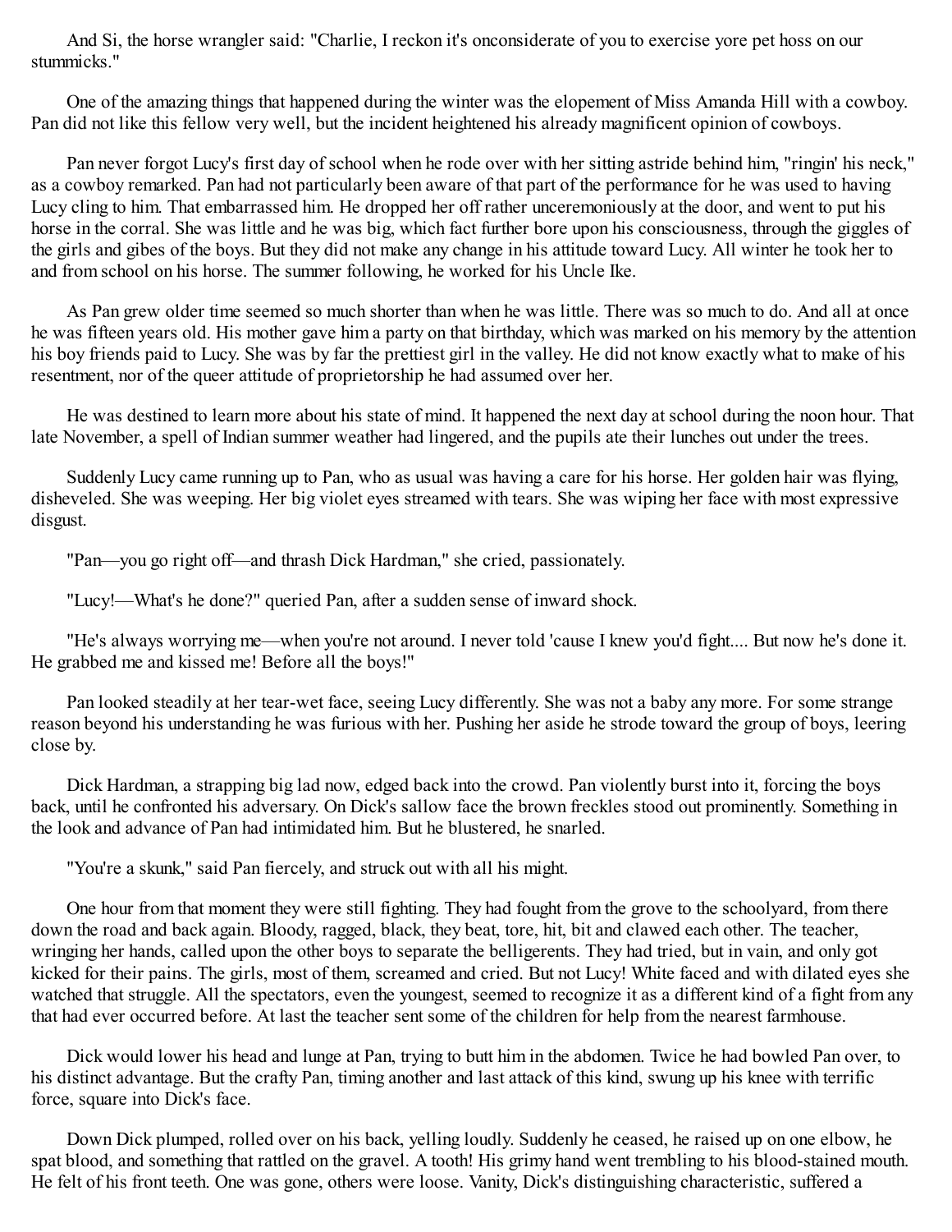And Si, the horse wrangler said: "Charlie, I reckon it's onconsiderate of you to exercise yore pet hoss on our stummicks."

One of the amazing things that happened during the winter was the elopement of Miss Amanda Hill with a cowboy. Pan did not like this fellow very well, but the incident heightened his already magnificent opinion of cowboys.

Pan never forgot Lucy's first day of school when he rode over with her sitting astride behind him, "ringin' his neck," as a cowboy remarked. Pan had not particularly been aware of that part of the performance for he was used to having Lucy cling to him. That embarrassed him. He dropped her off rather unceremoniously at the door, and went to put his horse in the corral. She was little and he was big, which fact further bore upon his consciousness, through the giggles of the girls and gibes of the boys. But they did not make any change in his attitude toward Lucy. All winter he took her to and from school on his horse. The summer following, he worked for his Uncle Ike.

As Pan grew older time seemed so much shorter than when he was little. There was so much to do. And all at once he was fifteen years old. His mother gave him a party on that birthday, which was marked on his memory by the attention his boy friends paid to Lucy. She was by far the prettiest girl in the valley. He did not know exactly what to make of his resentment, nor of the queer attitude of proprietorship he had assumed over her.

He was destined to learn more about his state of mind. It happened the next day at school during the noon hour. That late November, a spell of Indian summer weather had lingered, and the pupils ate their lunches out under the trees.

Suddenly Lucy came running up to Pan, who as usual was having a care for his horse. Her golden hair was flying, disheveled. She was weeping. Her big violet eyes streamed with tears. She was wiping her face with most expressive disgust.

"Pan—you go right off—and thrash Dick Hardman," she cried, passionately.

"Lucy!—What's he done?" queried Pan, after a sudden sense of inward shock.

"He's always worrying me—when you're not around. I never told 'cause I knew you'd fight.... But now he's done it. He grabbed me and kissed me! Before all the boys!"

Pan looked steadily at her tear-wet face, seeing Lucy differently. She was not a baby any more. For some strange reason beyond his understanding he was furious with her. Pushing her aside he strode toward the group of boys, leering close by.

Dick Hardman, a strapping big lad now, edged back into the crowd. Pan violently burst into it, forcing the boys back, until he confronted his adversary. On Dick's sallow face the brown freckles stood out prominently. Something in the look and advance of Pan had intimidated him. But he blustered, he snarled.

"You're a skunk," said Pan fiercely, and struck out with all his might.

One hour from that moment they were still fighting. They had fought from the grove to the schoolyard, from there down the road and back again. Bloody, ragged, black, they beat, tore, hit, bit and clawed each other. The teacher, wringing her hands, called upon the other boys to separate the belligerents. They had tried, but in vain, and only got kicked for their pains. The girls, most of them, screamed and cried. But not Lucy! White faced and with dilated eyes she watched that struggle. All the spectators, even the youngest, seemed to recognize it as a different kind of a fight from any that had ever occurred before. At last the teacher sent some of the children for help from the nearest farmhouse.

Dick would lower his head and lunge at Pan, trying to butt him in the abdomen. Twice he had bowled Pan over, to his distinct advantage. But the crafty Pan, timing another and last attack of this kind, swung up his knee with terrific force, square into Dick's face.

Down Dick plumped, rolled over on his back, yelling loudly. Suddenly he ceased, he raised up on one elbow, he spat blood, and something that rattled on the gravel. A tooth! His grimy hand went trembling to his blood-stained mouth. He felt of his front teeth. One was gone, others were loose. Vanity, Dick's distinguishing characteristic, suffered a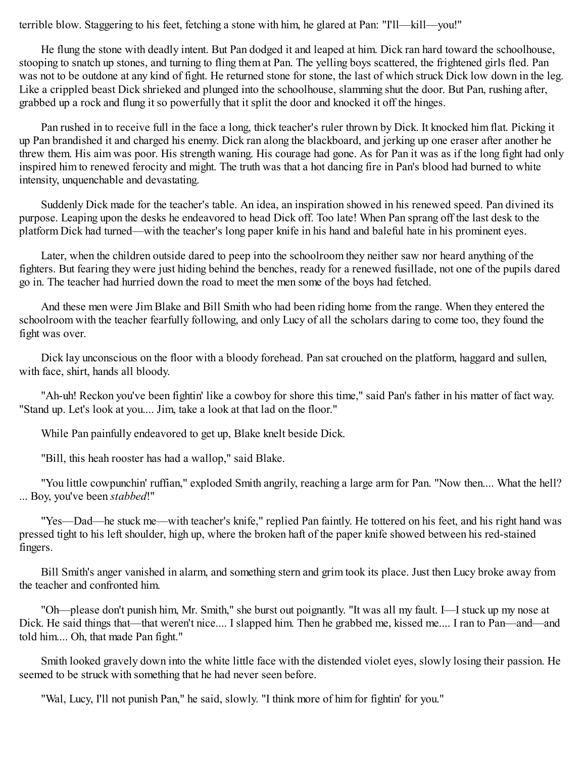terrible blow. Staggering to his feet, fetching a stone with him, he glared at Pan: "I'll—kill—you!"

He flung the stone with deadly intent. But Pan dodged it and leaped at him. Dick ran hard toward the schoolhouse, stooping to snatch up stones, and turning to fling them at Pan. The yelling boys scattered, the frightened girls fled. Pan was not to be outdone at any kind of fight. He returned stone for stone, the last of which struck Dick low down in the leg. Like a crippled beast Dick shrieked and plunged into the schoolhouse, slamming shut the door. But Pan, rushing after, grabbed up a rock and flung it so powerfully that it split the door and knocked it off the hinges.

Pan rushed in to receive full in the face a long, thick teacher's ruler thrown by Dick. It knocked him flat. Picking it up Pan brandished it and charged his enemy. Dick ran along the blackboard, and jerking up one eraser after another he threw them. His aim was poor. His strength waning. His courage had gone. As for Pan it was as if the long fight had only inspired him to renewed ferocity and might. The truth was that a hot dancing fire in Pan's blood had burned to white intensity, unquenchable and devastating.

Suddenly Dick made for the teacher's table. An idea, an inspiration showed in his renewed speed. Pan divined its purpose. Leaping upon the desks he endeavored to head Dick off. Too late! When Pan sprang off the last desk to the platform Dick had turned—with the teacher's long paper knife in his hand and baleful hate in his prominent eyes.

Later, when the children outside dared to peep into the schoolroom they neither saw nor heard anything of the fighters. But fearing they were just hiding behind the benches, ready for a renewed fusillade, not one of the pupils dared go in. The teacher had hurried down the road to meet the men some of the boys had fetched.

And these men were Jim Blake and Bill Smith who had been riding home from the range. When they entered the schoolroom with the teacher fearfully following, and only Lucy of all the scholars daring to come too, they found the fight was over.

Dick lay unconscious on the floor with a bloody forehead. Pan sat crouched on the platform, haggard and sullen, with face, shirt, hands all bloody.

"Ah-uh! Reckon you've been fightin' like a cowboy for shore this time," said Pan's father in his matter of fact way. "Stand up. Let's look at you.... Jim, take a look at that lad on the floor."

While Pan painfully endeavored to get up, Blake knelt beside Dick.

"Bill, this heah rooster has had a wallop," said Blake.

"You little cowpunchin' ruffian," exploded Smith angrily, reaching a large arm for Pan. "Now then.... What the hell? ... Boy, you've been *stabbed*!"

"Yes—Dad—he stuck me—with teacher's knife," replied Pan faintly. He tottered on his feet, and his right hand was pressed tight to his left shoulder, high up, where the broken haft of the paper knife showed between his red-stained fingers.

Bill Smith's anger vanished in alarm, and something stern and grim took its place. Just then Lucy broke away from the teacher and confronted him.

"Oh—please don't punish him, Mr. Smith," she burst out poignantly. "It was all my fault. I—I stuck up my nose at Dick. He said things that—that weren't nice.... I slapped him. Then he grabbed me, kissed me.... I ran to Pan—and—and told him.... Oh, that made Pan fight."

Smith looked gravely down into the white little face with the distended violet eyes, slowly losing their passion. He seemed to be struck with something that he had never seen before.

"Wal, Lucy, I'll not punish Pan," he said, slowly. "I think more of him for fightin' for you."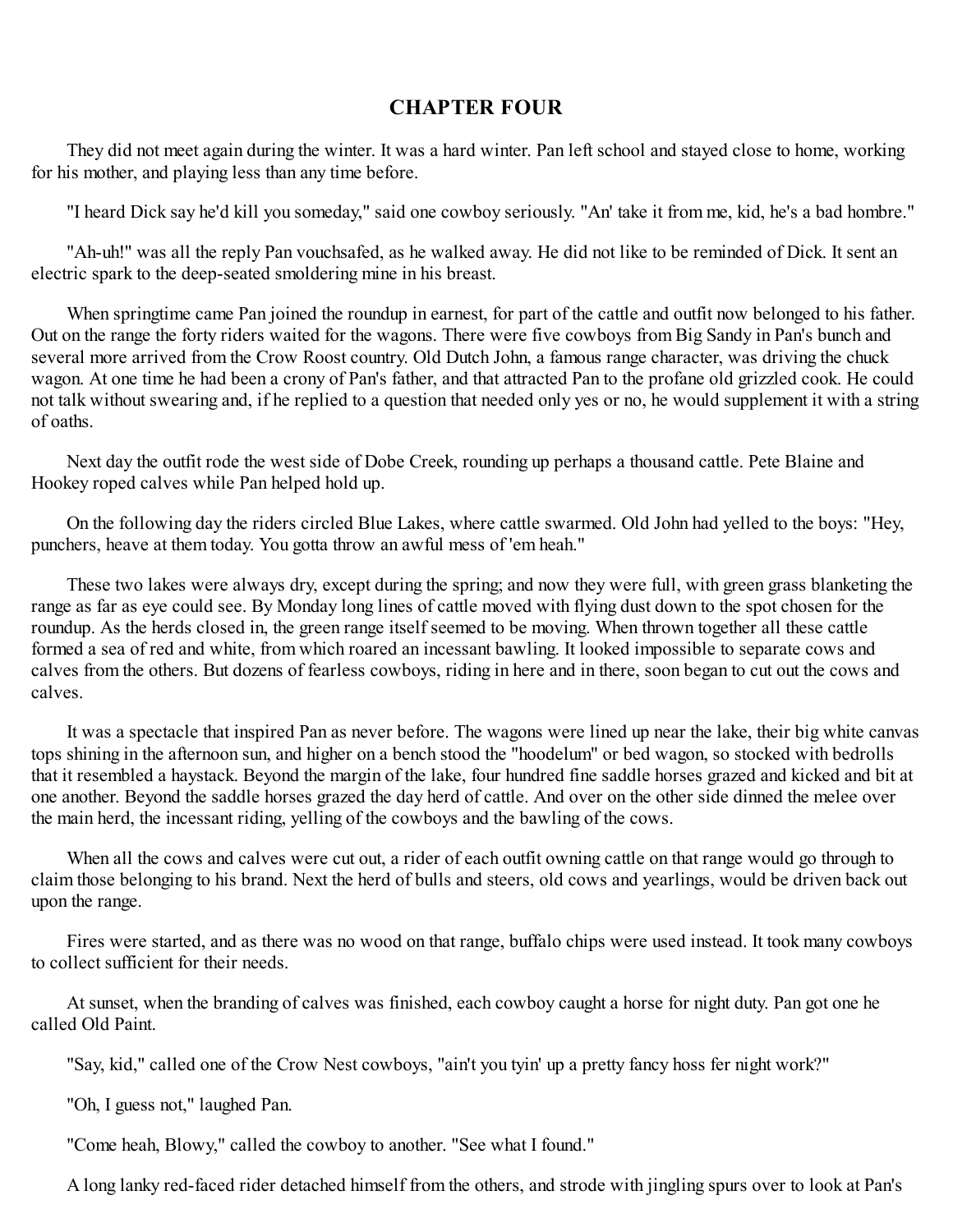# CHAPTER FOUR

They did not meet again during the winter. It was a hard winter. Pan left school and stayed close to home, working for his mother, and playing less than any time before.

"I heard Dick say he'd kill you someday," said one cowboy seriously. "An' take it from me, kid, he's a bad hombre."

"Ah-uh!" was all the reply Pan vouchsafed, as he walked away. He did not like to be reminded of Dick. It sent an electric spark to the deep-seated smoldering mine in his breast.

When springtime came Pan joined the roundup in earnest, for part of the cattle and outfit now belonged to his father. Out on the range the forty riders waited for the wagons. There were five cowboys from Big Sandy in Pan's bunch and several more arrived from the Crow Roost country. Old Dutch John, a famous range character, was driving the chuck wagon. At one time he had been a crony of Pan's father, and that attracted Pan to the profane old grizzled cook. He could not talk without swearing and, if he replied to a question that needed only yes or no, he would supplement it with a string of oaths.

Next day the outfit rode the west side of Dobe Creek, rounding up perhaps a thousand cattle. Pete Blaine and Hookey roped calves while Pan helped hold up.

On the following day the riders circled Blue Lakes, where cattle swarmed. Old John had yelled to the boys: "Hey, punchers, heave at them today. You gotta throw an awful mess of 'em heah."

These two lakes were always dry, except during the spring; and now they were full, with green grass blanketing the range as far as eye could see. By Monday long lines of cattle moved with flying dust down to the spot chosen for the roundup. As the herds closed in, the green range itself seemed to be moving. When thrown together all these cattle formed a sea of red and white, from which roared an incessant bawling. It looked impossible to separate cows and calves from the others. But dozens of fearless cowboys, riding in here and in there, soon began to cut out the cows and calves.

It was a spectacle that inspired Pan as never before. The wagons were lined up near the lake, their big white canvas tops shining in the afternoon sun, and higher on a bench stood the "hoodelum" or bed wagon, so stocked with bedrolls that it resembled a haystack. Beyond the margin of the lake, four hundred fine saddle horses grazed and kicked and bit at one another. Beyond the saddle horses grazed the day herd of cattle. And over on the other side dinned the melee over the main herd, the incessant riding, yelling of the cowboys and the bawling of the cows.

When all the cows and calves were cut out, a rider of each outfit owning cattle on that range would go through to claim those belonging to his brand. Next the herd of bulls and steers, old cows and yearlings, would be driven back out upon the range.

Fires were started, and as there was no wood on that range, buffalo chips were used instead. It took many cowboys to collect sufficient for their needs.

At sunset, when the branding of calves was finished, each cowboy caught a horse for night duty. Pan got one he called Old Paint.

"Say, kid," called one of the Crow Nest cowboys, "ain't you tyin' up a pretty fancy hoss fer night work?"

"Oh, I guess not," laughed Pan.

"Come heah, Blowy," called the cowboy to another. "See what I found."

A long lanky red-faced rider detached himself from the others, and strode with jingling spurs over to look at Pan's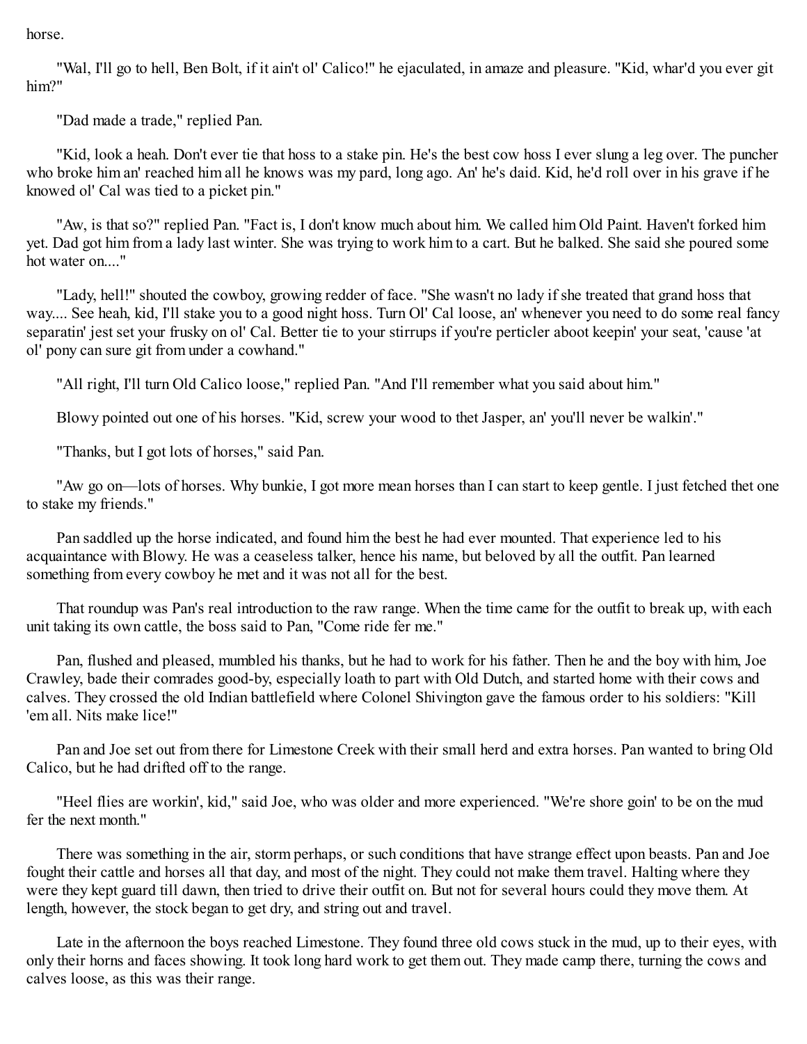horse.

"Wal, I'll go to hell, Ben Bolt, if it ain't ol' Calico!" he ejaculated, in amaze and pleasure. "Kid, whar'd you ever git him?"

"Dad made a trade," replied Pan.

"Kid, look a heah. Don't ever tie that hoss to a stake pin. He's the best cow hoss I ever slung a leg over. The puncher who broke him an' reached him all he knows was my pard, long ago. An' he's daid. Kid, he'd roll over in his grave if he knowed ol' Cal was tied to a picket pin."

"Aw, is that so?" replied Pan. "Fact is, I don't know much about him. We called him Old Paint. Haven't forked him yet. Dad got him from a lady last winter. She was trying to work him to a cart. But he balked. She said she poured some hot water on...."

"Lady, hell!" shouted the cowboy, growing redder of face. "She wasn't no lady if she treated that grand hoss that way.... See heah, kid, I'll stake you to a good night hoss. Turn Ol' Cal loose, an' whenever you need to do some real fancy separatin' jest set your frusky on ol' Cal. Better tie to your stirrups if you're perticler aboot keepin' your seat, 'cause 'at ol' pony can sure git from under a cowhand."

"All right, I'll turn Old Calico loose," replied Pan. "And I'll remember what you said about him."

Blowy pointed out one of his horses. "Kid, screw your wood to thet Jasper, an' you'll never be walkin'."

"Thanks, but I got lots of horses," said Pan.

"Aw go on—lots of horses. Why bunkie, I got more mean horses than I can start to keep gentle. I just fetched thet one to stake my friends."

Pan saddled up the horse indicated, and found him the best he had ever mounted. That experience led to his acquaintance with Blowy. He was a ceaseless talker, hence his name, but beloved by all the outfit. Pan learned something from every cowboy he met and it was not all for the best.

That roundup was Pan's real introduction to the raw range. When the time came for the outfit to break up, with each unit taking its own cattle, the boss said to Pan, "Come ride fer me."

Pan, flushed and pleased, mumbled his thanks, but he had to work for his father. Then he and the boy with him, Joe Crawley, bade their comrades good-by, especially loath to part with Old Dutch, and started home with their cows and calves. They crossed the old Indian battlefield where Colonel Shivington gave the famous order to his soldiers: "Kill 'em all. Nits make lice!"

Pan and Joe set out from there for Limestone Creek with their small herd and extra horses. Pan wanted to bring Old Calico, but he had drifted off to the range.

"Heel flies are workin', kid," said Joe, who was older and more experienced. "We're shore goin' to be on the mud fer the next month."

There was something in the air, storm perhaps, or such conditions that have strange effect upon beasts. Pan and Joe fought their cattle and horses all that day, and most of the night. They could not make them travel. Halting where they were they kept guard till dawn, then tried to drive their outfit on. But not for several hours could they move them. At length, however, the stock began to get dry, and string out and travel.

Late in the afternoon the boys reached Limestone. They found three old cows stuck in the mud, up to their eyes, with only their horns and faces showing. It took long hard work to get them out. They made camp there, turning the cows and calves loose, as this was their range.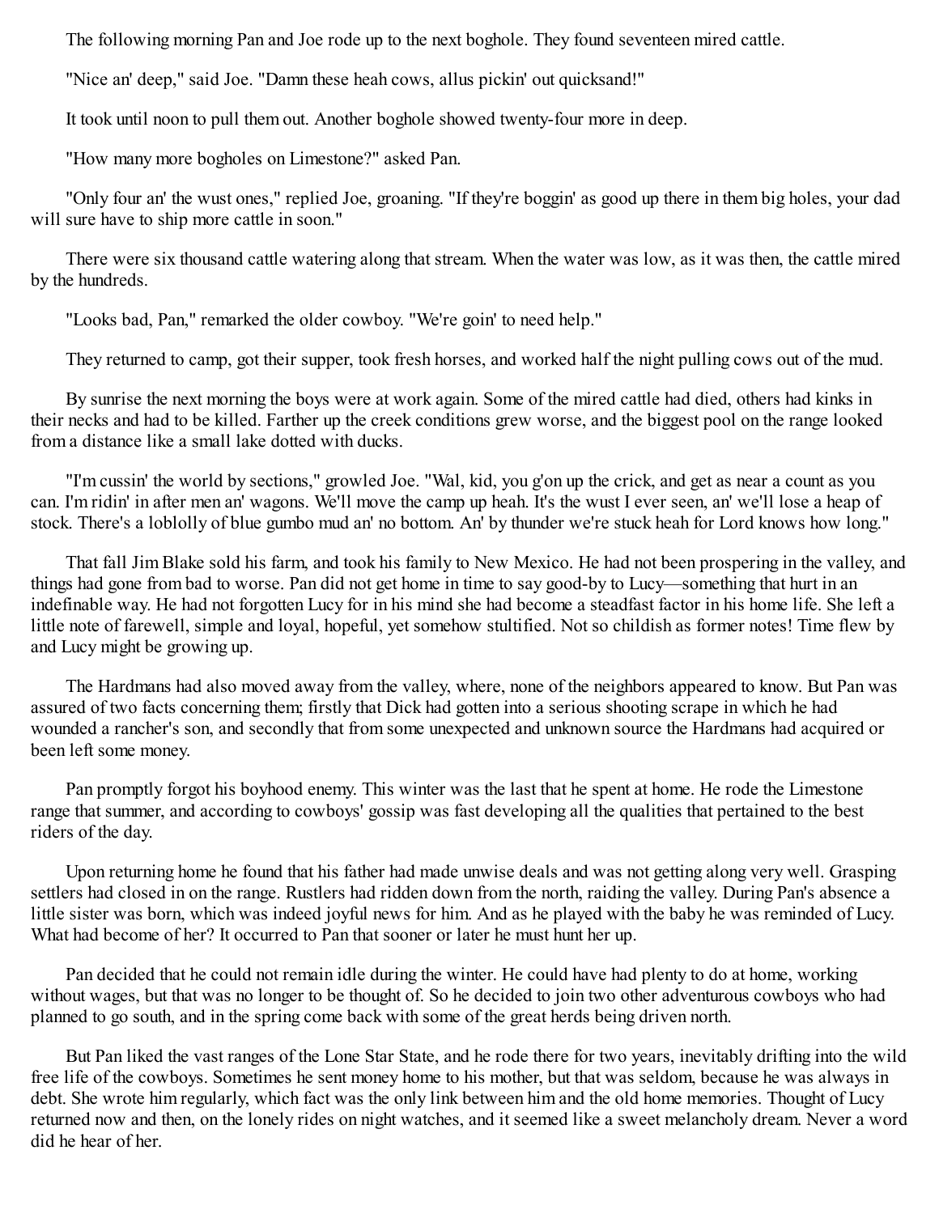The following morning Pan and Joe rode up to the next boghole. They found seventeen mired cattle.

"Nice an' deep," said Joe. "Damn these heah cows, allus pickin' out quicksand!"

It took until noon to pull them out. Another boghole showed twenty-four more in deep.

"How many more bogholes on Limestone?" asked Pan.

"Only four an' the wust ones," replied Joe, groaning. "If they're boggin' as good up there in them big holes, your dad will sure have to ship more cattle in soon."

There were six thousand cattle watering along that stream. When the water was low, as it was then, the cattle mired by the hundreds.

"Looks bad, Pan," remarked the older cowboy. "We're goin' to need help."

They returned to camp, got their supper, took fresh horses, and worked half the night pulling cows out of the mud.

By sunrise the next morning the boys were at work again. Some of the mired cattle had died, others had kinks in their necks and had to be killed. Farther up the creek conditions grew worse, and the biggest pool on the range looked from a distance like a small lake dotted with ducks.

"I'm cussin' the world by sections," growled Joe. "Wal, kid, you g'on up the crick, and get as near a count as you can. I'm ridin' in after men an' wagons. We'll move the camp up heah. It's the wust I ever seen, an' we'll lose a heap of stock. There's a loblolly of blue gumbo mud an' no bottom. An' by thunder we're stuck heah for Lord knows how long."

That fall Jim Blake sold his farm, and took his family to New Mexico. He had not been prospering in the valley, and things had gone from bad to worse. Pan did not get home in time to say good-by to Lucy—something that hurt in an indefinable way. He had not forgotten Lucy for in his mind she had become a steadfast factor in his home life. She left a little note of farewell, simple and loyal, hopeful, yet somehow stultified. Not so childish as former notes! Time flew by and Lucy might be growing up.

The Hardmans had also moved away from the valley, where, none of the neighbors appeared to know. But Pan was assured of two facts concerning them; firstly that Dick had gotten into a serious shooting scrape in which he had wounded a rancher's son, and secondly that from some unexpected and unknown source the Hardmans had acquired or been left some money.

Pan promptly forgot his boyhood enemy. This winter was the last that he spent at home. He rode the Limestone range that summer, and according to cowboys' gossip was fast developing all the qualities that pertained to the best riders of the day.

Upon returning home he found that his father had made unwise deals and was not getting along very well. Grasping settlers had closed in on the range. Rustlers had ridden down from the north, raiding the valley. During Pan's absence a little sister was born, which was indeed joyful news for him. And as he played with the baby he was reminded of Lucy. What had become of her? It occurred to Pan that sooner or later he must hunt her up.

Pan decided that he could not remain idle during the winter. He could have had plenty to do at home, working without wages, but that was no longer to be thought of. So he decided to join two other adventurous cowboys who had planned to go south, and in the spring come back with some of the great herds being driven north.

But Pan liked the vast ranges of the Lone Star State, and he rode there for two years, inevitably drifting into the wild free life of the cowboys. Sometimes he sent money home to his mother, but that was seldom, because he was always in debt. She wrote him regularly, which fact was the only link between him and the old home memories. Thought of Lucy returned now and then, on the lonely rides on night watches, and it seemed like a sweet melancholy dream. Never a word did he hear of her.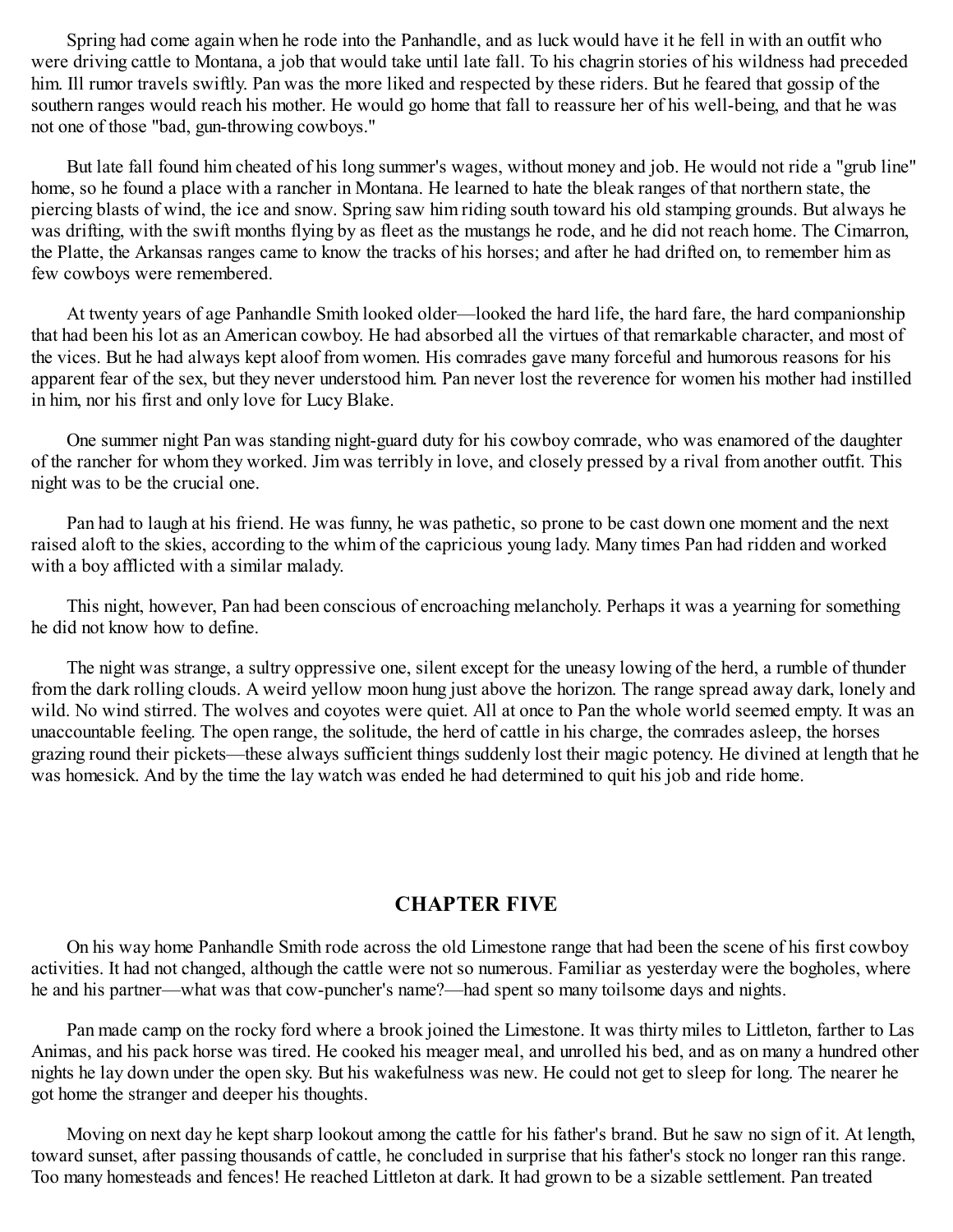Spring had come again when he rode into the Panhandle, and as luck would have it he fell in with an outfit who were driving cattle to Montana, a job that would take until late fall. To his chagrin stories of his wildness had preceded him. Ill rumor travels swiftly. Pan was the more liked and respected by these riders. But he feared that gossip of the southern ranges would reach his mother. He would go home that fall to reassure her of his well-being, and that he was not one of those "bad, gun-throwing cowboys."

But late fall found him cheated of his long summer's wages, without money and job. He would not ride a "grub line" home, so he found a place with a rancher in Montana. He learned to hate the bleak ranges of that northern state, the piercing blasts of wind, the ice and snow. Spring saw him riding south toward his old stamping grounds. But always he was drifting, with the swift months flying by as fleet as the mustangs he rode, and he did not reach home. The Cimarron, the Platte, the Arkansas ranges came to know the tracks of his horses; and after he had drifted on, to remember him as few cowboys were remembered.

At twenty years of age Panhandle Smith looked older—looked the hard life, the hard fare, the hard companionship that had been his lot as an American cowboy. He had absorbed all the virtues of that remarkable character, and most of the vices. But he had always kept aloof from women. His comrades gave many forceful and humorous reasons for his apparent fear of the sex, but they never understood him. Pan never lost the reverence for women his mother had instilled in him, nor his first and only love for Lucy Blake.

One summer night Pan was standing night-guard duty for his cowboy comrade, who was enamored of the daughter of the rancher for whom they worked. Jim was terribly in love, and closely pressed by a rival from another outfit. This night was to be the crucial one.

Pan had to laugh at his friend. He was funny, he was pathetic, so prone to be cast down one moment and the next raised aloft to the skies, according to the whim of the capricious young lady. Many times Pan had ridden and worked with a boy afflicted with a similar malady.

This night, however, Pan had been conscious of encroaching melancholy. Perhaps it was a yearning for something he did not know how to define.

The night was strange, a sultry oppressive one, silent except for the uneasy lowing of the herd, a rumble of thunder from the dark rolling clouds. A weird yellow moon hung just above the horizon. The range spread away dark, lonely and wild. No wind stirred. The wolves and coyotes were quiet. All at once to Pan the whole world seemed empty. It was an unaccountable feeling. The open range, the solitude, the herd of cattle in his charge, the comrades asleep, the horses grazing round their pickets—these always sufficient things suddenly lost their magic potency. He divined at length that he was homesick. And by the time the lay watch was ended he had determined to quit his job and ride home.

## CHAPTER FIVE

On his way home Panhandle Smith rode across the old Limestone range that had been the scene of his first cowboy activities. It had not changed, although the cattle were not so numerous. Familiar as yesterday were the bogholes, where he and his partner—what was that cow-puncher's name?—had spent so many toilsome days and nights.

Pan made camp on the rocky ford where a brook joined the Limestone. It was thirty miles to Littleton, farther to Las Animas, and his pack horse was tired. He cooked his meager meal, and unrolled his bed, and as on many a hundred other nights he lay down under the open sky. But his wakefulness was new. He could not get to sleep for long. The nearer he got home the stranger and deeper his thoughts.

Moving on next day he kept sharp lookout among the cattle for his father's brand. But he saw no sign of it. At length, toward sunset, after passing thousands of cattle, he concluded in surprise that his father's stock no longer ran this range. Too many homesteads and fences! He reached Littleton at dark. It had grown to be a sizable settlement. Pan treated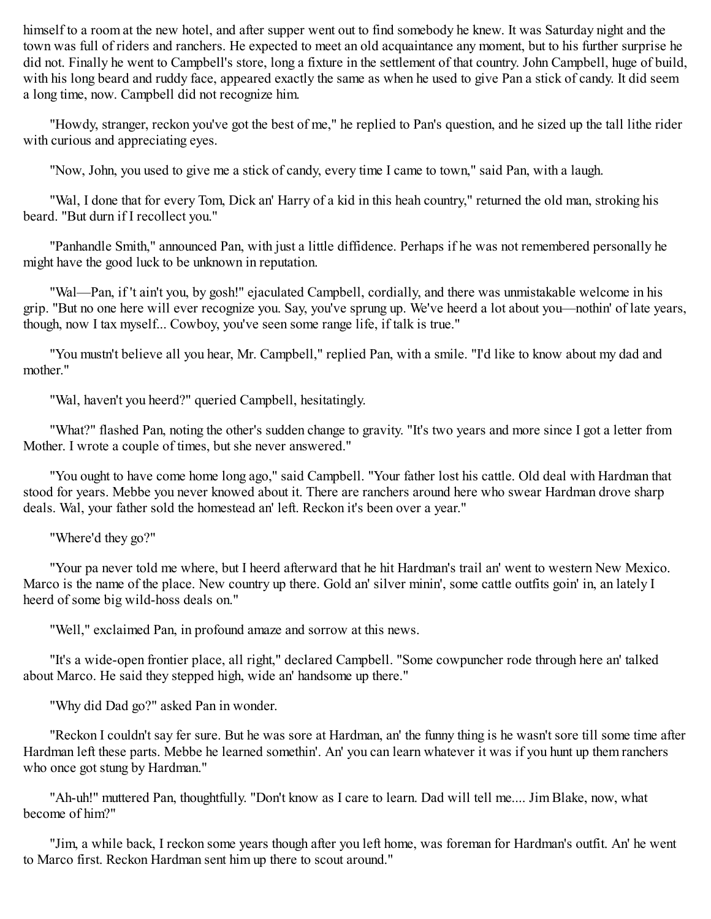himself to a room at the new hotel, and after supper went out to find somebody he knew. It was Saturday night and the town was full of riders and ranchers. He expected to meet an old acquaintance any moment, but to his further surprise he did not. Finally he went to Campbell's store, long a fixture in the settlement of that country. John Campbell, huge of build, with his long beard and ruddy face, appeared exactly the same as when he used to give Pan a stick of candy. It did seem a long time, now. Campbell did not recognize him.

"Howdy, stranger, reckon you've got the best of me," he replied to Pan's question, and he sized up the tall lithe rider with curious and appreciating eyes.

"Now, John, you used to give me a stick of candy, every time I came to town," said Pan, with a laugh.

"Wal, I done that for every Tom, Dick an' Harry of a kid in this heah country," returned the old man, stroking his beard. "But durn if I recollect you."

"Panhandle Smith," announced Pan, with just a little diffidence. Perhaps if he was not remembered personally he might have the good luck to be unknown in reputation.

"Wal—Pan, if 't ain't you, by gosh!" ejaculated Campbell, cordially, and there was unmistakable welcome in his grip. "But no one here will ever recognize you. Say, you've sprung up. We've heerd a lot about you—nothin' of late years, though, now I tax myself... Cowboy, you've seen some range life, if talk is true."

"You mustn't believe all you hear, Mr. Campbell," replied Pan, with a smile. "I'd like to know about my dad and mother."

"Wal, haven't you heerd?" queried Campbell, hesitatingly.

"What?" flashed Pan, noting the other's sudden change to gravity. "It's two years and more since I got a letter from Mother. I wrote a couple of times, but she never answered."

"You ought to have come home long ago," said Campbell. "Your father lost his cattle. Old deal with Hardman that stood for years. Mebbe you never knowed about it. There are ranchers around here who swear Hardman drove sharp deals. Wal, your father sold the homestead an' left. Reckon it's been over a year."

"Where'd they go?"

"Your pa never told me where, but I heerd afterward that he hit Hardman's trail an' went to western New Mexico. Marco is the name of the place. New country up there. Gold an' silver minin', some cattle outfits goin' in, an lately I heerd of some big wild-hoss deals on."

"Well," exclaimed Pan, in profound amaze and sorrow at this news.

"It's a wide-open frontier place, all right," declared Campbell. "Some cowpuncher rode through here an' talked about Marco. He said they stepped high, wide an' handsome up there."

"Why did Dad go?" asked Pan in wonder.

"Reckon I couldn't say fer sure. But he was sore at Hardman, an' the funny thing is he wasn't sore till some time after Hardman left these parts. Mebbe he learned somethin'. An' you can learn whatever it was if you hunt up them ranchers who once got stung by Hardman."

"Ah-uh!" muttered Pan, thoughtfully. "Don't know as I care to learn. Dad will tell me.... Jim Blake, now, what become of him?"

"Jim, a while back, I reckon some years though after you left home, was foreman for Hardman's outfit. An' he went to Marco first. Reckon Hardman sent him up there to scout around."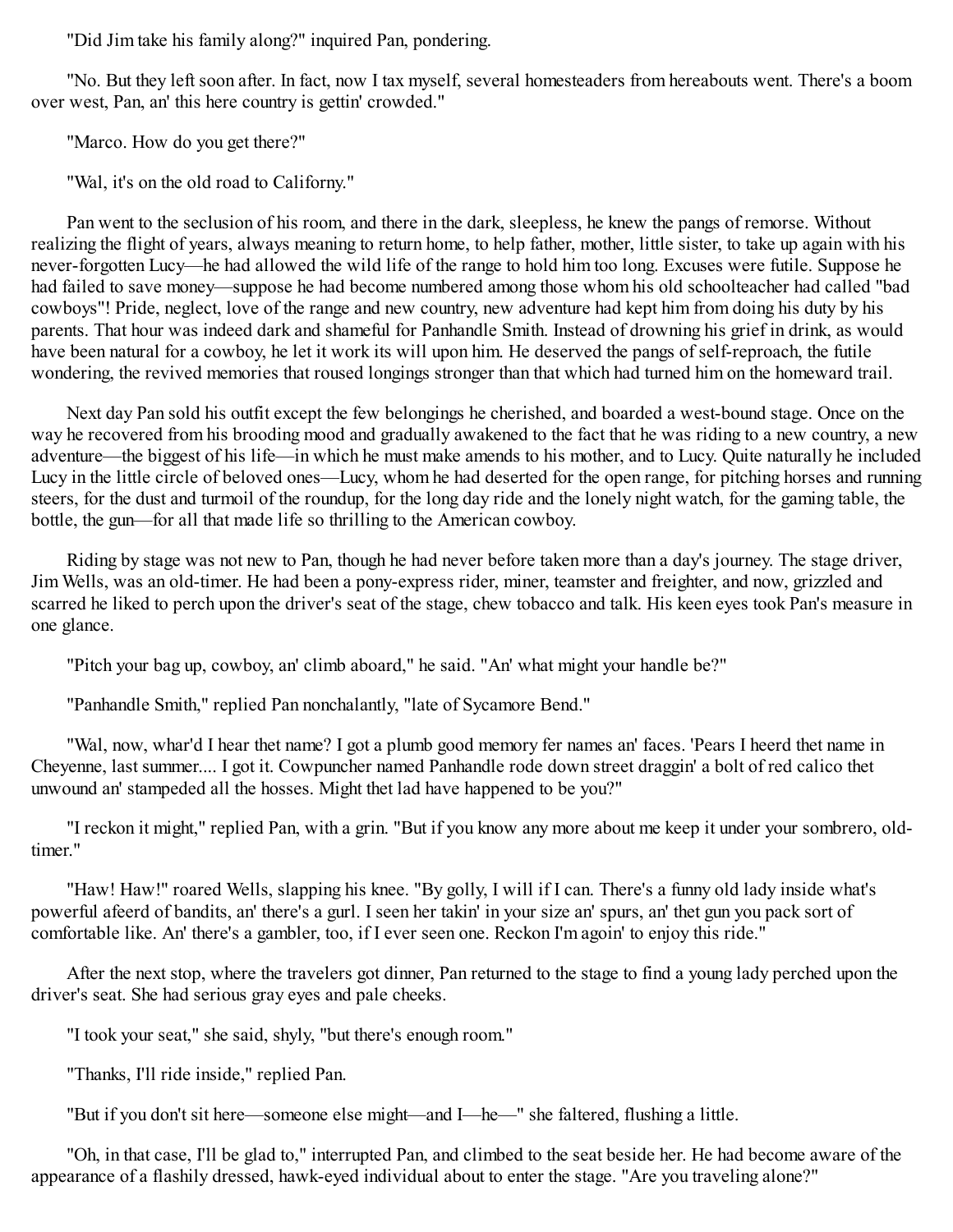"Did Jim take his family along?" inquired Pan, pondering.

"No. But they left soon after. In fact, now I tax myself, several homesteaders from hereabouts went. There's a boom over west, Pan, an' this here country is gettin' crowded."

"Marco. How do you get there?"

"Wal, it's on the old road to Californy."

Pan went to the seclusion of his room, and there in the dark, sleepless, he knew the pangs of remorse. Without realizing the flight of years, always meaning to return home, to help father, mother, little sister, to take up again with his never-forgotten Lucy—he had allowed the wild life of the range to hold him too long. Excuses were futile. Suppose he had failed to save money—suppose he had become numbered among those whom his old schoolteacher had called "bad cowboys"! Pride, neglect, love of the range and new country, new adventure had kept him from doing his duty by his parents. That hour was indeed dark and shameful for Panhandle Smith. Instead of drowning his grief in drink, as would have been natural for a cowboy, he let it work its will upon him. He deserved the pangs of self-reproach, the futile wondering, the revived memories that roused longings stronger than that which had turned him on the homeward trail.

Next day Pan sold his outfit except the few belongings he cherished, and boarded a west-bound stage. Once on the way he recovered from his brooding mood and gradually awakened to the fact that he was riding to a new country, a new adventure—the biggest of his life—in which he must make amends to his mother, and to Lucy. Quite naturally he included Lucy in the little circle of beloved ones—Lucy, whom he had deserted for the open range, for pitching horses and running steers, for the dust and turmoil of the roundup, for the long day ride and the lonely night watch, for the gaming table, the bottle, the gun—for all that made life so thrilling to the American cowboy.

Riding by stage was not new to Pan, though he had never before taken more than a day's journey. The stage driver, Jim Wells, was an old-timer. He had been a pony-express rider, miner, teamster and freighter, and now, grizzled and scarred he liked to perch upon the driver's seat of the stage, chew tobacco and talk. His keen eyes took Pan's measure in one glance.

"Pitch your bag up, cowboy, an' climb aboard," he said. "An' what might your handle be?"

"Panhandle Smith," replied Pan nonchalantly, "late of Sycamore Bend."

"Wal, now, whar'd I hear thet name? I got a plumb good memory fer names an' faces. 'Pears I heerd thet name in Cheyenne, last summer.... I got it. Cowpuncher named Panhandle rode down street draggin' a bolt of red calico thet unwound an' stampeded all the hosses. Might thet lad have happened to be you?"

"I reckon it might," replied Pan, with a grin. "But if you know any more about me keep it under your sombrero, old-timer."

"Haw! Haw!" roared Wells, slapping his knee. "By golly, I will if I can. There's a funny old lady inside what's powerful afeerd of bandits, an' there's a gurl. I seen her takin' in your size an' spurs, an' thet gun you pack sort of comfortable like. An' there's a gambler, too, if I ever seen one. Reckon I'm agoin' to enjoy this ride."

After the next stop, where the travelers got dinner, Pan returned to the stage to find a young lady perched upon the driver's seat. She had serious gray eyes and pale cheeks.

"I took your seat," she said, shyly, "but there's enough room."

"Thanks, I'll ride inside," replied Pan.

"But if you don't sit here—someone else might—and I—he—" she faltered, flushing a little.

"Oh, in that case, I'll be glad to," interrupted Pan, and climbed to the seat beside her. He had become aware of the appearance of a flashily dressed, hawk-eyed individual about to enter the stage. "Are you traveling alone?"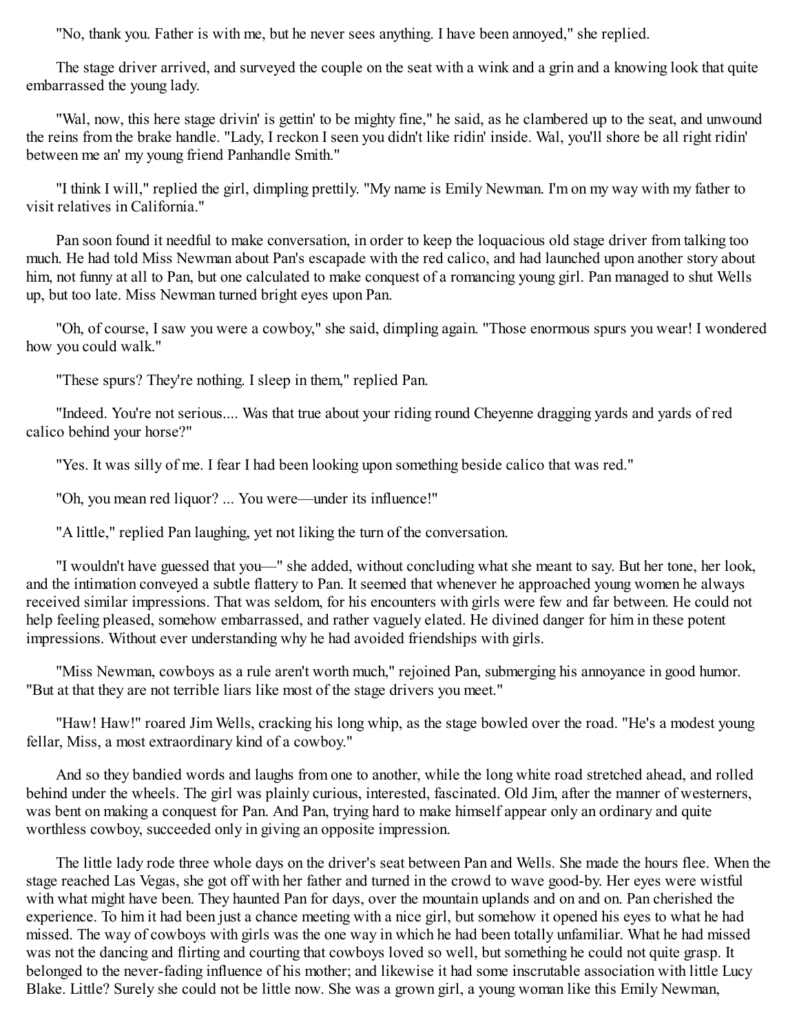"No, thank you. Father is with me, but he never sees anything. I have been annoyed," she replied.

The stage driver arrived, and surveyed the couple on the seat with a wink and a grin and a knowing look that quite embarrassed the young lady.

"Wal, now, this here stage drivin' is gettin' to be mighty fine," he said, as he clambered up to the seat, and unwound the reins from the brake handle. "Lady, I reckon I seen you didn't like ridin' inside. Wal, you'll shore be all right ridin' between me an' my young friend Panhandle Smith."

"I think I will," replied the girl, dimpling prettily. "My name is Emily Newman. I'm on my way with my father to visit relatives in California."

Pan soon found it needful to make conversation, in order to keep the loquacious old stage driver from talking too much. He had told Miss Newman about Pan's escapade with the red calico, and had launched upon another story about him, not funny at all to Pan, but one calculated to make conquest of a romancing young girl. Pan managed to shut Wells up, but too late. Miss Newman turned bright eyes upon Pan.

"Oh, of course, I saw you were a cowboy," she said, dimpling again. "Those enormous spurs you wear! I wondered how you could walk."

"These spurs? They're nothing. I sleep in them," replied Pan.

"Indeed. You're not serious.... Was that true about your riding round Cheyenne dragging yards and yards of red calico behind your horse?"

"Yes. It was silly of me. I fear I had been looking upon something beside calico that was red."

"Oh, you mean red liquor? ... You were—under its influence!"

"A little," replied Pan laughing, yet not liking the turn of the conversation.

"I wouldn't have guessed that you—" she added, without concluding what she meant to say. But her tone, her look, and the intimation conveyed a subtle flattery to Pan. It seemed that whenever he approached young women he always received similar impressions. That was seldom, for his encounters with girls were few and far between. He could not help feeling pleased, somehow embarrassed, and rather vaguely elated. He divined danger for him in these potent impressions. Without ever understanding why he had avoided friendships with girls.

"Miss Newman, cowboys as a rule aren't worth much," rejoined Pan, submerging his annoyance in good humor. "But at that they are not terrible liars like most of the stage drivers you meet."

"Haw! Haw!" roared Jim Wells, cracking his long whip, as the stage bowled over the road. "He's a modest young fellar, Miss, a most extraordinary kind of a cowboy."

And so they bandied words and laughs from one to another, while the long white road stretched ahead, and rolled behind under the wheels. The girl was plainly curious, interested, fascinated. Old Jim, after the manner of westerners, was bent on making a conquest for Pan. And Pan, trying hard to make himself appear only an ordinary and quite worthless cowboy, succeeded only in giving an opposite impression.

The little lady rode three whole days on the driver's seat between Pan and Wells. She made the hours flee. When the stage reached Las Vegas, she got off with her father and turned in the crowd to wave good-by. Her eyes were wistful with what might have been. They haunted Pan for days, over the mountain uplands and on and on. Pan cherished the experience. To him it had been just a chance meeting with a nice girl, but somehow it opened his eyes to what he had missed. The way of cowboys with girls was the one way in which he had been totally unfamiliar. What he had missed was not the dancing and flirting and courting that cowboys loved so well, but something he could not quite grasp. It belonged to the never-fading influence of his mother; and likewise it had some inscrutable association with little Lucy Blake. Little? Surely she could not be little now. She was a grown girl, a young woman like this Emily Newman,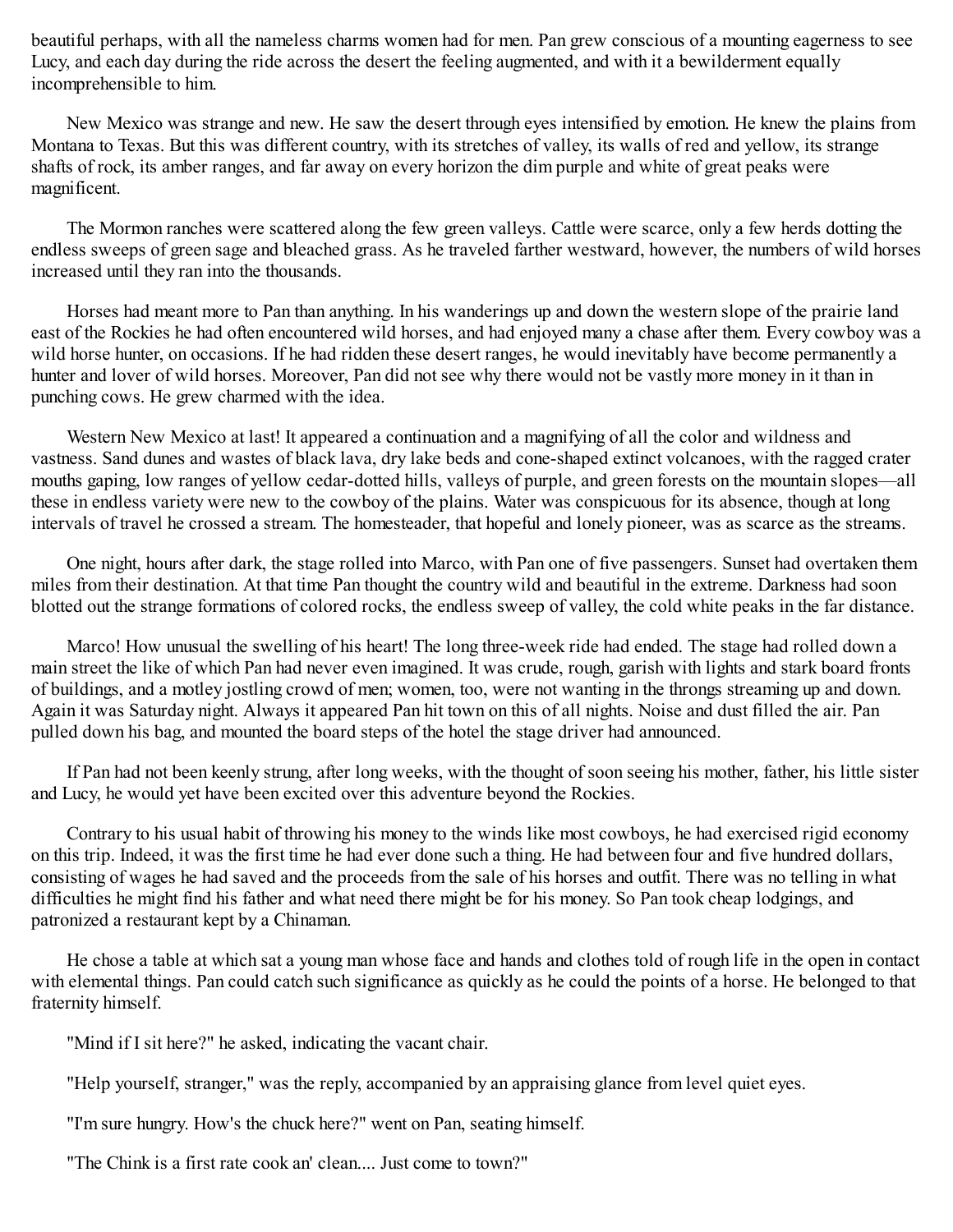beautiful perhaps, with all the nameless charms women had for men. Pan grew conscious of a mounting eagerness to see Lucy, and each day during the ride across the desert the feeling augmented, and with it a bewilderment equally incomprehensible to him.

New Mexico was strange and new. He saw the desert through eyes intensified by emotion. He knew the plains from Montana to Texas. But this was different country, with its stretches of valley, its walls of red and yellow, its strange shafts of rock, its amber ranges, and far away on every horizon the dim purple and white of great peaks were magnificent.

The Mormon ranches were scattered along the few green valleys. Cattle were scarce, only a few herds dotting the endless sweeps of green sage and bleached grass. As he traveled farther westward, however, the numbers of wild horses increased until they ran into the thousands.

Horses had meant more to Pan than anything. In his wanderings up and down the western slope of the prairie land east of the Rockies he had often encountered wild horses, and had enjoyed many a chase after them. Every cowboy was a wild horse hunter, on occasions. If he had ridden these desert ranges, he would inevitably have become permanently a hunter and lover of wild horses. Moreover, Pan did not see why there would not be vastly more money in it than in punching cows. He grew charmed with the idea.

Western New Mexico at last! It appeared a continuation and a magnifying of all the color and wildness and vastness. Sand dunes and wastes of black lava, dry lake beds and cone-shaped extinct volcanoes, with the ragged crater mouths gaping, low ranges of yellow cedar-dotted hills, valleys of purple, and green forests on the mountain slopes—all these in endless variety were new to the cowboy of the plains. Water was conspicuous for its absence, though at long intervals of travel he crossed a stream. The homesteader, that hopeful and lonely pioneer, was as scarce as the streams.

One night, hours after dark, the stage rolled into Marco, with Pan one of five passengers. Sunset had overtaken them miles from their destination. At that time Pan thought the country wild and beautiful in the extreme. Darkness had soon blotted out the strange formations of colored rocks, the endless sweep of valley, the cold white peaks in the far distance.

Marco! How unusual the swelling of his heart! The long three-week ride had ended. The stage had rolled down a main street the like of which Pan had never even imagined. It was crude, rough, garish with lights and stark board fronts of buildings, and a motley jostling crowd of men; women, too, were not wanting in the throngs streaming up and down. Again it was Saturday night. Always it appeared Pan hit town on this of all nights. Noise and dust filled the air. Pan pulled down his bag, and mounted the board steps of the hotel the stage driver had announced.

If Pan had not been keenly strung, after long weeks, with the thought of soon seeing his mother, father, his little sister and Lucy, he would yet have been excited over this adventure beyond the Rockies.

Contrary to his usual habit of throwing his money to the winds like most cowboys, he had exercised rigid economy on this trip. Indeed, it was the first time he had ever done such a thing. He had between four and five hundred dollars, consisting of wages he had saved and the proceeds from the sale of his horses and outfit. There was no telling in what difficulties he might find his father and what need there might be for his money. So Pan took cheap lodgings, and patronized a restaurant kept by a Chinaman.

He chose a table at which sat a young man whose face and hands and clothes told of rough life in the open in contact with elemental things. Pan could catch such significance as quickly as he could the points of a horse. He belonged to that fraternity himself.

"Mind if I sit here?" he asked, indicating the vacant chair.

"Help yourself, stranger," was the reply, accompanied by an appraising glance from level quiet eyes.

"I'm sure hungry. How's the chuck here?" went on Pan, seating himself.

"The Chink is a first rate cook an' clean.... Just come to town?"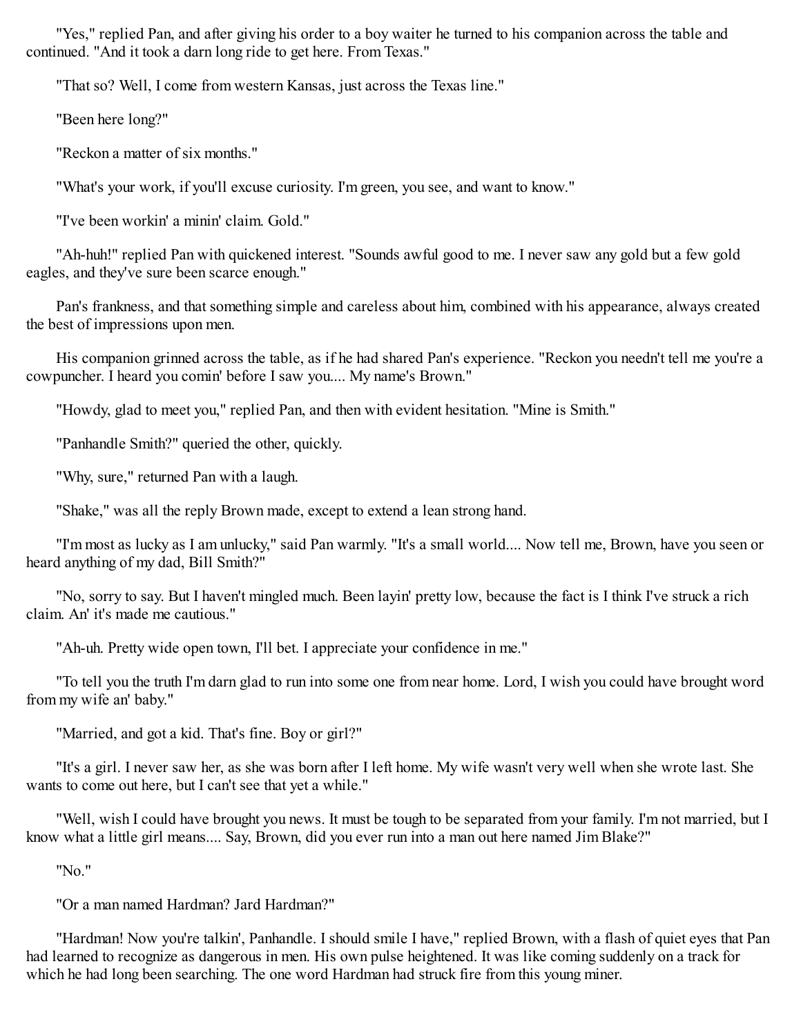"Yes," replied Pan, and after giving his order to a boy waiter he turned to his companion across the table and continued. "And it took a darn long ride to get here. From Texas."

"That so? Well, I come from western Kansas, just across the Texas line."

"Been here long?"

"Reckon a matter of six months."

"What's your work, if you'll excuse curiosity. I'm green, you see, and want to know."

"I've been workin' a minin' claim. Gold."

"Ah-huh!" replied Pan with quickened interest. "Sounds awful good to me. I never saw any gold but a few gold eagles, and they've sure been scarce enough."

Pan's frankness, and that something simple and careless about him, combined with his appearance, always created the best of impressions upon men.

His companion grinned across the table, as if he had shared Pan's experience. "Reckon you needn't tell me you're a cowpuncher. I heard you comin' before I saw you.... My name's Brown."

"Howdy, glad to meet you," replied Pan, and then with evident hesitation. "Mine is Smith."

"Panhandle Smith?" queried the other, quickly.

"Why, sure," returned Pan with a laugh.

"Shake," was all the reply Brown made, except to extend a lean strong hand.

"I'm most as lucky as I am unlucky," said Pan warmly. "It's a small world.... Now tell me, Brown, have you seen or heard anything of my dad, Bill Smith?"

"No, sorry to say. But I haven't mingled much. Been layin' pretty low, because the fact is I think I've struck a rich claim. An' it's made me cautious."

"Ah-uh. Pretty wide open town, I'll bet. I appreciate your confidence in me."

"To tell you the truth I'm darn glad to run into some one from near home. Lord, I wish you could have brought word from my wife an' baby."

"Married, and got a kid. That's fine. Boy or girl?"

"It's a girl. I never saw her, as she was born after I left home. My wife wasn't very well when she wrote last. She wants to come out here, but I can't see that yet a while."

"Well, wish I could have brought you news. It must be tough to be separated from your family. I'm not married, but I know what a little girl means.... Say, Brown, did you ever run into a man out here named Jim Blake?"

"No."

"Or a man named Hardman? Jard Hardman?"

"Hardman! Now you're talkin', Panhandle. I should smile I have," replied Brown, with a flash of quiet eyes that Pan had learned to recognize as dangerous in men. His own pulse heightened. It was like coming suddenly on a track for which he had long been searching. The one word Hardman had struck fire from this young miner.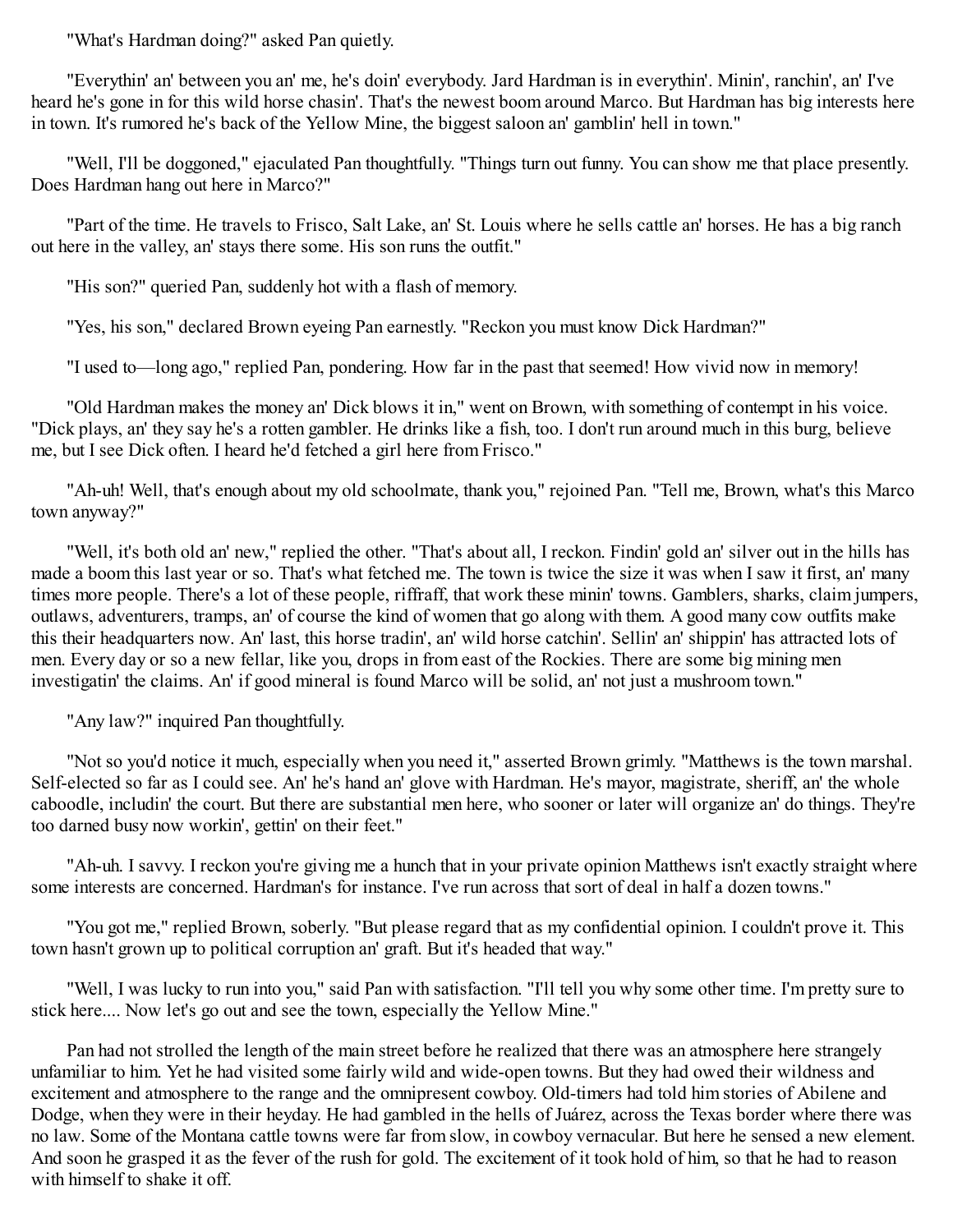"What's Hardman doing?" asked Pan quietly.

"Everythin' an' between you an' me, he's doin' everybody. Jard Hardman is in everythin'. Minin', ranchin', an' I've heard he's gone in for this wild horse chasin'. That's the newest boom around Marco. But Hardman has big interests here in town. It's rumored he's back of the Yellow Mine, the biggest saloon an' gamblin' hell in town."

"Well, I'll be doggoned," ejaculated Pan thoughtfully. "Things turn out funny. You can show me that place presently. Does Hardman hang out here in Marco?"

"Part of the time. He travels to Frisco, Salt Lake, an' St. Louis where he sells cattle an' horses. He has a big ranch out here in the valley, an' stays there some. His son runs the outfit."

"His son?" queried Pan, suddenly hot with a flash of memory.

"Yes, his son," declared Brown eyeing Pan earnestly. "Reckon you must know Dick Hardman?"

"I used to—long ago," replied Pan, pondering. How far in the past that seemed! How vivid now in memory!

"Old Hardman makes the money an' Dick blows it in," went on Brown, with something of contempt in his voice. "Dick plays, an' they say he's a rotten gambler. He drinks like a fish, too. I don't run around much in this burg, believe me, but I see Dick often. I heard he'd fetched a girl here from Frisco."

"Ah-uh! Well, that's enough about my old schoolmate, thank you," rejoined Pan. "Tell me, Brown, what's this Marco town anyway?"

"Well, it's both old an' new," replied the other. "That's about all, I reckon. Findin' gold an' silver out in the hills has made a boom this last year or so. That's what fetched me. The town is twice the size it was when I saw it first, an' many times more people. There's a lot of these people, riffraff, that work these minin' towns. Gamblers, sharks, claim jumpers, outlaws, adventurers, tramps, an' of course the kind of women that go along with them. A good many cow outfits make this their headquarters now. An' last, this horse tradin', an' wild horse catchin'. Sellin' an' shippin' has attracted lots of men. Every day or so a new fellar, like you, drops in from east of the Rockies. There are some big mining men investigatin' the claims. An' if good mineral is found Marco will be solid, an' not just a mushroom town."

"Any law?" inquired Pan thoughtfully.

"Not so you'd notice it much, especially when you need it," asserted Brown grimly. "Matthews is the town marshal. Self-elected so far as I could see. An' he's hand an' glove with Hardman. He's mayor, magistrate, sheriff, an' the whole caboodle, includin' the court. But there are substantial men here, who sooner or later will organize an' do things. They're too darned busy now workin', gettin' on their feet."

"Ah-uh. I savvy. I reckon you're giving me a hunch that in your private opinion Matthews isn't exactly straight where some interests are concerned. Hardman's for instance. I've run across that sort of deal in half a dozen towns."

"You got me," replied Brown, soberly. "But please regard that as my confidential opinion. I couldn't prove it. This town hasn't grown up to political corruption an' graft. But it's headed that way."

"Well, I was lucky to run into you," said Pan with satisfaction. "I'll tell you why some other time. I'm pretty sure to stick here.... Now let's go out and see the town, especially the Yellow Mine."

Pan had not strolled the length of the main street before he realized that there was an atmosphere here strangely unfamiliar to him. Yet he had visited some fairly wild and wide-open towns. But they had owed their wildness and excitement and atmosphere to the range and the omnipresent cowboy. Old-timers had told him stories of Abilene and Dodge, when they were in their heyday. He had gambled in the hells of Juárez, across the Texas border where there was no law. Some of the Montana cattle towns were far from slow, in cowboy vernacular. But here he sensed a new element. And soon he grasped it as the fever of the rush for gold. The excitement of it took hold of him, so that he had to reason with himself to shake it off.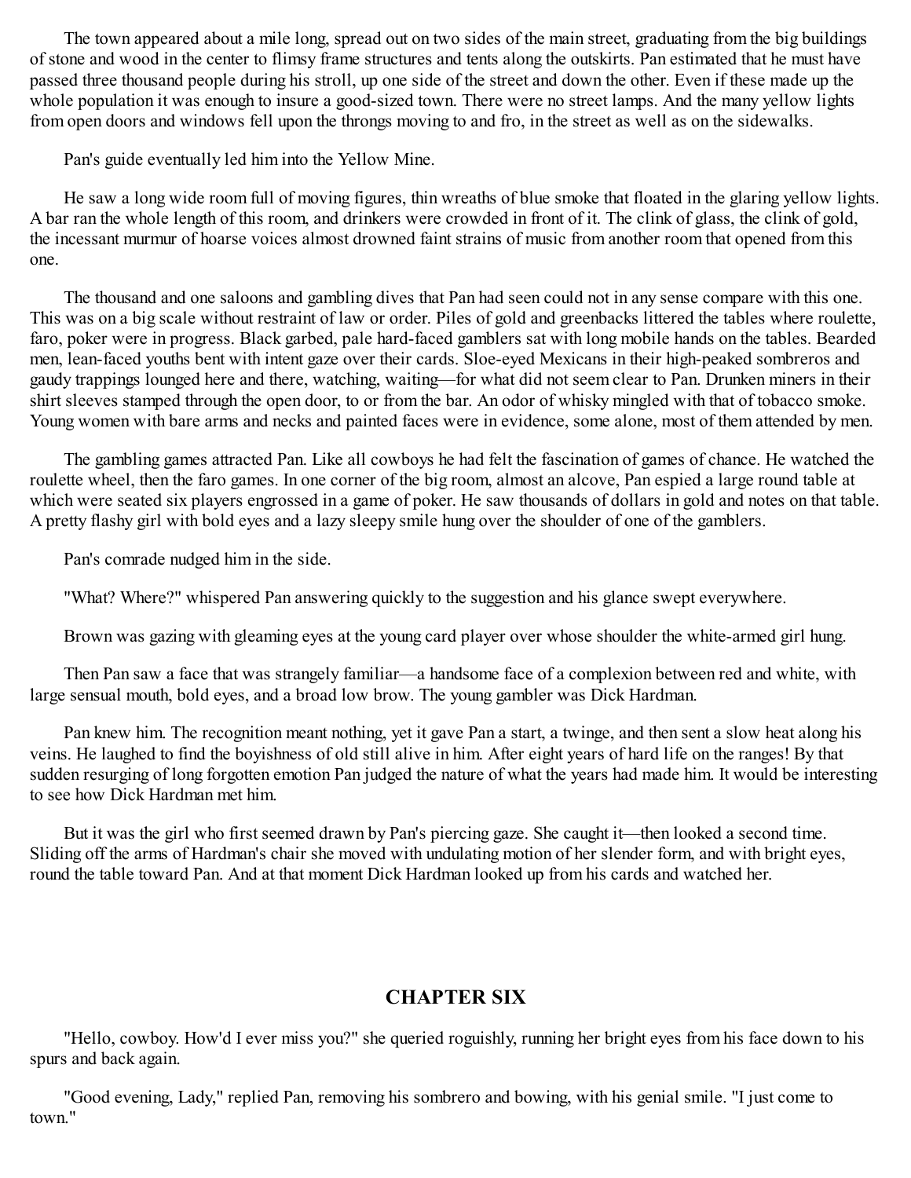The town appeared about a mile long, spread out on two sides of the main street, graduating from the big buildings of stone and wood in the center to flimsy frame structures and tents along the outskirts. Pan estimated that he must have passed three thousand people during his stroll, up one side of the street and down the other. Even if these made up the whole population it was enough to insure a good-sized town. There were no street lamps. And the many yellow lights from open doors and windows fell upon the throngs moving to and fro, in the street as well as on the sidewalks.

Pan's guide eventually led him into the Yellow Mine.

He saw a long wide room full of moving figures, thin wreaths of blue smoke that floated in the glaring yellow lights. A bar ran the whole length of this room, and drinkers were crowded in front of it. The clink of glass, the clink of gold, the incessant murmur of hoarse voices almost drowned faint strains of music from another room that opened from this one.

The thousand and one saloons and gambling dives that Pan had seen could not in any sense compare with this one. This was on a big scale without restraint of law or order. Piles of gold and greenbacks littered the tables where roulette, faro, poker were in progress. Black garbed, pale hard-faced gamblers sat with long mobile hands on the tables. Bearded men, lean-faced youths bent with intent gaze over their cards. Sloe-eyed Mexicans in their high-peaked sombreros and gaudy trappings lounged here and there, watching, waiting—for what did not seem clear to Pan. Drunken miners in their shirt sleeves stamped through the open door, to or from the bar. An odor of whisky mingled with that of tobacco smoke. Young women with bare arms and necks and painted faces were in evidence, some alone, most of them attended by men.

The gambling games attracted Pan. Like all cowboys he had felt the fascination of games of chance. He watched the roulette wheel, then the faro games. In one corner of the big room, almost an alcove, Pan espied a large round table at which were seated six players engrossed in a game of poker. He saw thousands of dollars in gold and notes on that table. A pretty flashy girl with bold eyes and a lazy sleepy smile hung over the shoulder of one of the gamblers.

Pan's comrade nudged him in the side.

"What? Where?" whispered Pan answering quickly to the suggestion and his glance swept everywhere.

Brown was gazing with gleaming eyes at the young card player over whose shoulder the white-armed girl hung.

Then Pan saw a face that was strangely familiar—a handsome face of a complexion between red and white, with large sensual mouth, bold eyes, and a broad low brow. The young gambler was Dick Hardman.

Pan knew him. The recognition meant nothing, yet it gave Pan a start, a twinge, and then sent a slow heat along his veins. He laughed to find the boyishness of old still alive in him. After eight years of hard life on the ranges! By that sudden resurging of long forgotten emotion Pan judged the nature of what the years had made him. It would be interesting to see how Dick Hardman met him.

But it was the girl who first seemed drawn by Pan's piercing gaze. She caught it—then looked a second time. Sliding off the arms of Hardman's chair she moved with undulating motion of her slender form, and with bright eyes, round the table toward Pan. And at that moment Dick Hardman looked up from his cards and watched her.

## CHAPTER SIX

"Hello, cowboy. How'd I ever miss you?" she queried roguishly, running her bright eyes from his face down to his spurs and back again.

"Good evening, Lady," replied Pan, removing his sombrero and bowing, with his genial smile. "I just come to town."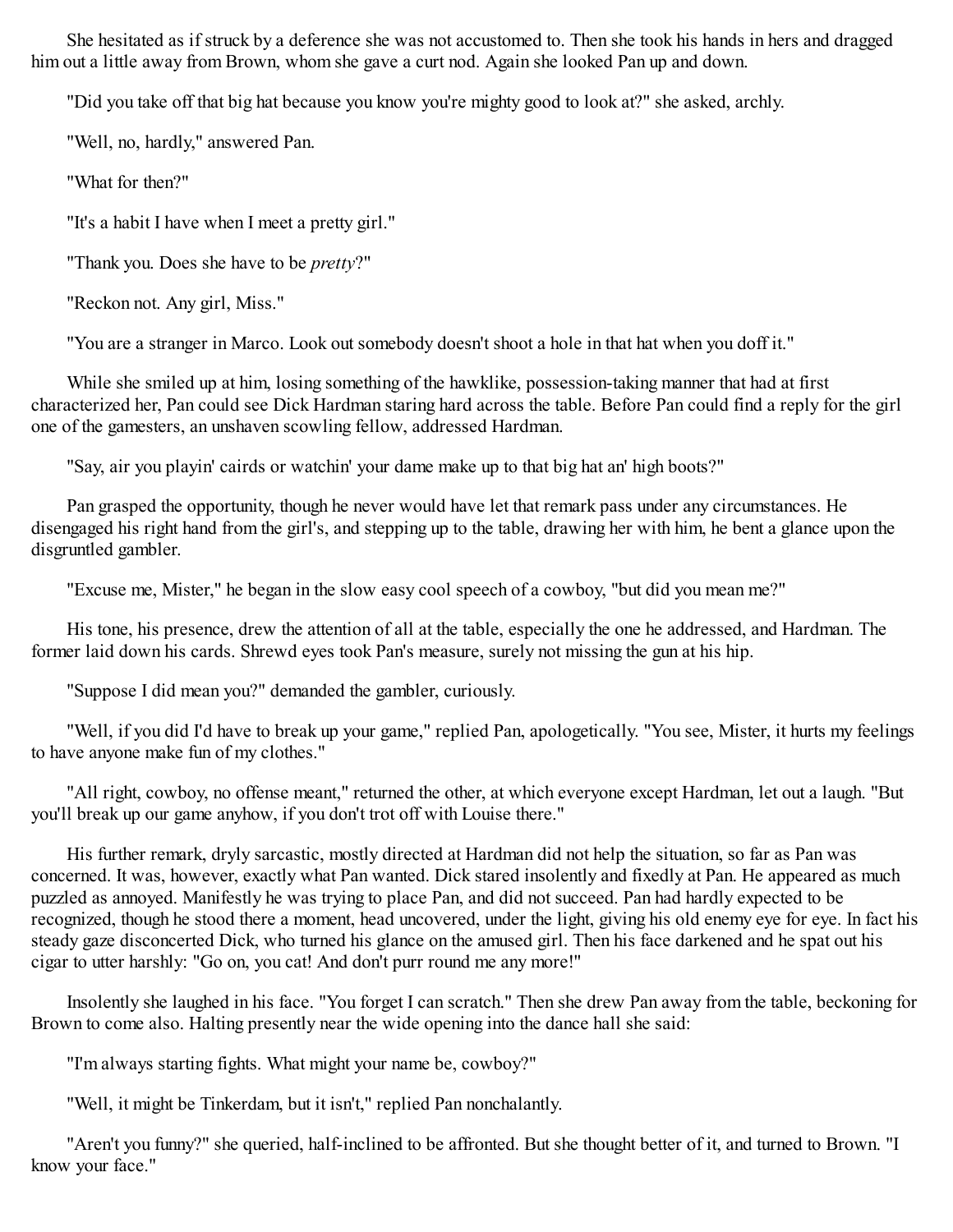She hesitated as if struck by a deference she was not accustomed to. Then she took his hands in hers and dragged him out a little away from Brown, whom she gave a curt nod. Again she looked Pan up and down.

"Did you take off that big hat because you know you're mighty good to look at?" she asked, archly.

"Well, no, hardly," answered Pan.

"What for then?"

"It's a habit I have when I meet a pretty girl."

"Thank you. Does she have to be *pretty*?"

"Reckon not. Any girl, Miss."

"You are a stranger in Marco. Look out somebody doesn't shoot a hole in that hat when you doff it."

While she smiled up at him, losing something of the hawklike, possession-taking manner that had at first characterized her, Pan could see Dick Hardman staring hard across the table. Before Pan could find a reply for the girl one of the gamesters, an unshaven scowling fellow, addressed Hardman.

"Say, air you playin' cairds or watchin' your dame make up to that big hat an' high boots?"

Pan grasped the opportunity, though he never would have let that remark pass under any circumstances. He disengaged his right hand from the girl's, and stepping up to the table, drawing her with him, he bent a glance upon the disgruntled gambler.

"Excuse me, Mister," he began in the slow easy cool speech of a cowboy, "but did you mean me?"

His tone, his presence, drew the attention of all at the table, especially the one he addressed, and Hardman. The former laid down his cards. Shrewd eyes took Pan's measure, surely not missing the gun at his hip.

"Suppose I did mean you?" demanded the gambler, curiously.

"Well, if you did I'd have to break up your game," replied Pan, apologetically. "You see, Mister, it hurts my feelings to have anyone make fun of my clothes."

"All right, cowboy, no offense meant," returned the other, at which everyone except Hardman, let out a laugh. "But you'll break up our game anyhow, if you don't trot off with Louise there."

His further remark, dryly sarcastic, mostly directed at Hardman did not help the situation, so far as Pan was concerned. It was, however, exactly what Pan wanted. Dick stared insolently and fixedly at Pan. He appeared as much puzzled as annoyed. Manifestly he was trying to place Pan, and did not succeed. Pan had hardly expected to be recognized, though he stood there a moment, head uncovered, under the light, giving his old enemy eye for eye. In fact his steady gaze disconcerted Dick, who turned his glance on the amused girl. Then his face darkened and he spat out his cigar to utter harshly: "Go on, you cat! And don't purr round me any more!"

Insolently she laughed in his face. "You forget I can scratch." Then she drew Pan away from the table, beckoning for Brown to come also. Halting presently near the wide opening into the dance hall she said:

"I'm always starting fights. What might your name be, cowboy?"

"Well, it might be Tinkerdam, but it isn't," replied Pan nonchalantly.

"Aren't you funny?" she queried, half-inclined to be affronted. But she thought better of it, and turned to Brown. "I know your face."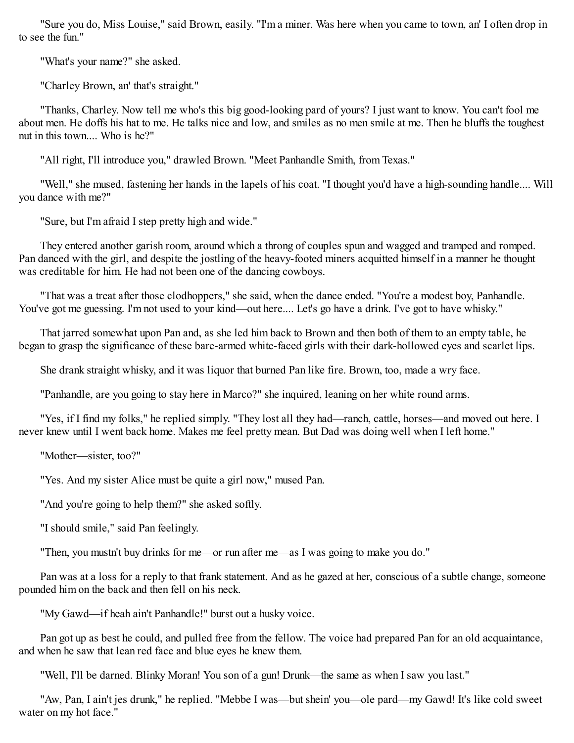"Sure you do, Miss Louise," said Brown, easily. "I'm a miner. Was here when you came to town, an' I often drop in to see the fun."

"What's your name?" she asked.

"Charley Brown, an' that's straight."

"Thanks, Charley. Now tell me who's this big good-looking pard of yours? I just want to know. You can't fool me about men. He doffs his hat to me. He talks nice and low, and smiles as no men smile at me. Then he bluffs the toughest nut in this town.... Who is he?"

"All right, I'll introduce you," drawled Brown. "Meet Panhandle Smith, from Texas."

"Well," she mused, fastening her hands in the lapels of his coat. "I thought you'd have a high-sounding handle.... Will you dance with me?"

"Sure, but I'm afraid I step pretty high and wide."

They entered another garish room, around which a throng of couples spun and wagged and tramped and romped. Pan danced with the girl, and despite the jostling of the heavy-footed miners acquitted himself in a manner he thought was creditable for him. He had not been one of the dancing cowboys.

"That was a treat after those clodhoppers," she said, when the dance ended. "You're a modest boy, Panhandle. You've got me guessing. I'm not used to your kind—out here.... Let's go have a drink. I've got to have whisky."

That jarred somewhat upon Pan and, as she led him back to Brown and then both of them to an empty table, he began to grasp the significance of these bare-armed white-faced girls with their dark-hollowed eyes and scarlet lips.

She drank straight whisky, and it was liquor that burned Pan like fire. Brown, too, made a wry face.

"Panhandle, are you going to stay here in Marco?" she inquired, leaning on her white round arms.

"Yes, if I find my folks," he replied simply. "They lost all they had—ranch, cattle, horses—and moved out here. I never knew until I went back home. Makes me feel pretty mean. But Dad was doing well when I left home."

"Mother—sister, too?"

"Yes. And my sister Alice must be quite a girl now," mused Pan.

"And you're going to help them?" she asked softly.

"I should smile," said Pan feelingly.

"Then, you mustn't buy drinks for me—or run after me—as I was going to make you do."

Pan was at a loss for a reply to that frank statement. And as he gazed at her, conscious of a subtle change, someone pounded him on the back and then fell on his neck.

"My Gawd—if heah ain't Panhandle!" burst out a husky voice.

Pan got up as best he could, and pulled free from the fellow. The voice had prepared Pan for an old acquaintance, and when he saw that lean red face and blue eyes he knew them.

"Well, I'll be darned. Blinky Moran! You son of a gun! Drunk—the same as when I saw you last."

"Aw, Pan, I ain't jes drunk," he replied. "Mebbe I was—but shein' you—ole pard—my Gawd! It's like cold sweet water on my hot face."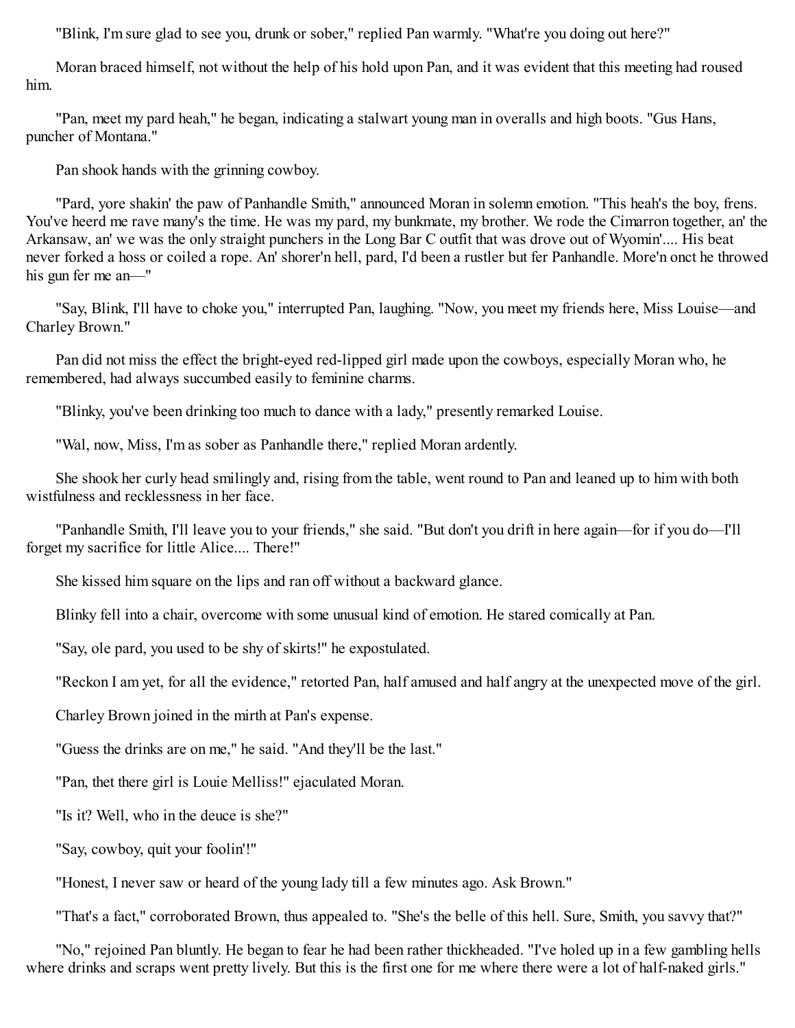"Blink, I'm sure glad to see you, drunk or sober," replied Pan warmly. "What're you doing out here?"

Moran braced himself, not without the help of his hold upon Pan, and it was evident that this meeting had roused him.

"Pan, meet my pard heah," he began, indicating a stalwart young man in overalls and high boots. "Gus Hans, puncher of Montana."

Pan shook hands with the grinning cowboy.

"Pard, yore shakin' the paw of Panhandle Smith," announced Moran in solemn emotion. "This heah's the boy, frens. You've heerd me rave many's the time. He was my pard, my bunkmate, my brother. We rode the Cimarron together, an' the Arkansaw, an' we was the only straight punchers in the Long Bar C outfit that was drove out of Wyomin'.... His beat never forked a hoss or coiled a rope. An' shorer'n hell, pard, I'd been a rustler but fer Panhandle. More'n onct he throwed his gun fer me an—"

"Say, Blink, I'll have to choke you," interrupted Pan, laughing. "Now, you meet my friends here, Miss Louise—and Charley Brown."

Pan did not miss the effect the bright-eyed red-lipped girl made upon the cowboys, especially Moran who, he remembered, had always succumbed easily to feminine charms.

"Blinky, you've been drinking too much to dance with a lady," presently remarked Louise.

"Wal, now, Miss, I'm as sober as Panhandle there," replied Moran ardently.

She shook her curly head smilingly and, rising from the table, went round to Pan and leaned up to him with both wistfulness and recklessness in her face.

"Panhandle Smith, I'll leave you to your friends," she said. "But don't you drift in here again—for if you do—I'll forget my sacrifice for little Alice.... There!"

She kissed him square on the lips and ran off without a backward glance.

Blinky fell into a chair, overcome with some unusual kind of emotion. He stared comically at Pan.

"Say, ole pard, you used to be shy of skirts!" he expostulated.

"Reckon I am yet, for all the evidence," retorted Pan, half amused and half angry at the unexpected move of the girl.

Charley Brown joined in the mirth at Pan's expense.

"Guess the drinks are on me," he said. "And they'll be the last."

"Pan, thet there girl is Louie Melliss!" ejaculated Moran.

"Is it? Well, who in the deuce is she?"

"Say, cowboy, quit your foolin'!"

"Honest, I never saw or heard of the young lady till a few minutes ago. Ask Brown."

"That's a fact," corroborated Brown, thus appealed to. "She's the belle of this hell. Sure, Smith, you savvy that?"

"No," rejoined Pan bluntly. He began to fear he had been rather thickheaded. "I've holed up in a few gambling hells where drinks and scraps went pretty lively. But this is the first one for me where there were a lot of half-naked girls."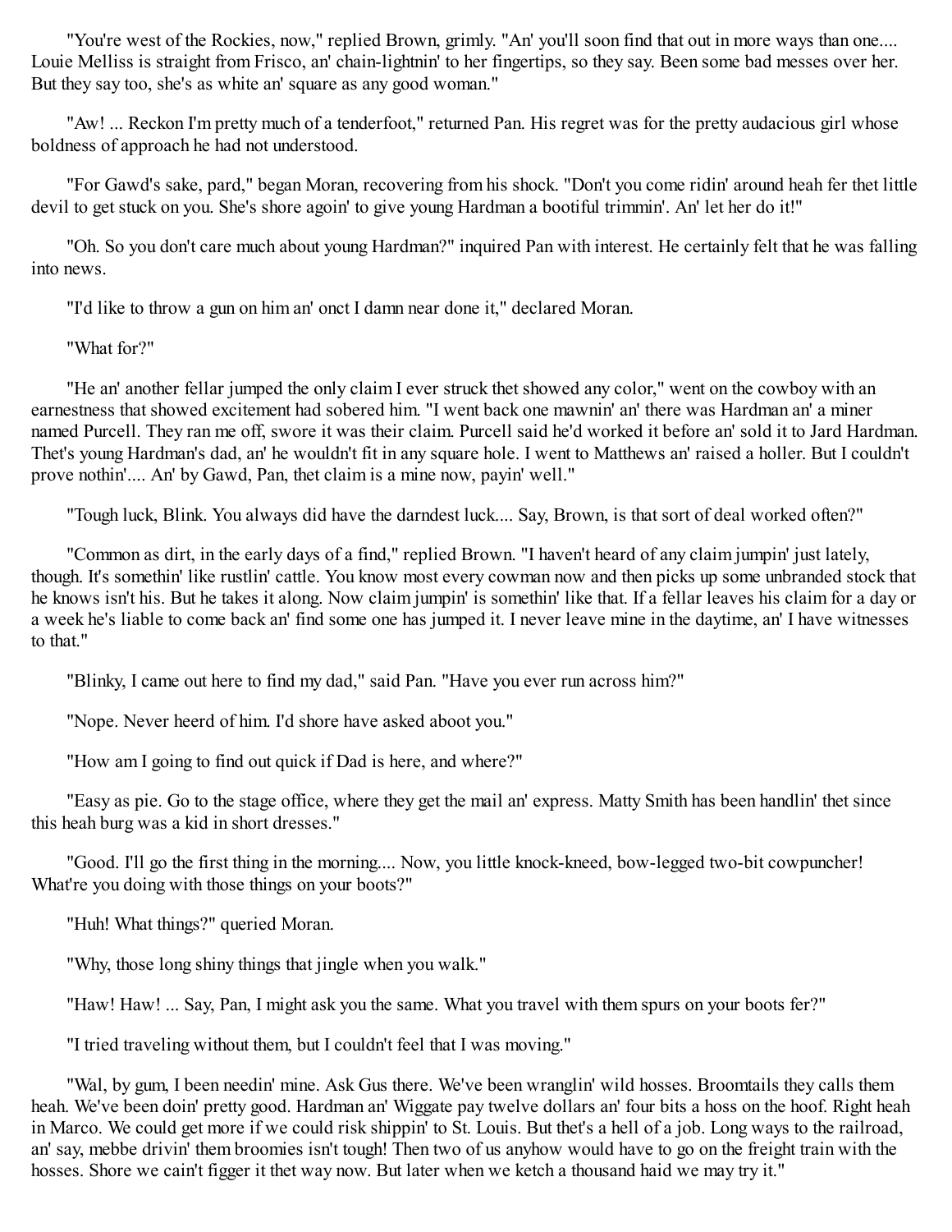"You're west of the Rockies, now," replied Brown, grimly. "An' you'll soon find that out in more ways than one.... Louie Melliss is straight from Frisco, an' chain-lightnin' to her fingertips, so they say. Been some bad messes over her. But they say too, she's as white an' square as any good woman."

"Aw! ... Reckon I'm pretty much of a tenderfoot," returned Pan. His regret was for the pretty audacious girl whose boldness of approach he had not understood.

"For Gawd's sake, pard," began Moran, recovering from his shock. "Don't you come ridin' around heah fer thet little devil to get stuck on you. She's shore agoin' to give young Hardman a bootiful trimmin'. An' let her do it!"

"Oh. So you don't care much about young Hardman?" inquired Pan with interest. He certainly felt that he was falling into news.

"I'd like to throw a gun on him an' onct I damn near done it," declared Moran.

"What for?"

"He an' another fellar jumped the only claim I ever struck thet showed any color," went on the cowboy with an earnestness that showed excitement had sobered him. "I went back one mawnin' an' there was Hardman an' a miner named Purcell. They ran me off, swore it was their claim. Purcell said he'd worked it before an' sold it to Jard Hardman. Thet's young Hardman's dad, an' he wouldn't fit in any square hole. I went to Matthews an' raised a holler. But I couldn't prove nothin'.... An' by Gawd, Pan, thet claim is a mine now, payin' well."

"Tough luck, Blink. You always did have the darndest luck.... Say, Brown, is that sort of deal worked often?"

"Common as dirt, in the early days of a find," replied Brown. "I haven't heard of any claim jumpin' just lately, though. It's somethin' like rustlin' cattle. You know most every cowman now and then picks up some unbranded stock that he knows isn't his. But he takes it along. Now claim jumpin' is somethin' like that. If a fellar leaves his claim for a day or a week he's liable to come back an' find some one has jumped it. I never leave mine in the daytime, an' I have witnesses to that."

"Blinky, I came out here to find my dad," said Pan. "Have you ever run across him?"

"Nope. Never heerd of him. I'd shore have asked aboot you."

"How am I going to find out quick if Dad is here, and where?"

"Easy as pie. Go to the stage office, where they get the mail an' express. Matty Smith has been handlin' thet since this heah burg was a kid in short dresses."

"Good. I'll go the first thing in the morning.... Now, you little knock-kneed, bow-legged two-bit cowpuncher! What're you doing with those things on your boots?"

"Huh! What things?" queried Moran.

"Why, those long shiny things that jingle when you walk."

"Haw! Haw! ... Say, Pan, I might ask you the same. What you travel with them spurs on your boots fer?"

"I tried traveling without them, but I couldn't feel that I was moving."

"Wal, by gum, I been needin' mine. Ask Gus there. We've been wranglin' wild hosses. Broomtails they calls them heah. We've been doin' pretty good. Hardman an' Wiggate pay twelve dollars an' four bits a hoss on the hoof. Right heah in Marco. We could get more if we could risk shippin' to St. Louis. But thet's a hell of a job. Long ways to the railroad, an' say, mebbe drivin' them broomies isn't tough! Then two of us anyhow would have to go on the freight train with the hosses. Shore we cain't figger it thet way now. But later when we ketch a thousand haid we may try it."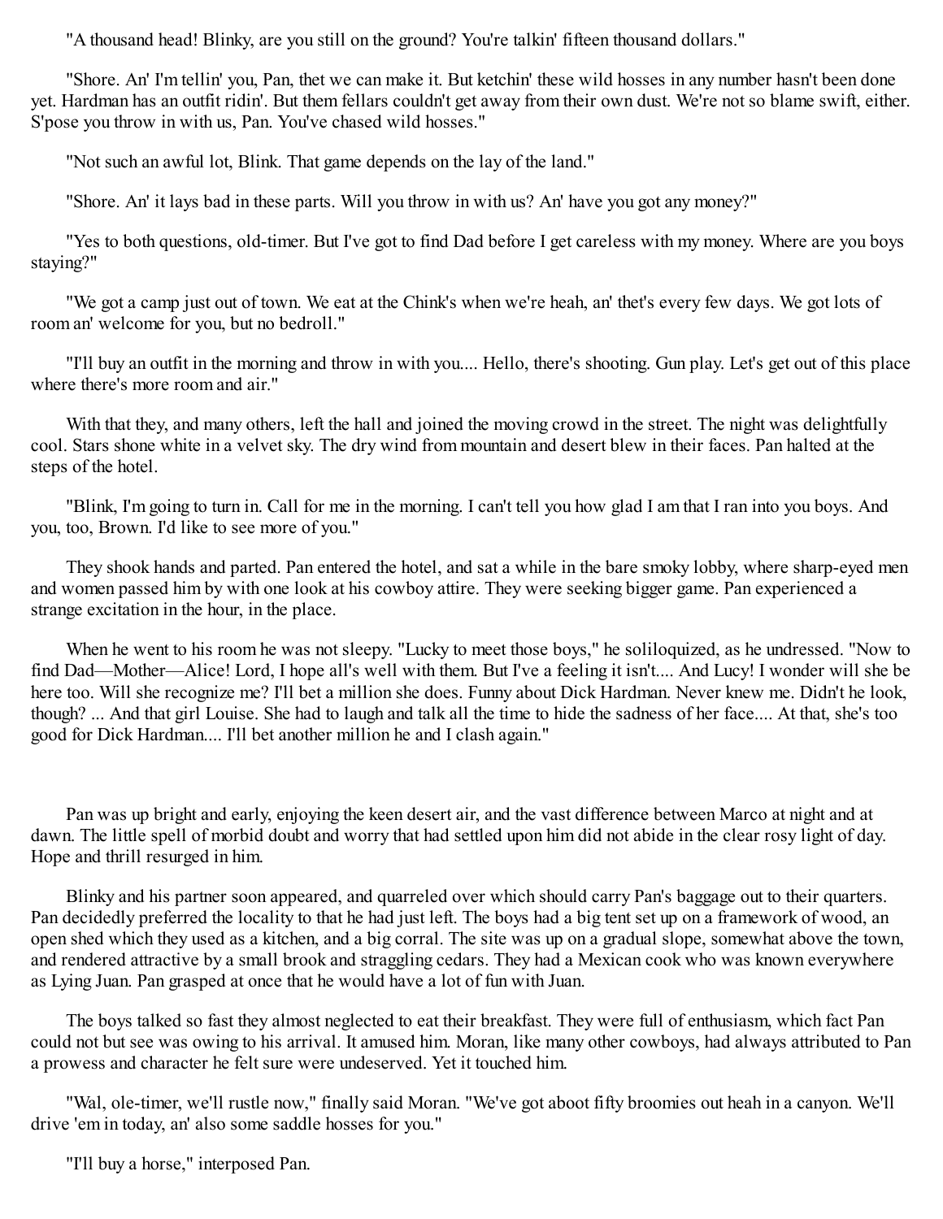"A thousand head! Blinky, are you still on the ground? You're talkin' fifteen thousand dollars."

"Shore. An' I'm tellin' you, Pan, thet we can make it. But ketchin' these wild hosses in any number hasn't been done yet. Hardman has an outfit ridin'. But them fellars couldn't get away from their own dust. We're not so blame swift, either. S'pose you throw in with us, Pan. You've chased wild hosses."

"Not such an awful lot, Blink. That game depends on the lay of the land."

"Shore. An' it lays bad in these parts. Will you throw in with us? An' have you got any money?"

"Yes to both questions, old-timer. But I've got to find Dad before I get careless with my money. Where are you boys staying?"

"We got a camp just out of town. We eat at the Chink's when we're heah, an' thet's every few days. We got lots of room an' welcome for you, but no bedroll."

"I'll buy an outfit in the morning and throw in with you.... Hello, there's shooting. Gun play. Let's get out of this place where there's more room and air."

With that they, and many others, left the hall and joined the moving crowd in the street. The night was delightfully cool. Stars shone white in a velvet sky. The dry wind from mountain and desert blew in their faces. Pan halted at the steps of the hotel.

"Blink, I'm going to turn in. Call for me in the morning. I can't tell you how glad I am that I ran into you boys. And you, too, Brown. I'd like to see more of you."

They shook hands and parted. Pan entered the hotel, and sat a while in the bare smoky lobby, where sharp-eyed men and women passed him by with one look at his cowboy attire. They were seeking bigger game. Pan experienced a strange excitation in the hour, in the place.

When he went to his room he was not sleepy. "Lucky to meet those boys," he soliloquized, as he undressed. "Now to find Dad—Mother—Alice! Lord, I hope all's well with them. But I've a feeling it isn't.... And Lucy! I wonder will she be here too. Will she recognize me? I'll bet a million she does. Funny about Dick Hardman. Never knew me. Didn't he look, though? ... And that girl Louise. She had to laugh and talk all the time to hide the sadness of her face.... At that, she's too good for Dick Hardman.... I'll bet another million he and I clash again."

Pan was up bright and early, enjoying the keen desert air, and the vast difference between Marco at night and at dawn. The little spell of morbid doubt and worry that had settled upon him did not abide in the clear rosy light of day. Hope and thrill resurged in him.

Blinky and his partner soon appeared, and quarreled over which should carry Pan's baggage out to their quarters. Pan decidedly preferred the locality to that he had just left. The boys had a big tent set up on a framework of wood, an open shed which they used as a kitchen, and a big corral. The site was up on a gradual slope, somewhat above the town, and rendered attractive by a small brook and straggling cedars. They had a Mexican cook who was known everywhere as Lying Juan. Pan grasped at once that he would have a lot of fun with Juan.

The boys talked so fast they almost neglected to eat their breakfast. They were full of enthusiasm, which fact Pan could not but see was owing to his arrival. It amused him. Moran, like many other cowboys, had always attributed to Pan a prowess and character he felt sure were undeserved. Yet it touched him.

"Wal, ole-timer, we'll rustle now," finally said Moran. "We've got aboot fifty broomies out heah in a canyon. We'll drive 'em in today, an' also some saddle hosses for you."

"I'll buy a horse," interposed Pan.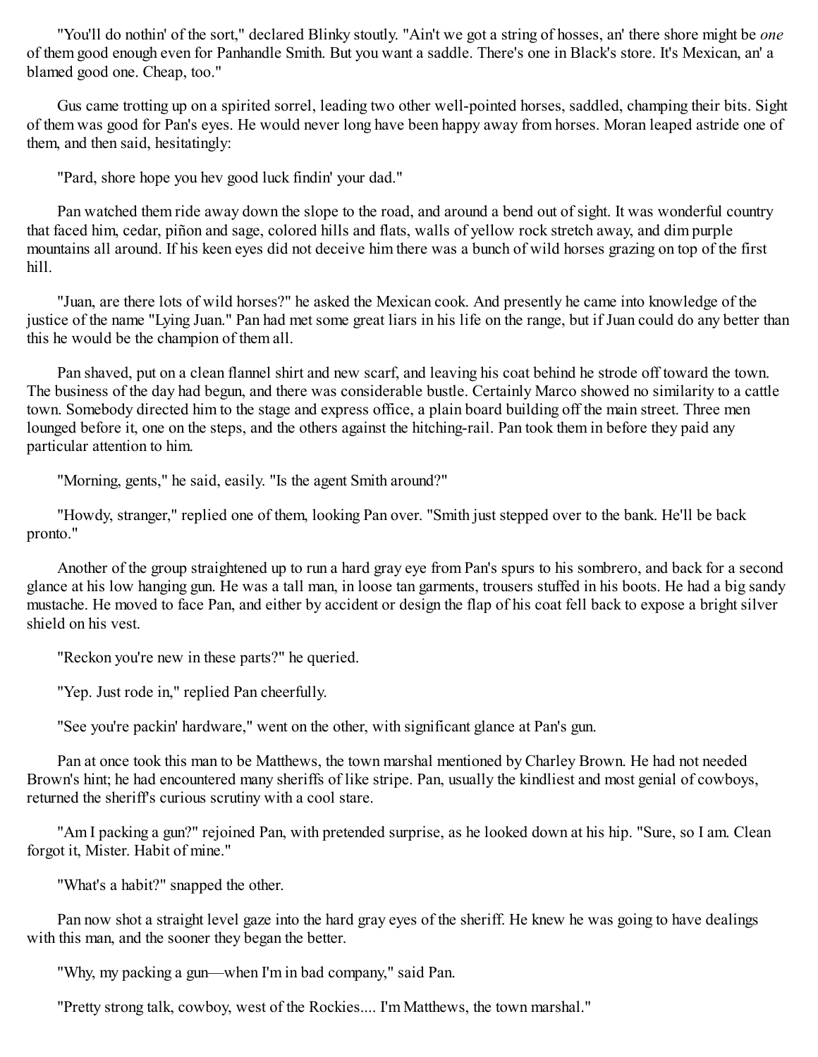"You'll do nothin' of the sort," declared Blinky stoutly. "Ain't we got a string of hosses, an' there shore might be *one* of them good enough even for Panhandle Smith. But you want a saddle. There's one in Black's store. It's Mexican, an' a blamed good one. Cheap, too."

Gus came trotting up on a spirited sorrel, leading two other well-pointed horses, saddled, champing their bits. Sight of them was good for Pan's eyes. He would never long have been happy away from horses. Moran leaped astride one of them, and then said, hesitatingly:

"Pard, shore hope you hev good luck findin' your dad."

Pan watched them ride away down the slope to the road, and around a bend out of sight. It was wonderful country that faced him, cedar, piñon and sage, colored hills and flats, walls of yellow rock stretch away, and dim purple mountains all around. If his keen eyes did not deceive him there was a bunch of wild horses grazing on top of the first hill.

"Juan, are there lots of wild horses?" he asked the Mexican cook. And presently he came into knowledge of the justice of the name "Lying Juan." Pan had met some great liars in his life on the range, but if Juan could do any better than this he would be the champion of them all.

Pan shaved, put on a clean flannel shirt and new scarf, and leaving his coat behind he strode off toward the town. The business of the day had begun, and there was considerable bustle. Certainly Marco showed no similarity to a cattle town. Somebody directed him to the stage and express office, a plain board building off the main street. Three men lounged before it, one on the steps, and the others against the hitching-rail. Pan took them in before they paid any particular attention to him.

"Morning, gents," he said, easily. "Is the agent Smith around?"

"Howdy, stranger," replied one of them, looking Pan over. "Smith just stepped over to the bank. He'll be back pronto."

Another of the group straightened up to run a hard gray eye from Pan's spurs to his sombrero, and back for a second glance at his low hanging gun. He was a tall man, in loose tan garments, trousers stuffed in his boots. He had a big sandy mustache. He moved to face Pan, and either by accident or design the flap of his coat fell back to expose a bright silver shield on his vest.

"Reckon you're new in these parts?" he queried.

"Yep. Just rode in," replied Pan cheerfully.

"See you're packin' hardware," went on the other, with significant glance at Pan's gun.

Pan at once took this man to be Matthews, the town marshal mentioned by Charley Brown. He had not needed Brown's hint; he had encountered many sheriffs of like stripe. Pan, usually the kindliest and most genial of cowboys, returned the sheriff's curious scrutiny with a cool stare.

"Am I packing a gun?" rejoined Pan, with pretended surprise, as he looked down at his hip. "Sure, so I am. Clean forgot it, Mister. Habit of mine."

"What's a habit?" snapped the other.

Pan now shot a straight level gaze into the hard gray eyes of the sheriff. He knew he was going to have dealings with this man, and the sooner they began the better.

"Why, my packing a gun—when I'm in bad company," said Pan.

"Pretty strong talk, cowboy, west of the Rockies.... I'm Matthews, the town marshal."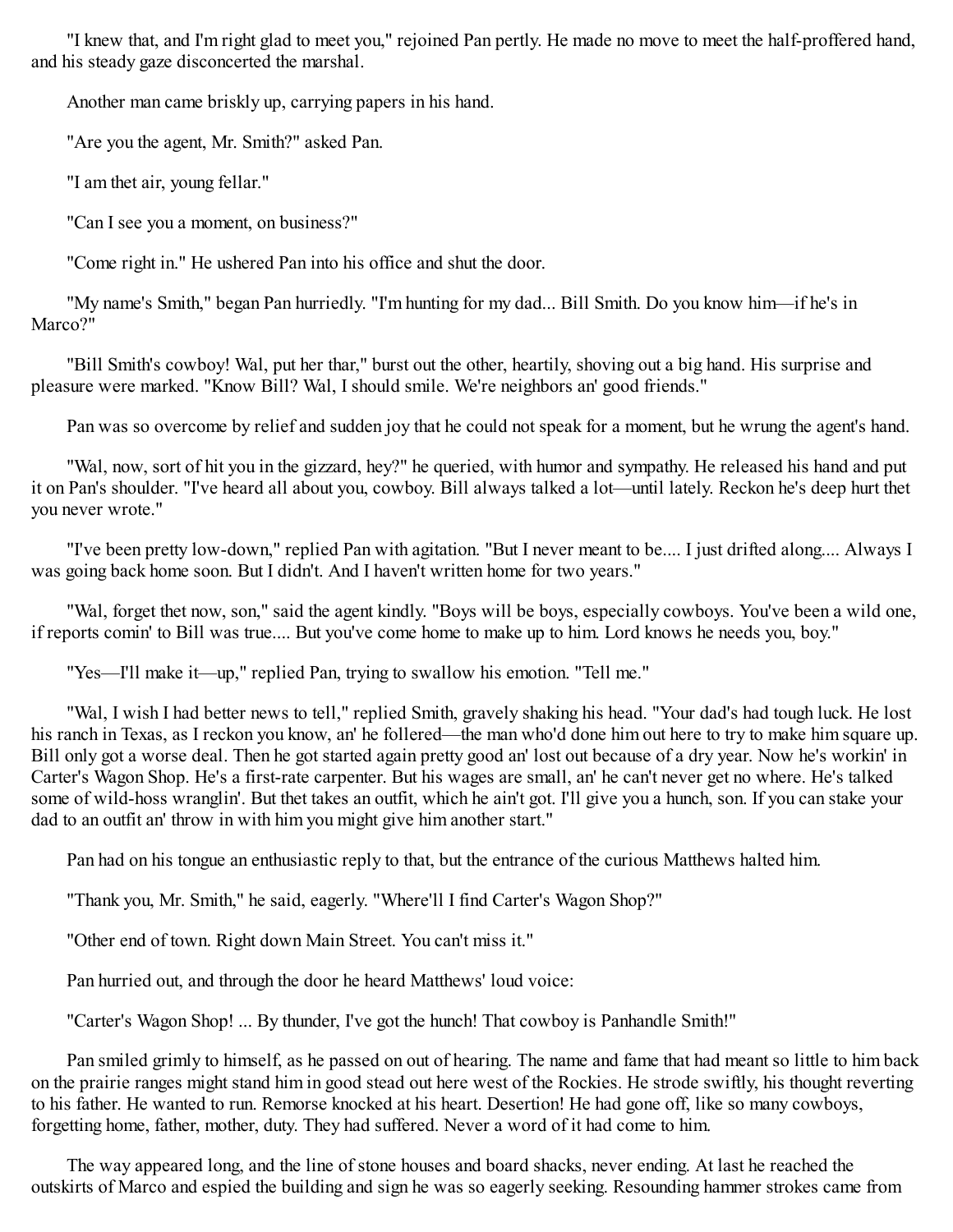"I knew that, and I'm right glad to meet you," rejoined Pan pertly. He made no move to meet the half-proffered hand, and his steady gaze disconcerted the marshal.

Another man came briskly up, carrying papers in his hand.

"Are you the agent, Mr. Smith?" asked Pan.

"I am thet air, young fellar."

"Can I see you a moment, on business?"

"Come right in." He ushered Pan into his office and shut the door.

"My name's Smith," began Pan hurriedly. "I'm hunting for my dad... Bill Smith. Do you know him—if he's in Marco?"

"Bill Smith's cowboy! Wal, put her thar," burst out the other, heartily, shoving out a big hand. His surprise and pleasure were marked. "Know Bill? Wal, I should smile. We're neighbors an' good friends."

Pan was so overcome by relief and sudden joy that he could not speak for a moment, but he wrung the agent's hand.

"Wal, now, sort of hit you in the gizzard, hey?" he queried, with humor and sympathy. He released his hand and put it on Pan's shoulder. "I've heard all about you, cowboy. Bill always talked a lot—until lately. Reckon he's deep hurt thet you never wrote."

"I've been pretty low-down," replied Pan with agitation. "But I never meant to be.... I just drifted along.... Always I was going back home soon. But I didn't. And I haven't written home for two years."

"Wal, forget thet now, son," said the agent kindly. "Boys will be boys, especially cowboys. You've been a wild one, if reports comin' to Bill was true.... But you've come home to make up to him. Lord knows he needs you, boy."

"Yes—I'll make it—up," replied Pan, trying to swallow his emotion. "Tell me."

"Wal, I wish I had better news to tell," replied Smith, gravely shaking his head. "Your dad's had tough luck. He lost his ranch in Texas, as I reckon you know, an' he follered—the man who'd done him out here to try to make him square up. Bill only got a worse deal. Then he got started again pretty good an' lost out because of a dry year. Now he's workin' in Carter's Wagon Shop. He's a first-rate carpenter. But his wages are small, an' he can't never get no where. He's talked some of wild-hoss wranglin'. But thet takes an outfit, which he ain't got. I'll give you a hunch, son. If you can stake your dad to an outfit an' throw in with him you might give him another start."

Pan had on his tongue an enthusiastic reply to that, but the entrance of the curious Matthews halted him.

"Thank you, Mr. Smith," he said, eagerly. "Where'll I find Carter's Wagon Shop?"

"Other end of town. Right down Main Street. You can't miss it."

Pan hurried out, and through the door he heard Matthews' loud voice:

"Carter's Wagon Shop! ... By thunder, I've got the hunch! That cowboy is Panhandle Smith!"

Pan smiled grimly to himself, as he passed on out of hearing. The name and fame that had meant so little to him back on the prairie ranges might stand him in good stead out here west of the Rockies. He strode swiftly, his thought reverting to his father. He wanted to run. Remorse knocked at his heart. Desertion! He had gone off, like so many cowboys, forgetting home, father, mother, duty. They had suffered. Never a word of it had come to him.

The way appeared long, and the line of stone houses and board shacks, never ending. At last he reached the outskirts of Marco and espied the building and sign he was so eagerly seeking. Resounding hammer strokes came from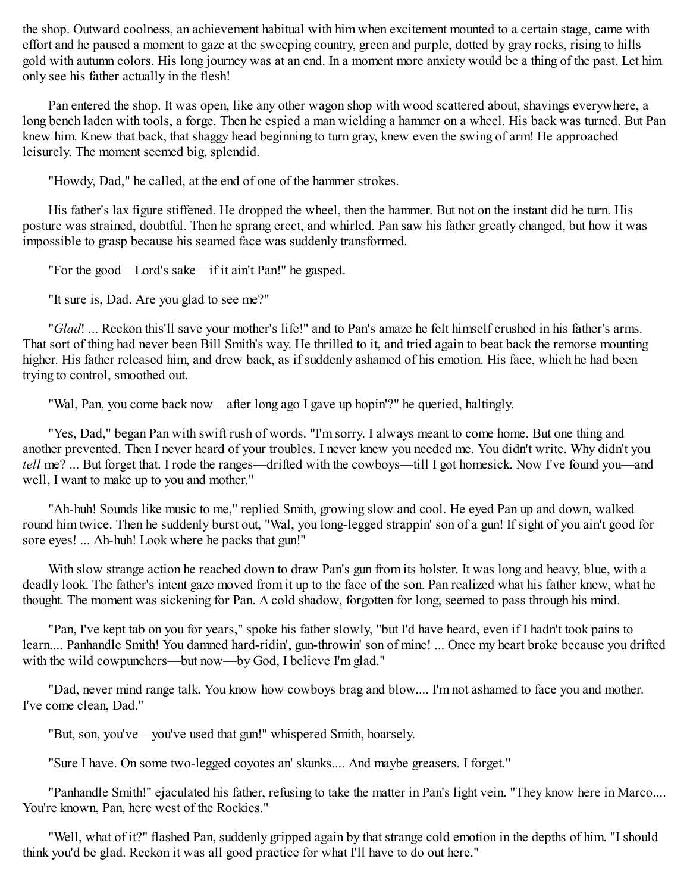the shop. Outward coolness, an achievement habitual with him when excitement mounted to a certain stage, came with effort and he paused a moment to gaze at the sweeping country, green and purple, dotted by gray rocks, rising to hills gold with autumn colors. His long journey was at an end. In a moment more anxiety would be a thing of the past. Let him only see his father actually in the flesh!

Pan entered the shop. It was open, like any other wagon shop with wood scattered about, shavings everywhere, a long bench laden with tools, a forge. Then he espied a man wielding a hammer on a wheel. His back was turned. But Pan knew him. Knew that back, that shaggy head beginning to turn gray, knew even the swing of arm! He approached leisurely. The moment seemed big, splendid.

"Howdy, Dad," he called, at the end of one of the hammer strokes.

His father's lax figure stiffened. He dropped the wheel, then the hammer. But not on the instant did he turn. His posture was strained, doubtful. Then he sprang erect, and whirled. Pan saw his father greatly changed, but how it was impossible to grasp because his seamed face was suddenly transformed.

"For the good—Lord's sake—if it ain't Pan!" he gasped.

"It sure is, Dad. Are you glad to see me?"

"*Glad*! ... Reckon this'll save your mother's life!" and to Pan's amaze he felt himself crushed in his father's arms. That sort of thing had never been Bill Smith's way. He thrilled to it, and tried again to beat back the remorse mounting higher. His father released him, and drew back, as if suddenly ashamed of his emotion. His face, which he had been trying to control, smoothed out.

"Wal, Pan, you come back now—after long ago I gave up hopin'?" he queried, haltingly.

"Yes, Dad," began Pan with swift rush of words. "I'm sorry. I always meant to come home. But one thing and another prevented. Then I never heard of your troubles. I never knew you needed me. You didn't write. Why didn't you *tell* me? ... But forget that. I rode the ranges—drifted with the cowboys—till I got homesick. Now I've found you—and well, I want to make up to you and mother."

"Ah-huh! Sounds like music to me," replied Smith, growing slow and cool. He eyed Pan up and down, walked round him twice. Then he suddenly burst out, "Wal, you long-legged strappin' son of a gun! If sight of you ain't good for sore eyes! ... Ah-huh! Look where he packs that gun!"

With slow strange action he reached down to draw Pan's gun from its holster. It was long and heavy, blue, with a deadly look. The father's intent gaze moved from it up to the face of the son. Pan realized what his father knew, what he thought. The moment was sickening for Pan. A cold shadow, forgotten for long, seemed to pass through his mind.

"Pan, I've kept tab on you for years," spoke his father slowly, "but I'd have heard, even if I hadn't took pains to learn.... Panhandle Smith! You damned hard-ridin', gun-throwin' son of mine! ... Once my heart broke because you drifted with the wild cowpunchers—but now—by God, I believe I'm glad."

"Dad, never mind range talk. You know how cowboys brag and blow.... I'm not ashamed to face you and mother. I've come clean, Dad."

"But, son, you've—you've used that gun!" whispered Smith, hoarsely.

"Sure I have. On some two-legged coyotes an' skunks.... And maybe greasers. I forget."

"Panhandle Smith!" ejaculated his father, refusing to take the matter in Pan's light vein. "They know here in Marco.... You're known, Pan, here west of the Rockies."

"Well, what of it?" flashed Pan, suddenly gripped again by that strange cold emotion in the depths of him. "I should think you'd be glad. Reckon it was all good practice for what I'll have to do out here."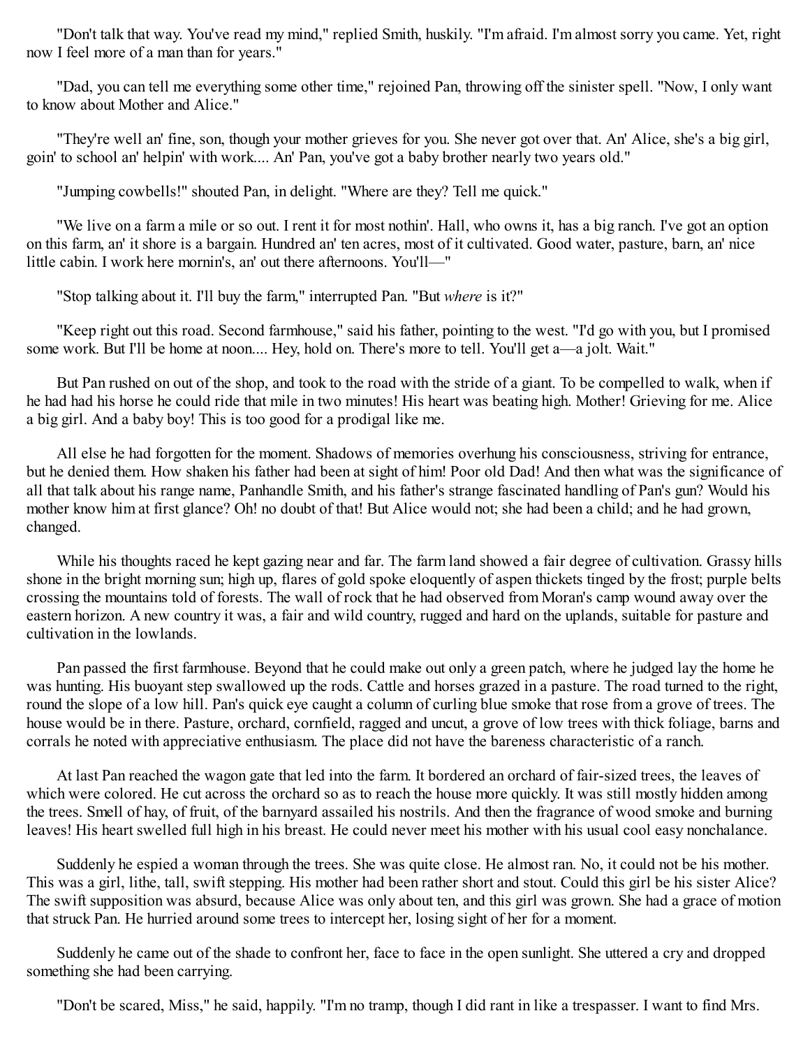"Don't talk that way. You've read my mind," replied Smith, huskily. "I'm afraid. I'm almost sorry you came. Yet, right now I feel more of a man than for years."

"Dad, you can tell me everything some other time," rejoined Pan, throwing off the sinister spell. "Now, I only want to know about Mother and Alice."

"They're well an' fine, son, though your mother grieves for you. She never got over that. An' Alice, she's a big girl, goin' to school an' helpin' with work.... An' Pan, you've got a baby brother nearly two years old."

"Jumping cowbells!" shouted Pan, in delight. "Where are they? Tell me quick."

"We live on a farm a mile or so out. I rent it for most nothin'. Hall, who owns it, has a big ranch. I've got an option on this farm, an' it shore is a bargain. Hundred an' ten acres, most of it cultivated. Good water, pasture, barn, an' nice little cabin. I work here mornin's, an' out there afternoons. You'll—"

"Stop talking about it. I'll buy the farm," interrupted Pan. "But *where* is it?"

"Keep right out this road. Second farmhouse," said his father, pointing to the west. "I'd go with you, but I promised some work. But I'll be home at noon.... Hey, hold on. There's more to tell. You'll get a—a jolt. Wait."

But Pan rushed on out of the shop, and took to the road with the stride of a giant. To be compelled to walk, when if he had had his horse he could ride that mile in two minutes! His heart was beating high. Mother! Grieving for me. Alice a big girl. And a baby boy! This is too good for a prodigal like me.

All else he had forgotten for the moment. Shadows of memories overhung his consciousness, striving for entrance, but he denied them. How shaken his father had been at sight of him! Poor old Dad! And then what was the significance of all that talk about his range name, Panhandle Smith, and his father's strange fascinated handling of Pan's gun? Would his mother know him at first glance? Oh! no doubt of that! But Alice would not; she had been a child; and he had grown, changed.

While his thoughts raced he kept gazing near and far. The farm land showed a fair degree of cultivation. Grassy hills shone in the bright morning sun; high up, flares of gold spoke eloquently of aspen thickets tinged by the frost; purple belts crossing the mountains told of forests. The wall of rock that he had observed from Moran's camp wound away over the eastern horizon. A new country it was, a fair and wild country, rugged and hard on the uplands, suitable for pasture and cultivation in the lowlands.

Pan passed the first farmhouse. Beyond that he could make out only a green patch, where he judged lay the home he was hunting. His buoyant step swallowed up the rods. Cattle and horses grazed in a pasture. The road turned to the right, round the slope of a low hill. Pan's quick eye caught a column of curling blue smoke that rose from a grove of trees. The house would be in there. Pasture, orchard, cornfield, ragged and uncut, a grove of low trees with thick foliage, barns and corrals he noted with appreciative enthusiasm. The place did not have the bareness characteristic of a ranch.

At last Pan reached the wagon gate that led into the farm. It bordered an orchard of fair-sized trees, the leaves of which were colored. He cut across the orchard so as to reach the house more quickly. It was still mostly hidden among the trees. Smell of hay, of fruit, of the barnyard assailed his nostrils. And then the fragrance of wood smoke and burning leaves! His heart swelled full high in his breast. He could never meet his mother with his usual cool easy nonchalance.

Suddenly he espied a woman through the trees. She was quite close. He almost ran. No, it could not be his mother. This was a girl, lithe, tall, swift stepping. His mother had been rather short and stout. Could this girl be his sister Alice? The swift supposition was absurd, because Alice was only about ten, and this girl was grown. She had a grace of motion that struck Pan. He hurried around some trees to intercept her, losing sight of her for a moment.

Suddenly he came out of the shade to confront her, face to face in the open sunlight. She uttered a cry and dropped something she had been carrying.

"Don't be scared, Miss," he said, happily. "I'm no tramp, though I did rant in like a trespasser. I want to find Mrs.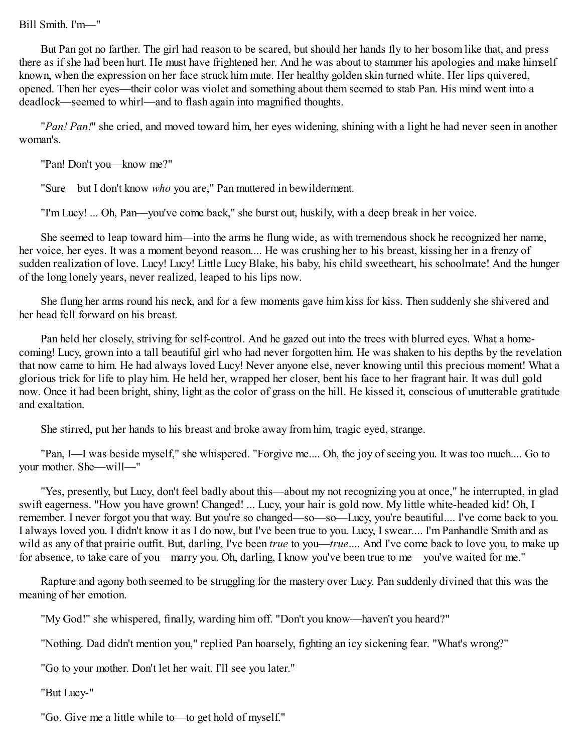Bill Smith. I'm—"

But Pan got no farther. The girl had reason to be scared, but should her hands fly to her bosom like that, and press there as if she had been hurt. He must have frightened her. And he was about to stammer his apologies and make himself known, when the expression on her face struck him mute. Her healthy golden skin turned white. Her lips quivered, opened. Then her eyes—their color was violet and something about them seemed to stab Pan. His mind went into a deadlock—seemed to whirl—and to flash again into magnified thoughts.

"*Pan! Pan!*" she cried, and moved toward him, her eyes widening, shining with a light he had never seen in another woman's.

"Pan! Don't you—know me?"

"Sure—but I don't know *who* you are," Pan muttered in bewilderment.

"I'm Lucy! ... Oh, Pan—you've come back," she burst out, huskily, with a deep break in her voice.

She seemed to leap toward him—into the arms he flung wide, as with tremendous shock he recognized her name, her voice, her eyes. It was a moment beyond reason.... He was crushing her to his breast, kissing her in a frenzy of sudden realization of love. Lucy! Lucy! Little Lucy Blake, his baby, his child sweetheart, his schoolmate! And the hunger of the long lonely years, never realized, leaped to his lips now.

She flung her arms round his neck, and for a few moments gave him kiss for kiss. Then suddenly she shivered and her head fell forward on his breast.

Pan held her closely, striving for self-control. And he gazed out into the trees with blurred eyes. What a home-coming! Lucy, grown into a tall beautiful girl who had never forgotten him. He was shaken to his depths by the revelation that now came to him. He had always loved Lucy! Never anyone else, never knowing until this precious moment! What a glorious trick for life to play him. He held her, wrapped her closer, bent his face to her fragrant hair. It was dull gold now. Once it had been bright, shiny, light as the color of grass on the hill. He kissed it, conscious of unutterable gratitude and exaltation.

She stirred, put her hands to his breast and broke away from him, tragic eyed, strange.

"Pan, I—I was beside myself," she whispered. "Forgive me.... Oh, the joy of seeing you. It was too much.... Go to your mother. She—will—"

"Yes, presently, but Lucy, don't feel badly about this—about my not recognizing you at once," he interrupted, in glad swift eagerness. "How you have grown! Changed! ... Lucy, your hair is gold now. My little white-headed kid! Oh, I remember. I never forgot you that way. But you're so changed—so—so—Lucy, you're beautiful.... I've come back to you. I always loved you. I didn't know it as I do now, but I've been true to you. Lucy, I swear.... I'm Panhandle Smith and as wild as any of that prairie outfit. But, darling, I've been *true* to you—*true*.... And I've come back to love you, to make up for absence, to take care of you—marry you. Oh, darling, I know you've been true to me—you've waited for me."

Rapture and agony both seemed to be struggling for the mastery over Lucy. Pan suddenly divined that this was the meaning of her emotion.

"My God!" she whispered, finally, warding him off. "Don't you know—haven't you heard?"

"Nothing. Dad didn't mention you," replied Pan hoarsely, fighting an icy sickening fear. "What's wrong?"

"Go to your mother. Don't let her wait. I'll see you later."

"But Lucy-"

"Go. Give me a little while to—to get hold of myself."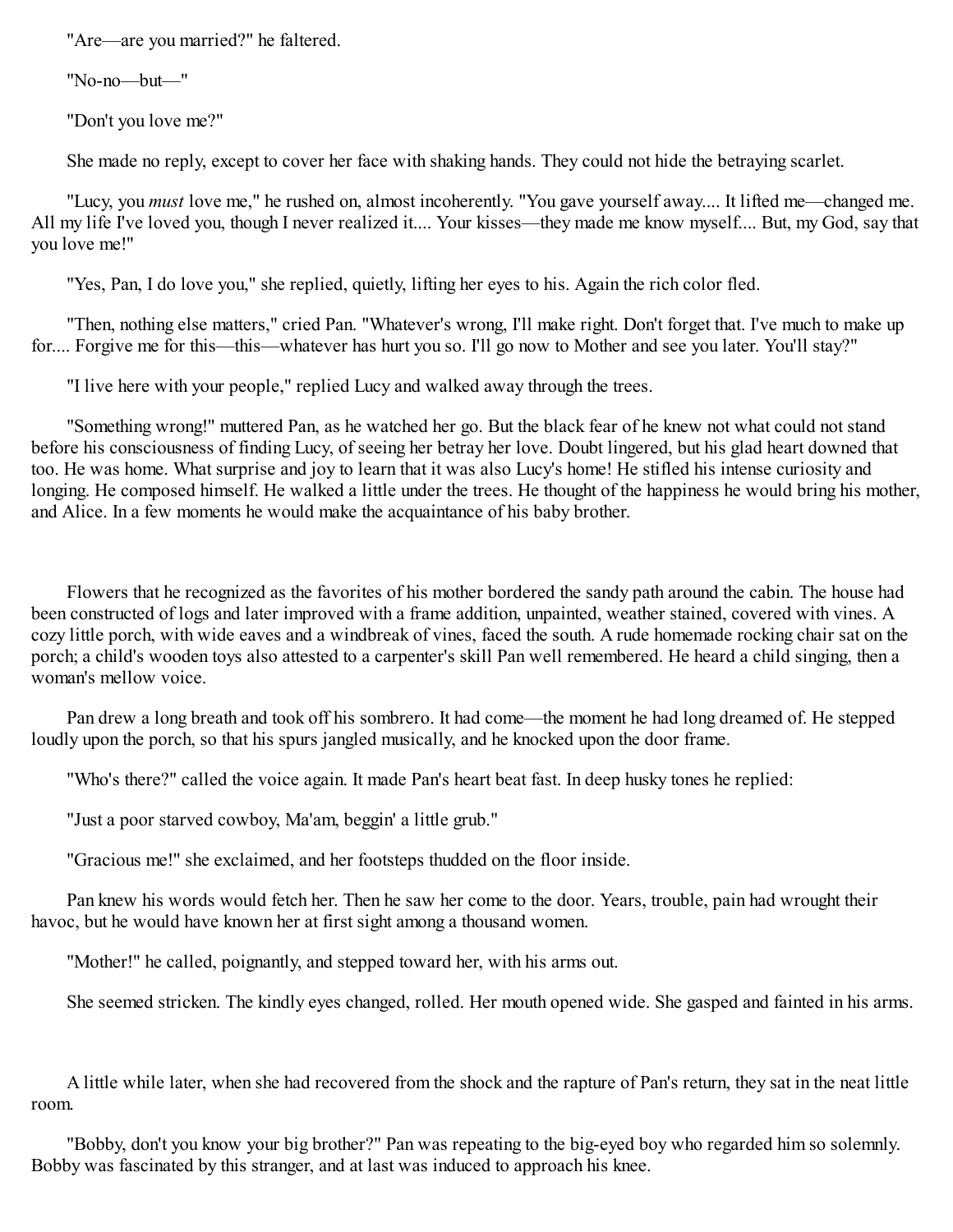"Are—are you married?" he faltered.

"No-no—but—"

"Don't you love me?"

She made no reply, except to cover her face with shaking hands. They could not hide the betraying scarlet.

"Lucy, you *must* love me," he rushed on, almost incoherently. "You gave yourself away.... It lifted me—changed me. All my life I've loved you, though I never realized it.... Your kisses—they made me know myself.... But, my God, say that you love me!"

"Yes, Pan, I do love you," she replied, quietly, lifting her eyes to his. Again the rich color fled.

"Then, nothing else matters," cried Pan. "Whatever's wrong, I'll make right. Don't forget that. I've much to make up for.... Forgive me for this—this—whatever has hurt you so. I'll go now to Mother and see you later. You'll stay?"

"I live here with your people," replied Lucy and walked away through the trees.

"Something wrong!" muttered Pan, as he watched her go. But the black fear of he knew not what could not stand before his consciousness of finding Lucy, of seeing her betray her love. Doubt lingered, but his glad heart downed that too. He was home. What surprise and joy to learn that it was also Lucy's home! He stifled his intense curiosity and longing. He composed himself. He walked a little under the trees. He thought of the happiness he would bring his mother, and Alice. In a few moments he would make the acquaintance of his baby brother.

Flowers that he recognized as the favorites of his mother bordered the sandy path around the cabin. The house had been constructed of logs and later improved with a frame addition, unpainted, weather stained, covered with vines. A cozy little porch, with wide eaves and a windbreak of vines, faced the south. A rude homemade rocking chair sat on the porch; a child's wooden toys also attested to a carpenter's skill Pan well remembered. He heard a child singing, then a woman's mellow voice.

Pan drew a long breath and took off his sombrero. It had come—the moment he had long dreamed of. He stepped loudly upon the porch, so that his spurs jangled musically, and he knocked upon the door frame.

"Who's there?" called the voice again. It made Pan's heart beat fast. In deep husky tones he replied:

"Just a poor starved cowboy, Ma'am, beggin' a little grub."

"Gracious me!" she exclaimed, and her footsteps thudded on the floor inside.

Pan knew his words would fetch her. Then he saw her come to the door. Years, trouble, pain had wrought their havoc, but he would have known her at first sight among a thousand women.

"Mother!" he called, poignantly, and stepped toward her, with his arms out.

She seemed stricken. The kindly eyes changed, rolled. Her mouth opened wide. She gasped and fainted in his arms.

A little while later, when she had recovered from the shock and the rapture of Pan's return, they sat in the neat little room.

"Bobby, don't you know your big brother?" Pan was repeating to the big-eyed boy who regarded him so solemnly. Bobby was fascinated by this stranger, and at last was induced to approach his knee.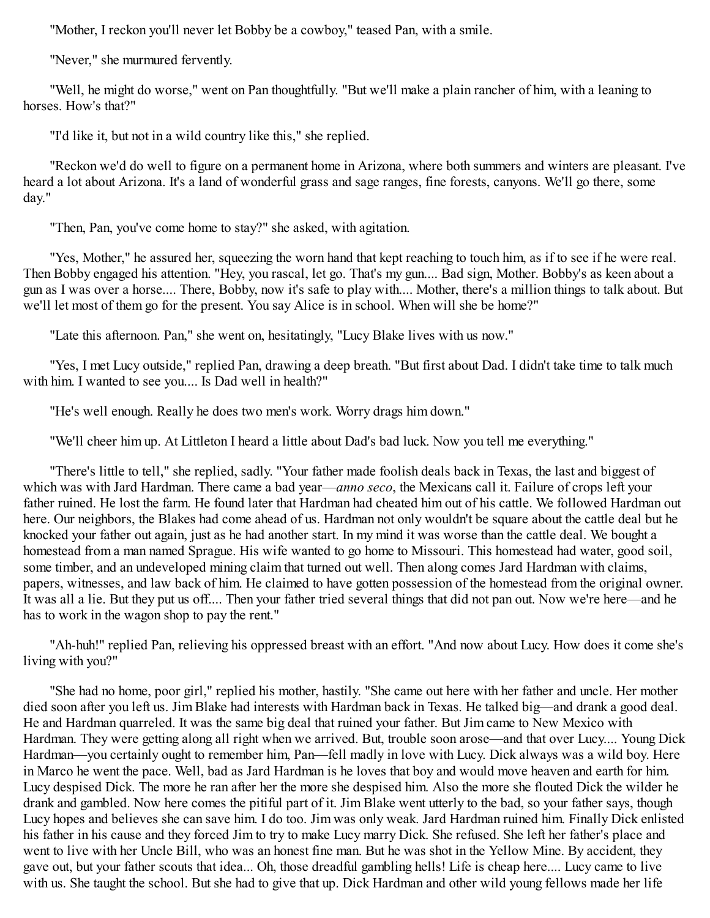"Mother, I reckon you'll never let Bobby be a cowboy," teased Pan, with a smile.

"Never," she murmured fervently.

"Well, he might do worse," went on Pan thoughtfully. "But we'll make a plain rancher of him, with a leaning to horses. How's that?"

"I'd like it, but not in a wild country like this," she replied.

"Reckon we'd do well to figure on a permanent home in Arizona, where both summers and winters are pleasant. I've heard a lot about Arizona. It's a land of wonderful grass and sage ranges, fine forests, canyons. We'll go there, some day."

"Then, Pan, you've come home to stay?" she asked, with agitation.

"Yes, Mother," he assured her, squeezing the worn hand that kept reaching to touch him, as if to see if he were real. Then Bobby engaged his attention. "Hey, you rascal, let go. That's my gun.... Bad sign, Mother. Bobby's as keen about a gun as I was over a horse.... There, Bobby, now it's safe to play with.... Mother, there's a million things to talk about. But we'll let most of them go for the present. You say Alice is in school. When will she be home?"

"Late this afternoon. Pan," she went on, hesitatingly, "Lucy Blake lives with us now."

"Yes, I met Lucy outside," replied Pan, drawing a deep breath. "But first about Dad. I didn't take time to talk much with him. I wanted to see you.... Is Dad well in health?"

"He's well enough. Really he does two men's work. Worry drags him down."

"We'll cheer him up. At Littleton I heard a little about Dad's bad luck. Now you tell me everything."

"There's little to tell," she replied, sadly. "Your father made foolish deals back in Texas, the last and biggest of which was with Jard Hardman. There came a bad year—*anno seco*, the Mexicans call it. Failure of crops left your father ruined. He lost the farm. He found later that Hardman had cheated him out of his cattle. We followed Hardman out here. Our neighbors, the Blakes had come ahead of us. Hardman not only wouldn't be square about the cattle deal but he knocked your father out again, just as he had another start. In my mind it was worse than the cattle deal. We bought a homestead from a man named Sprague. His wife wanted to go home to Missouri. This homestead had water, good soil, some timber, and an undeveloped mining claim that turned out well. Then along comes Jard Hardman with claims, papers, witnesses, and law back of him. He claimed to have gotten possession of the homestead from the original owner. It was all a lie. But they put us off.... Then your father tried several things that did not pan out. Now we're here—and he has to work in the wagon shop to pay the rent."

"Ah-huh!" replied Pan, relieving his oppressed breast with an effort. "And now about Lucy. How does it come she's living with you?"

"She had no home, poor girl," replied his mother, hastily. "She came out here with her father and uncle. Her mother died soon after you left us. Jim Blake had interests with Hardman back in Texas. He talked big—and drank a good deal. He and Hardman quarreled. It was the same big deal that ruined your father. But Jim came to New Mexico with Hardman. They were getting along all right when we arrived. But, trouble soon arose—and that over Lucy.... Young Dick Hardman—you certainly ought to remember him, Pan—fell madly in love with Lucy. Dick always was a wild boy. Here in Marco he went the pace. Well, bad as Jard Hardman is he loves that boy and would move heaven and earth for him. Lucy despised Dick. The more he ran after her the more she despised him. Also the more she flouted Dick the wilder he drank and gambled. Now here comes the pitiful part of it. Jim Blake went utterly to the bad, so your father says, though Lucy hopes and believes she can save him. I do too. Jim was only weak. Jard Hardman ruined him. Finally Dick enlisted his father in his cause and they forced Jim to try to make Lucy marry Dick. She refused. She left her father's place and went to live with her Uncle Bill, who was an honest fine man. But he was shot in the Yellow Mine. By accident, they gave out, but your father scouts that idea... Oh, those dreadful gambling hells! Life is cheap here.... Lucy came to live with us. She taught the school. But she had to give that up. Dick Hardman and other wild young fellows made her life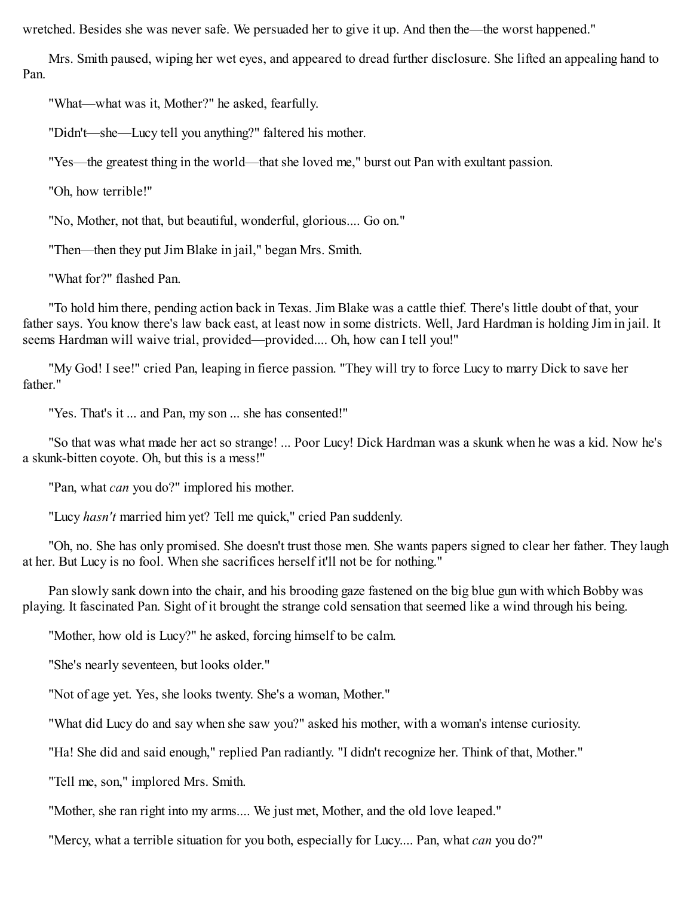wretched. Besides she was never safe. We persuaded her to give it up. And then the—the worst happened."

Mrs. Smith paused, wiping her wet eyes, and appeared to dread further disclosure. She lifted an appealing hand to Pan.

"What—what was it, Mother?" he asked, fearfully.

"Didn't—she—Lucy tell you anything?" faltered his mother.

"Yes—the greatest thing in the world—that she loved me," burst out Pan with exultant passion.

"Oh, how terrible!"

"No, Mother, not that, but beautiful, wonderful, glorious.... Go on."

"Then—then they put Jim Blake in jail," began Mrs. Smith.

"What for?" flashed Pan.

"To hold him there, pending action back in Texas. Jim Blake was a cattle thief. There's little doubt of that, your father says. You know there's law back east, at least now in some districts. Well, Jard Hardman is holding Jim in jail. It seems Hardman will waive trial, provided—provided.... Oh, how can I tell you!"

"My God! I see!" cried Pan, leaping in fierce passion. "They will try to force Lucy to marry Dick to save her father."

"Yes. That's it ... and Pan, my son ... she has consented!"

"So that was what made her act so strange! ... Poor Lucy! Dick Hardman was a skunk when he was a kid. Now he's a skunk-bitten coyote. Oh, but this is a mess!"

"Pan, what *can* you do?" implored his mother.

"Lucy *hasn't* married him yet? Tell me quick," cried Pan suddenly.

"Oh, no. She has only promised. She doesn't trust those men. She wants papers signed to clear her father. They laugh at her. But Lucy is no fool. When she sacrifices herself it'll not be for nothing."

Pan slowly sank down into the chair, and his brooding gaze fastened on the big blue gun with which Bobby was playing. It fascinated Pan. Sight of it brought the strange cold sensation that seemed like a wind through his being.

"Mother, how old is Lucy?" he asked, forcing himself to be calm.

"She's nearly seventeen, but looks older."

"Not of age yet. Yes, she looks twenty. She's a woman, Mother."

"What did Lucy do and say when she saw you?" asked his mother, with a woman's intense curiosity.

"Ha! She did and said enough," replied Pan radiantly. "I didn't recognize her. Think of that, Mother."

"Tell me, son," implored Mrs. Smith.

"Mother, she ran right into my arms.... We just met, Mother, and the old love leaped."

"Mercy, what a terrible situation for you both, especially for Lucy.... Pan, what *can* you do?"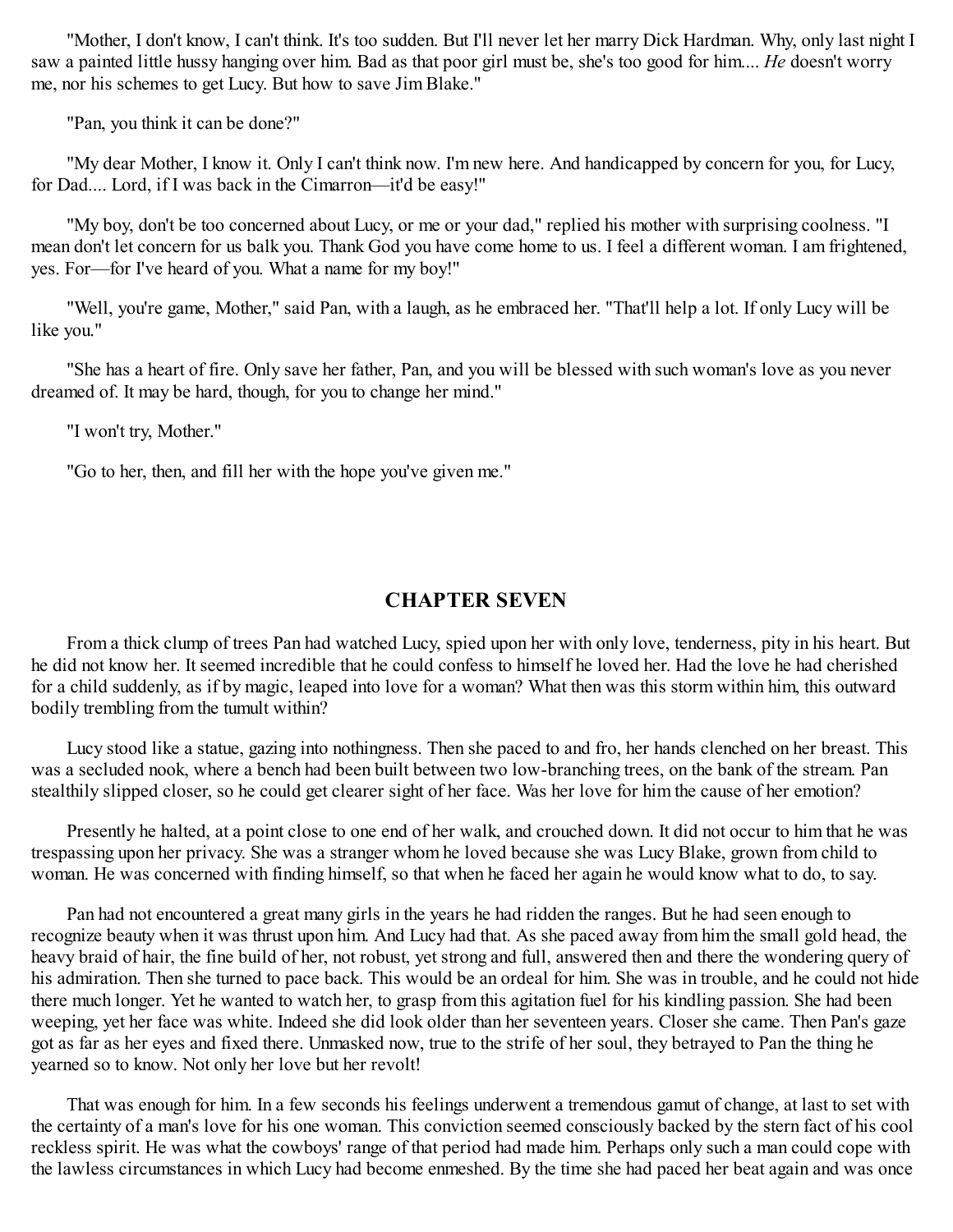"Mother, I don't know, I can't think. It's too sudden. But I'll never let her marry Dick Hardman. Why, only last night I saw a painted little hussy hanging over him. Bad as that poor girl must be, she's too good for him.... *He* doesn't worry me, nor his schemes to get Lucy. But how to save Jim Blake."

"Pan, you think it can be done?"

"My dear Mother, I know it. Only I can't think now. I'm new here. And handicapped by concern for you, for Lucy, for Dad.... Lord, if I was back in the Cimarron—it'd be easy!"

"My boy, don't be too concerned about Lucy, or me or your dad," replied his mother with surprising coolness. "I mean don't let concern for us balk you. Thank God you have come home to us. I feel a different woman. I am frightened, yes. For—for I've heard of you. What a name for my boy!"

"Well, you're game, Mother," said Pan, with a laugh, as he embraced her. "That'll help a lot. If only Lucy will be like you."

"She has a heart of fire. Only save her father, Pan, and you will be blessed with such woman's love as you never dreamed of. It may be hard, though, for you to change her mind."

"I won't try, Mother."

"Go to her, then, and fill her with the hope you've given me."

## CHAPTER SEVEN

From a thick clump of trees Pan had watched Lucy, spied upon her with only love, tenderness, pity in his heart. But he did not know her. It seemed incredible that he could confess to himself he loved her. Had the love he had cherished for a child suddenly, as if by magic, leaped into love for a woman? What then was this storm within him, this outward bodily trembling from the tumult within?

Lucy stood like a statue, gazing into nothingness. Then she paced to and fro, her hands clenched on her breast. This was a secluded nook, where a bench had been built between two low-branching trees, on the bank of the stream. Pan stealthily slipped closer, so he could get clearer sight of her face. Was her love for him the cause of her emotion?

Presently he halted, at a point close to one end of her walk, and crouched down. It did not occur to him that he was trespassing upon her privacy. She was a stranger whom he loved because she was Lucy Blake, grown from child to woman. He was concerned with finding himself, so that when he faced her again he would know what to do, to say.

Pan had not encountered a great many girls in the years he had ridden the ranges. But he had seen enough to recognize beauty when it was thrust upon him. And Lucy had that. As she paced away from him the small gold head, the heavy braid of hair, the fine build of her, not robust, yet strong and full, answered then and there the wondering query of his admiration. Then she turned to pace back. This would be an ordeal for him. She was in trouble, and he could not hide there much longer. Yet he wanted to watch her, to grasp from this agitation fuel for his kindling passion. She had been weeping, yet her face was white. Indeed she did look older than her seventeen years. Closer she came. Then Pan's gaze got as far as her eyes and fixed there. Unmasked now, true to the strife of her soul, they betrayed to Pan the thing he yearned so to know. Not only her love but her revolt!

That was enough for him. In a few seconds his feelings underwent a tremendous gamut of change, at last to set with the certainty of a man's love for his one woman. This conviction seemed consciously backed by the stern fact of his cool reckless spirit. He was what the cowboys' range of that period had made him. Perhaps only such a man could cope with the lawless circumstances in which Lucy had become enmeshed. By the time she had paced her beat again and was once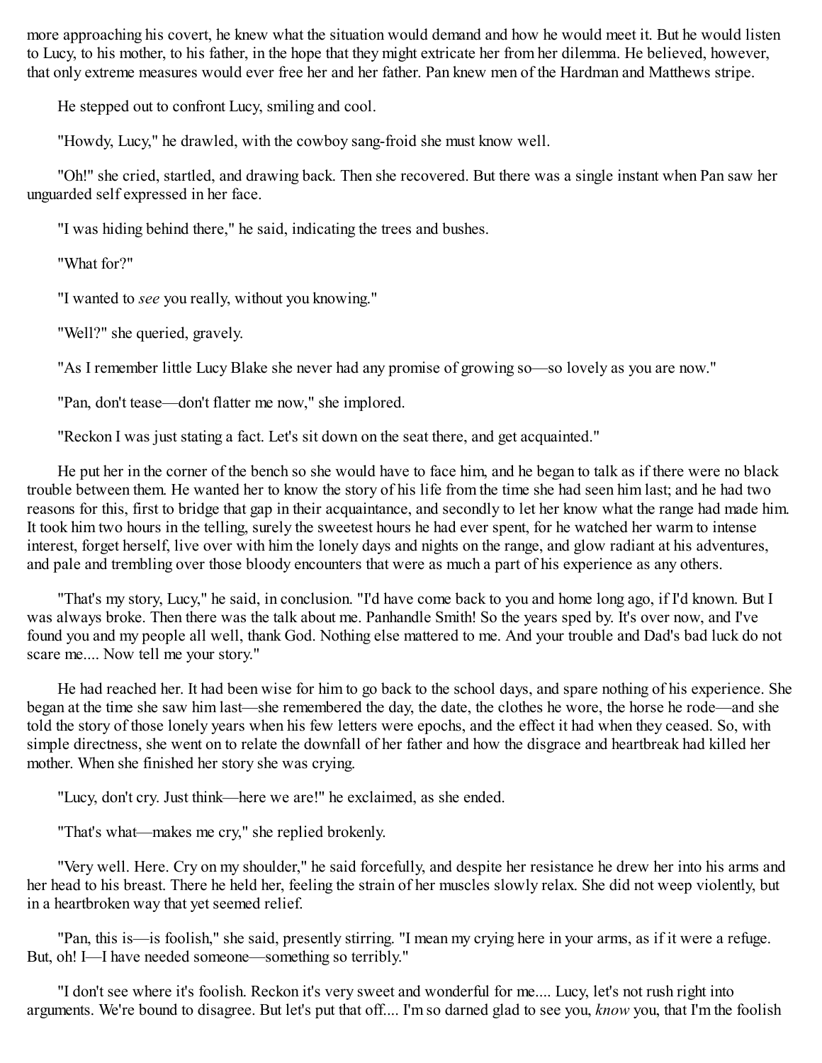more approaching his covert, he knew what the situation would demand and how he would meet it. But he would listen to Lucy, to his mother, to his father, in the hope that they might extricate her from her dilemma. He believed, however, that only extreme measures would ever free her and her father. Pan knew men of the Hardman and Matthews stripe.

He stepped out to confront Lucy, smiling and cool.

"Howdy, Lucy," he drawled, with the cowboy sang-froid she must know well.

"Oh!" she cried, startled, and drawing back. Then she recovered. But there was a single instant when Pan saw her unguarded self expressed in her face.

"I was hiding behind there," he said, indicating the trees and bushes.

"What for?"

"I wanted to *see* you really, without you knowing."

"Well?" she queried, gravely.

"As I remember little Lucy Blake she never had any promise of growing so—so lovely as you are now."

"Pan, don't tease—don't flatter me now," she implored.

"Reckon I was just stating a fact. Let's sit down on the seat there, and get acquainted."

He put her in the corner of the bench so she would have to face him, and he began to talk as if there were no black trouble between them. He wanted her to know the story of his life from the time she had seen him last; and he had two reasons for this, first to bridge that gap in their acquaintance, and secondly to let her know what the range had made him. It took him two hours in the telling, surely the sweetest hours he had ever spent, for he watched her warm to intense interest, forget herself, live over with him the lonely days and nights on the range, and glow radiant at his adventures, and pale and trembling over those bloody encounters that were as much a part of his experience as any others.

"That's my story, Lucy," he said, in conclusion. "I'd have come back to you and home long ago, if I'd known. But I was always broke. Then there was the talk about me. Panhandle Smith! So the years sped by. It's over now, and I've found you and my people all well, thank God. Nothing else mattered to me. And your trouble and Dad's bad luck do not scare me.... Now tell me your story."

He had reached her. It had been wise for him to go back to the school days, and spare nothing of his experience. She began at the time she saw him last—she remembered the day, the date, the clothes he wore, the horse he rode—and she told the story of those lonely years when his few letters were epochs, and the effect it had when they ceased. So, with simple directness, she went on to relate the downfall of her father and how the disgrace and heartbreak had killed her mother. When she finished her story she was crying.

"Lucy, don't cry. Just think—here we are!" he exclaimed, as she ended.

"That's what—makes me cry," she replied brokenly.

"Very well. Here. Cry on my shoulder," he said forcefully, and despite her resistance he drew her into his arms and her head to his breast. There he held her, feeling the strain of her muscles slowly relax. She did not weep violently, but in a heartbroken way that yet seemed relief.

"Pan, this is—is foolish," she said, presently stirring. "I mean my crying here in your arms, as if it were a refuge. But, oh! I—I have needed someone—something so terribly."

"I don't see where it's foolish. Reckon it's very sweet and wonderful for me.... Lucy, let's not rush right into arguments. We're bound to disagree. But let's put that off.... I'm so darned glad to see you, *know* you, that I'm the foolish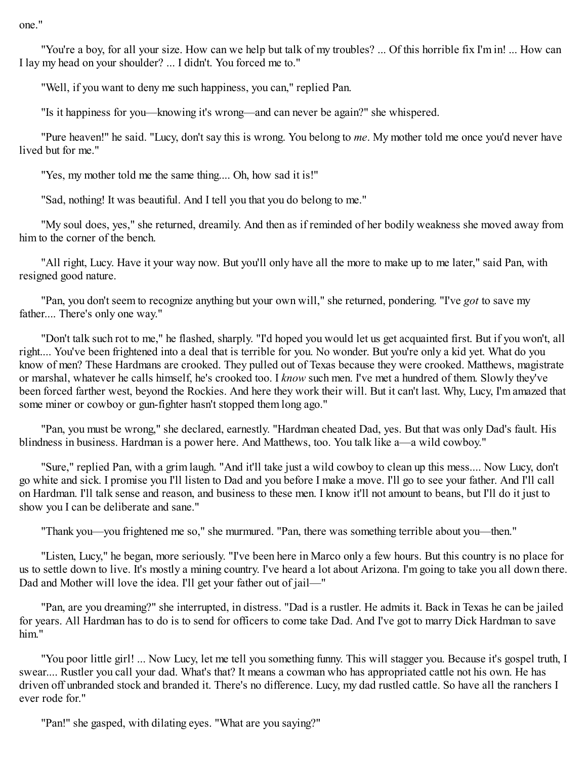one."

"You're a boy, for all your size. How can we help but talk of my troubles? ... Of this horrible fix I'm in! ... How can I lay my head on your shoulder? ... I didn't. You forced me to."

"Well, if you want to deny me such happiness, you can," replied Pan.

"Is it happiness for you—knowing it's wrong—and can never be again?" she whispered.

"Pure heaven!" he said. "Lucy, don't say this is wrong. You belong to *me*. My mother told me once you'd never have lived but for me."

"Yes, my mother told me the same thing.... Oh, how sad it is!"

"Sad, nothing! It was beautiful. And I tell you that you do belong to me."

"My soul does, yes," she returned, dreamily. And then as if reminded of her bodily weakness she moved away from him to the corner of the bench.

"All right, Lucy. Have it your way now. But you'll only have all the more to make up to me later," said Pan, with resigned good nature.

"Pan, you don't seem to recognize anything but your own will," she returned, pondering. "I've *got* to save my father.... There's only one way."

"Don't talk such rot to me," he flashed, sharply. "I'd hoped you would let us get acquainted first. But if you won't, all right.... You've been frightened into a deal that is terrible for you. No wonder. But you're only a kid yet. What do you know of men? These Hardmans are crooked. They pulled out of Texas because they were crooked. Matthews, magistrate or marshal, whatever he calls himself, he's crooked too. I *know* such men. I've met a hundred of them. Slowly they've been forced farther west, beyond the Rockies. And here they work their will. But it can't last. Why, Lucy, I'm amazed that some miner or cowboy or gun-fighter hasn't stopped them long ago."

"Pan, you must be wrong," she declared, earnestly. "Hardman cheated Dad, yes. But that was only Dad's fault. His blindness in business. Hardman is a power here. And Matthews, too. You talk like a—a wild cowboy."

"Sure," replied Pan, with a grim laugh. "And it'll take just a wild cowboy to clean up this mess.... Now Lucy, don't go white and sick. I promise you I'll listen to Dad and you before I make a move. I'll go to see your father. And I'll call on Hardman. I'll talk sense and reason, and business to these men. I know it'll not amount to beans, but I'll do it just to show you I can be deliberate and sane."

"Thank you—you frightened me so," she murmured. "Pan, there was something terrible about you—then."

"Listen, Lucy," he began, more seriously. "I've been here in Marco only a few hours. But this country is no place for us to settle down to live. It's mostly a mining country. I've heard a lot about Arizona. I'm going to take you all down there. Dad and Mother will love the idea. I'll get your father out of jail—"

"Pan, are you dreaming?" she interrupted, in distress. "Dad is a rustler. He admits it. Back in Texas he can be jailed for years. All Hardman has to do is to send for officers to come take Dad. And I've got to marry Dick Hardman to save him."

"You poor little girl! ... Now Lucy, let me tell you something funny. This will stagger you. Because it's gospel truth, I swear.... Rustler you call your dad. What's that? It means a cowman who has appropriated cattle not his own. He has driven off unbranded stock and branded it. There's no difference. Lucy, my dad rustled cattle. So have all the ranchers I ever rode for."

"Pan!" she gasped, with dilating eyes. "What are you saying?"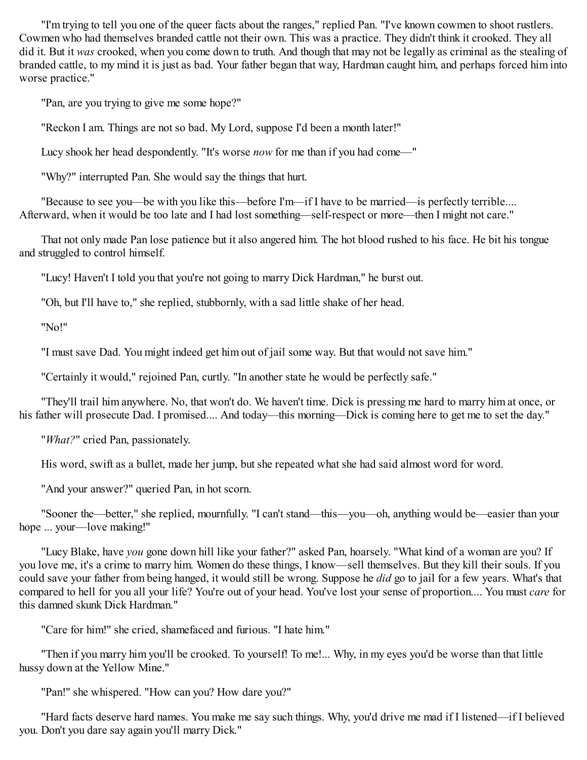"I'm trying to tell you one of the queer facts about the ranges," replied Pan. "I've known cowmen to shoot rustlers. Cowmen who had themselves branded cattle not their own. This was a practice. They didn't think it crooked. They all did it. But it *was* crooked, when you come down to truth. And though that may not be legally as criminal as the stealing of branded cattle, to my mind it is just as bad. Your father began that way, Hardman caught him, and perhaps forced him into worse practice."

"Pan, are you trying to give me some hope?"

"Reckon I am. Things are not so bad. My Lord, suppose I'd been a month later!"

Lucy shook her head despondently. "It's worse *now* for me than if you had come—"

"Why?" interrupted Pan. She would say the things that hurt.

"Because to see you—be with you like this—before I'm—if I have to be married—is perfectly terrible.... Afterward, when it would be too late and I had lost something—self-respect or more—then I might not care."

That not only made Pan lose patience but it also angered him. The hot blood rushed to his face. He bit his tongue and struggled to control himself.

"Lucy! Haven't I told you that you're not going to marry Dick Hardman," he burst out.

"Oh, but I'll have to," she replied, stubbornly, with a sad little shake of her head.

"No!"

"I must save Dad. You might indeed get him out of jail some way. But that would not save him."

"Certainly it would," rejoined Pan, curtly. "In another state he would be perfectly safe."

"They'll trail him anywhere. No, that won't do. We haven't time. Dick is pressing me hard to marry him at once, or his father will prosecute Dad. I promised.... And today—this morning—Dick is coming here to get me to set the day."

"*What?*" cried Pan, passionately.

His word, swift as a bullet, made her jump, but she repeated what she had said almost word for word.

"And your answer?" queried Pan, in hot scorn.

"Sooner the—better," she replied, mournfully. "I can't stand—this—you—oh, anything would be—easier than your hope ... your—love making!"

"Lucy Blake, have *you* gone down hill like your father?" asked Pan, hoarsely. "What kind of a woman are you? If you love me, it's a crime to marry him. Women do these things, I know—sell themselves. But they kill their souls. If you could save your father from being hanged, it would still be wrong. Suppose he *did* go to jail for a few years. What's that compared to hell for you all your life? You're out of your head. You've lost your sense of proportion.... You must *care* for this damned skunk Dick Hardman."

"Care for him!" she cried, shamefaced and furious. "I hate him."

"Then if you marry him you'll be crooked. To yourself! To me!... Why, in my eyes you'd be worse than that little hussy down at the Yellow Mine."

"Pan!" she whispered. "How can you? How dare you?"

"Hard facts deserve hard names. You make me say such things. Why, you'd drive me mad if I listened—if I believed you. Don't you dare say again you'll marry Dick."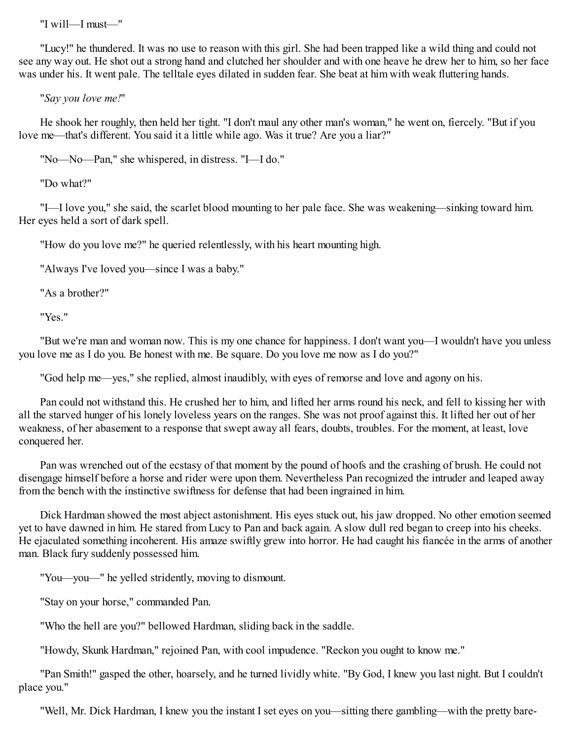"I will—I must—"

"Lucy!" he thundered. It was no use to reason with this girl. She had been trapped like a wild thing and could not see any way out. He shot out a strong hand and clutched her shoulder and with one heave he drew her to him, so her face was under his. It went pale. The telltale eyes dilated in sudden fear. She beat at him with weak fluttering hands.

"*Say you love me!*"

He shook her roughly, then held her tight. "I don't maul any other man's woman," he went on, fiercely. "But if you love me—that's different. You said it a little while ago. Was it true? Are you a liar?"

"No—No—Pan," she whispered, in distress. "I—I do."

"Do what?"

"I—I love you," she said, the scarlet blood mounting to her pale face. She was weakening—sinking toward him. Her eyes held a sort of dark spell.

"How do you love me?" he queried relentlessly, with his heart mounting high.

"Always I've loved you—since I was a baby."

"As a brother?"

"Yes."

"But we're man and woman now. This is my one chance for happiness. I don't want you—I wouldn't have you unless you love me as I do you. Be honest with me. Be square. Do you love me now as I do you?"

"God help me—yes," she replied, almost inaudibly, with eyes of remorse and love and agony on his.

Pan could not withstand this. He crushed her to him, and lifted her arms round his neck, and fell to kissing her with all the starved hunger of his lonely loveless years on the ranges. She was not proof against this. It lifted her out of her weakness, of her abasement to a response that swept away all fears, doubts, troubles. For the moment, at least, love conquered her.

Pan was wrenched out of the ecstasy of that moment by the pound of hoofs and the crashing of brush. He could not disengage himself before a horse and rider were upon them. Nevertheless Pan recognized the intruder and leaped away from the bench with the instinctive swiftness for defense that had been ingrained in him.

Dick Hardman showed the most abject astonishment. His eyes stuck out, his jaw dropped. No other emotion seemed yet to have dawned in him. He stared from Lucy to Pan and back again. A slow dull red began to creep into his cheeks. He ejaculated something incoherent. His amaze swiftly grew into horror. He had caught his fiancée in the arms of another man. Black fury suddenly possessed him.

"You—you—" he yelled stridently, moving to dismount.

"Stay on your horse," commanded Pan.

"Who the hell are you?" bellowed Hardman, sliding back in the saddle.

"Howdy, Skunk Hardman," rejoined Pan, with cool impudence. "Reckon you ought to know me."

"Pan Smith!" gasped the other, hoarsely, and he turned lividly white. "By God, I knew you last night. But I couldn't place you."

"Well, Mr. Dick Hardman, I knew you the instant I set eyes on you—sitting there gambling—with the pretty bare-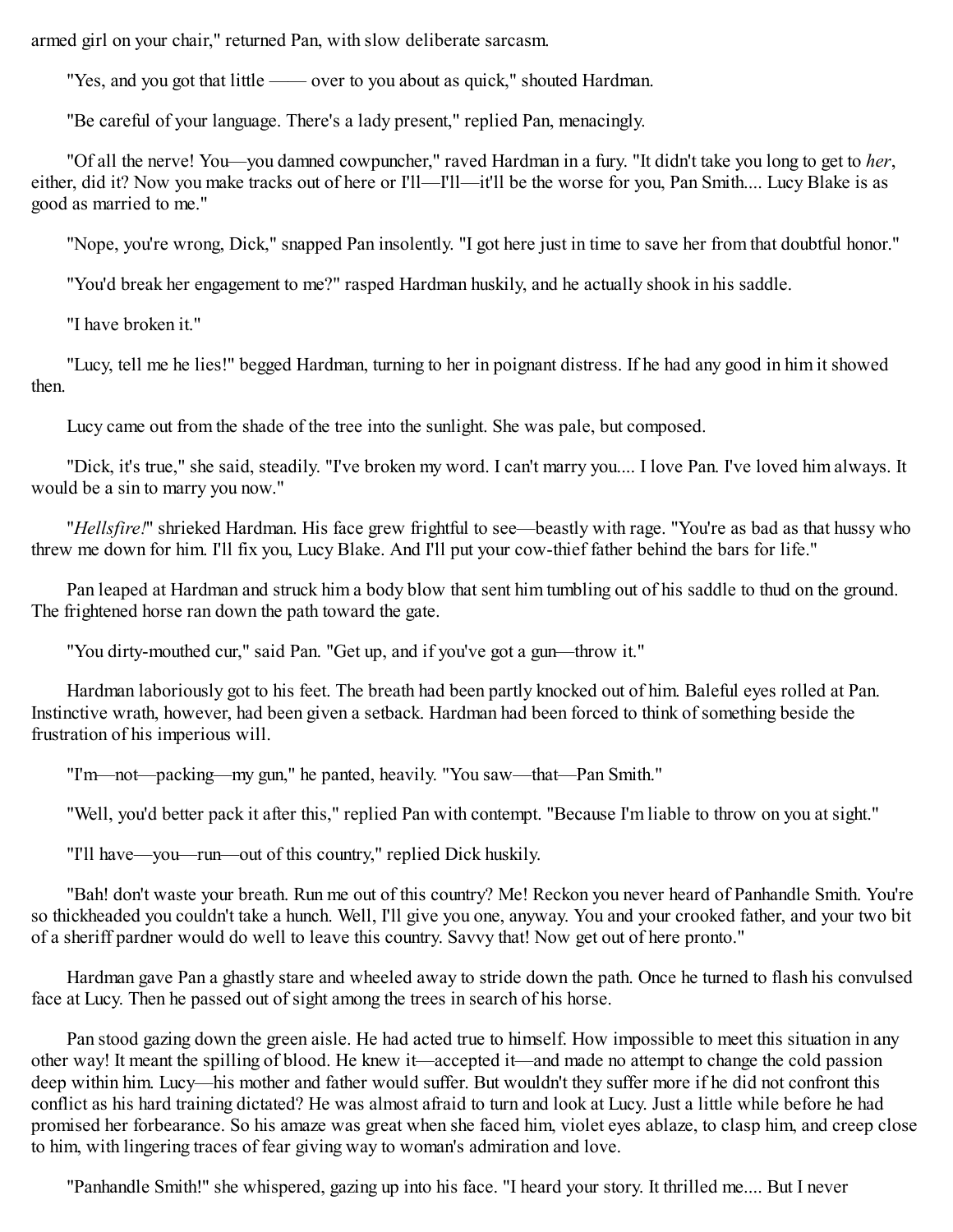armed girl on your chair," returned Pan, with slow deliberate sarcasm.

"Yes, and you got that little —— over to you about as quick," shouted Hardman.

"Be careful of your language. There's a lady present," replied Pan, menacingly.

"Of all the nerve! You—you damned cowpuncher," raved Hardman in a fury. "It didn't take you long to get to *her*, either, did it? Now you make tracks out of here or I'll—I'll—it'll be the worse for you, Pan Smith.... Lucy Blake is as good as married to me."

"Nope, you're wrong, Dick," snapped Pan insolently. "I got here just in time to save her from that doubtful honor."

"You'd break her engagement to me?" rasped Hardman huskily, and he actually shook in his saddle.

"I have broken it."

"Lucy, tell me he lies!" begged Hardman, turning to her in poignant distress. If he had any good in him it showed then.

Lucy came out from the shade of the tree into the sunlight. She was pale, but composed.

"Dick, it's true," she said, steadily. "I've broken my word. I can't marry you.... I love Pan. I've loved him always. It would be a sin to marry you now."

"*Hellsfire!*" shrieked Hardman. His face grew frightful to see—beastly with rage. "You're as bad as that hussy who threw me down for him. I'll fix you, Lucy Blake. And I'll put your cow-thief father behind the bars for life."

Pan leaped at Hardman and struck him a body blow that sent him tumbling out of his saddle to thud on the ground. The frightened horse ran down the path toward the gate.

"You dirty-mouthed cur," said Pan. "Get up, and if you've got a gun—throw it."

Hardman laboriously got to his feet. The breath had been partly knocked out of him. Baleful eyes rolled at Pan. Instinctive wrath, however, had been given a setback. Hardman had been forced to think of something beside the frustration of his imperious will.

"I'm—not—packing—my gun," he panted, heavily. "You saw—that—Pan Smith."

"Well, you'd better pack it after this," replied Pan with contempt. "Because I'm liable to throw on you at sight."

"I'll have—you—run—out of this country," replied Dick huskily.

"Bah! don't waste your breath. Run me out of this country? Me! Reckon you never heard of Panhandle Smith. You're so thickheaded you couldn't take a hunch. Well, I'll give you one, anyway. You and your crooked father, and your two bit of a sheriff pardner would do well to leave this country. Savvy that! Now get out of here pronto."

Hardman gave Pan a ghastly stare and wheeled away to stride down the path. Once he turned to flash his convulsed face at Lucy. Then he passed out of sight among the trees in search of his horse.

Pan stood gazing down the green aisle. He had acted true to himself. How impossible to meet this situation in any other way! It meant the spilling of blood. He knew it—accepted it—and made no attempt to change the cold passion deep within him. Lucy—his mother and father would suffer. But wouldn't they suffer more if he did not confront this conflict as his hard training dictated? He was almost afraid to turn and look at Lucy. Just a little while before he had promised her forbearance. So his amaze was great when she faced him, violet eyes ablaze, to clasp him, and creep close to him, with lingering traces of fear giving way to woman's admiration and love.

"Panhandle Smith!" she whispered, gazing up into his face. "I heard your story. It thrilled me.... But I never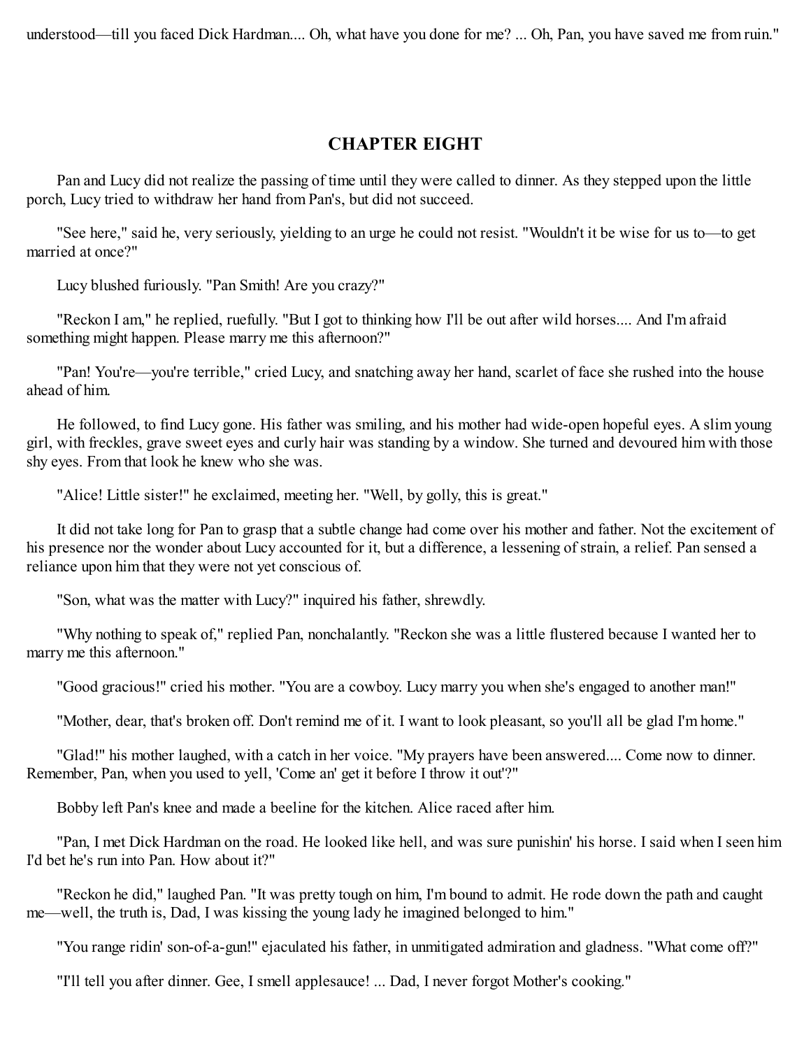understood—till you faced Dick Hardman.... Oh, what have you done for me? ... Oh, Pan, you have saved me from ruin."

## CHAPTER EIGHT

Pan and Lucy did not realize the passing of time until they were called to dinner. As they stepped upon the little porch, Lucy tried to withdraw her hand from Pan's, but did not succeed.

"See here," said he, very seriously, yielding to an urge he could not resist. "Wouldn't it be wise for us to—to get married at once?"

Lucy blushed furiously. "Pan Smith! Are you crazy?"

"Reckon I am," he replied, ruefully. "But I got to thinking how I'll be out after wild horses.... And I'm afraid something might happen. Please marry me this afternoon?"

"Pan! You're—you're terrible," cried Lucy, and snatching away her hand, scarlet of face she rushed into the house ahead of him.

He followed, to find Lucy gone. His father was smiling, and his mother had wide-open hopeful eyes. A slim young girl, with freckles, grave sweet eyes and curly hair was standing by a window. She turned and devoured him with those shy eyes. From that look he knew who she was.

"Alice! Little sister!" he exclaimed, meeting her. "Well, by golly, this is great."

It did not take long for Pan to grasp that a subtle change had come over his mother and father. Not the excitement of his presence nor the wonder about Lucy accounted for it, but a difference, a lessening of strain, a relief. Pan sensed a reliance upon him that they were not yet conscious of.

"Son, what was the matter with Lucy?" inquired his father, shrewdly.

"Why nothing to speak of," replied Pan, nonchalantly. "Reckon she was a little flustered because I wanted her to marry me this afternoon."

"Good gracious!" cried his mother. "You are a cowboy. Lucy marry you when she's engaged to another man!"

"Mother, dear, that's broken off. Don't remind me of it. I want to look pleasant, so you'll all be glad I'm home."

"Glad!" his mother laughed, with a catch in her voice. "My prayers have been answered.... Come now to dinner. Remember, Pan, when you used to yell, 'Come an' get it before I throw it out'?"

Bobby left Pan's knee and made a beeline for the kitchen. Alice raced after him.

"Pan, I met Dick Hardman on the road. He looked like hell, and was sure punishin' his horse. I said when I seen him I'd bet he's run into Pan. How about it?"

"Reckon he did," laughed Pan. "It was pretty tough on him, I'm bound to admit. He rode down the path and caught me—well, the truth is, Dad, I was kissing the young lady he imagined belonged to him."

"You range ridin' son-of-a-gun!" ejaculated his father, in unmitigated admiration and gladness. "What come off?"

"I'll tell you after dinner. Gee, I smell applesauce! ... Dad, I never forgot Mother's cooking."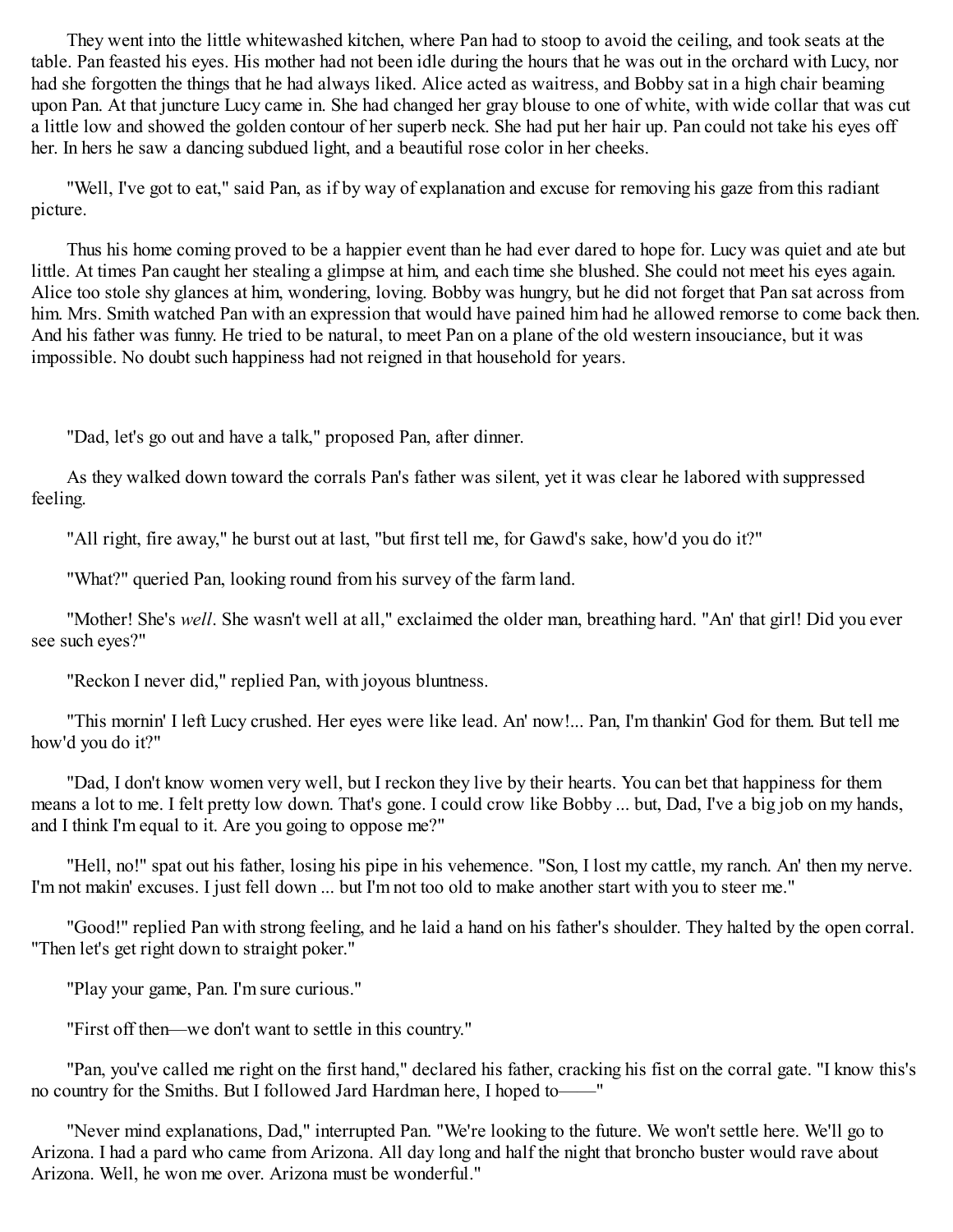They went into the little whitewashed kitchen, where Pan had to stoop to avoid the ceiling, and took seats at the table. Pan feasted his eyes. His mother had not been idle during the hours that he was out in the orchard with Lucy, nor had she forgotten the things that he had always liked. Alice acted as waitress, and Bobby sat in a high chair beaming upon Pan. At that juncture Lucy came in. She had changed her gray blouse to one of white, with wide collar that was cut a little low and showed the golden contour of her superb neck. She had put her hair up. Pan could not take his eyes off her. In hers he saw a dancing subdued light, and a beautiful rose color in her cheeks.

"Well, I've got to eat," said Pan, as if by way of explanation and excuse for removing his gaze from this radiant picture.

Thus his home coming proved to be a happier event than he had ever dared to hope for. Lucy was quiet and ate but little. At times Pan caught her stealing a glimpse at him, and each time she blushed. She could not meet his eyes again. Alice too stole shy glances at him, wondering, loving. Bobby was hungry, but he did not forget that Pan sat across from him. Mrs. Smith watched Pan with an expression that would have pained him had he allowed remorse to come back then. And his father was funny. He tried to be natural, to meet Pan on a plane of the old western insouciance, but it was impossible. No doubt such happiness had not reigned in that household for years.

"Dad, let's go out and have a talk," proposed Pan, after dinner.

As they walked down toward the corrals Pan's father was silent, yet it was clear he labored with suppressed feeling.

"All right, fire away," he burst out at last, "but first tell me, for Gawd's sake, how'd you do it?"

"What?" queried Pan, looking round from his survey of the farm land.

"Mother! She's *well*. She wasn't well at all," exclaimed the older man, breathing hard. "An' that girl! Did you ever see such eyes?"

"Reckon I never did," replied Pan, with joyous bluntness.

"This mornin' I left Lucy crushed. Her eyes were like lead. An' now!... Pan, I'm thankin' God for them. But tell me how'd you do it?"

"Dad, I don't know women very well, but I reckon they live by their hearts. You can bet that happiness for them means a lot to me. I felt pretty low down. That's gone. I could crow like Bobby ... but, Dad, I've a big job on my hands, and I think I'm equal to it. Are you going to oppose me?"

"Hell, no!" spat out his father, losing his pipe in his vehemence. "Son, I lost my cattle, my ranch. An' then my nerve. I'm not makin' excuses. I just fell down ... but I'm not too old to make another start with you to steer me."

"Good!" replied Pan with strong feeling, and he laid a hand on his father's shoulder. They halted by the open corral. "Then let's get right down to straight poker."

"Play your game, Pan. I'm sure curious."

"First off then—we don't want to settle in this country."

"Pan, you've called me right on the first hand," declared his father, cracking his fist on the corral gate. "I know this's no country for the Smiths. But I followed Jard Hardman here, I hoped to——"

"Never mind explanations, Dad," interrupted Pan. "We're looking to the future. We won't settle here. We'll go to Arizona. I had a pard who came from Arizona. All day long and half the night that broncho buster would rave about Arizona. Well, he won me over. Arizona must be wonderful."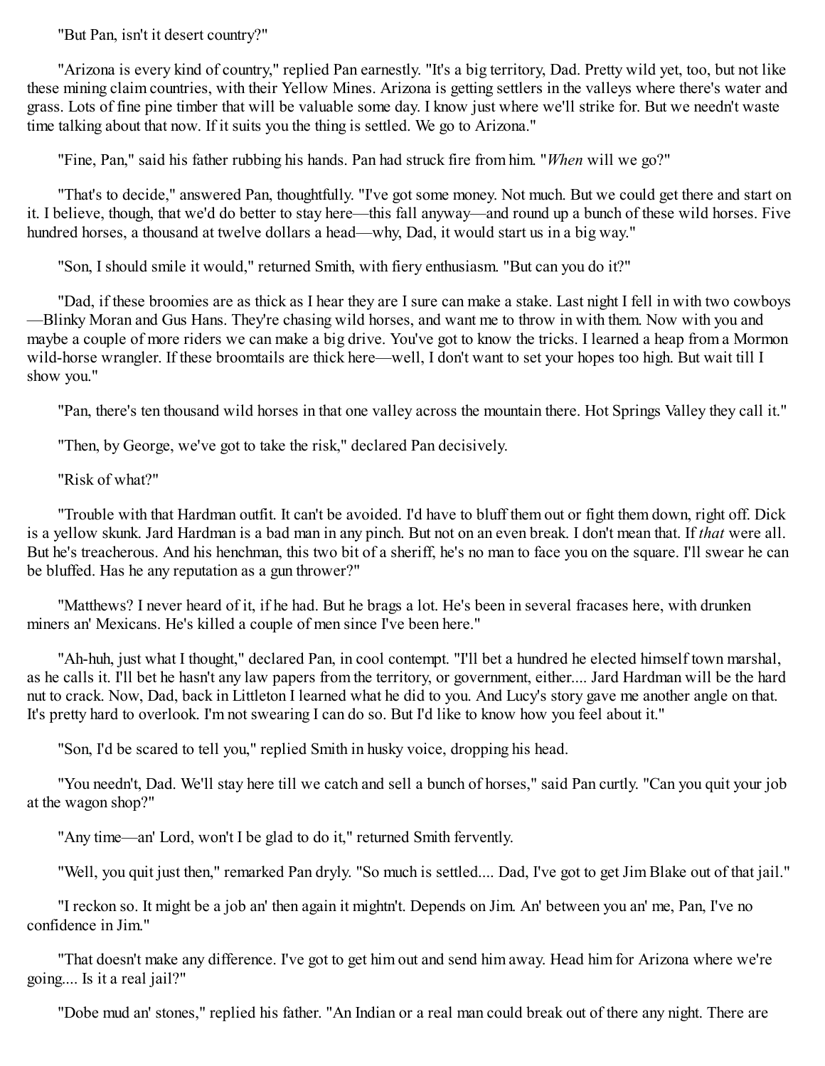"But Pan, isn't it desert country?"

"Arizona is every kind of country," replied Pan earnestly. "It's a big territory, Dad. Pretty wild yet, too, but not like these mining claim countries, with their Yellow Mines. Arizona is getting settlers in the valleys where there's water and grass. Lots of fine pine timber that will be valuable some day. I know just where we'll strike for. But we needn't waste time talking about that now. If it suits you the thing is settled. We go to Arizona."

"Fine, Pan," said his father rubbing his hands. Pan had struck fire from him. "*When* will we go?"

"That's to decide," answered Pan, thoughtfully. "I've got some money. Not much. But we could get there and start on it. I believe, though, that we'd do better to stay here—this fall anyway—and round up a bunch of these wild horses. Five hundred horses, a thousand at twelve dollars a head—why, Dad, it would start us in a big way."

"Son, I should smile it would," returned Smith, with fiery enthusiasm. "But can you do it?"

"Dad, if these broomies are as thick as I hear they are I sure can make a stake. Last night I fell in with two cowboys—Blinky Moran and Gus Hans. They're chasing wild horses, and want me to throw in with them. Now with you and maybe a couple of more riders we can make a big drive. You've got to know the tricks. I learned a heap from a Mormon wild-horse wrangler. If these broomtails are thick here—well, I don't want to set your hopes too high. But wait till I show you."

"Pan, there's ten thousand wild horses in that one valley across the mountain there. Hot Springs Valley they call it."

"Then, by George, we've got to take the risk," declared Pan decisively.

"Risk of what?"

"Trouble with that Hardman outfit. It can't be avoided. I'd have to bluff them out or fight them down, right off. Dick is a yellow skunk. Jard Hardman is a bad man in any pinch. But not on an even break. I don't mean that. If *that* were all. But he's treacherous. And his henchman, this two bit of a sheriff, he's no man to face you on the square. I'll swear he can be bluffed. Has he any reputation as a gun thrower?"

"Matthews? I never heard of it, if he had. But he brags a lot. He's been in several fracases here, with drunken miners an' Mexicans. He's killed a couple of men since I've been here."

"Ah-huh, just what I thought," declared Pan, in cool contempt. "I'll bet a hundred he elected himself town marshal, as he calls it. I'll bet he hasn't any law papers from the territory, or government, either.... Jard Hardman will be the hard nut to crack. Now, Dad, back in Littleton I learned what he did to you. And Lucy's story gave me another angle on that. It's pretty hard to overlook. I'm not swearing I can do so. But I'd like to know how you feel about it."

"Son, I'd be scared to tell you," replied Smith in husky voice, dropping his head.

"You needn't, Dad. We'll stay here till we catch and sell a bunch of horses," said Pan curtly. "Can you quit your job at the wagon shop?"

"Any time—an' Lord, won't I be glad to do it," returned Smith fervently.

"Well, you quit just then," remarked Pan dryly. "So much is settled.... Dad, I've got to get Jim Blake out of that jail."

"I reckon so. It might be a job an' then again it mightn't. Depends on Jim. An' between you an' me, Pan, I've no confidence in Jim."

"That doesn't make any difference. I've got to get him out and send him away. Head him for Arizona where we're going.... Is it a real jail?"

"Dobe mud an' stones," replied his father. "An Indian or a real man could break out of there any night. There are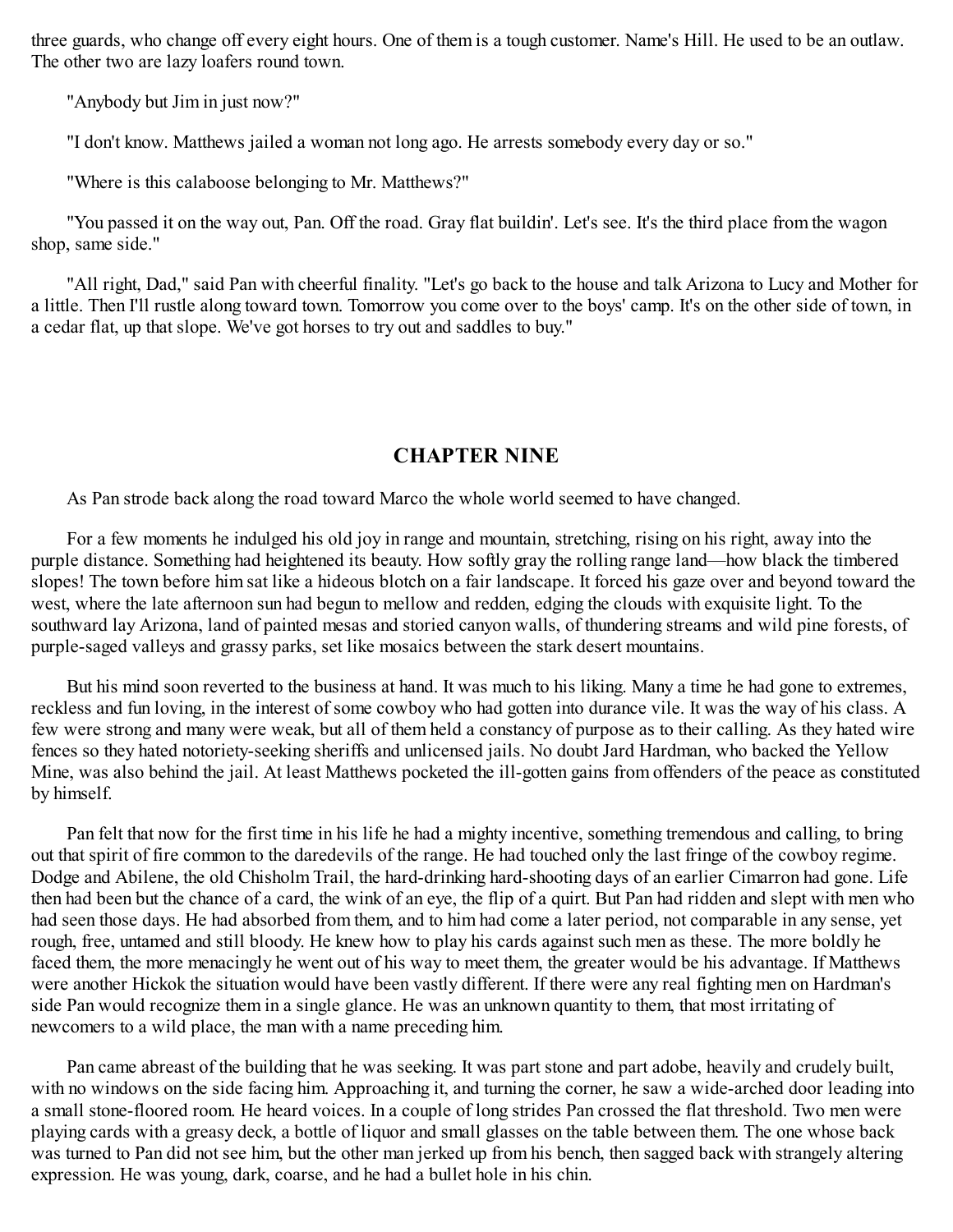three guards, who change off every eight hours. One of them is a tough customer. Name's Hill. He used to be an outlaw. The other two are lazy loafers round town.

"Anybody but Jim in just now?"

"I don't know. Matthews jailed a woman not long ago. He arrests somebody every day or so."

"Where is this calaboose belonging to Mr. Matthews?"

"You passed it on the way out, Pan. Off the road. Gray flat buildin'. Let's see. It's the third place from the wagon shop, same side."

"All right, Dad," said Pan with cheerful finality. "Let's go back to the house and talk Arizona to Lucy and Mother for a little. Then I'll rustle along toward town. Tomorrow you come over to the boys' camp. It's on the other side of town, in a cedar flat, up that slope. We've got horses to try out and saddles to buy."

## CHAPTER NINE

As Pan strode back along the road toward Marco the whole world seemed to have changed.

For a few moments he indulged his old joy in range and mountain, stretching, rising on his right, away into the purple distance. Something had heightened its beauty. How softly gray the rolling range land—how black the timbered slopes! The town before him sat like a hideous blotch on a fair landscape. It forced his gaze over and beyond toward the west, where the late afternoon sun had begun to mellow and redden, edging the clouds with exquisite light. To the southward lay Arizona, land of painted mesas and storied canyon walls, of thundering streams and wild pine forests, of purple-saged valleys and grassy parks, set like mosaics between the stark desert mountains.

But his mind soon reverted to the business at hand. It was much to his liking. Many a time he had gone to extremes, reckless and fun loving, in the interest of some cowboy who had gotten into durance vile. It was the way of his class. A few were strong and many were weak, but all of them held a constancy of purpose as to their calling. As they hated wire fences so they hated notoriety-seeking sheriffs and unlicensed jails. No doubt Jard Hardman, who backed the Yellow Mine, was also behind the jail. At least Matthews pocketed the ill-gotten gains from offenders of the peace as constituted by himself.

Pan felt that now for the first time in his life he had a mighty incentive, something tremendous and calling, to bring out that spirit of fire common to the daredevils of the range. He had touched only the last fringe of the cowboy regime. Dodge and Abilene, the old Chisholm Trail, the hard-drinking hard-shooting days of an earlier Cimarron had gone. Life then had been but the chance of a card, the wink of an eye, the flip of a quirt. But Pan had ridden and slept with men who had seen those days. He had absorbed from them, and to him had come a later period, not comparable in any sense, yet rough, free, untamed and still bloody. He knew how to play his cards against such men as these. The more boldly he faced them, the more menacingly he went out of his way to meet them, the greater would be his advantage. If Matthews were another Hickok the situation would have been vastly different. If there were any real fighting men on Hardman's side Pan would recognize them in a single glance. He was an unknown quantity to them, that most irritating of newcomers to a wild place, the man with a name preceding him.

Pan came abreast of the building that he was seeking. It was part stone and part adobe, heavily and crudely built, with no windows on the side facing him. Approaching it, and turning the corner, he saw a wide-arched door leading into a small stone-floored room. He heard voices. In a couple of long strides Pan crossed the flat threshold. Two men were playing cards with a greasy deck, a bottle of liquor and small glasses on the table between them. The one whose back was turned to Pan did not see him, but the other man jerked up from his bench, then sagged back with strangely altering expression. He was young, dark, coarse, and he had a bullet hole in his chin.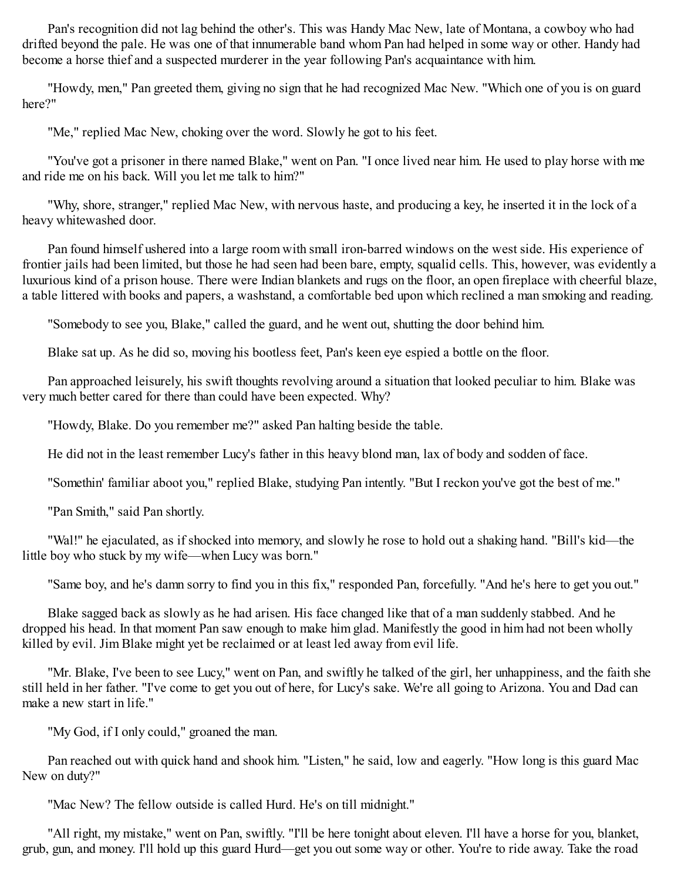Pan's recognition did not lag behind the other's. This was Handy Mac New, late of Montana, a cowboy who had drifted beyond the pale. He was one of that innumerable band whom Pan had helped in some way or other. Handy had become a horse thief and a suspected murderer in the year following Pan's acquaintance with him.

"Howdy, men," Pan greeted them, giving no sign that he had recognized Mac New. "Which one of you is on guard here?"

"Me," replied Mac New, choking over the word. Slowly he got to his feet.

"You've got a prisoner in there named Blake," went on Pan. "I once lived near him. He used to play horse with me and ride me on his back. Will you let me talk to him?"

"Why, shore, stranger," replied Mac New, with nervous haste, and producing a key, he inserted it in the lock of a heavy whitewashed door.

Pan found himself ushered into a large room with small iron-barred windows on the west side. His experience of frontier jails had been limited, but those he had seen had been bare, empty, squalid cells. This, however, was evidently a luxurious kind of a prison house. There were Indian blankets and rugs on the floor, an open fireplace with cheerful blaze, a table littered with books and papers, a washstand, a comfortable bed upon which reclined a man smoking and reading.

"Somebody to see you, Blake," called the guard, and he went out, shutting the door behind him.

Blake sat up. As he did so, moving his bootless feet, Pan's keen eye espied a bottle on the floor.

Pan approached leisurely, his swift thoughts revolving around a situation that looked peculiar to him. Blake was very much better cared for there than could have been expected. Why?

"Howdy, Blake. Do you remember me?" asked Pan halting beside the table.

He did not in the least remember Lucy's father in this heavy blond man, lax of body and sodden of face.

"Somethin' familiar aboot you," replied Blake, studying Pan intently. "But I reckon you've got the best of me."

"Pan Smith," said Pan shortly.

"Wal!" he ejaculated, as if shocked into memory, and slowly he rose to hold out a shaking hand. "Bill's kid—the little boy who stuck by my wife—when Lucy was born."

"Same boy, and he's damn sorry to find you in this fix," responded Pan, forcefully. "And he's here to get you out."

Blake sagged back as slowly as he had arisen. His face changed like that of a man suddenly stabbed. And he dropped his head. In that moment Pan saw enough to make him glad. Manifestly the good in him had not been wholly killed by evil. Jim Blake might yet be reclaimed or at least led away from evil life.

"Mr. Blake, I've been to see Lucy," went on Pan, and swiftly he talked of the girl, her unhappiness, and the faith she still held in her father. "I've come to get you out of here, for Lucy's sake. We're all going to Arizona. You and Dad can make a new start in life."

"My God, if I only could," groaned the man.

Pan reached out with quick hand and shook him. "Listen," he said, low and eagerly. "How long is this guard Mac New on duty?"

"Mac New? The fellow outside is called Hurd. He's on till midnight."

"All right, my mistake," went on Pan, swiftly. "I'll be here tonight about eleven. I'll have a horse for you, blanket, grub, gun, and money. I'll hold up this guard Hurd—get you out some way or other. You're to ride away. Take the road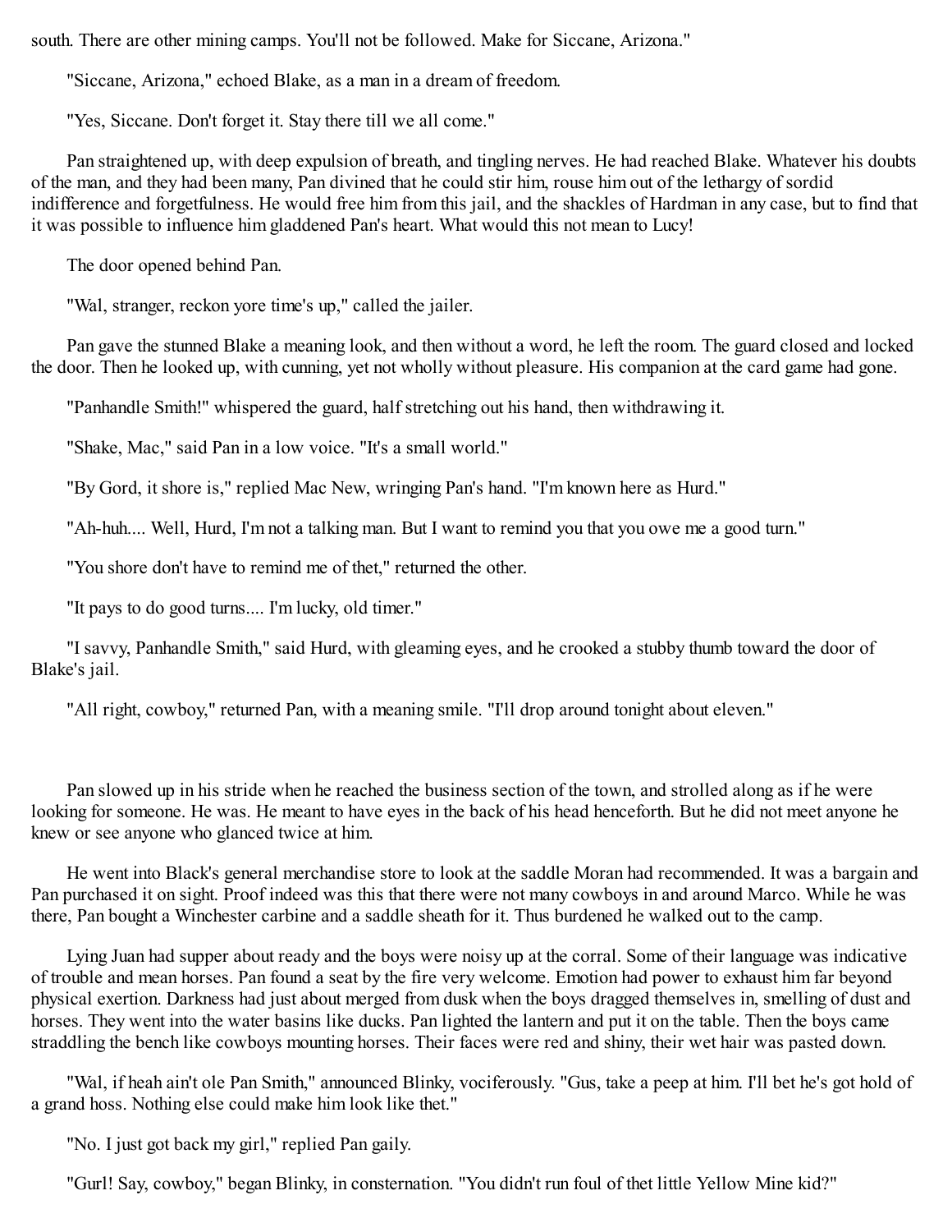south. There are other mining camps. You'll not be followed. Make for Siccane, Arizona."

"Siccane, Arizona," echoed Blake, as a man in a dream of freedom.

"Yes, Siccane. Don't forget it. Stay there till we all come."

Pan straightened up, with deep expulsion of breath, and tingling nerves. He had reached Blake. Whatever his doubts of the man, and they had been many, Pan divined that he could stir him, rouse him out of the lethargy of sordid indifference and forgetfulness. He would free him from this jail, and the shackles of Hardman in any case, but to find that it was possible to influence him gladdened Pan's heart. What would this not mean to Lucy!

The door opened behind Pan.

"Wal, stranger, reckon yore time's up," called the jailer.

Pan gave the stunned Blake a meaning look, and then without a word, he left the room. The guard closed and locked the door. Then he looked up, with cunning, yet not wholly without pleasure. His companion at the card game had gone.

"Panhandle Smith!" whispered the guard, half stretching out his hand, then withdrawing it.

"Shake, Mac," said Pan in a low voice. "It's a small world."

"By Gord, it shore is," replied Mac New, wringing Pan's hand. "I'm known here as Hurd."

"Ah-huh.... Well, Hurd, I'm not a talking man. But I want to remind you that you owe me a good turn."

"You shore don't have to remind me of thet," returned the other.

"It pays to do good turns.... I'm lucky, old timer."

"I savvy, Panhandle Smith," said Hurd, with gleaming eyes, and he crooked a stubby thumb toward the door of Blake's jail.

"All right, cowboy," returned Pan, with a meaning smile. "I'll drop around tonight about eleven."

Pan slowed up in his stride when he reached the business section of the town, and strolled along as if he were looking for someone. He was. He meant to have eyes in the back of his head henceforth. But he did not meet anyone he knew or see anyone who glanced twice at him.

He went into Black's general merchandise store to look at the saddle Moran had recommended. It was a bargain and Pan purchased it on sight. Proof indeed was this that there were not many cowboys in and around Marco. While he was there, Pan bought a Winchester carbine and a saddle sheath for it. Thus burdened he walked out to the camp.

Lying Juan had supper about ready and the boys were noisy up at the corral. Some of their language was indicative of trouble and mean horses. Pan found a seat by the fire very welcome. Emotion had power to exhaust him far beyond physical exertion. Darkness had just about merged from dusk when the boys dragged themselves in, smelling of dust and horses. They went into the water basins like ducks. Pan lighted the lantern and put it on the table. Then the boys came straddling the bench like cowboys mounting horses. Their faces were red and shiny, their wet hair was pasted down.

"Wal, if heah ain't ole Pan Smith," announced Blinky, vociferously. "Gus, take a peep at him. I'll bet he's got hold of a grand hoss. Nothing else could make him look like thet."

"No. I just got back my girl," replied Pan gaily.

"Gurl! Say, cowboy," began Blinky, in consternation. "You didn't run foul of thet little Yellow Mine kid?"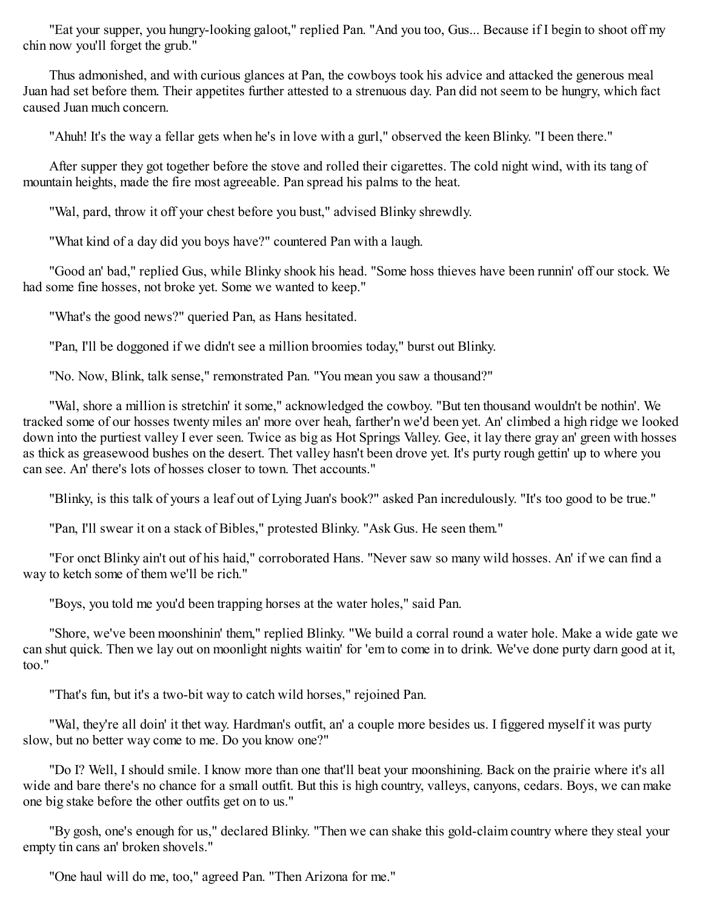"Eat your supper, you hungry-looking galoot," replied Pan. "And you too, Gus... Because if I begin to shoot off my chin now you'll forget the grub."

Thus admonished, and with curious glances at Pan, the cowboys took his advice and attacked the generous meal Juan had set before them. Their appetites further attested to a strenuous day. Pan did not seem to be hungry, which fact caused Juan much concern.

"Ahuh! It's the way a fellar gets when he's in love with a gurl," observed the keen Blinky. "I been there."

After supper they got together before the stove and rolled their cigarettes. The cold night wind, with its tang of mountain heights, made the fire most agreeable. Pan spread his palms to the heat.

"Wal, pard, throw it off your chest before you bust," advised Blinky shrewdly.

"What kind of a day did you boys have?" countered Pan with a laugh.

"Good an' bad," replied Gus, while Blinky shook his head. "Some hoss thieves have been runnin' off our stock. We had some fine hosses, not broke yet. Some we wanted to keep."

"What's the good news?" queried Pan, as Hans hesitated.

"Pan, I'll be doggoned if we didn't see a million broomies today," burst out Blinky.

"No. Now, Blink, talk sense," remonstrated Pan. "You mean you saw a thousand?"

"Wal, shore a million is stretchin' it some," acknowledged the cowboy. "But ten thousand wouldn't be nothin'. We tracked some of our hosses twenty miles an' more over heah, farther'n we'd been yet. An' climbed a high ridge we looked down into the purtiest valley I ever seen. Twice as big as Hot Springs Valley. Gee, it lay there gray an' green with hosses as thick as greasewood bushes on the desert. Thet valley hasn't been drove yet. It's purty rough gettin' up to where you can see. An' there's lots of hosses closer to town. Thet accounts."

"Blinky, is this talk of yours a leaf out of Lying Juan's book?" asked Pan incredulously. "It's too good to be true."

"Pan, I'll swear it on a stack of Bibles," protested Blinky. "Ask Gus. He seen them."

"For onct Blinky ain't out of his haid," corroborated Hans. "Never saw so many wild hosses. An' if we can find a way to ketch some of them we'll be rich."

"Boys, you told me you'd been trapping horses at the water holes," said Pan.

"Shore, we've been moonshinin' them," replied Blinky. "We build a corral round a water hole. Make a wide gate we can shut quick. Then we lay out on moonlight nights waitin' for 'em to come in to drink. We've done purty darn good at it, too."

"That's fun, but it's a two-bit way to catch wild horses," rejoined Pan.

"Wal, they're all doin' it thet way. Hardman's outfit, an' a couple more besides us. I figgered myself it was purty slow, but no better way come to me. Do you know one?"

"Do I? Well, I should smile. I know more than one that'll beat your moonshining. Back on the prairie where it's all wide and bare there's no chance for a small outfit. But this is high country, valleys, canyons, cedars. Boys, we can make one big stake before the other outfits get on to us."

"By gosh, one's enough for us," declared Blinky. "Then we can shake this gold-claim country where they steal your empty tin cans an' broken shovels."

"One haul will do me, too," agreed Pan. "Then Arizona for me."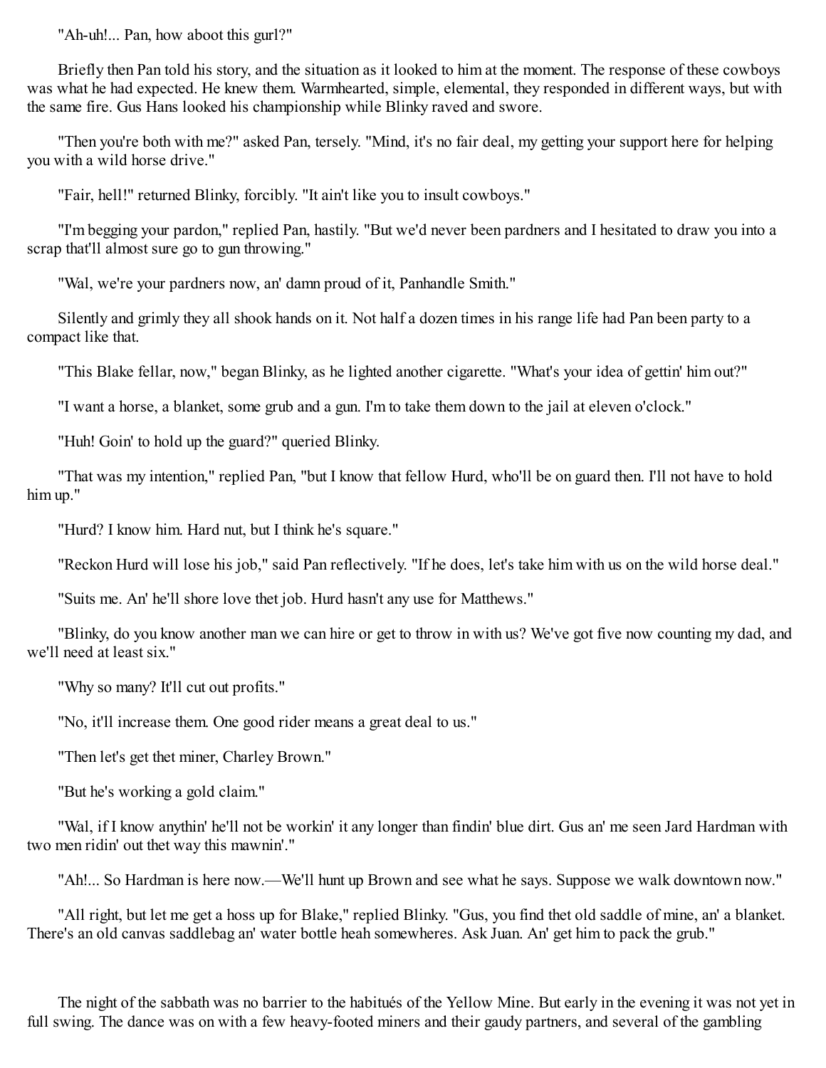"Ah-uh!... Pan, how aboot this gurl?"

Briefly then Pan told his story, and the situation as it looked to him at the moment. The response of these cowboys was what he had expected. He knew them. Warmhearted, simple, elemental, they responded in different ways, but with the same fire. Gus Hans looked his championship while Blinky raved and swore.

"Then you're both with me?" asked Pan, tersely. "Mind, it's no fair deal, my getting your support here for helping you with a wild horse drive."

"Fair, hell!" returned Blinky, forcibly. "It ain't like you to insult cowboys."

"I'm begging your pardon," replied Pan, hastily. "But we'd never been pardners and I hesitated to draw you into a scrap that'll almost sure go to gun throwing."

"Wal, we're your pardners now, an' damn proud of it, Panhandle Smith."

Silently and grimly they all shook hands on it. Not half a dozen times in his range life had Pan been party to a compact like that.

"This Blake fellar, now," began Blinky, as he lighted another cigarette. "What's your idea of gettin' him out?"

"I want a horse, a blanket, some grub and a gun. I'm to take them down to the jail at eleven o'clock."

"Huh! Goin' to hold up the guard?" queried Blinky.

"That was my intention," replied Pan, "but I know that fellow Hurd, who'll be on guard then. I'll not have to hold him up."

"Hurd? I know him. Hard nut, but I think he's square."

"Reckon Hurd will lose his job," said Pan reflectively. "If he does, let's take him with us on the wild horse deal."

"Suits me. An' he'll shore love thet job. Hurd hasn't any use for Matthews."

"Blinky, do you know another man we can hire or get to throw in with us? We've got five now counting my dad, and we'll need at least six."

"Why so many? It'll cut out profits."

"No, it'll increase them. One good rider means a great deal to us."

"Then let's get thet miner, Charley Brown."

"But he's working a gold claim."

"Wal, if I know anythin' he'll not be workin' it any longer than findin' blue dirt. Gus an' me seen Jard Hardman with two men ridin' out thet way this mawnin'."

"Ah!... So Hardman is here now.—We'll hunt up Brown and see what he says. Suppose we walk downtown now."

"All right, but let me get a hoss up for Blake," replied Blinky. "Gus, you find thet old saddle of mine, an' a blanket. There's an old canvas saddlebag an' water bottle heah somewheres. Ask Juan. An' get him to pack the grub."

The night of the sabbath was no barrier to the habitués of the Yellow Mine. But early in the evening it was not yet in full swing. The dance was on with a few heavy-footed miners and their gaudy partners, and several of the gambling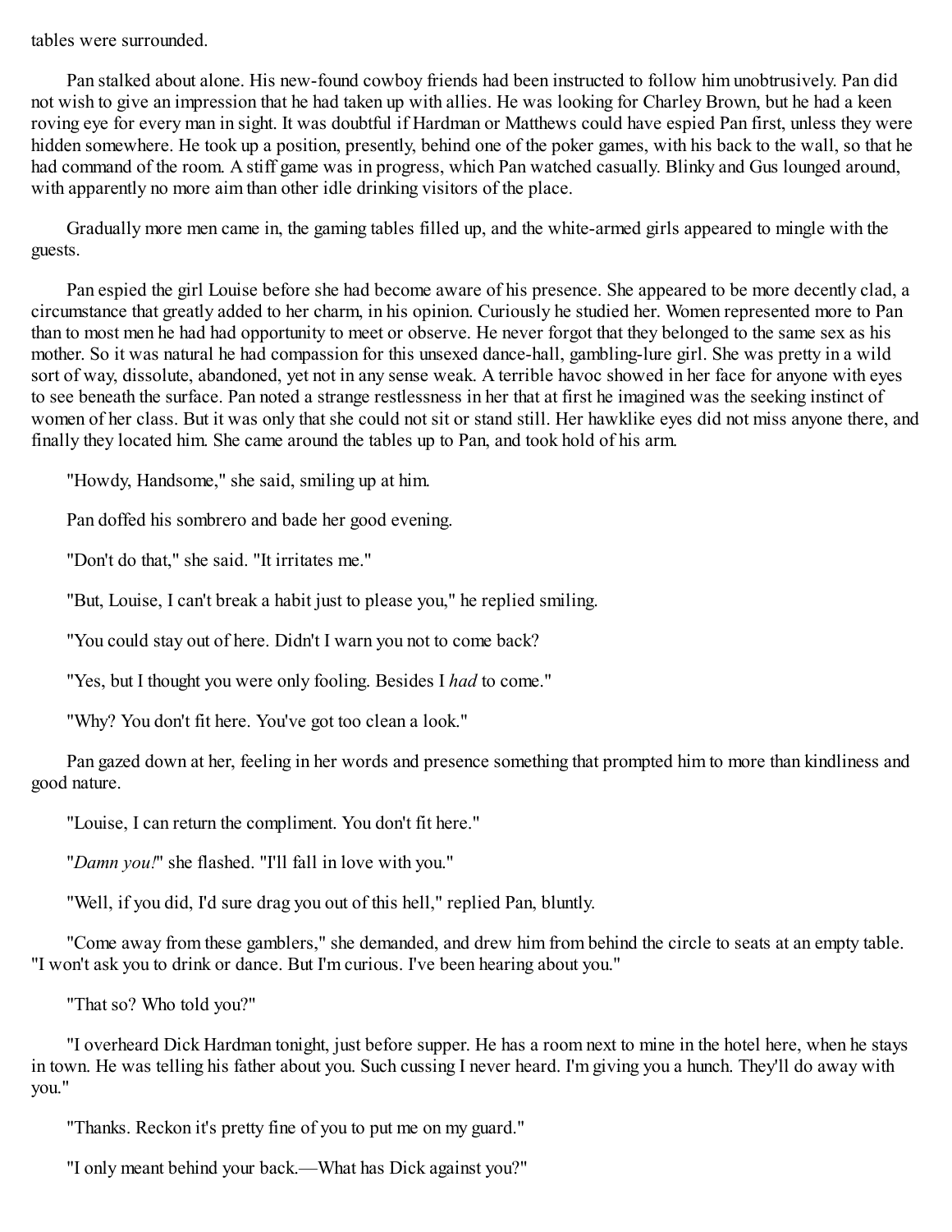tables were surrounded.

Pan stalked about alone. His new-found cowboy friends had been instructed to follow him unobtrusively. Pan did not wish to give an impression that he had taken up with allies. He was looking for Charley Brown, but he had a keen roving eye for every man in sight. It was doubtful if Hardman or Matthews could have espied Pan first, unless they were hidden somewhere. He took up a position, presently, behind one of the poker games, with his back to the wall, so that he had command of the room. A stiff game was in progress, which Pan watched casually. Blinky and Gus lounged around, with apparently no more aim than other idle drinking visitors of the place.

Gradually more men came in, the gaming tables filled up, and the white-armed girls appeared to mingle with the guests.

Pan espied the girl Louise before she had become aware of his presence. She appeared to be more decently clad, a circumstance that greatly added to her charm, in his opinion. Curiously he studied her. Women represented more to Pan than to most men he had had opportunity to meet or observe. He never forgot that they belonged to the same sex as his mother. So it was natural he had compassion for this unsexed dance-hall, gambling-lure girl. She was pretty in a wild sort of way, dissolute, abandoned, yet not in any sense weak. A terrible havoc showed in her face for anyone with eyes to see beneath the surface. Pan noted a strange restlessness in her that at first he imagined was the seeking instinct of women of her class. But it was only that she could not sit or stand still. Her hawklike eyes did not miss anyone there, and finally they located him. She came around the tables up to Pan, and took hold of his arm.

"Howdy, Handsome," she said, smiling up at him.

Pan doffed his sombrero and bade her good evening.

"Don't do that," she said. "It irritates me."

"But, Louise, I can't break a habit just to please you," he replied smiling.

"You could stay out of here. Didn't I warn you not to come back?

"Yes, but I thought you were only fooling. Besides I *had* to come."

"Why? You don't fit here. You've got too clean a look."

Pan gazed down at her, feeling in her words and presence something that prompted him to more than kindliness and good nature.

"Louise, I can return the compliment. You don't fit here."

"*Damn you!*" she flashed. "I'll fall in love with you."

"Well, if you did, I'd sure drag you out of this hell," replied Pan, bluntly.

"Come away from these gamblers," she demanded, and drew him from behind the circle to seats at an empty table. "I won't ask you to drink or dance. But I'm curious. I've been hearing about you."

"That so? Who told you?"

"I overheard Dick Hardman tonight, just before supper. He has a room next to mine in the hotel here, when he stays in town. He was telling his father about you. Such cussing I never heard. I'm giving you a hunch. They'll do away with you."

"Thanks. Reckon it's pretty fine of you to put me on my guard."

"I only meant behind your back.—What has Dick against you?"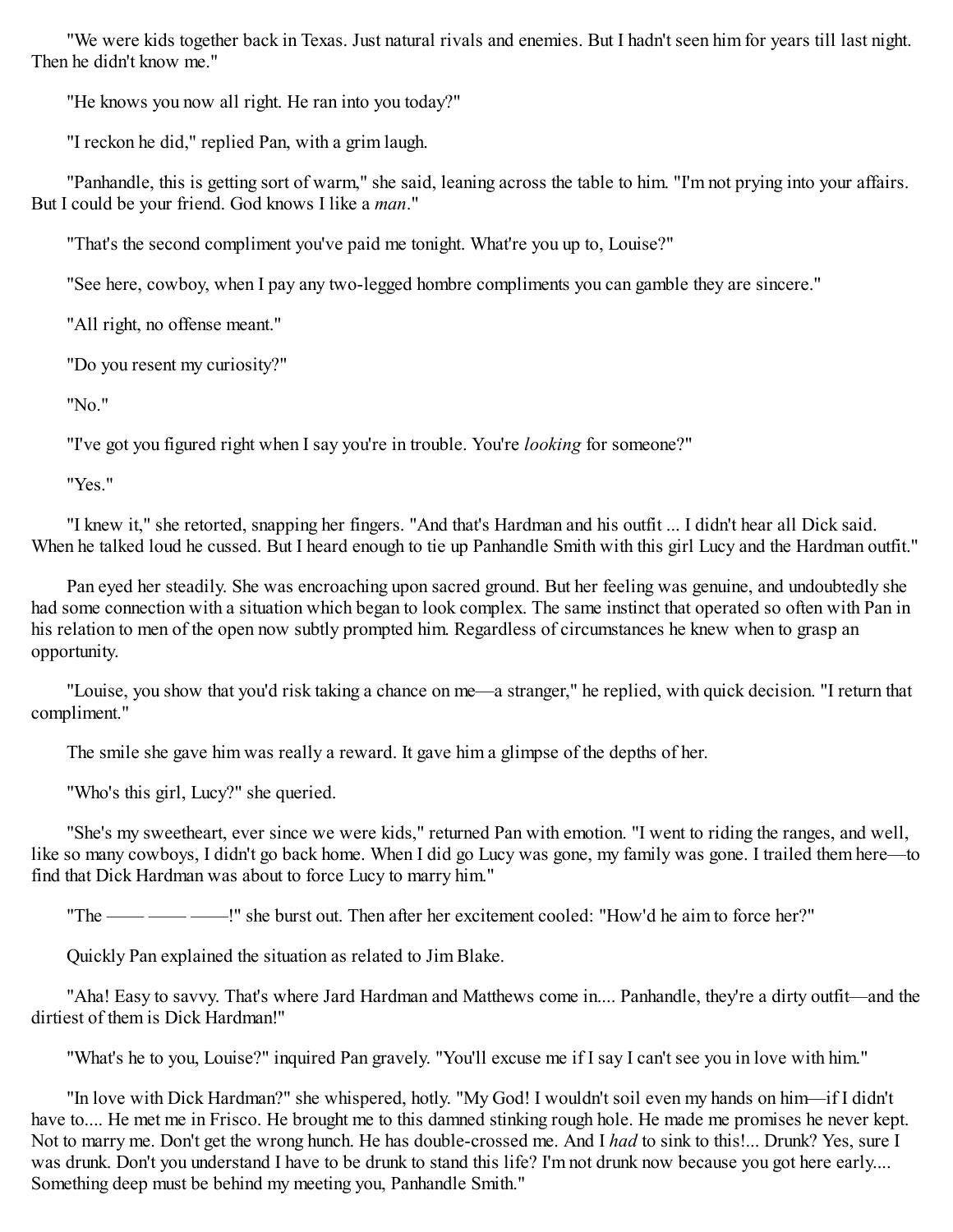"We were kids together back in Texas. Just natural rivals and enemies. But I hadn't seen him for years till last night. Then he didn't know me."

"He knows you now all right. He ran into you today?"

"I reckon he did," replied Pan, with a grim laugh.

"Panhandle, this is getting sort of warm," she said, leaning across the table to him. "I'm not prying into your affairs. But I could be your friend. God knows I like a *man*."

"That's the second compliment you've paid me tonight. What're you up to, Louise?"

"See here, cowboy, when I pay any two-legged hombre compliments you can gamble they are sincere."

"All right, no offense meant."

"Do you resent my curiosity?"

"No."

"I've got you figured right when I say you're in trouble. You're *looking* for someone?"

"Yes."

"I knew it," she retorted, snapping her fingers. "And that's Hardman and his outfit ... I didn't hear all Dick said. When he talked loud he cussed. But I heard enough to tie up Panhandle Smith with this girl Lucy and the Hardman outfit."

Pan eyed her steadily. She was encroaching upon sacred ground. But her feeling was genuine, and undoubtedly she had some connection with a situation which began to look complex. The same instinct that operated so often with Pan in his relation to men of the open now subtly prompted him. Regardless of circumstances he knew when to grasp an opportunity.

"Louise, you show that you'd risk taking a chance on me—a stranger," he replied, with quick decision. "I return that compliment."

The smile she gave him was really a reward. It gave him a glimpse of the depths of her.

"Who's this girl, Lucy?" she queried.

"She's my sweetheart, ever since we were kids," returned Pan with emotion. "I went to riding the ranges, and well, like so many cowboys, I didn't go back home. When I did go Lucy was gone, my family was gone. I trailed them here—to find that Dick Hardman was about to force Lucy to marry him."

"The —— —— ——!" she burst out. Then after her excitement cooled: "How'd he aim to force her?"

Quickly Pan explained the situation as related to Jim Blake.

"Aha! Easy to savvy. That's where Jard Hardman and Matthews come in.... Panhandle, they're a dirty outfit—and the dirtiest of them is Dick Hardman!"

"What's he to you, Louise?" inquired Pan gravely. "You'll excuse me if I say I can't see you in love with him."

"In love with Dick Hardman?" she whispered, hotly. "My God! I wouldn't soil even my hands on him—if I didn't have to.... He met me in Frisco. He brought me to this damned stinking rough hole. He made me promises he never kept. Not to marry me. Don't get the wrong hunch. He has double-crossed me. And I *had* to sink to this!... Drunk? Yes, sure I was drunk. Don't you understand I have to be drunk to stand this life? I'm not drunk now because you got here early.... Something deep must be behind my meeting you, Panhandle Smith."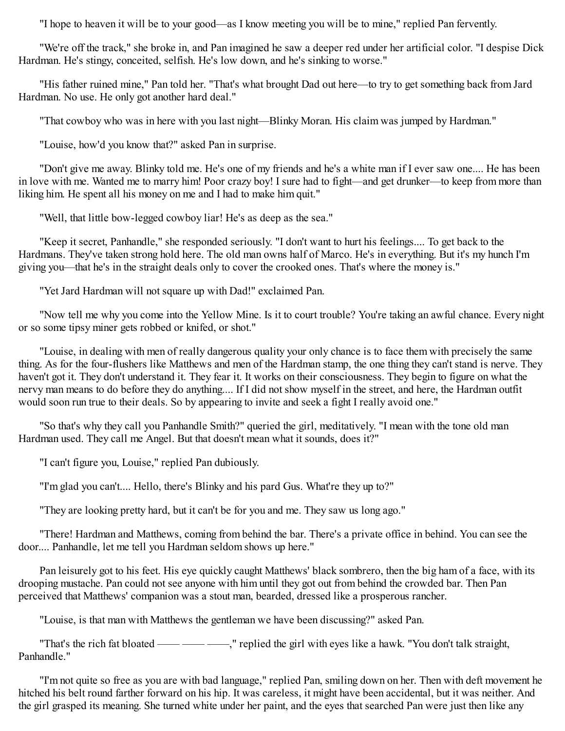"I hope to heaven it will be to your good—as I know meeting you will be to mine," replied Pan fervently.

"We're off the track," she broke in, and Pan imagined he saw a deeper red under her artificial color. "I despise Dick Hardman. He's stingy, conceited, selfish. He's low down, and he's sinking to worse."

"His father ruined mine," Pan told her. "That's what brought Dad out here—to try to get something back from Jard Hardman. No use. He only got another hard deal."

"That cowboy who was in here with you last night—Blinky Moran. His claim was jumped by Hardman."

"Louise, how'd you know that?" asked Pan in surprise.

"Don't give me away. Blinky told me. He's one of my friends and he's a white man if I ever saw one.... He has been in love with me. Wanted me to marry him! Poor crazy boy! I sure had to fight—and get drunker—to keep from more than liking him. He spent all his money on me and I had to make him quit."

"Well, that little bow-legged cowboy liar! He's as deep as the sea."

"Keep it secret, Panhandle," she responded seriously. "I don't want to hurt his feelings.... To get back to the Hardmans. They've taken strong hold here. The old man owns half of Marco. He's in everything. But it's my hunch I'm giving you—that he's in the straight deals only to cover the crooked ones. That's where the money is."

"Yet Jard Hardman will not square up with Dad!" exclaimed Pan.

"Now tell me why you come into the Yellow Mine. Is it to court trouble? You're taking an awful chance. Every night or so some tipsy miner gets robbed or knifed, or shot."

"Louise, in dealing with men of really dangerous quality your only chance is to face them with precisely the same thing. As for the four-flushers like Matthews and men of the Hardman stamp, the one thing they can't stand is nerve. They haven't got it. They don't understand it. They fear it. It works on their consciousness. They begin to figure on what the nervy man means to do before they do anything.... If I did not show myself in the street, and here, the Hardman outfit would soon run true to their deals. So by appearing to invite and seek a fight I really avoid one."

"So that's why they call you Panhandle Smith?" queried the girl, meditatively. "I mean with the tone old man Hardman used. They call me Angel. But that doesn't mean what it sounds, does it?"

"I can't figure you, Louise," replied Pan dubiously.

"I'm glad you can't.... Hello, there's Blinky and his pard Gus. What're they up to?"

"They are looking pretty hard, but it can't be for you and me. They saw us long ago."

"There! Hardman and Matthews, coming from behind the bar. There's a private office in behind. You can see the door.... Panhandle, let me tell you Hardman seldom shows up here."

Pan leisurely got to his feet. His eye quickly caught Matthews' black sombrero, then the big ham of a face, with its drooping mustache. Pan could not see anyone with him until they got out from behind the crowded bar. Then Pan perceived that Matthews' companion was a stout man, bearded, dressed like a prosperous rancher.

"Louise, is that man with Matthews the gentleman we have been discussing?" asked Pan.

"That's the rich fat bloated —— —— ——," replied the girl with eyes like a hawk. "You don't talk straight, Panhandle."

"I'm not quite so free as you are with bad language," replied Pan, smiling down on her. Then with deft movement he hitched his belt round farther forward on his hip. It was careless, it might have been accidental, but it was neither. And the girl grasped its meaning. She turned white under her paint, and the eyes that searched Pan were just then like any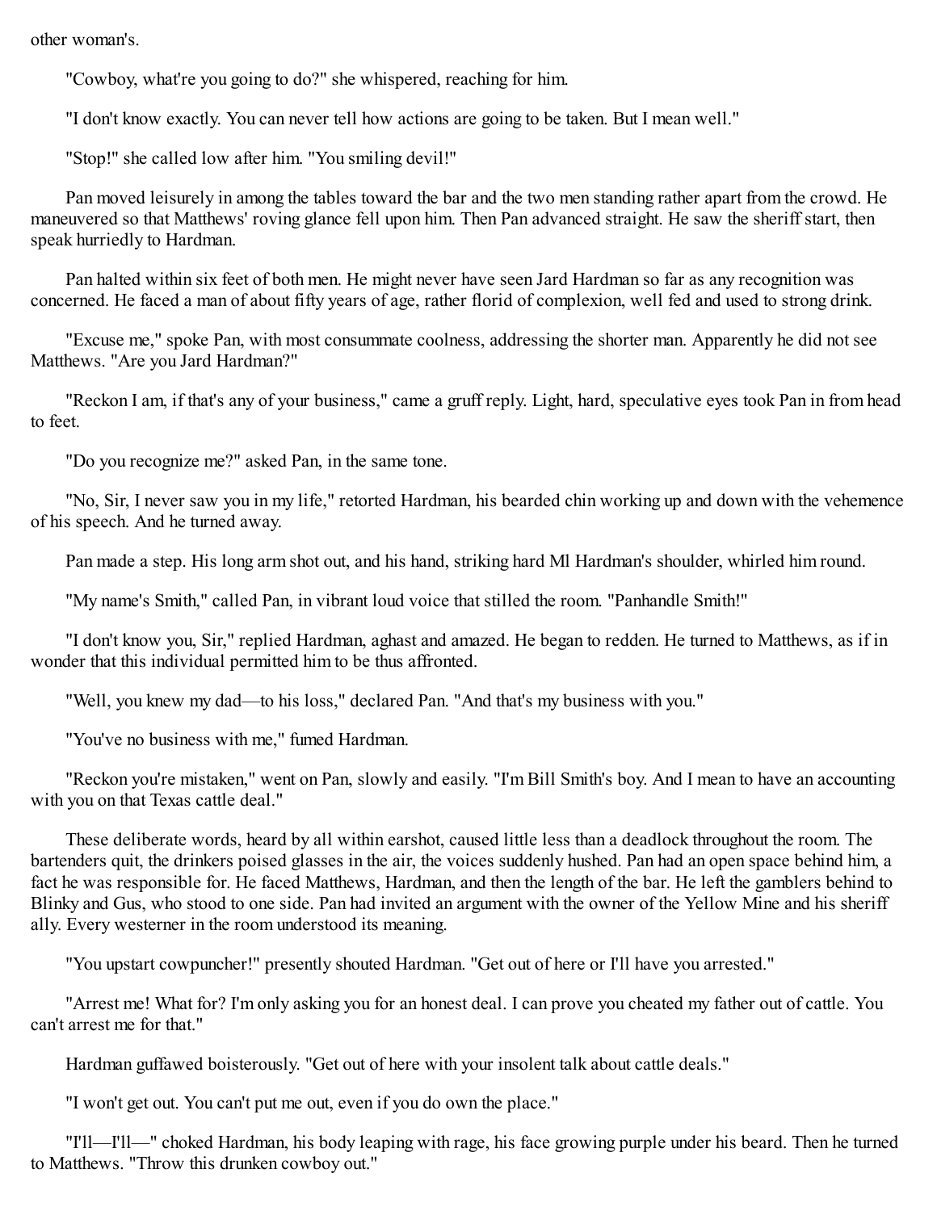other woman's.

"Cowboy, what're you going to do?" she whispered, reaching for him.

"I don't know exactly. You can never tell how actions are going to be taken. But I mean well."

"Stop!" she called low after him. "You smiling devil!"

Pan moved leisurely in among the tables toward the bar and the two men standing rather apart from the crowd. He maneuvered so that Matthews' roving glance fell upon him. Then Pan advanced straight. He saw the sheriff start, then speak hurriedly to Hardman.

Pan halted within six feet of both men. He might never have seen Jard Hardman so far as any recognition was concerned. He faced a man of about fifty years of age, rather florid of complexion, well fed and used to strong drink.

"Excuse me," spoke Pan, with most consummate coolness, addressing the shorter man. Apparently he did not see Matthews. "Are you Jard Hardman?"

"Reckon I am, if that's any of your business," came a gruff reply. Light, hard, speculative eyes took Pan in from head to feet.

"Do you recognize me?" asked Pan, in the same tone.

"No, Sir, I never saw you in my life," retorted Hardman, his bearded chin working up and down with the vehemence of his speech. And he turned away.

Pan made a step. His long arm shot out, and his hand, striking hard Ml Hardman's shoulder, whirled him round.

"My name's Smith," called Pan, in vibrant loud voice that stilled the room. "Panhandle Smith!"

"I don't know you, Sir," replied Hardman, aghast and amazed. He began to redden. He turned to Matthews, as if in wonder that this individual permitted him to be thus affronted.

"Well, you knew my dad—to his loss," declared Pan. "And that's my business with you."

"You've no business with me," fumed Hardman.

"Reckon you're mistaken," went on Pan, slowly and easily. "I'm Bill Smith's boy. And I mean to have an accounting with you on that Texas cattle deal."

These deliberate words, heard by all within earshot, caused little less than a deadlock throughout the room. The bartenders quit, the drinkers poised glasses in the air, the voices suddenly hushed. Pan had an open space behind him, a fact he was responsible for. He faced Matthews, Hardman, and then the length of the bar. He left the gamblers behind to Blinky and Gus, who stood to one side. Pan had invited an argument with the owner of the Yellow Mine and his sheriff ally. Every westerner in the room understood its meaning.

"You upstart cowpuncher!" presently shouted Hardman. "Get out of here or I'll have you arrested."

"Arrest me! What for? I'm only asking you for an honest deal. I can prove you cheated my father out of cattle. You can't arrest me for that."

Hardman guffawed boisterously. "Get out of here with your insolent talk about cattle deals."

"I won't get out. You can't put me out, even if you do own the place."

"I'll—I'll—" choked Hardman, his body leaping with rage, his face growing purple under his beard. Then he turned to Matthews. "Throw this drunken cowboy out."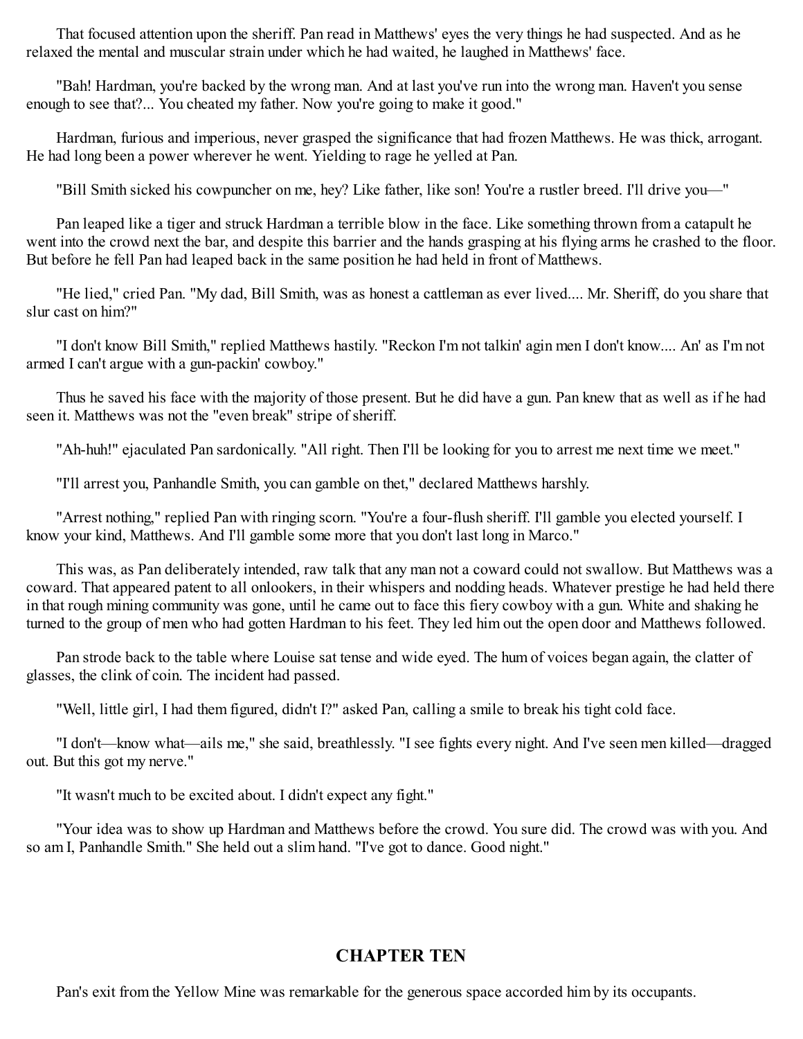That focused attention upon the sheriff. Pan read in Matthews' eyes the very things he had suspected. And as he relaxed the mental and muscular strain under which he had waited, he laughed in Matthews' face.

"Bah! Hardman, you're backed by the wrong man. And at last you've run into the wrong man. Haven't you sense enough to see that?... You cheated my father. Now you're going to make it good."

Hardman, furious and imperious, never grasped the significance that had frozen Matthews. He was thick, arrogant. He had long been a power wherever he went. Yielding to rage he yelled at Pan.

"Bill Smith sicked his cowpuncher on me, hey? Like father, like son! You're a rustler breed. I'll drive you—"

Pan leaped like a tiger and struck Hardman a terrible blow in the face. Like something thrown from a catapult he went into the crowd next the bar, and despite this barrier and the hands grasping at his flying arms he crashed to the floor. But before he fell Pan had leaped back in the same position he had held in front of Matthews.

"He lied," cried Pan. "My dad, Bill Smith, was as honest a cattleman as ever lived.... Mr. Sheriff, do you share that slur cast on him?"

"I don't know Bill Smith," replied Matthews hastily. "Reckon I'm not talkin' agin men I don't know.... An' as I'm not armed I can't argue with a gun-packin' cowboy."

Thus he saved his face with the majority of those present. But he did have a gun. Pan knew that as well as if he had seen it. Matthews was not the "even break" stripe of sheriff.

"Ah-huh!" ejaculated Pan sardonically. "All right. Then I'll be looking for you to arrest me next time we meet."

"I'll arrest you, Panhandle Smith, you can gamble on thet," declared Matthews harshly.

"Arrest nothing," replied Pan with ringing scorn. "You're a four-flush sheriff. I'll gamble you elected yourself. I know your kind, Matthews. And I'll gamble some more that you don't last long in Marco."

This was, as Pan deliberately intended, raw talk that any man not a coward could not swallow. But Matthews was a coward. That appeared patent to all onlookers, in their whispers and nodding heads. Whatever prestige he had held there in that rough mining community was gone, until he came out to face this fiery cowboy with a gun. White and shaking he turned to the group of men who had gotten Hardman to his feet. They led him out the open door and Matthews followed.

Pan strode back to the table where Louise sat tense and wide eyed. The hum of voices began again, the clatter of glasses, the clink of coin. The incident had passed.

"Well, little girl, I had them figured, didn't I?" asked Pan, calling a smile to break his tight cold face.

"I don't—know what—ails me," she said, breathlessly. "I see fights every night. And I've seen men killed—dragged out. But this got my nerve."

"It wasn't much to be excited about. I didn't expect any fight."

"Your idea was to show up Hardman and Matthews before the crowd. You sure did. The crowd was with you. And so am I, Panhandle Smith." She held out a slim hand. "I've got to dance. Good night."

## CHAPTER TEN

Pan's exit from the Yellow Mine was remarkable for the generous space accorded him by its occupants.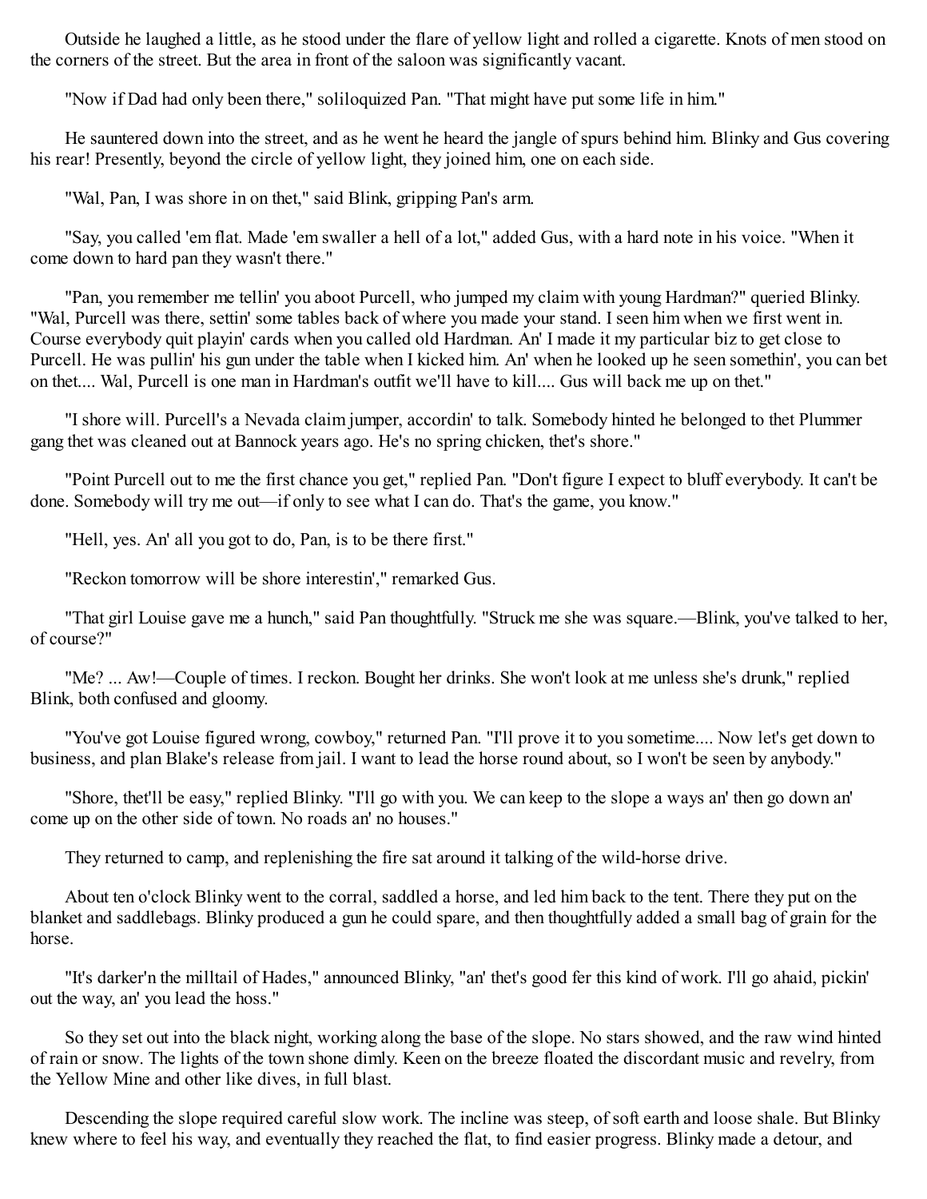Outside he laughed a little, as he stood under the flare of yellow light and rolled a cigarette. Knots of men stood on the corners of the street. But the area in front of the saloon was significantly vacant.

"Now if Dad had only been there," soliloquized Pan. "That might have put some life in him."

He sauntered down into the street, and as he went he heard the jangle of spurs behind him. Blinky and Gus covering his rear! Presently, beyond the circle of yellow light, they joined him, one on each side.

"Wal, Pan, I was shore in on thet," said Blink, gripping Pan's arm.

"Say, you called 'em flat. Made 'em swaller a hell of a lot," added Gus, with a hard note in his voice. "When it come down to hard pan they wasn't there."

"Pan, you remember me tellin' you aboot Purcell, who jumped my claim with young Hardman?" queried Blinky. "Wal, Purcell was there, settin' some tables back of where you made your stand. I seen him when we first went in. Course everybody quit playin' cards when you called old Hardman. An' I made it my particular biz to get close to Purcell. He was pullin' his gun under the table when I kicked him. An' when he looked up he seen somethin', you can bet on thet.... Wal, Purcell is one man in Hardman's outfit we'll have to kill.... Gus will back me up on thet."

"I shore will. Purcell's a Nevada claim jumper, accordin' to talk. Somebody hinted he belonged to thet Plummer gang thet was cleaned out at Bannock years ago. He's no spring chicken, thet's shore."

"Point Purcell out to me the first chance you get," replied Pan. "Don't figure I expect to bluff everybody. It can't be done. Somebody will try me out—if only to see what I can do. That's the game, you know."

"Hell, yes. An' all you got to do, Pan, is to be there first."

"Reckon tomorrow will be shore interestin'," remarked Gus.

"That girl Louise gave me a hunch," said Pan thoughtfully. "Struck me she was square.—Blink, you've talked to her, of course?"

"Me? ... Aw!—Couple of times. I reckon. Bought her drinks. She won't look at me unless she's drunk," replied Blink, both confused and gloomy.

"You've got Louise figured wrong, cowboy," returned Pan. "I'll prove it to you sometime.... Now let's get down to business, and plan Blake's release from jail. I want to lead the horse round about, so I won't be seen by anybody."

"Shore, thet'll be easy," replied Blinky. "I'll go with you. We can keep to the slope a ways an' then go down an' come up on the other side of town. No roads an' no houses."

They returned to camp, and replenishing the fire sat around it talking of the wild-horse drive.

About ten o'clock Blinky went to the corral, saddled a horse, and led him back to the tent. There they put on the blanket and saddlebags. Blinky produced a gun he could spare, and then thoughtfully added a small bag of grain for the horse.

"It's darker'n the milltail of Hades," announced Blinky, "an' thet's good fer this kind of work. I'll go ahaid, pickin' out the way, an' you lead the hoss."

So they set out into the black night, working along the base of the slope. No stars showed, and the raw wind hinted of rain or snow. The lights of the town shone dimly. Keen on the breeze floated the discordant music and revelry, from the Yellow Mine and other like dives, in full blast.

Descending the slope required careful slow work. The incline was steep, of soft earth and loose shale. But Blinky knew where to feel his way, and eventually they reached the flat, to find easier progress. Blinky made a detour, and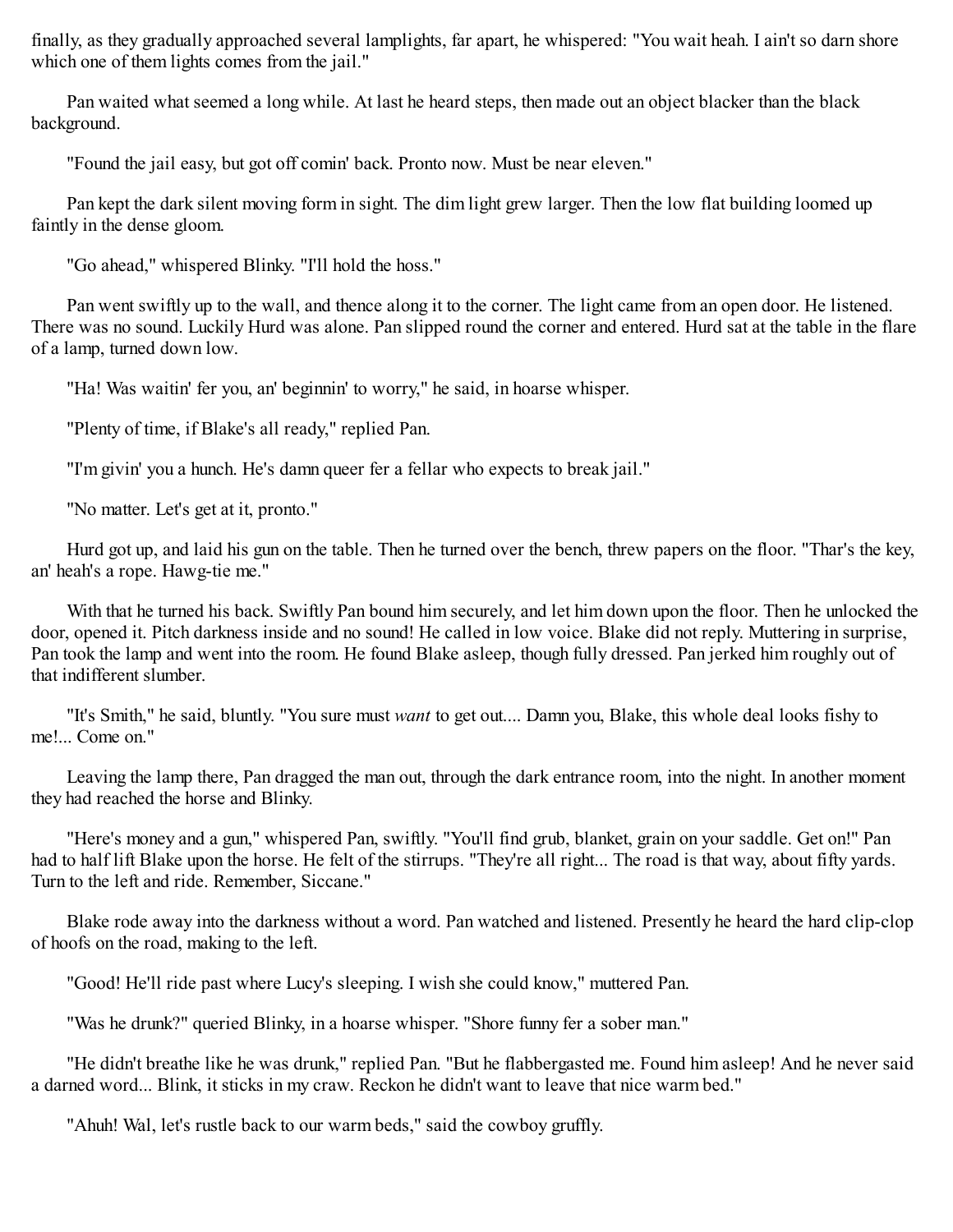finally, as they gradually approached several lamplights, far apart, he whispered: "You wait heah. I ain't so darn shore which one of them lights comes from the jail."

Pan waited what seemed a long while. At last he heard steps, then made out an object blacker than the black background.

"Found the jail easy, but got off comin' back. Pronto now. Must be near eleven."

Pan kept the dark silent moving form in sight. The dim light grew larger. Then the low flat building loomed up faintly in the dense gloom.

"Go ahead," whispered Blinky. "I'll hold the hoss."

Pan went swiftly up to the wall, and thence along it to the corner. The light came from an open door. He listened. There was no sound. Luckily Hurd was alone. Pan slipped round the corner and entered. Hurd sat at the table in the flare of a lamp, turned down low.

"Ha! Was waitin' fer you, an' beginnin' to worry," he said, in hoarse whisper.

"Plenty of time, if Blake's all ready," replied Pan.

"I'm givin' you a hunch. He's damn queer fer a fellar who expects to break jail."

"No matter. Let's get at it, pronto."

Hurd got up, and laid his gun on the table. Then he turned over the bench, threw papers on the floor. "Thar's the key, an' heah's a rope. Hawg-tie me."

With that he turned his back. Swiftly Pan bound him securely, and let him down upon the floor. Then he unlocked the door, opened it. Pitch darkness inside and no sound! He called in low voice. Blake did not reply. Muttering in surprise, Pan took the lamp and went into the room. He found Blake asleep, though fully dressed. Pan jerked him roughly out of that indifferent slumber.

"It's Smith," he said, bluntly. "You sure must *want* to get out.... Damn you, Blake, this whole deal looks fishy to me!... Come on."

Leaving the lamp there, Pan dragged the man out, through the dark entrance room, into the night. In another moment they had reached the horse and Blinky.

"Here's money and a gun," whispered Pan, swiftly. "You'll find grub, blanket, grain on your saddle. Get on!" Pan had to half lift Blake upon the horse. He felt of the stirrups. "They're all right... The road is that way, about fifty yards. Turn to the left and ride. Remember, Siccane."

Blake rode away into the darkness without a word. Pan watched and listened. Presently he heard the hard clip-clop of hoofs on the road, making to the left.

"Good! He'll ride past where Lucy's sleeping. I wish she could know," muttered Pan.

"Was he drunk?" queried Blinky, in a hoarse whisper. "Shore funny fer a sober man."

"He didn't breathe like he was drunk," replied Pan. "But he flabbergasted me. Found him asleep! And he never said a darned word... Blink, it sticks in my craw. Reckon he didn't want to leave that nice warm bed."

"Ahuh! Wal, let's rustle back to our warm beds," said the cowboy gruffly.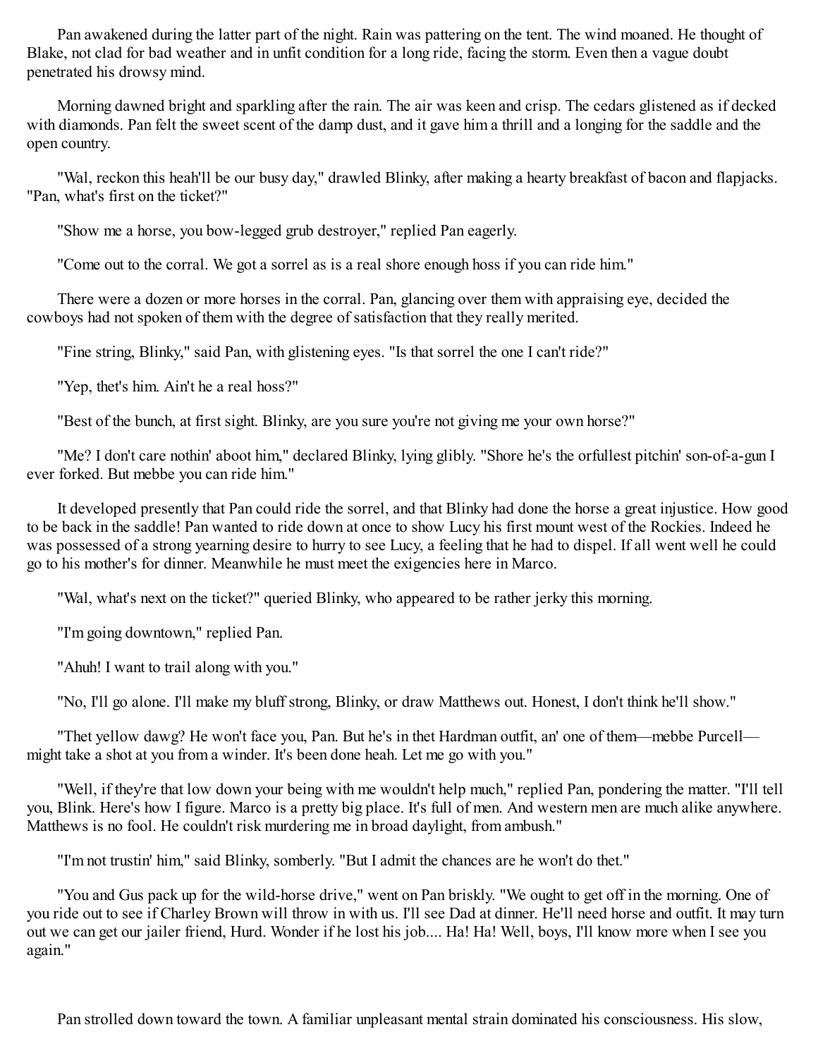Pan awakened during the latter part of the night. Rain was pattering on the tent. The wind moaned. He thought of Blake, not clad for bad weather and in unfit condition for a long ride, facing the storm. Even then a vague doubt penetrated his drowsy mind.

Morning dawned bright and sparkling after the rain. The air was keen and crisp. The cedars glistened as if decked with diamonds. Pan felt the sweet scent of the damp dust, and it gave him a thrill and a longing for the saddle and the open country.

"Wal, reckon this heah'll be our busy day," drawled Blinky, after making a hearty breakfast of bacon and flapjacks. "Pan, what's first on the ticket?"

"Show me a horse, you bow-legged grub destroyer," replied Pan eagerly.

"Come out to the corral. We got a sorrel as is a real shore enough hoss if you can ride him."

There were a dozen or more horses in the corral. Pan, glancing over them with appraising eye, decided the cowboys had not spoken of them with the degree of satisfaction that they really merited.

"Fine string, Blinky," said Pan, with glistening eyes. "Is that sorrel the one I can't ride?"

"Yep, thet's him. Ain't he a real hoss?"

"Best of the bunch, at first sight. Blinky, are you sure you're not giving me your own horse?"

"Me? I don't care nothin' aboot him," declared Blinky, lying glibly. "Shore he's the orfullest pitchin' son-of-a-gun I ever forked. But mebbe you can ride him."

It developed presently that Pan could ride the sorrel, and that Blinky had done the horse a great injustice. How good to be back in the saddle! Pan wanted to ride down at once to show Lucy his first mount west of the Rockies. Indeed he was possessed of a strong yearning desire to hurry to see Lucy, a feeling that he had to dispel. If all went well he could go to his mother's for dinner. Meanwhile he must meet the exigencies here in Marco.

"Wal, what's next on the ticket?" queried Blinky, who appeared to be rather jerky this morning.

"I'm going downtown," replied Pan.

"Ahuh! I want to trail along with you."

"No, I'll go alone. I'll make my bluff strong, Blinky, or draw Matthews out. Honest, I don't think he'll show."

"Thet yellow dawg? He won't face you, Pan. But he's in thet Hardman outfit, an' one of them—mebbe Purcell—might take a shot at you from a winder. It's been done heah. Let me go with you."

"Well, if they're that low down your being with me wouldn't help much," replied Pan, pondering the matter. "I'll tell you, Blink. Here's how I figure. Marco is a pretty big place. It's full of men. And western men are much alike anywhere. Matthews is no fool. He couldn't risk murdering me in broad daylight, from ambush."

"I'm not trustin' him," said Blinky, somberly. "But I admit the chances are he won't do thet."

"You and Gus pack up for the wild-horse drive," went on Pan briskly. "We ought to get off in the morning. One of you ride out to see if Charley Brown will throw in with us. I'll see Dad at dinner. He'll need horse and outfit. It may turn out we can get our jailer friend, Hurd. Wonder if he lost his job.... Ha! Ha! Well, boys, I'll know more when I see you again."

Pan strolled down toward the town. A familiar unpleasant mental strain dominated his consciousness. His slow,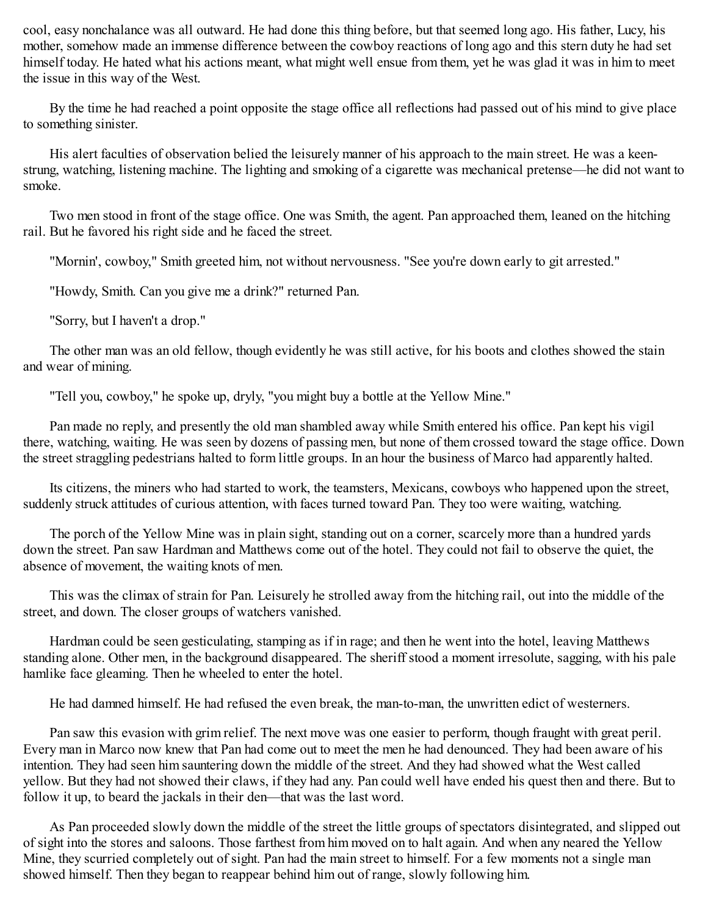cool, easy nonchalance was all outward. He had done this thing before, but that seemed long ago. His father, Lucy, his mother, somehow made an immense difference between the cowboy reactions of long ago and this stern duty he had set himself today. He hated what his actions meant, what might well ensue from them, yet he was glad it was in him to meet the issue in this way of the West.

By the time he had reached a point opposite the stage office all reflections had passed out of his mind to give place to something sinister.

His alert faculties of observation belied the leisurely manner of his approach to the main street. He was a keen-strung, watching, listening machine. The lighting and smoking of a cigarette was mechanical pretense—he did not want to smoke.

Two men stood in front of the stage office. One was Smith, the agent. Pan approached them, leaned on the hitching rail. But he favored his right side and he faced the street.

"Mornin', cowboy," Smith greeted him, not without nervousness. "See you're down early to git arrested."

"Howdy, Smith. Can you give me a drink?" returned Pan.

"Sorry, but I haven't a drop."

The other man was an old fellow, though evidently he was still active, for his boots and clothes showed the stain and wear of mining.

"Tell you, cowboy," he spoke up, dryly, "you might buy a bottle at the Yellow Mine."

Pan made no reply, and presently the old man shambled away while Smith entered his office. Pan kept his vigil there, watching, waiting. He was seen by dozens of passing men, but none of them crossed toward the stage office. Down the street straggling pedestrians halted to form little groups. In an hour the business of Marco had apparently halted.

Its citizens, the miners who had started to work, the teamsters, Mexicans, cowboys who happened upon the street, suddenly struck attitudes of curious attention, with faces turned toward Pan. They too were waiting, watching.

The porch of the Yellow Mine was in plain sight, standing out on a corner, scarcely more than a hundred yards down the street. Pan saw Hardman and Matthews come out of the hotel. They could not fail to observe the quiet, the absence of movement, the waiting knots of men.

This was the climax of strain for Pan. Leisurely he strolled away from the hitching rail, out into the middle of the street, and down. The closer groups of watchers vanished.

Hardman could be seen gesticulating, stamping as if in rage; and then he went into the hotel, leaving Matthews standing alone. Other men, in the background disappeared. The sheriff stood a moment irresolute, sagging, with his pale hamlike face gleaming. Then he wheeled to enter the hotel.

He had damned himself. He had refused the even break, the man-to-man, the unwritten edict of westerners.

Pan saw this evasion with grim relief. The next move was one easier to perform, though fraught with great peril. Every man in Marco now knew that Pan had come out to meet the men he had denounced. They had been aware of his intention. They had seen him sauntering down the middle of the street. And they had showed what the West called yellow. But they had not showed their claws, if they had any. Pan could well have ended his quest then and there. But to follow it up, to beard the jackals in their den—that was the last word.

As Pan proceeded slowly down the middle of the street the little groups of spectators disintegrated, and slipped out of sight into the stores and saloons. Those farthest from him moved on to halt again. And when any neared the Yellow Mine, they scurried completely out of sight. Pan had the main street to himself. For a few moments not a single man showed himself. Then they began to reappear behind him out of range, slowly following him.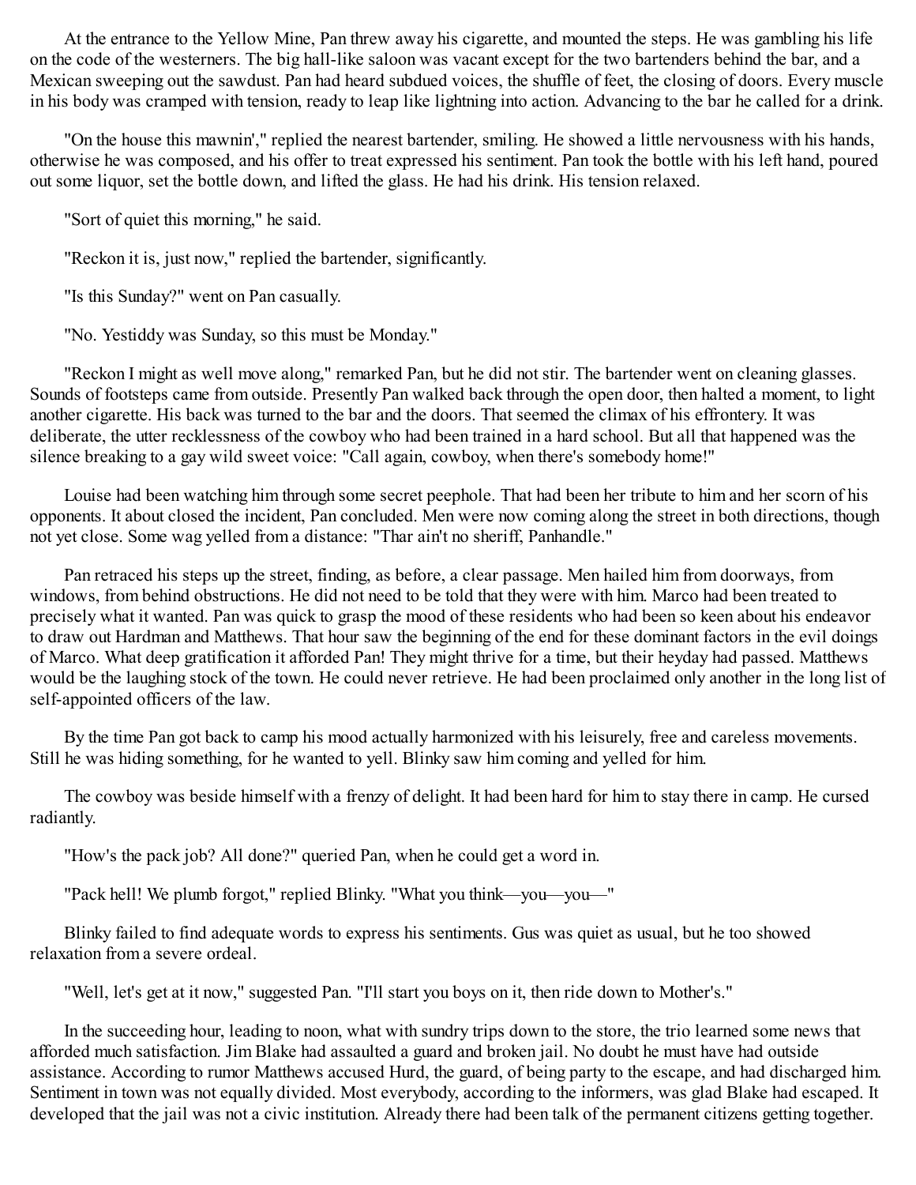At the entrance to the Yellow Mine, Pan threw away his cigarette, and mounted the steps. He was gambling his life on the code of the westerners. The big hall-like saloon was vacant except for the two bartenders behind the bar, and a Mexican sweeping out the sawdust. Pan had heard subdued voices, the shuffle of feet, the closing of doors. Every muscle in his body was cramped with tension, ready to leap like lightning into action. Advancing to the bar he called for a drink.

"On the house this mawnin'," replied the nearest bartender, smiling. He showed a little nervousness with his hands, otherwise he was composed, and his offer to treat expressed his sentiment. Pan took the bottle with his left hand, poured out some liquor, set the bottle down, and lifted the glass. He had his drink. His tension relaxed.

"Sort of quiet this morning," he said.

"Reckon it is, just now," replied the bartender, significantly.

"Is this Sunday?" went on Pan casually.

"No. Yestiddy was Sunday, so this must be Monday."

"Reckon I might as well move along," remarked Pan, but he did not stir. The bartender went on cleaning glasses. Sounds of footsteps came from outside. Presently Pan walked back through the open door, then halted a moment, to light another cigarette. His back was turned to the bar and the doors. That seemed the climax of his effrontery. It was deliberate, the utter recklessness of the cowboy who had been trained in a hard school. But all that happened was the silence breaking to a gay wild sweet voice: "Call again, cowboy, when there's somebody home!"

Louise had been watching him through some secret peephole. That had been her tribute to him and her scorn of his opponents. It about closed the incident, Pan concluded. Men were now coming along the street in both directions, though not yet close. Some wag yelled from a distance: "Thar ain't no sheriff, Panhandle."

Pan retraced his steps up the street, finding, as before, a clear passage. Men hailed him from doorways, from windows, from behind obstructions. He did not need to be told that they were with him. Marco had been treated to precisely what it wanted. Pan was quick to grasp the mood of these residents who had been so keen about his endeavor to draw out Hardman and Matthews. That hour saw the beginning of the end for these dominant factors in the evil doings of Marco. What deep gratification it afforded Pan! They might thrive for a time, but their heyday had passed. Matthews would be the laughing stock of the town. He could never retrieve. He had been proclaimed only another in the long list of self-appointed officers of the law.

By the time Pan got back to camp his mood actually harmonized with his leisurely, free and careless movements. Still he was hiding something, for he wanted to yell. Blinky saw him coming and yelled for him.

The cowboy was beside himself with a frenzy of delight. It had been hard for him to stay there in camp. He cursed radiantly.

"How's the pack job? All done?" queried Pan, when he could get a word in.

"Pack hell! We plumb forgot," replied Blinky. "What you think—you—you—"

Blinky failed to find adequate words to express his sentiments. Gus was quiet as usual, but he too showed relaxation from a severe ordeal.

"Well, let's get at it now," suggested Pan. "I'll start you boys on it, then ride down to Mother's."

In the succeeding hour, leading to noon, what with sundry trips down to the store, the trio learned some news that afforded much satisfaction. Jim Blake had assaulted a guard and broken jail. No doubt he must have had outside assistance. According to rumor Matthews accused Hurd, the guard, of being party to the escape, and had discharged him. Sentiment in town was not equally divided. Most everybody, according to the informers, was glad Blake had escaped. It developed that the jail was not a civic institution. Already there had been talk of the permanent citizens getting together.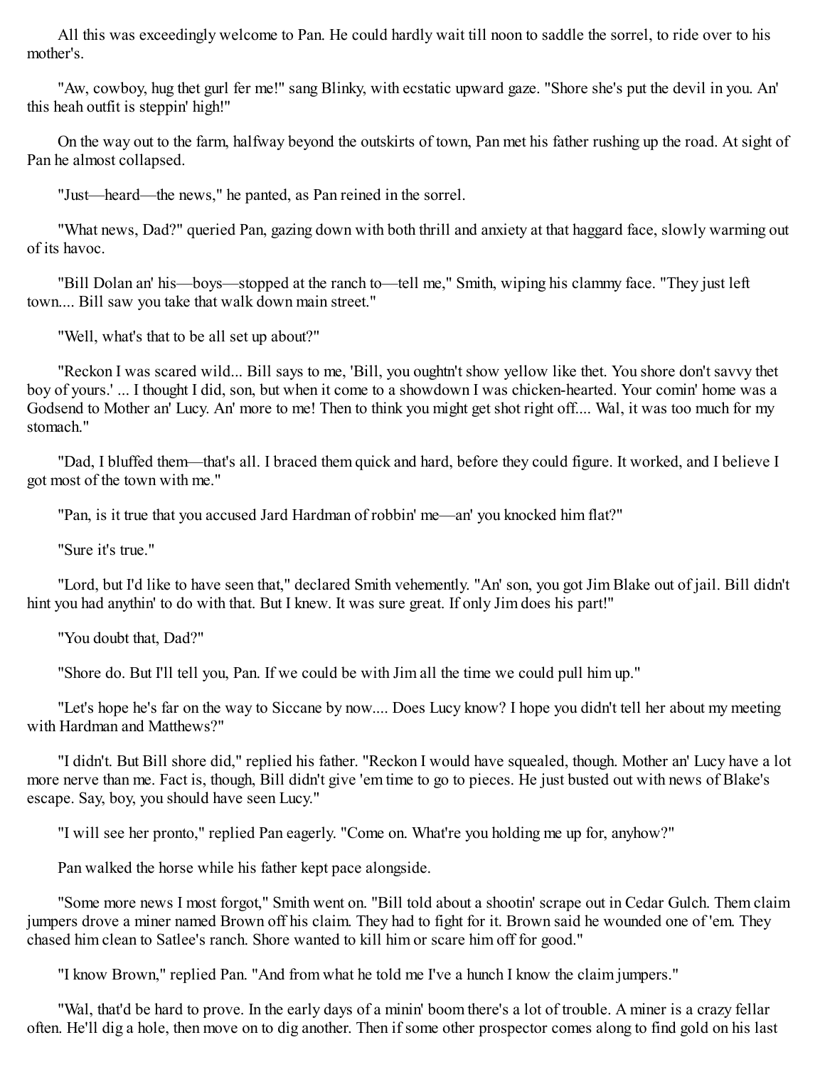All this was exceedingly welcome to Pan. He could hardly wait till noon to saddle the sorrel, to ride over to his mother's.

"Aw, cowboy, hug thet gurl fer me!" sang Blinky, with ecstatic upward gaze. "Shore she's put the devil in you. An' this heah outfit is steppin' high!"

On the way out to the farm, halfway beyond the outskirts of town, Pan met his father rushing up the road. At sight of Pan he almost collapsed.

"Just—heard—the news," he panted, as Pan reined in the sorrel.

"What news, Dad?" queried Pan, gazing down with both thrill and anxiety at that haggard face, slowly warming out of its havoc.

"Bill Dolan an' his—boys—stopped at the ranch to—tell me," Smith, wiping his clammy face. "They just left town.... Bill saw you take that walk down main street."

"Well, what's that to be all set up about?"

"Reckon I was scared wild... Bill says to me, 'Bill, you oughtn't show yellow like thet. You shore don't savvy thet boy of yours.' ... I thought I did, son, but when it come to a showdown I was chicken-hearted. Your comin' home was a Godsend to Mother an' Lucy. An' more to me! Then to think you might get shot right off.... Wal, it was too much for my stomach."

"Dad, I bluffed them—that's all. I braced them quick and hard, before they could figure. It worked, and I believe I got most of the town with me."

"Pan, is it true that you accused Jard Hardman of robbin' me—an' you knocked him flat?"

"Sure it's true."

"Lord, but I'd like to have seen that," declared Smith vehemently. "An' son, you got Jim Blake out of jail. Bill didn't hint you had anythin' to do with that. But I knew. It was sure great. If only Jim does his part!"

"You doubt that, Dad?"

"Shore do. But I'll tell you, Pan. If we could be with Jim all the time we could pull him up."

"Let's hope he's far on the way to Siccane by now.... Does Lucy know? I hope you didn't tell her about my meeting with Hardman and Matthews?"

"I didn't. But Bill shore did," replied his father. "Reckon I would have squealed, though. Mother an' Lucy have a lot more nerve than me. Fact is, though, Bill didn't give 'em time to go to pieces. He just busted out with news of Blake's escape. Say, boy, you should have seen Lucy."

"I will see her pronto," replied Pan eagerly. "Come on. What're you holding me up for, anyhow?"

Pan walked the horse while his father kept pace alongside.

"Some more news I most forgot," Smith went on. "Bill told about a shootin' scrape out in Cedar Gulch. Them claim jumpers drove a miner named Brown off his claim. They had to fight for it. Brown said he wounded one of 'em. They chased him clean to Satlee's ranch. Shore wanted to kill him or scare him off for good."

"I know Brown," replied Pan. "And from what he told me I've a hunch I know the claim jumpers."

"Wal, that'd be hard to prove. In the early days of a minin' boom there's a lot of trouble. A miner is a crazy fellar often. He'll dig a hole, then move on to dig another. Then if some other prospector comes along to find gold on his last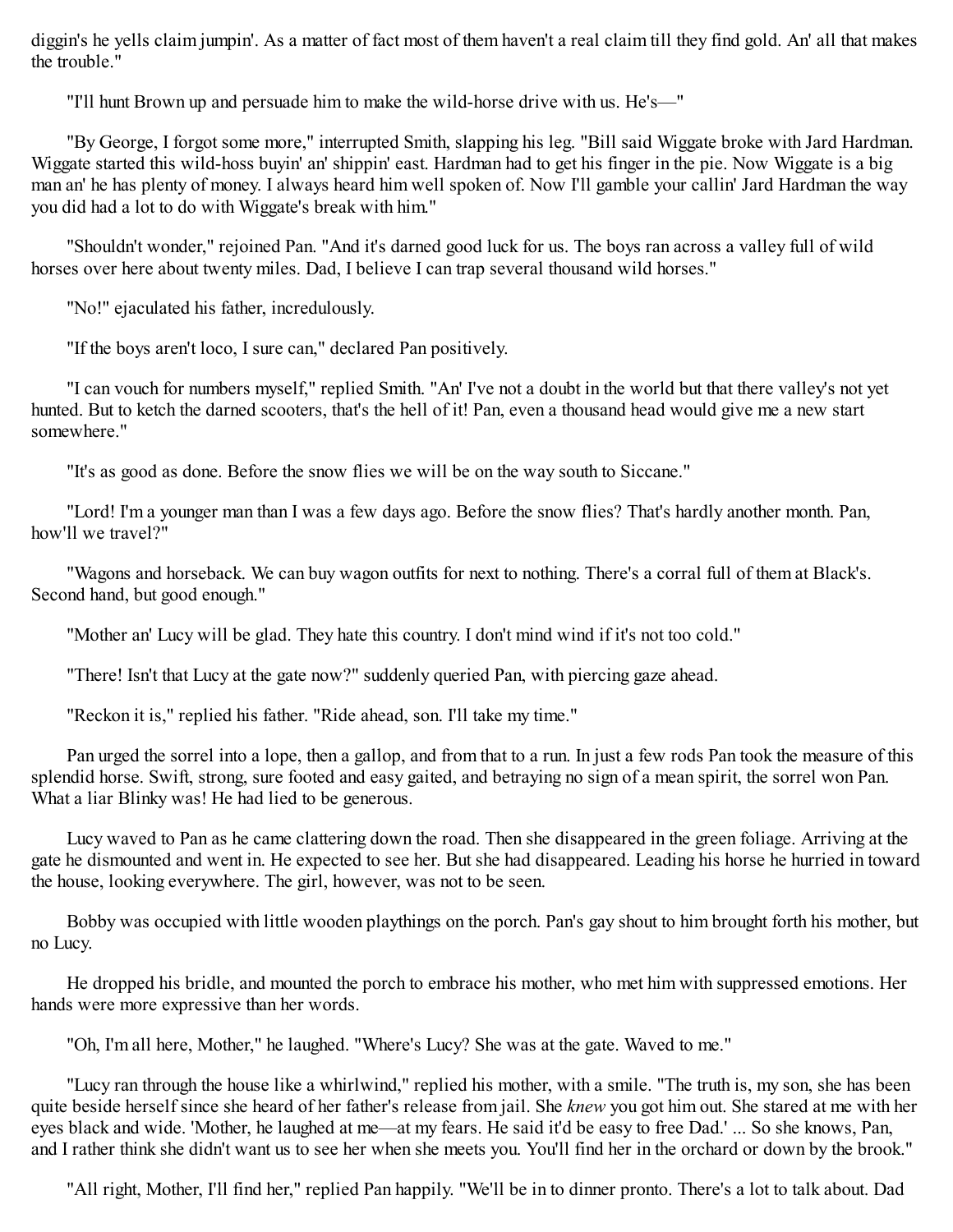diggin's he yells claim jumpin'. As a matter of fact most of them haven't a real claim till they find gold. An' all that makes the trouble."

"I'll hunt Brown up and persuade him to make the wild-horse drive with us. He's—"

"By George, I forgot some more," interrupted Smith, slapping his leg. "Bill said Wiggate broke with Jard Hardman. Wiggate started this wild-hoss buyin' an' shippin' east. Hardman had to get his finger in the pie. Now Wiggate is a big man an' he has plenty of money. I always heard him well spoken of. Now I'll gamble your callin' Jard Hardman the way you did had a lot to do with Wiggate's break with him."

"Shouldn't wonder," rejoined Pan. "And it's darned good luck for us. The boys ran across a valley full of wild horses over here about twenty miles. Dad, I believe I can trap several thousand wild horses."

"No!" ejaculated his father, incredulously.

"If the boys aren't loco, I sure can," declared Pan positively.

"I can vouch for numbers myself," replied Smith. "An' I've not a doubt in the world but that there valley's not yet hunted. But to ketch the darned scooters, that's the hell of it! Pan, even a thousand head would give me a new start somewhere."

"It's as good as done. Before the snow flies we will be on the way south to Siccane."

"Lord! I'm a younger man than I was a few days ago. Before the snow flies? That's hardly another month. Pan, how'll we travel?"

"Wagons and horseback. We can buy wagon outfits for next to nothing. There's a corral full of them at Black's. Second hand, but good enough."

"Mother an' Lucy will be glad. They hate this country. I don't mind wind if it's not too cold."

"There! Isn't that Lucy at the gate now?" suddenly queried Pan, with piercing gaze ahead.

"Reckon it is," replied his father. "Ride ahead, son. I'll take my time."

Pan urged the sorrel into a lope, then a gallop, and from that to a run. In just a few rods Pan took the measure of this splendid horse. Swift, strong, sure footed and easy gaited, and betraying no sign of a mean spirit, the sorrel won Pan. What a liar Blinky was! He had lied to be generous.

Lucy waved to Pan as he came clattering down the road. Then she disappeared in the green foliage. Arriving at the gate he dismounted and went in. He expected to see her. But she had disappeared. Leading his horse he hurried in toward the house, looking everywhere. The girl, however, was not to be seen.

Bobby was occupied with little wooden playthings on the porch. Pan's gay shout to him brought forth his mother, but no Lucy.

He dropped his bridle, and mounted the porch to embrace his mother, who met him with suppressed emotions. Her hands were more expressive than her words.

"Oh, I'm all here, Mother," he laughed. "Where's Lucy? She was at the gate. Waved to me."

"Lucy ran through the house like a whirlwind," replied his mother, with a smile. "The truth is, my son, she has been quite beside herself since she heard of her father's release from jail. She *knew* you got him out. She stared at me with her eyes black and wide. 'Mother, he laughed at me—at my fears. He said it'd be easy to free Dad.' ... So she knows, Pan, and I rather think she didn't want us to see her when she meets you. You'll find her in the orchard or down by the brook."

"All right, Mother, I'll find her," replied Pan happily. "We'll be in to dinner pronto. There's a lot to talk about. Dad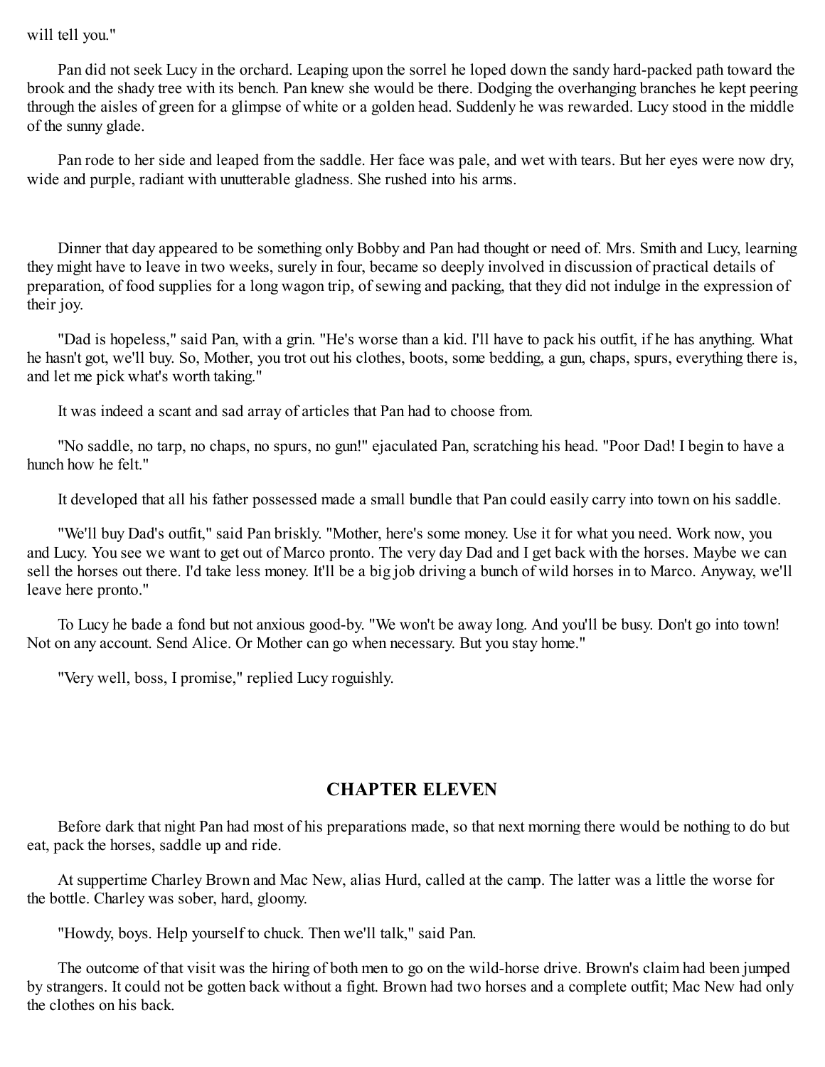will tell you."

Pan did not seek Lucy in the orchard. Leaping upon the sorrel he loped down the sandy hard-packed path toward the brook and the shady tree with its bench. Pan knew she would be there. Dodging the overhanging branches he kept peering through the aisles of green for a glimpse of white or a golden head. Suddenly he was rewarded. Lucy stood in the middle of the sunny glade.

Pan rode to her side and leaped from the saddle. Her face was pale, and wet with tears. But her eyes were now dry, wide and purple, radiant with unutterable gladness. She rushed into his arms.

Dinner that day appeared to be something only Bobby and Pan had thought or need of. Mrs. Smith and Lucy, learning they might have to leave in two weeks, surely in four, became so deeply involved in discussion of practical details of preparation, of food supplies for a long wagon trip, of sewing and packing, that they did not indulge in the expression of their joy.

"Dad is hopeless," said Pan, with a grin. "He's worse than a kid. I'll have to pack his outfit, if he has anything. What he hasn't got, we'll buy. So, Mother, you trot out his clothes, boots, some bedding, a gun, chaps, spurs, everything there is, and let me pick what's worth taking."

It was indeed a scant and sad array of articles that Pan had to choose from.

"No saddle, no tarp, no chaps, no spurs, no gun!" ejaculated Pan, scratching his head. "Poor Dad! I begin to have a hunch how he felt."

It developed that all his father possessed made a small bundle that Pan could easily carry into town on his saddle.

"We'll buy Dad's outfit," said Pan briskly. "Mother, here's some money. Use it for what you need. Work now, you and Lucy. You see we want to get out of Marco pronto. The very day Dad and I get back with the horses. Maybe we can sell the horses out there. I'd take less money. It'll be a big job driving a bunch of wild horses in to Marco. Anyway, we'll leave here pronto."

To Lucy he bade a fond but not anxious good-by. "We won't be away long. And you'll be busy. Don't go into town! Not on any account. Send Alice. Or Mother can go when necessary. But you stay home."

"Very well, boss, I promise," replied Lucy roguishly.

## CHAPTER ELEVEN

Before dark that night Pan had most of his preparations made, so that next morning there would be nothing to do but eat, pack the horses, saddle up and ride.

At suppertime Charley Brown and Mac New, alias Hurd, called at the camp. The latter was a little the worse for the bottle. Charley was sober, hard, gloomy.

"Howdy, boys. Help yourself to chuck. Then we'll talk," said Pan.

The outcome of that visit was the hiring of both men to go on the wild-horse drive. Brown's claim had been jumped by strangers. It could not be gotten back without a fight. Brown had two horses and a complete outfit; Mac New had only the clothes on his back.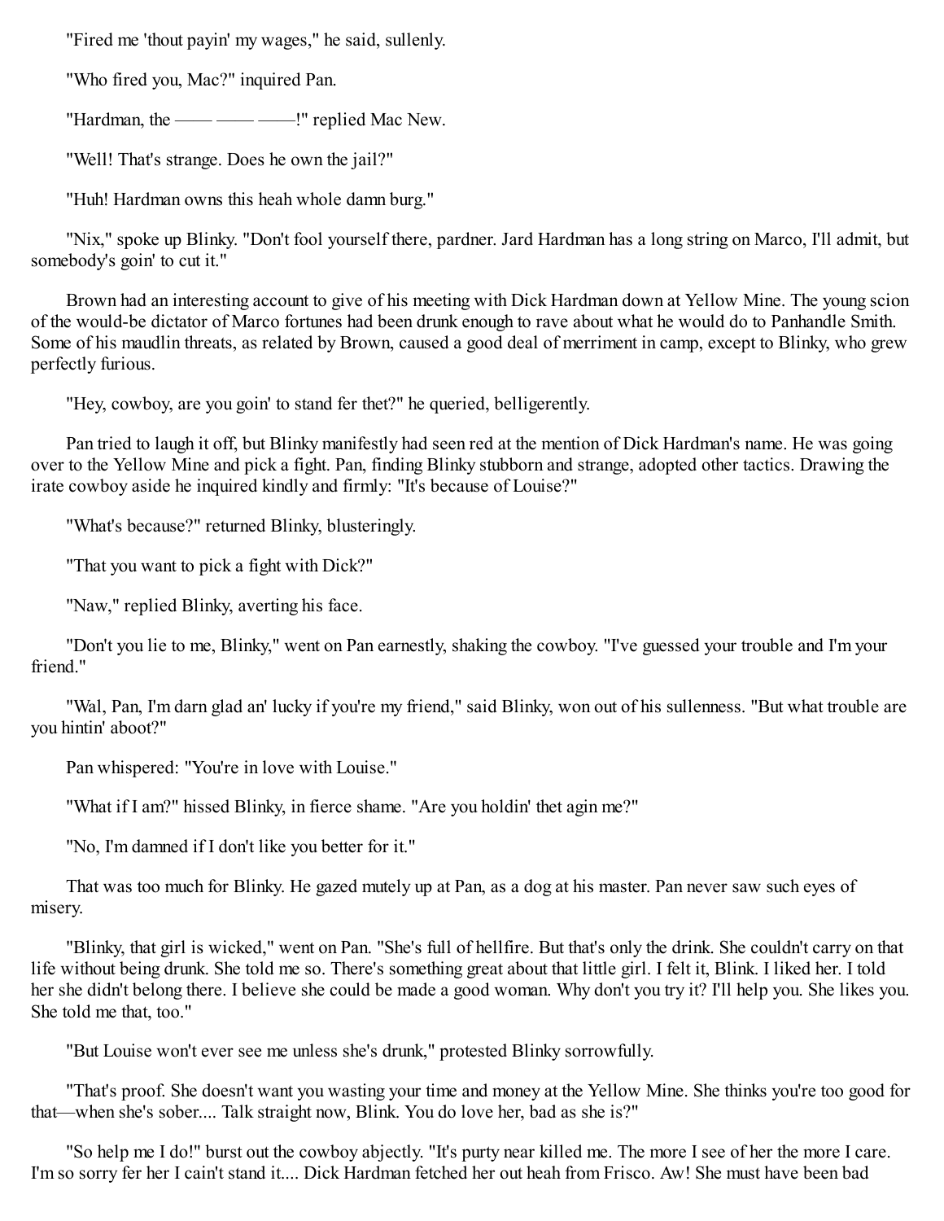"Fired me 'thout payin' my wages," he said, sullenly.

"Who fired you, Mac?" inquired Pan.

"Hardman, the —— —— ——!" replied Mac New.

"Well! That's strange. Does he own the jail?"

"Huh! Hardman owns this heah whole damn burg."

"Nix," spoke up Blinky. "Don't fool yourself there, pardner. Jard Hardman has a long string on Marco, I'll admit, but somebody's goin' to cut it."

Brown had an interesting account to give of his meeting with Dick Hardman down at Yellow Mine. The young scion of the would-be dictator of Marco fortunes had been drunk enough to rave about what he would do to Panhandle Smith. Some of his maudlin threats, as related by Brown, caused a good deal of merriment in camp, except to Blinky, who grew perfectly furious.

"Hey, cowboy, are you goin' to stand fer thet?" he queried, belligerently.

Pan tried to laugh it off, but Blinky manifestly had seen red at the mention of Dick Hardman's name. He was going over to the Yellow Mine and pick a fight. Pan, finding Blinky stubborn and strange, adopted other tactics. Drawing the irate cowboy aside he inquired kindly and firmly: "It's because of Louise?"

"What's because?" returned Blinky, blusteringly.

"That you want to pick a fight with Dick?"

"Naw," replied Blinky, averting his face.

"Don't you lie to me, Blinky," went on Pan earnestly, shaking the cowboy. "I've guessed your trouble and I'm your friend."

"Wal, Pan, I'm darn glad an' lucky if you're my friend," said Blinky, won out of his sullenness. "But what trouble are you hintin' aboot?"

Pan whispered: "You're in love with Louise."

"What if I am?" hissed Blinky, in fierce shame. "Are you holdin' thet agin me?"

"No, I'm damned if I don't like you better for it."

That was too much for Blinky. He gazed mutely up at Pan, as a dog at his master. Pan never saw such eyes of misery.

"Blinky, that girl is wicked," went on Pan. "She's full of hellfire. But that's only the drink. She couldn't carry on that life without being drunk. She told me so. There's something great about that little girl. I felt it, Blink. I liked her. I told her she didn't belong there. I believe she could be made a good woman. Why don't you try it? I'll help you. She likes you. She told me that, too."

"But Louise won't ever see me unless she's drunk," protested Blinky sorrowfully.

"That's proof. She doesn't want you wasting your time and money at the Yellow Mine. She thinks you're too good for that—when she's sober.... Talk straight now, Blink. You do love her, bad as she is?"

"So help me I do!" burst out the cowboy abjectly. "It's purty near killed me. The more I see of her the more I care. I'm so sorry fer her I cain't stand it.... Dick Hardman fetched her out heah from Frisco. Aw! She must have been bad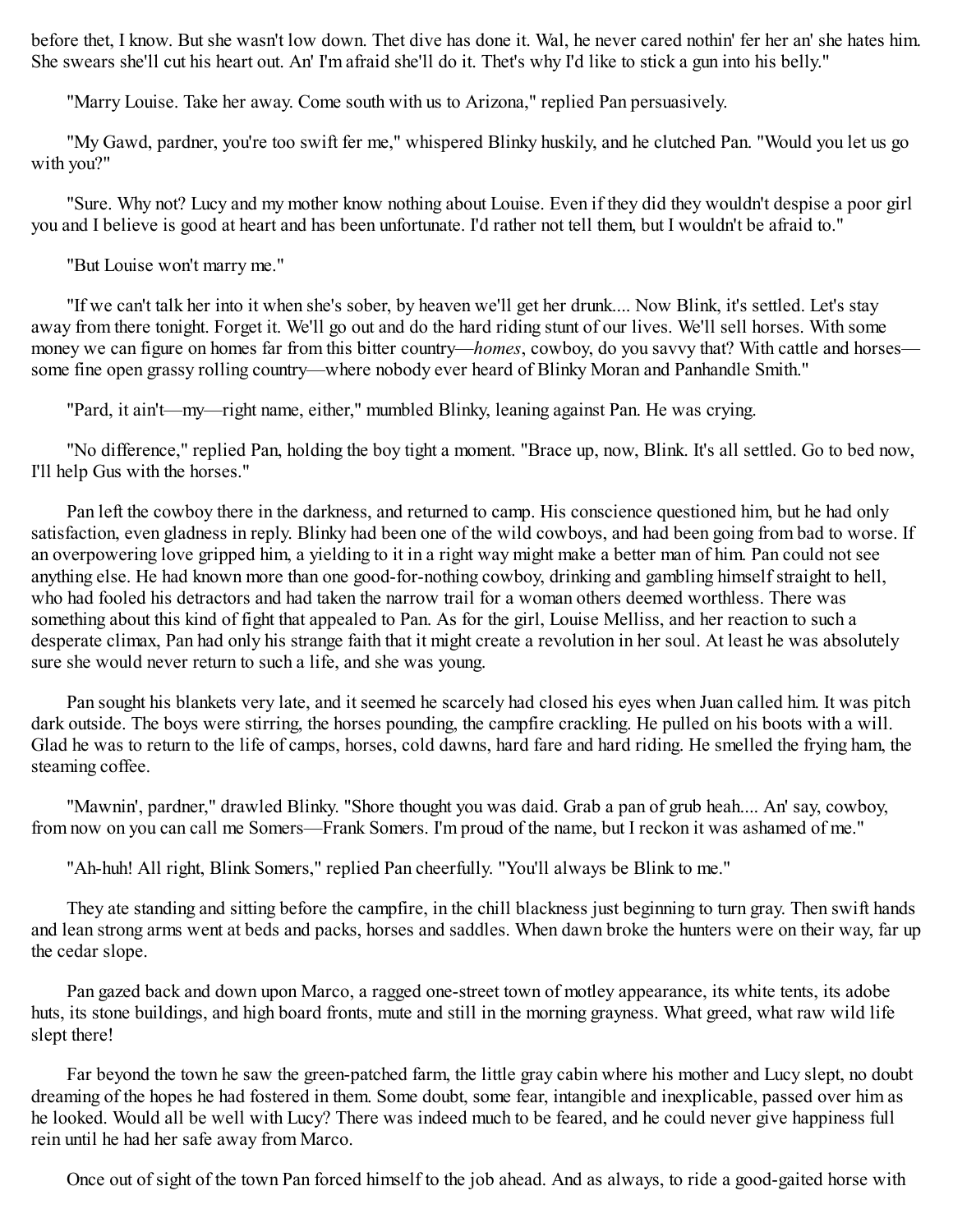before thet, I know. But she wasn't low down. Thet dive has done it. Wal, he never cared nothin' fer her an' she hates him. She swears she'll cut his heart out. An' I'm afraid she'll do it. That's why I'd like to stick a gun into his belly."

"Marry Louise. Take her away. Come south with us to Arizona," replied Pan persuasively.

"My Gawd, pardner, you're too swift fer me," whispered Blinky huskily, and he clutched Pan. "Would you let us go with you?"

"Sure. Why not? Lucy and my mother know nothing about Louise. Even if they did they wouldn't despise a poor girl you and I believe is good at heart and has been unfortunate. I'd rather not tell them, but I wouldn't be afraid to."

"But Louise won't marry me."

"If we can't talk her into it when she's sober, by heaven we'll get her drunk.... Now Blink, it's settled. Let's stay away from there tonight. Forget it. We'll go out and do the hard riding stunt of our lives. We'll sell horses. With some money we can figure on homes far from this bitter country—*homes*, cowboy, do you savvy that? With cattle and horses—some fine open grassy rolling country—where nobody ever heard of Blinky Moran and Panhandle Smith."

"Pard, it ain't—my—right name, either," mumbled Blinky, leaning against Pan. He was crying.

"No difference," replied Pan, holding the boy tight a moment. "Brace up, now, Blink. It's all settled. Go to bed now, I'll help Gus with the horses."

Pan left the cowboy there in the darkness, and returned to camp. His conscience questioned him, but he had only satisfaction, even gladness in reply. Blinky had been one of the wild cowboys, and had been going from bad to worse. If an overpowering love gripped him, a yielding to it in a right way might make a better man of him. Pan could not see anything else. He had known more than one good-for-nothing cowboy, drinking and gambling himself straight to hell, who had fooled his detractors and had taken the narrow trail for a woman others deemed worthless. There was something about this kind of fight that appealed to Pan. As for the girl, Louise Melliss, and her reaction to such a desperate climax, Pan had only his strange faith that it might create a revolution in her soul. At least he was absolutely sure she would never return to such a life, and she was young.

Pan sought his blankets very late, and it seemed he scarcely had closed his eyes when Juan called him. It was pitch dark outside. The boys were stirring, the horses pounding, the campfire crackling. He pulled on his boots with a will. Glad he was to return to the life of camps, horses, cold dawns, hard fare and hard riding. He smelled the frying ham, the steaming coffee.

"Mawnin', pardner," drawled Blinky. "Shore thought you was daid. Grab a pan of grub heah.... An' say, cowboy, from now on you can call me Somers—Frank Somers. I'm proud of the name, but I reckon it was ashamed of me."

"Ah-huh! All right, Blink Somers," replied Pan cheerfully. "You'll always be Blink to me."

They ate standing and sitting before the campfire, in the chill blackness just beginning to turn gray. Then swift hands and lean strong arms went at beds and packs, horses and saddles. When dawn broke the hunters were on their way, far up the cedar slope.

Pan gazed back and down upon Marco, a ragged one-street town of motley appearance, its white tents, its adobe huts, its stone buildings, and high board fronts, mute and still in the morning grayness. What greed, what raw wild life slept there!

Far beyond the town he saw the green-patched farm, the little gray cabin where his mother and Lucy slept, no doubt dreaming of the hopes he had fostered in them. Some doubt, some fear, intangible and inexplicable, passed over him as he looked. Would all be well with Lucy? There was indeed much to be feared, and he could never give happiness full rein until he had her safe away from Marco.

Once out of sight of the town Pan forced himself to the job ahead. And as always, to ride a good-gaited horse with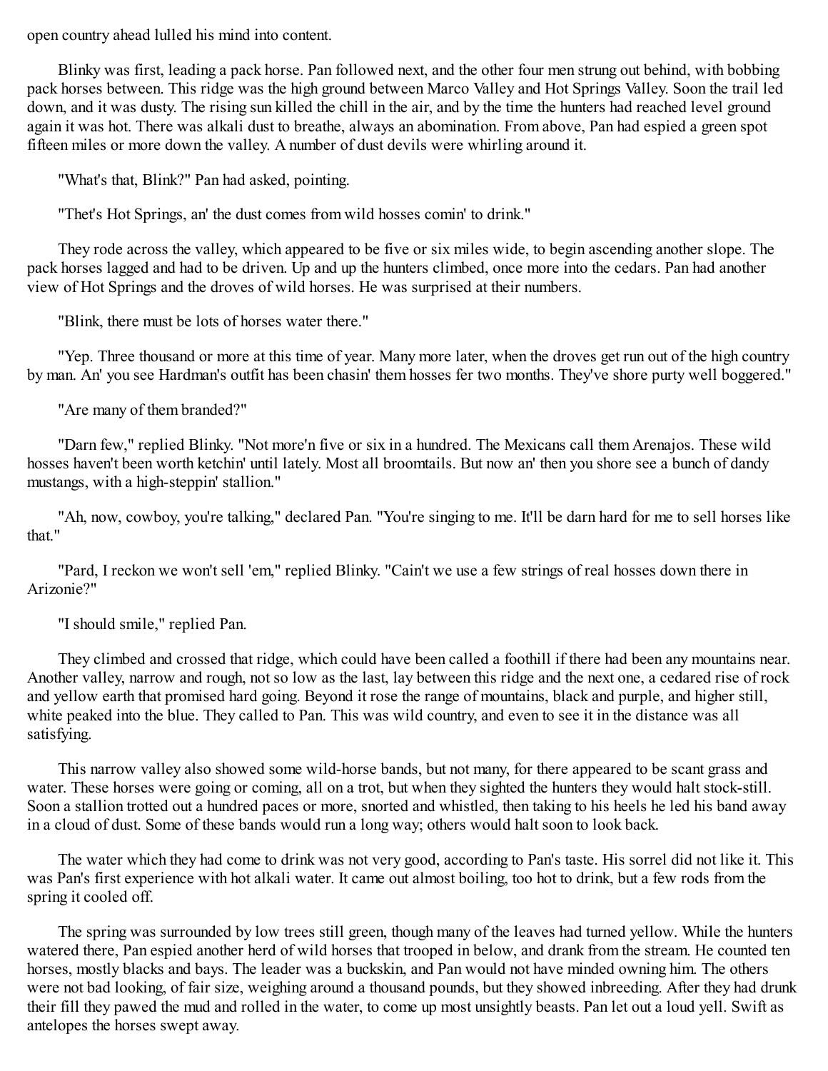open country ahead lulled his mind into content.

Blinky was first, leading a pack horse. Pan followed next, and the other four men strung out behind, with bobbing pack horses between. This ridge was the high ground between Marco Valley and Hot Springs Valley. Soon the trail led down, and it was dusty. The rising sun killed the chill in the air, and by the time the hunters had reached level ground again it was hot. There was alkali dust to breathe, always an abomination. From above, Pan had espied a green spot fifteen miles or more down the valley. A number of dust devils were whirling around it.

"What's that, Blink?" Pan had asked, pointing.

"Thet's Hot Springs, an' the dust comes from wild hosses comin' to drink."

They rode across the valley, which appeared to be five or six miles wide, to begin ascending another slope. The pack horses lagged and had to be driven. Up and up the hunters climbed, once more into the cedars. Pan had another view of Hot Springs and the droves of wild horses. He was surprised at their numbers.

"Blink, there must be lots of horses water there."

"Yep. Three thousand or more at this time of year. Many more later, when the droves get run out of the high country by man. An' you see Hardman's outfit has been chasin' them hosses fer two months. They've shore purty well boggered."

"Are many of them branded?"

"Darn few," replied Blinky. "Not more'n five or six in a hundred. The Mexicans call them Arenajos. These wild hosses haven't been worth ketchin' until lately. Most all broomtails. But now an' then you shore see a bunch of dandy mustangs, with a high-steppin' stallion."

"Ah, now, cowboy, you're talking," declared Pan. "You're singing to me. It'll be darn hard for me to sell horses like that."

"Pard, I reckon we won't sell 'em," replied Blinky. "Cain't we use a few strings of real hosses down there in Arizonie?"

"I should smile," replied Pan.

They climbed and crossed that ridge, which could have been called a foothill if there had been any mountains near. Another valley, narrow and rough, not so low as the last, lay between this ridge and the next one, a cedared rise of rock and yellow earth that promised hard going. Beyond it rose the range of mountains, black and purple, and higher still, white peaked into the blue. They called to Pan. This was wild country, and even to see it in the distance was all satisfying.

This narrow valley also showed some wild-horse bands, but not many, for there appeared to be scant grass and water. These horses were going or coming, all on a trot, but when they sighted the hunters they would halt stock-still. Soon a stallion trotted out a hundred paces or more, snorted and whistled, then taking to his heels he led his band away in a cloud of dust. Some of these bands would run a long way; others would halt soon to look back.

The water which they had come to drink was not very good, according to Pan's taste. His sorrel did not like it. This was Pan's first experience with hot alkali water. It came out almost boiling, too hot to drink, but a few rods from the spring it cooled off.

The spring was surrounded by low trees still green, though many of the leaves had turned yellow. While the hunters watered there, Pan espied another herd of wild horses that trooped in below, and drank from the stream. He counted ten horses, mostly blacks and bays. The leader was a buckskin, and Pan would not have minded owning him. The others were not bad looking, of fair size, weighing around a thousand pounds, but they showed inbreeding. After they had drunk their fill they pawed the mud and rolled in the water, to come up most unsightly beasts. Pan let out a loud yell. Swift as antelopes the horses swept away.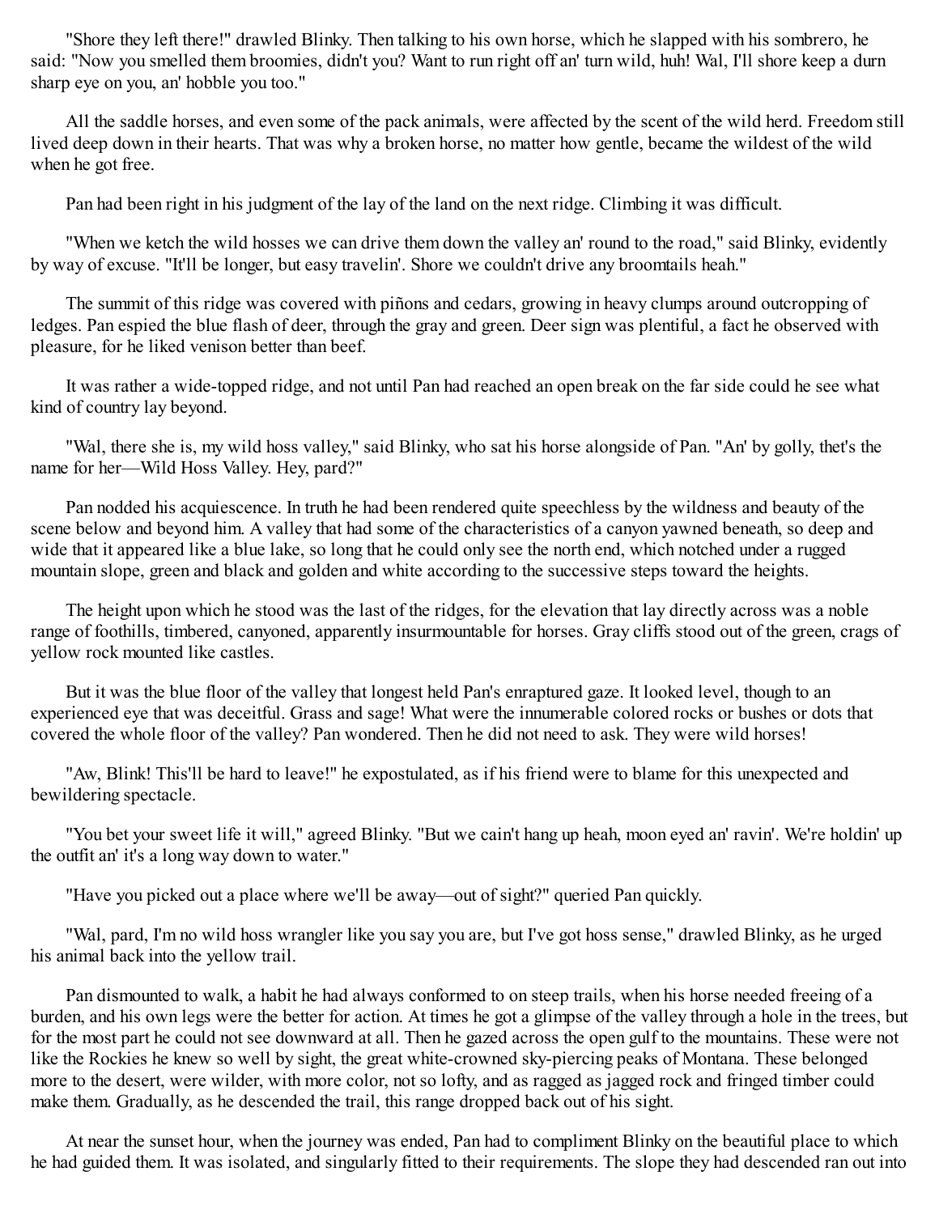"Shore they left there!" drawled Blinky. Then talking to his own horse, which he slapped with his sombrero, he said: "Now you smelled them broomies, didn't you? Want to run right off an' turn wild, huh! Wal, I'll shore keep a durn sharp eye on you, an' hobble you too."

All the saddle horses, and even some of the pack animals, were affected by the scent of the wild herd. Freedom still lived deep down in their hearts. That was why a broken horse, no matter how gentle, became the wildest of the wild when he got free.

Pan had been right in his judgment of the lay of the land on the next ridge. Climbing it was difficult.

"When we ketch the wild hosses we can drive them down the valley an' round to the road," said Blinky, evidently by way of excuse. "It'll be longer, but easy travelin'. Shore we couldn't drive any broomtails heah."

The summit of this ridge was covered with piñons and cedars, growing in heavy clumps around outcropping of ledges. Pan espied the blue flash of deer, through the gray and green. Deer sign was plentiful, a fact he observed with pleasure, for he liked venison better than beef.

It was rather a wide-topped ridge, and not until Pan had reached an open break on the far side could he see what kind of country lay beyond.

"Wal, there she is, my wild hoss valley," said Blinky, who sat his horse alongside of Pan. "An' by golly, thet's the name for her—Wild Hoss Valley. Hey, pard?"

Pan nodded his acquiescence. In truth he had been rendered quite speechless by the wildness and beauty of the scene below and beyond him. A valley that had some of the characteristics of a canyon yawned beneath, so deep and wide that it appeared like a blue lake, so long that he could only see the north end, which notched under a rugged mountain slope, green and black and golden and white according to the successive steps toward the heights.

The height upon which he stood was the last of the ridges, for the elevation that lay directly across was a noble range of foothills, timbered, canyoned, apparently insurmountable for horses. Gray cliffs stood out of the green, crags of yellow rock mounted like castles.

But it was the blue floor of the valley that longest held Pan's enraptured gaze. It looked level, though to an experienced eye that was deceitful. Grass and sage! What were the innumerable colored rocks or bushes or dots that covered the whole floor of the valley? Pan wondered. Then he did not need to ask. They were wild horses!

"Aw, Blink! This'll be hard to leave!" he expostulated, as if his friend were to blame for this unexpected and bewildering spectacle.

"You bet your sweet life it will," agreed Blinky. "But we cain't hang up heah, moon eyed an' ravin'. We're holdin' up the outfit an' it's a long way down to water."

"Have you picked out a place where we'll be away—out of sight?" queried Pan quickly.

"Wal, pard, I'm no wild hoss wrangler like you say you are, but I've got hoss sense," drawled Blinky, as he urged his animal back into the yellow trail.

Pan dismounted to walk, a habit he had always conformed to on steep trails, when his horse needed freeing of a burden, and his own legs were the better for action. At times he got a glimpse of the valley through a hole in the trees, but for the most part he could not see downward at all. Then he gazed across the open gulf to the mountains. These were not like the Rockies he knew so well by sight, the great white-crowned sky-piercing peaks of Montana. These belonged more to the desert, were wilder, with more color, not so lofty, and as ragged as jagged rock and fringed timber could make them. Gradually, as he descended the trail, this range dropped back out of his sight.

At near the sunset hour, when the journey was ended, Pan had to compliment Blinky on the beautiful place to which he had guided them. It was isolated, and singularly fitted to their requirements. The slope they had descended ran out into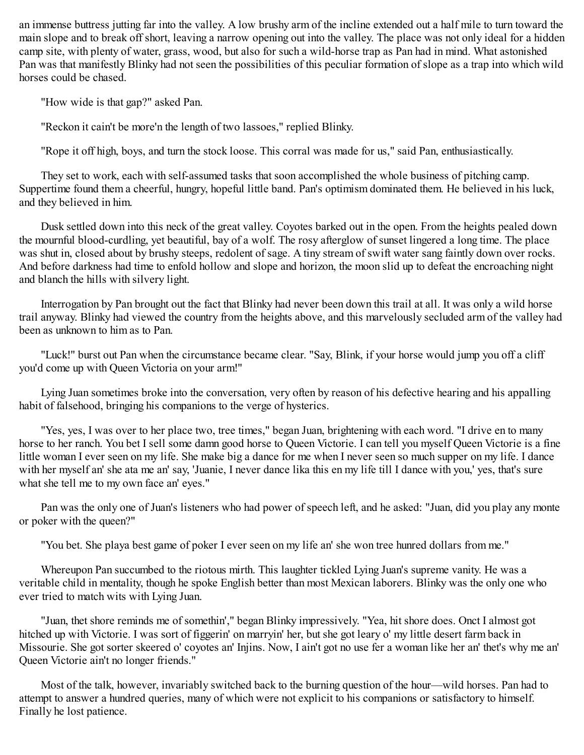an immense buttress jutting far into the valley. A low brushy arm of the incline extended out a half mile to turn toward the main slope and to break off short, leaving a narrow opening out into the valley. The place was not only ideal for a hidden camp site, with plenty of water, grass, wood, but also for such a wild-horse trap as Pan had in mind. What astonished Pan was that manifestly Blinky had not seen the possibilities of this peculiar formation of slope as a trap into which wild horses could be chased.

"How wide is that gap?" asked Pan.

"Reckon it cain't be more'n the length of two lassoes," replied Blinky.

"Rope it off high, boys, and turn the stock loose. This corral was made for us," said Pan, enthusiastically.

They set to work, each with self-assumed tasks that soon accomplished the whole business of pitching camp. Suppertime found them a cheerful, hungry, hopeful little band. Pan's optimism dominated them. He believed in his luck, and they believed in him.

Dusk settled down into this neck of the great valley. Coyotes barked out in the open. From the heights pealed down the mournful blood-curdling, yet beautiful, bay of a wolf. The rosy afterglow of sunset lingered a long time. The place was shut in, closed about by brushy steeps, redolent of sage. A tiny stream of swift water sang faintly down over rocks. And before darkness had time to enfold hollow and slope and horizon, the moon slid up to defeat the encroaching night and blanch the hills with silvery light.

Interrogation by Pan brought out the fact that Blinky had never been down this trail at all. It was only a wild horse trail anyway. Blinky had viewed the country from the heights above, and this marvelously secluded arm of the valley had been as unknown to him as to Pan.

"Luck!" burst out Pan when the circumstance became clear. "Say, Blink, if your horse would jump you off a cliff you'd come up with Queen Victoria on your arm!"

Lying Juan sometimes broke into the conversation, very often by reason of his defective hearing and his appalling habit of falsehood, bringing his companions to the verge of hysterics.

"Yes, yes, I was over to her place two, tree times," began Juan, brightening with each word. "I drive en to many horse to her ranch. You bet I sell some damn good horse to Queen Victorie. I can tell you myself Queen Victorie is a fine little woman I ever seen on my life. She make big a dance for me when I never seen so much supper on my life. I dance with her myself an' she ata me an' say, 'Juanie, I never dance lika this en my life till I dance with you,' yes, that's sure what she tell me to my own face an' eyes."

Pan was the only one of Juan's listeners who had power of speech left, and he asked: "Juan, did you play any monte or poker with the queen?"

"You bet. She playa best game of poker I ever seen on my life an' she won tree hunred dollars from me."

Whereupon Pan succumbed to the riotous mirth. This laughter tickled Lying Juan's supreme vanity. He was a veritable child in mentality, though he spoke English better than most Mexican laborers. Blinky was the only one who ever tried to match wits with Lying Juan.

"Juan, thet shore reminds me of somethin'," began Blinky impressively. "Yea, hit shore does. Onct I almost got hitched up with Victorie. I was sort of figgerin' on marryin' her, but she got leary o' my little desert farm back in Missourie. She got sorter skeered o' coyotes an' Injins. Now, I ain't got no use fer a woman like her an' thet's why me an' Queen Victorie ain't no longer friends."

Most of the talk, however, invariably switched back to the burning question of the hour—wild horses. Pan had to attempt to answer a hundred queries, many of which were not explicit to his companions or satisfactory to himself. Finally he lost patience.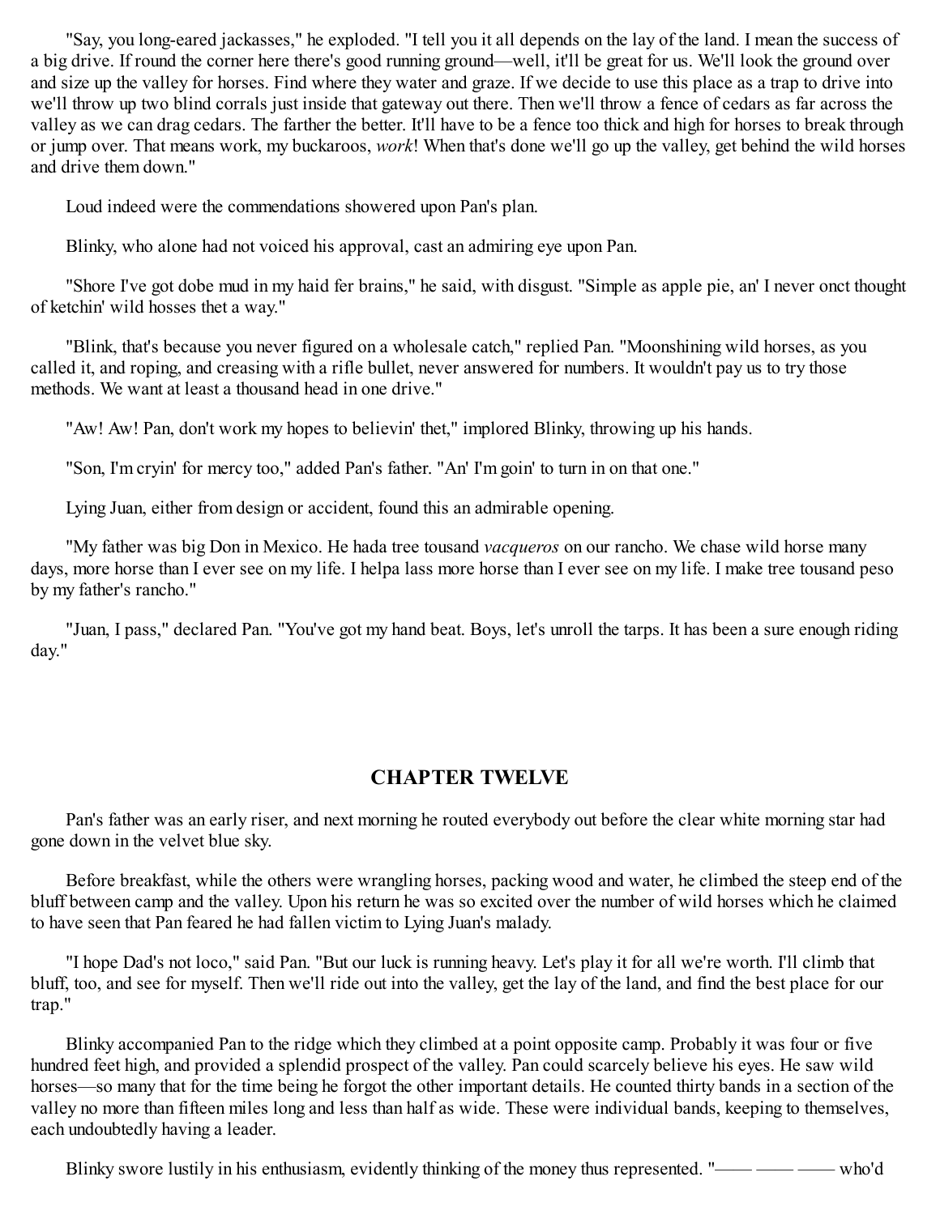"Say, you long-eared jackasses," he exploded. "I tell you it all depends on the lay of the land. I mean the success of a big drive. If round the corner here there's good running ground—well, it'll be great for us. We'll look the ground over and size up the valley for horses. Find where they water and graze. If we decide to use this place as a trap to drive into we'll throw up two blind corrals just inside that gateway out there. Then we'll throw a fence of cedars as far across the valley as we can drag cedars. The farther the better. It'll have to be a fence too thick and high for horses to break through or jump over. That means work, my buckaroos, *work*! When that's done we'll go up the valley, get behind the wild horses and drive them down."

Loud indeed were the commendations showered upon Pan's plan.

Blinky, who alone had not voiced his approval, cast an admiring eye upon Pan.

"Shore I've got dobe mud in my haid fer brains," he said, with disgust. "Simple as apple pie, an' I never onct thought of ketchin' wild hosses thet a way."

"Blink, that's because you never figured on a wholesale catch," replied Pan. "Moonshining wild horses, as you called it, and roping, and creasing with a rifle bullet, never answered for numbers. It wouldn't pay us to try those methods. We want at least a thousand head in one drive."

"Aw! Aw! Pan, don't work my hopes to believin' thet," implored Blinky, throwing up his hands.

"Son, I'm cryin' for mercy too," added Pan's father. "An' I'm goin' to turn in on that one."

Lying Juan, either from design or accident, found this an admirable opening.

"My father was big Don in Mexico. He hada tree tousand *vacqueros* on our rancho. We chase wild horse many days, more horse than I ever see on my life. I helpa lass more horse than I ever see on my life. I make tree tousand peso by my father's rancho."

"Juan, I pass," declared Pan. "You've got my hand beat. Boys, let's unroll the tarps. It has been a sure enough riding day."

## CHAPTER TWELVE

Pan's father was an early riser, and next morning he routed everybody out before the clear white morning star had gone down in the velvet blue sky.

Before breakfast, while the others were wrangling horses, packing wood and water, he climbed the steep end of the bluff between camp and the valley. Upon his return he was so excited over the number of wild horses which he claimed to have seen that Pan feared he had fallen victim to Lying Juan's malady.

"I hope Dad's not loco," said Pan. "But our luck is running heavy. Let's play it for all we're worth. I'll climb that bluff, too, and see for myself. Then we'll ride out into the valley, get the lay of the land, and find the best place for our trap."

Blinky accompanied Pan to the ridge which they climbed at a point opposite camp. Probably it was four or five hundred feet high, and provided a splendid prospect of the valley. Pan could scarcely believe his eyes. He saw wild horses—so many that for the time being he forgot the other important details. He counted thirty bands in a section of the valley no more than fifteen miles long and less than half as wide. These were individual bands, keeping to themselves, each undoubtedly having a leader.

Blinky swore lustily in his enthusiasm, evidently thinking of the money thus represented. "—— —— —— who'd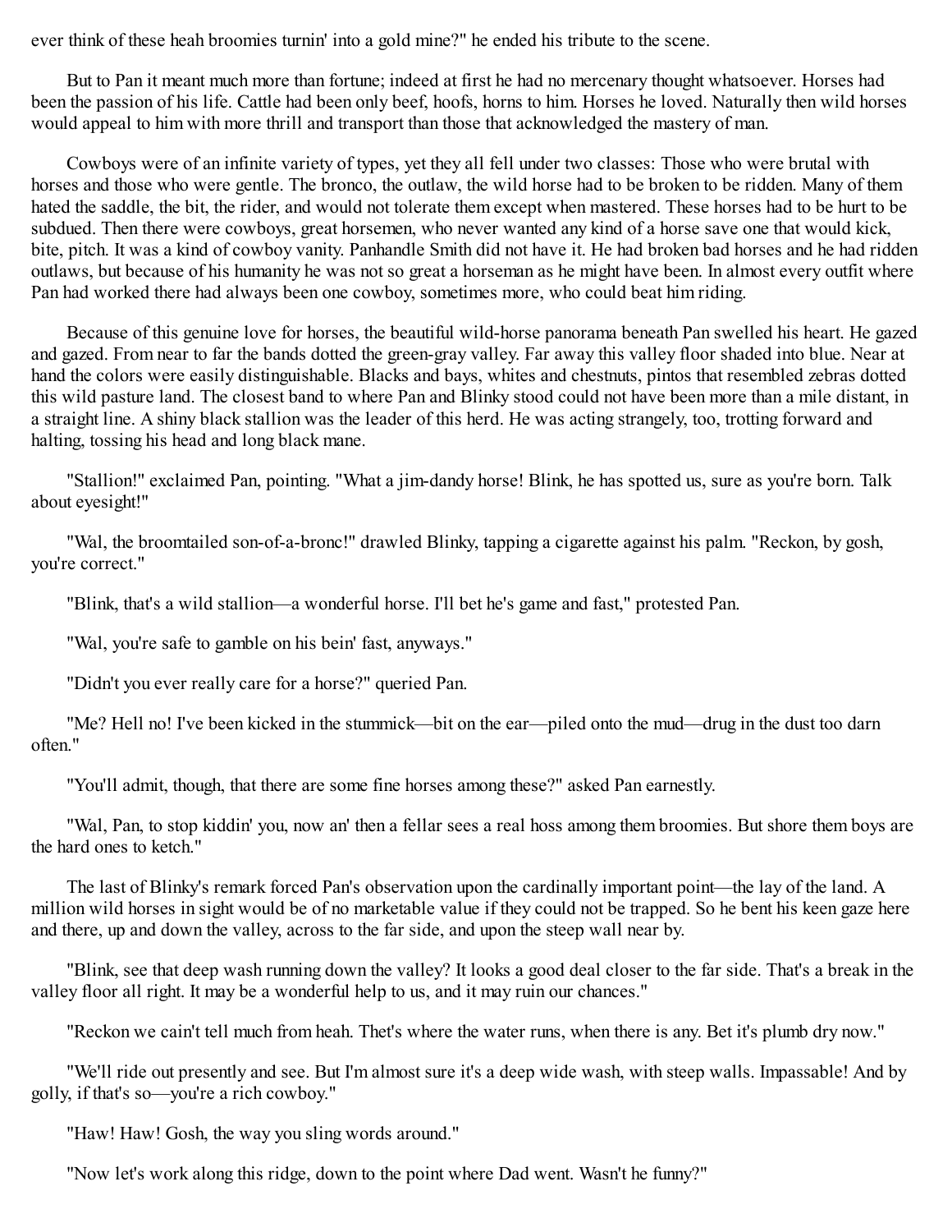ever think of these heah broomies turnin' into a gold mine?" he ended his tribute to the scene.

But to Pan it meant much more than fortune; indeed at first he had no mercenary thought whatsoever. Horses had been the passion of his life. Cattle had been only beef, hoofs, horns to him. Horses he loved. Naturally then wild horses would appeal to him with more thrill and transport than those that acknowledged the mastery of man.

Cowboys were of an infinite variety of types, yet they all fell under two classes: Those who were brutal with horses and those who were gentle. The bronco, the outlaw, the wild horse had to be broken to be ridden. Many of them hated the saddle, the bit, the rider, and would not tolerate them except when mastered. These horses had to be hurt to be subdued. Then there were cowboys, great horsemen, who never wanted any kind of a horse save one that would kick, bite, pitch. It was a kind of cowboy vanity. Panhandle Smith did not have it. He had broken bad horses and he had ridden outlaws, but because of his humanity he was not so great a horseman as he might have been. In almost every outfit where Pan had worked there had always been one cowboy, sometimes more, who could beat him riding.

Because of this genuine love for horses, the beautiful wild-horse panorama beneath Pan swelled his heart. He gazed and gazed. From near to far the bands dotted the green-gray valley. Far away this valley floor shaded into blue. Near at hand the colors were easily distinguishable. Blacks and bays, whites and chestnuts, pintos that resembled zebras dotted this wild pasture land. The closest band to where Pan and Blinky stood could not have been more than a mile distant, in a straight line. A shiny black stallion was the leader of this herd. He was acting strangely, too, trotting forward and halting, tossing his head and long black mane.

"Stallion!" exclaimed Pan, pointing. "What a jim-dandy horse! Blink, he has spotted us, sure as you're born. Talk about eyesight!"

"Wal, the broomtailed son-of-a-bronc!" drawled Blinky, tapping a cigarette against his palm. "Reckon, by gosh, you're correct."

"Blink, that's a wild stallion—a wonderful horse. I'll bet he's game and fast," protested Pan.

"Wal, you're safe to gamble on his bein' fast, anyways."

"Didn't you ever really care for a horse?" queried Pan.

"Me? Hell no! I've been kicked in the stummick—bit on the ear—piled onto the mud—drug in the dust too darn often."

"You'll admit, though, that there are some fine horses among these?" asked Pan earnestly.

"Wal, Pan, to stop kiddin' you, now an' then a fellar sees a real hoss among them broomies. But shore them boys are the hard ones to ketch."

The last of Blinky's remark forced Pan's observation upon the cardinally important point—the lay of the land. A million wild horses in sight would be of no marketable value if they could not be trapped. So he bent his keen gaze here and there, up and down the valley, across to the far side, and upon the steep wall near by.

"Blink, see that deep wash running down the valley? It looks a good deal closer to the far side. That's a break in the valley floor all right. It may be a wonderful help to us, and it may ruin our chances."

"Reckon we cain't tell much from heah. Thet's where the water runs, when there is any. Bet it's plumb dry now."

"We'll ride out presently and see. But I'm almost sure it's a deep wide wash, with steep walls. Impassable! And by golly, if that's so—you're a rich cowboy."

"Haw! Haw! Gosh, the way you sling words around."

"Now let's work along this ridge, down to the point where Dad went. Wasn't he funny?"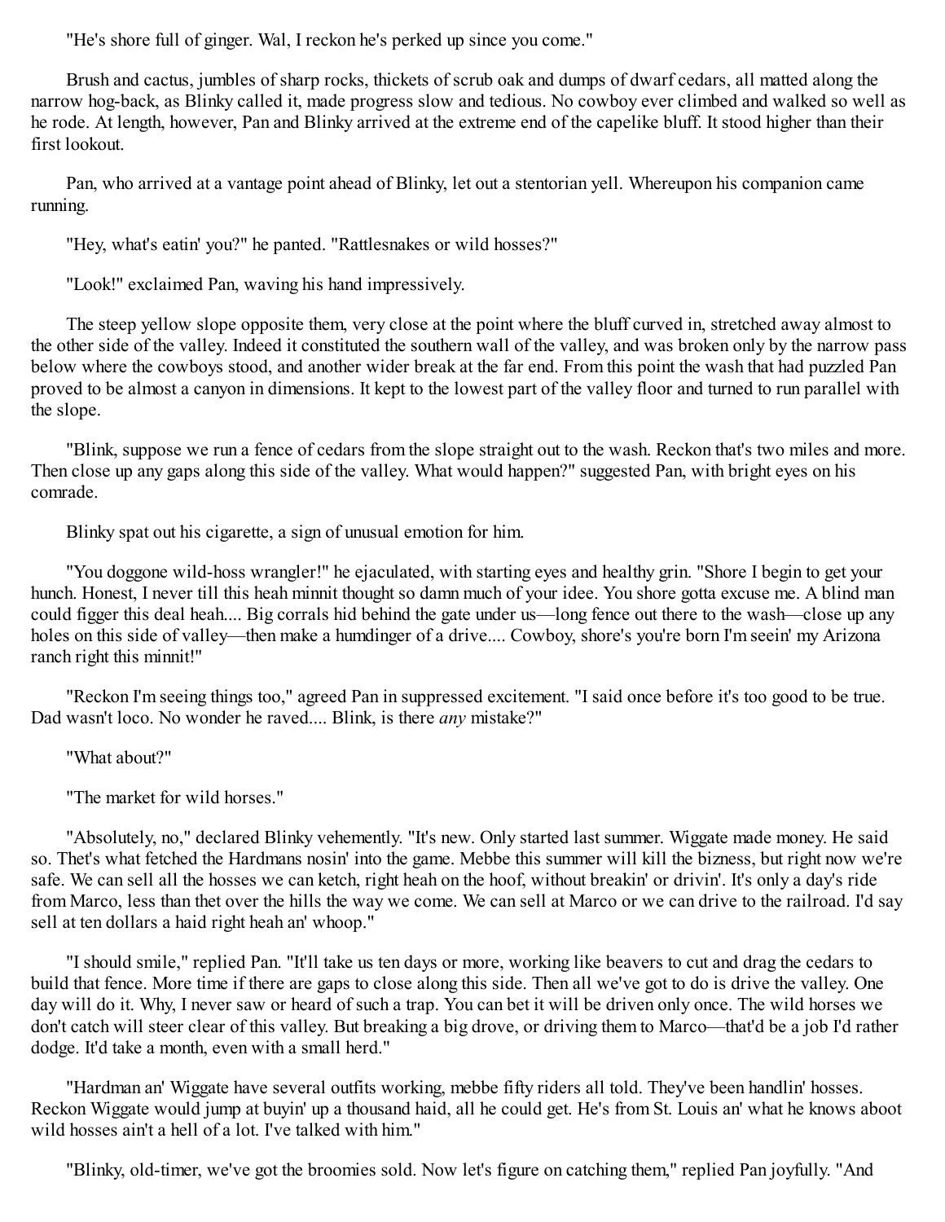"He's shore full of ginger. Wal, I reckon he's perked up since you come."

Brush and cactus, jumbles of sharp rocks, thickets of scrub oak and dumps of dwarf cedars, all matted along the narrow hog-back, as Blinky called it, made progress slow and tedious. No cowboy ever climbed and walked so well as he rode. At length, however, Pan and Blinky arrived at the extreme end of the capelike bluff. It stood higher than their first lookout.

Pan, who arrived at a vantage point ahead of Blinky, let out a stentorian yell. Whereupon his companion came running.

"Hey, what's eatin' you?" he panted. "Rattlesnakes or wild hosses?"

"Look!" exclaimed Pan, waving his hand impressively.

The steep yellow slope opposite them, very close at the point where the bluff curved in, stretched away almost to the other side of the valley. Indeed it constituted the southern wall of the valley, and was broken only by the narrow pass below where the cowboys stood, and another wider break at the far end. From this point the wash that had puzzled Pan proved to be almost a canyon in dimensions. It kept to the lowest part of the valley floor and turned to run parallel with the slope.

"Blink, suppose we run a fence of cedars from the slope straight out to the wash. Reckon that's two miles and more. Then close up any gaps along this side of the valley. What would happen?" suggested Pan, with bright eyes on his comrade.

Blinky spat out his cigarette, a sign of unusual emotion for him.

"You doggone wild-hoss wrangler!" he ejaculated, with starting eyes and healthy grin. "Shore I begin to get your hunch. Honest, I never till this heah minnit thought so damn much of your idee. You shore gotta excuse me. A blind man could figger this deal heah.... Big corrals hid behind the gate under us—long fence out there to the wash—close up any holes on this side of valley—then make a humdinger of a drive.... Cowboy, shore's you're born I'm seein' my Arizona ranch right this minnit!"

"Reckon I'm seeing things too," agreed Pan in suppressed excitement. "I said once before it's too good to be true. Dad wasn't loco. No wonder he raved.... Blink, is there *any* mistake?"

"What about?"

"The market for wild horses."

"Absolutely, no," declared Blinky vehemently. "It's new. Only started last summer. Wiggate made money. He said so. Thet's what fetched the Hardmans nosin' into the game. Mebbe this summer will kill the bizness, but right now we're safe. We can sell all the hosses we can ketch, right heah on the hoof, without breakin' or drivin'. It's only a day's ride from Marco, less than thet over the hills the way we come. We can sell at Marco or we can drive to the railroad. I'd say sell at ten dollars a haid right heah an' whoop."

"I should smile," replied Pan. "It'll take us ten days or more, working like beavers to cut and drag the cedars to build that fence. More time if there are gaps to close along this side. Then all we've got to do is drive the valley. One day will do it. Why, I never saw or heard of such a trap. You can bet it will be driven only once. The wild horses we don't catch will steer clear of this valley. But breaking a big drove, or driving them to Marco—that'd be a job I'd rather dodge. It'd take a month, even with a small herd."

"Hardman an' Wiggate have several outfits working, mebbe fifty riders all told. They've been handlin' hosses. Reckon Wiggate would jump at buyin' up a thousand haid, all he could get. He's from St. Louis an' what he knows aboot wild hosses ain't a hell of a lot. I've talked with him."

"Blinky, old-timer, we've got the broomies sold. Now let's figure on catching them," replied Pan joyfully. "And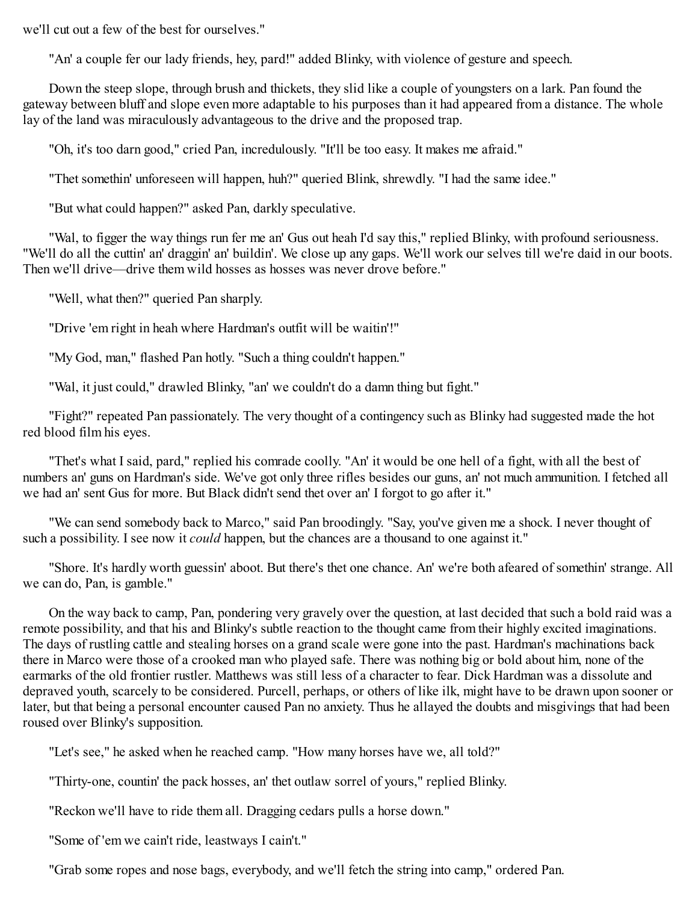we'll cut out a few of the best for ourselves."

"An' a couple fer our lady friends, hey, pard!" added Blinky, with violence of gesture and speech.

Down the steep slope, through brush and thickets, they slid like a couple of youngsters on a lark. Pan found the gateway between bluff and slope even more adaptable to his purposes than it had appeared from a distance. The whole lay of the land was miraculously advantageous to the drive and the proposed trap.

"Oh, it's too darn good," cried Pan, incredulously. "It'll be too easy. It makes me afraid."

"Thet somethin' unforeseen will happen, huh?" queried Blink, shrewdly. "I had the same idee."

"But what could happen?" asked Pan, darkly speculative.

"Wal, to figger the way things run fer me an' Gus out heah I'd say this," replied Blinky, with profound seriousness. "We'll do all the cuttin' an' draggin' an' buildin'. We close up any gaps. We'll work our selves till we're daid in our boots. Then we'll drive—drive them wild hosses as hosses was never drove before."

"Well, what then?" queried Pan sharply.

"Drive 'em right in heah where Hardman's outfit will be waitin'!"

"My God, man," flashed Pan hotly. "Such a thing couldn't happen."

"Wal, it just could," drawled Blinky, "an' we couldn't do a damn thing but fight."

"Fight?" repeated Pan passionately. The very thought of a contingency such as Blinky had suggested made the hot red blood film his eyes.

"Thet's what I said, pard," replied his comrade coolly. "An' it would be one hell of a fight, with all the best of numbers an' guns on Hardman's side. We've got only three rifles besides our guns, an' not much ammunition. I fetched all we had an' sent Gus for more. But Black didn't send thet over an' I forgot to go after it."

"We can send somebody back to Marco," said Pan broodingly. "Say, you've given me a shock. I never thought of such a possibility. I see now it *could* happen, but the chances are a thousand to one against it."

"Shore. It's hardly worth guessin' aboot. But there's thet one chance. An' we're both afeared of somethin' strange. All we can do, Pan, is gamble."

On the way back to camp, Pan, pondering very gravely over the question, at last decided that such a bold raid was a remote possibility, and that his and Blinky's subtle reaction to the thought came from their highly excited imaginations. The days of rustling cattle and stealing horses on a grand scale were gone into the past. Hardman's machinations back there in Marco were those of a crooked man who played safe. There was nothing big or bold about him, none of the earmarks of the old frontier rustler. Matthews was still less of a character to fear. Dick Hardman was a dissolute and depraved youth, scarcely to be considered. Purcell, perhaps, or others of like ilk, might have to be drawn upon sooner or later, but that being a personal encounter caused Pan no anxiety. Thus he allayed the doubts and misgivings that had been roused over Blinky's supposition.

"Let's see," he asked when he reached camp. "How many horses have we, all told?"

"Thirty-one, countin' the pack hosses, an' thet outlaw sorrel of yours," replied Blinky.

"Reckon we'll have to ride them all. Dragging cedars pulls a horse down."

"Some of 'em we cain't ride, leastways I cain't."

"Grab some ropes and nose bags, everybody, and we'll fetch the string into camp," ordered Pan.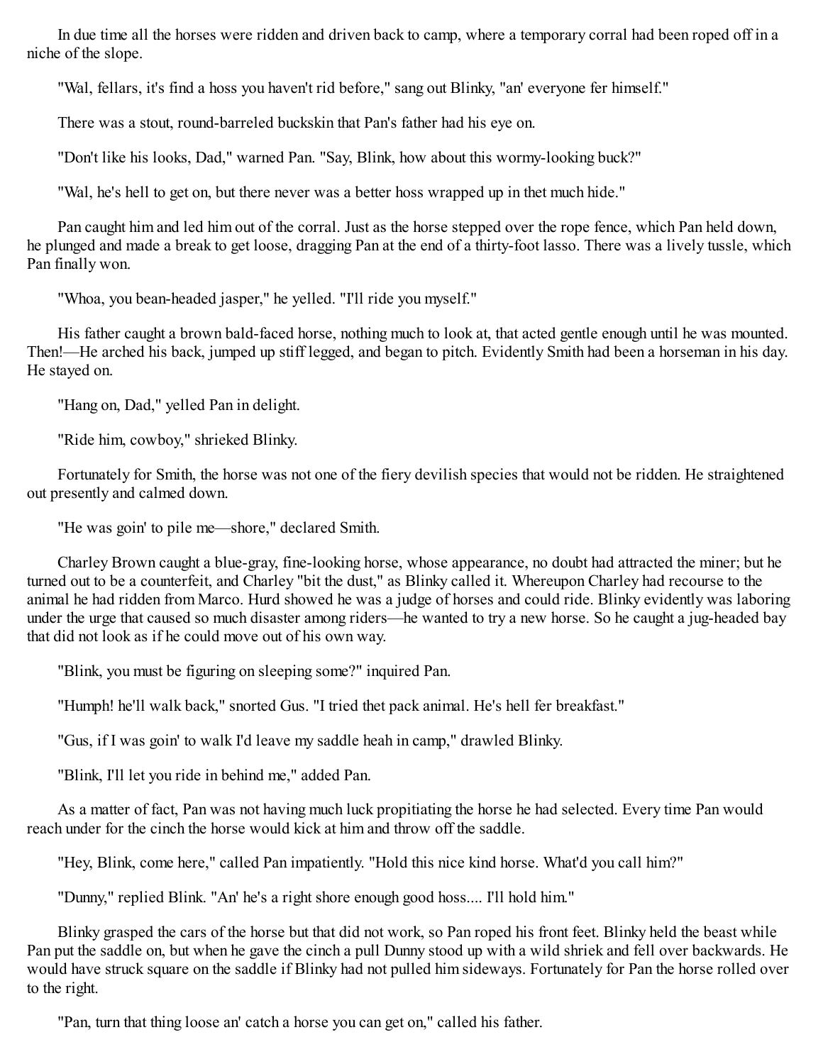In due time all the horses were ridden and driven back to camp, where a temporary corral had been roped off in a niche of the slope.

"Wal, fellars, it's find a hoss you haven't rid before," sang out Blinky, "an' everyone fer himself."

There was a stout, round-barreled buckskin that Pan's father had his eye on.

"Don't like his looks, Dad," warned Pan. "Say, Blink, how about this wormy-looking buck?"

"Wal, he's hell to get on, but there never was a better hoss wrapped up in thet much hide."

Pan caught him and led him out of the corral. Just as the horse stepped over the rope fence, which Pan held down, he plunged and made a break to get loose, dragging Pan at the end of a thirty-foot lasso. There was a lively tussle, which Pan finally won.

"Whoa, you bean-headed jasper," he yelled. "I'll ride you myself."

His father caught a brown bald-faced horse, nothing much to look at, that acted gentle enough until he was mounted. Then!—He arched his back, jumped up stiff legged, and began to pitch. Evidently Smith had been a horseman in his day. He stayed on.

"Hang on, Dad," yelled Pan in delight.

"Ride him, cowboy," shrieked Blinky.

Fortunately for Smith, the horse was not one of the fiery devilish species that would not be ridden. He straightened out presently and calmed down.

"He was goin' to pile me—shore," declared Smith.

Charley Brown caught a blue-gray, fine-looking horse, whose appearance, no doubt had attracted the miner; but he turned out to be a counterfeit, and Charley "bit the dust," as Blinky called it. Whereupon Charley had recourse to the animal he had ridden from Marco. Hurd showed he was a judge of horses and could ride. Blinky evidently was laboring under the urge that caused so much disaster among riders—he wanted to try a new horse. So he caught a jug-headed bay that did not look as if he could move out of his own way.

"Blink, you must be figuring on sleeping some?" inquired Pan.

"Humph! he'll walk back," snorted Gus. "I tried thet pack animal. He's hell fer breakfast."

"Gus, if I was goin' to walk I'd leave my saddle heah in camp," drawled Blinky.

"Blink, I'll let you ride in behind me," added Pan.

As a matter of fact, Pan was not having much luck propitiating the horse he had selected. Every time Pan would reach under for the cinch the horse would kick at him and throw off the saddle.

"Hey, Blink, come here," called Pan impatiently. "Hold this nice kind horse. What'd you call him?"

"Dunny," replied Blink. "An' he's a right shore enough good hoss.... I'll hold him."

Blinky grasped the cars of the horse but that did not work, so Pan roped his front feet. Blinky held the beast while Pan put the saddle on, but when he gave the cinch a pull Dunny stood up with a wild shriek and fell over backwards. He would have struck square on the saddle if Blinky had not pulled him sideways. Fortunately for Pan the horse rolled over to the right.

"Pan, turn that thing loose an' catch a horse you can get on," called his father.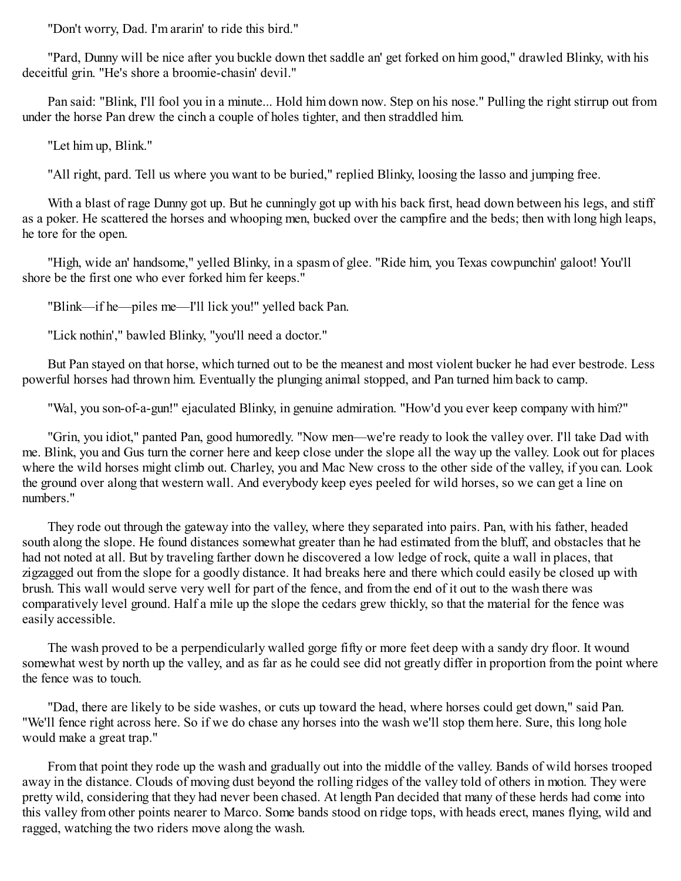"Don't worry, Dad. I'm ararin' to ride this bird."

"Pard, Dunny will be nice after you buckle down thet saddle an' get forked on him good," drawled Blinky, with his deceitful grin. "He's shore a broomie-chasin' devil."

Pan said: "Blink, I'll fool you in a minute... Hold him down now. Step on his nose." Pulling the right stirrup out from under the horse Pan drew the cinch a couple of holes tighter, and then straddled him.

"Let him up, Blink."

"All right, pard. Tell us where you want to be buried," replied Blinky, loosing the lasso and jumping free.

With a blast of rage Dunny got up. But he cunningly got up with his back first, head down between his legs, and stiff as a poker. He scattered the horses and whooping men, bucked over the campfire and the beds; then with long high leaps, he tore for the open.

"High, wide an' handsome," yelled Blinky, in a spasm of glee. "Ride him, you Texas cowpunchin' galoot! You'll shore be the first one who ever forked him fer keeps."

"Blink—if he—piles me—I'll lick you!" yelled back Pan.

"Lick nothin'," bawled Blinky, "you'll need a doctor."

But Pan stayed on that horse, which turned out to be the meanest and most violent bucker he had ever bestrode. Less powerful horses had thrown him. Eventually the plunging animal stopped, and Pan turned him back to camp.

"Wal, you son-of-a-gun!" ejaculated Blinky, in genuine admiration. "How'd you ever keep company with him?"

"Grin, you idiot," panted Pan, good humoredly. "Now men—we're ready to look the valley over. I'll take Dad with me. Blink, you and Gus turn the corner here and keep close under the slope all the way up the valley. Look out for places where the wild horses might climb out. Charley, you and Mac New cross to the other side of the valley, if you can. Look the ground over along that western wall. And everybody keep eyes peeled for wild horses, so we can get a line on numbers."

They rode out through the gateway into the valley, where they separated into pairs. Pan, with his father, headed south along the slope. He found distances somewhat greater than he had estimated from the bluff, and obstacles that he had not noted at all. But by traveling farther down he discovered a low ledge of rock, quite a wall in places, that zigzagged out from the slope for a goodly distance. It had breaks here and there which could easily be closed up with brush. This wall would serve very well for part of the fence, and from the end of it out to the wash there was comparatively level ground. Half a mile up the slope the cedars grew thickly, so that the material for the fence was easily accessible.

The wash proved to be a perpendicularly walled gorge fifty or more feet deep with a sandy dry floor. It wound somewhat west by north up the valley, and as far as he could see did not greatly differ in proportion from the point where the fence was to touch.

"Dad, there are likely to be side washes, or cuts up toward the head, where horses could get down," said Pan. "We'll fence right across here. So if we do chase any horses into the wash we'll stop them here. Sure, this long hole would make a great trap."

From that point they rode up the wash and gradually out into the middle of the valley. Bands of wild horses trooped away in the distance. Clouds of moving dust beyond the rolling ridges of the valley told of others in motion. They were pretty wild, considering that they had never been chased. At length Pan decided that many of these herds had come into this valley from other points nearer to Marco. Some bands stood on ridge tops, with heads erect, manes flying, wild and ragged, watching the two riders move along the wash.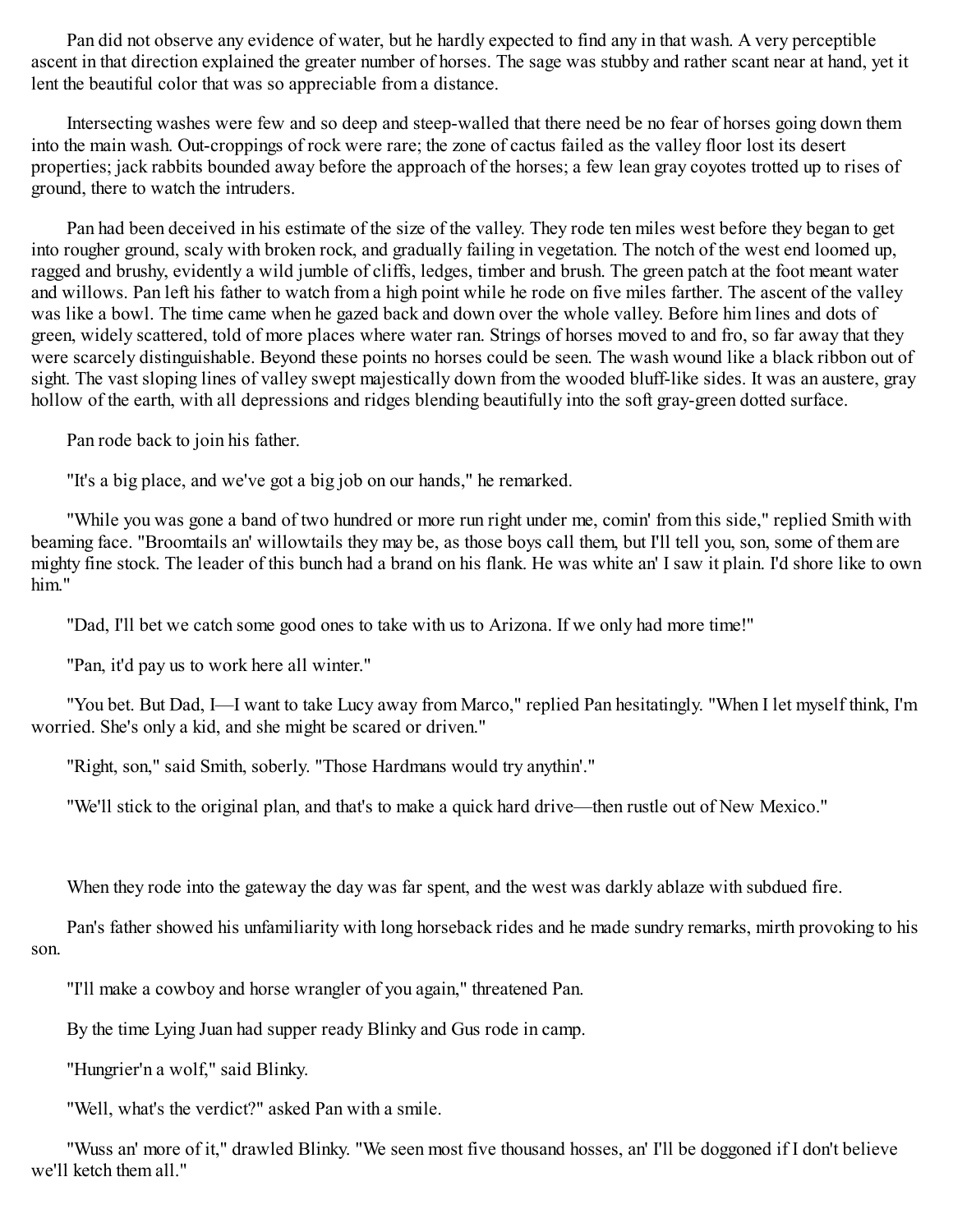Pan did not observe any evidence of water, but he hardly expected to find any in that wash. A very perceptible ascent in that direction explained the greater number of horses. The sage was stubby and rather scant near at hand, yet it lent the beautiful color that was so appreciable from a distance.

Intersecting washes were few and so deep and steep-walled that there need be no fear of horses going down them into the main wash. Out-croppings of rock were rare; the zone of cactus failed as the valley floor lost its desert properties; jack rabbits bounded away before the approach of the horses; a few lean gray coyotes trotted up to rises of ground, there to watch the intruders.

Pan had been deceived in his estimate of the size of the valley. They rode ten miles west before they began to get into rougher ground, scaly with broken rock, and gradually failing in vegetation. The notch of the west end loomed up, ragged and brushy, evidently a wild jumble of cliffs, ledges, timber and brush. The green patch at the foot meant water and willows. Pan left his father to watch from a high point while he rode on five miles farther. The ascent of the valley was like a bowl. The time came when he gazed back and down over the whole valley. Before him lines and dots of green, widely scattered, told of more places where water ran. Strings of horses moved to and fro, so far away that they were scarcely distinguishable. Beyond these points no horses could be seen. The wash wound like a black ribbon out of sight. The vast sloping lines of valley swept majestically down from the wooded bluff-like sides. It was an austere, gray hollow of the earth, with all depressions and ridges blending beautifully into the soft gray-green dotted surface.

Pan rode back to join his father.

"It's a big place, and we've got a big job on our hands," he remarked.

"While you was gone a band of two hundred or more run right under me, comin' from this side," replied Smith with beaming face. "Broomtails an' willowtails they may be, as those boys call them, but I'll tell you, son, some of them are mighty fine stock. The leader of this bunch had a brand on his flank. He was white an' I saw it plain. I'd shore like to own him."

"Dad, I'll bet we catch some good ones to take with us to Arizona. If we only had more time!"

"Pan, it'd pay us to work here all winter."

"You bet. But Dad, I—I want to take Lucy away from Marco," replied Pan hesitatingly. "When I let myself think, I'm worried. She's only a kid, and she might be scared or driven."

"Right, son," said Smith, soberly. "Those Hardmans would try anythin'."

"We'll stick to the original plan, and that's to make a quick hard drive—then rustle out of New Mexico."

When they rode into the gateway the day was far spent, and the west was darkly ablaze with subdued fire.

Pan's father showed his unfamiliarity with long horseback rides and he made sundry remarks, mirth provoking to his son.

"I'll make a cowboy and horse wrangler of you again," threatened Pan.

By the time Lying Juan had supper ready Blinky and Gus rode in camp.

"Hungrier'n a wolf," said Blinky.

"Well, what's the verdict?" asked Pan with a smile.

"Wuss an' more of it," drawled Blinky. "We seen most five thousand hosses, an' I'll be doggoned if I don't believe we'll ketch them all."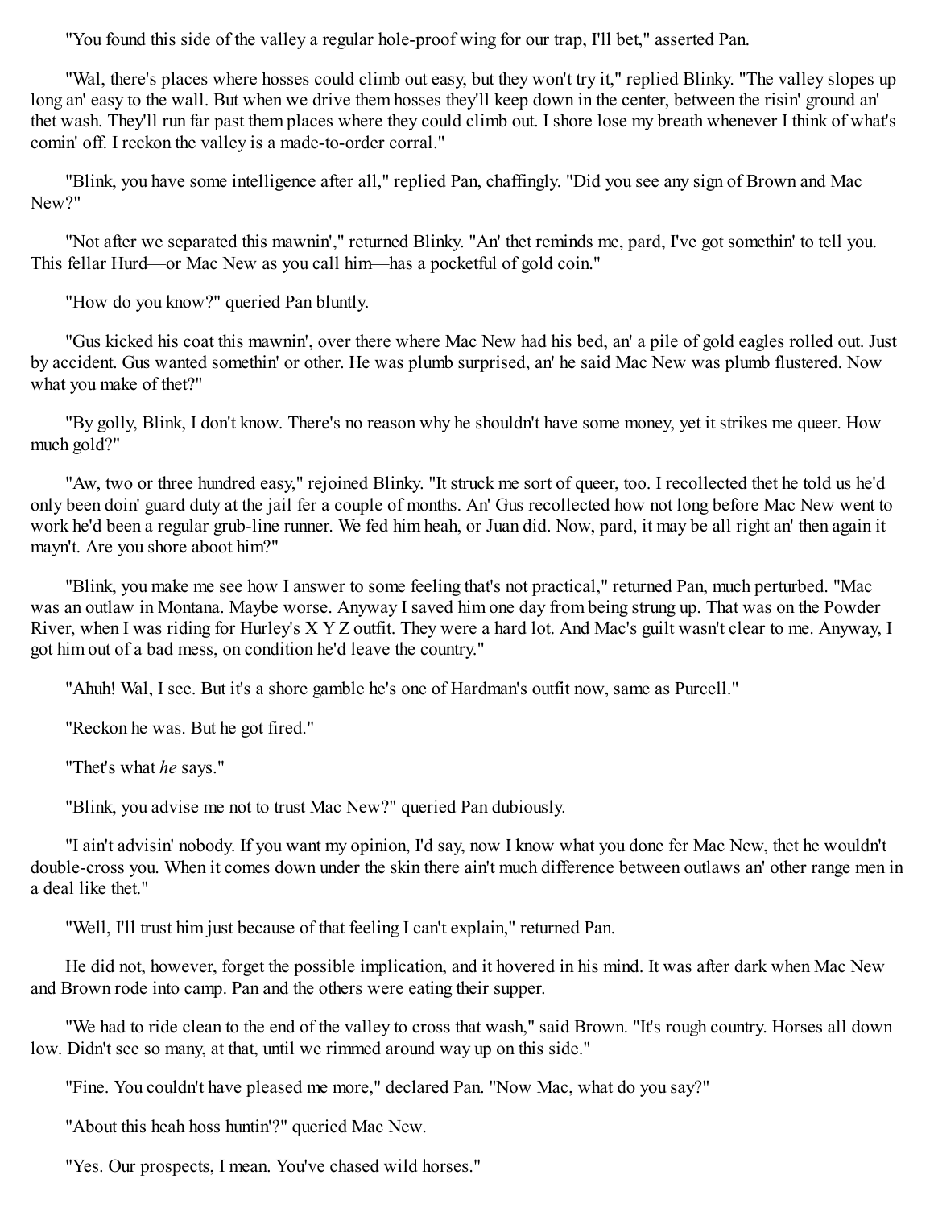"You found this side of the valley a regular hole-proof wing for our trap, I'll bet," asserted Pan.

"Wal, there's places where hosses could climb out easy, but they won't try it," replied Blinky. "The valley slopes up long an' easy to the wall. But when we drive them hosses they'll keep down in the center, between the risin' ground an' thet wash. They'll run far past them places where they could climb out. I shore lose my breath whenever I think of what's comin' off. I reckon the valley is a made-to-order corral."

"Blink, you have some intelligence after all," replied Pan, chaffingly. "Did you see any sign of Brown and Mac New?"

"Not after we separated this mawnin'," returned Blinky. "An' thet reminds me, pard, I've got somethin' to tell you. This fellar Hurd—or Mac New as you call him—has a pocketful of gold coin."

"How do you know?" queried Pan bluntly.

"Gus kicked his coat this mawnin', over there where Mac New had his bed, an' a pile of gold eagles rolled out. Just by accident. Gus wanted somethin' or other. He was plumb surprised, an' he said Mac New was plumb flustered. Now what you make of thet?"

"By golly, Blink, I don't know. There's no reason why he shouldn't have some money, yet it strikes me queer. How much gold?"

"Aw, two or three hundred easy," rejoined Blinky. "It struck me sort of queer, too. I recollected thet he told us he'd only been doin' guard duty at the jail fer a couple of months. An' Gus recollected how not long before Mac New went to work he'd been a regular grub-line runner. We fed him heah, or Juan did. Now, pard, it may be all right an' then again it mayn't. Are you shore aboot him?"

"Blink, you make me see how I answer to some feeling that's not practical," returned Pan, much perturbed. "Mac was an outlaw in Montana. Maybe worse. Anyway I saved him one day from being strung up. That was on the Powder River, when I was riding for Hurley's X Y Z outfit. They were a hard lot. And Mac's guilt wasn't clear to me. Anyway, I got him out of a bad mess, on condition he'd leave the country."

"Ahuh! Wal, I see. But it's a shore gamble he's one of Hardman's outfit now, same as Purcell."

"Reckon he was. But he got fired."

"Thet's what *he* says."

"Blink, you advise me not to trust Mac New?" queried Pan dubiously.

"I ain't advisin' nobody. If you want my opinion, I'd say, now I know what you done fer Mac New, thet he wouldn't double-cross you. When it comes down under the skin there ain't much difference between outlaws an' other range men in a deal like thet."

"Well, I'll trust him just because of that feeling I can't explain," returned Pan.

He did not, however, forget the possible implication, and it hovered in his mind. It was after dark when Mac New and Brown rode into camp. Pan and the others were eating their supper.

"We had to ride clean to the end of the valley to cross that wash," said Brown. "It's rough country. Horses all down low. Didn't see so many, at that, until we rimmed around way up on this side."

"Fine. You couldn't have pleased me more," declared Pan. "Now Mac, what do you say?"

"About this heah hoss huntin'?" queried Mac New.

"Yes. Our prospects, I mean. You've chased wild horses."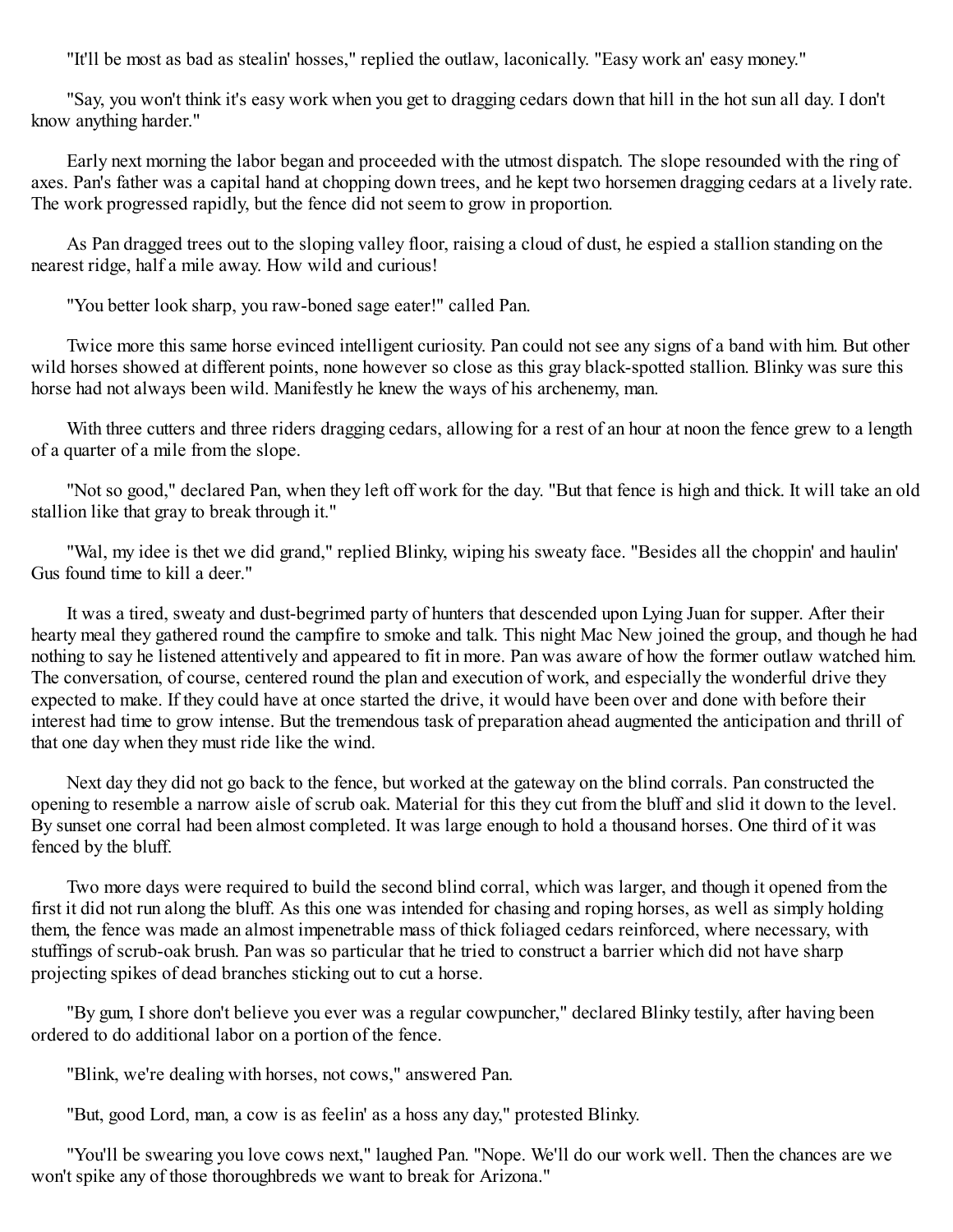"It'll be most as bad as stealin' hosses," replied the outlaw, laconically. "Easy work an' easy money."

"Say, you won't think it's easy work when you get to dragging cedars down that hill in the hot sun all day. I don't know anything harder."

Early next morning the labor began and proceeded with the utmost dispatch. The slope resounded with the ring of axes. Pan's father was a capital hand at chopping down trees, and he kept two horsemen dragging cedars at a lively rate. The work progressed rapidly, but the fence did not seem to grow in proportion.

As Pan dragged trees out to the sloping valley floor, raising a cloud of dust, he espied a stallion standing on the nearest ridge, half a mile away. How wild and curious!

"You better look sharp, you raw-boned sage eater!" called Pan.

Twice more this same horse evinced intelligent curiosity. Pan could not see any signs of a band with him. But other wild horses showed at different points, none however so close as this gray black-spotted stallion. Blinky was sure this horse had not always been wild. Manifestly he knew the ways of his archenemy, man.

With three cutters and three riders dragging cedars, allowing for a rest of an hour at noon the fence grew to a length of a quarter of a mile from the slope.

"Not so good," declared Pan, when they left off work for the day. "But that fence is high and thick. It will take an old stallion like that gray to break through it."

"Wal, my idee is thet we did grand," replied Blinky, wiping his sweaty face. "Besides all the choppin' and haulin' Gus found time to kill a deer."

It was a tired, sweaty and dust-begrimed party of hunters that descended upon Lying Juan for supper. After their hearty meal they gathered round the campfire to smoke and talk. This night Mac New joined the group, and though he had nothing to say he listened attentively and appeared to fit in more. Pan was aware of how the former outlaw watched him. The conversation, of course, centered round the plan and execution of work, and especially the wonderful drive they expected to make. If they could have at once started the drive, it would have been over and done with before their interest had time to grow intense. But the tremendous task of preparation ahead augmented the anticipation and thrill of that one day when they must ride like the wind.

Next day they did not go back to the fence, but worked at the gateway on the blind corrals. Pan constructed the opening to resemble a narrow aisle of scrub oak. Material for this they cut from the bluff and slid it down to the level. By sunset one corral had been almost completed. It was large enough to hold a thousand horses. One third of it was fenced by the bluff.

Two more days were required to build the second blind corral, which was larger, and though it opened from the first it did not run along the bluff. As this one was intended for chasing and roping horses, as well as simply holding them, the fence was made an almost impenetrable mass of thick foliaged cedars reinforced, where necessary, with stuffings of scrub-oak brush. Pan was so particular that he tried to construct a barrier which did not have sharp projecting spikes of dead branches sticking out to cut a horse.

"By gum, I shore don't believe you ever was a regular cowpuncher," declared Blinky testily, after having been ordered to do additional labor on a portion of the fence.

"Blink, we're dealing with horses, not cows," answered Pan.

"But, good Lord, man, a cow is as feelin' as a hoss any day," protested Blinky.

"You'll be swearing you love cows next," laughed Pan. "Nope. We'll do our work well. Then the chances are we won't spike any of those thoroughbreds we want to break for Arizona."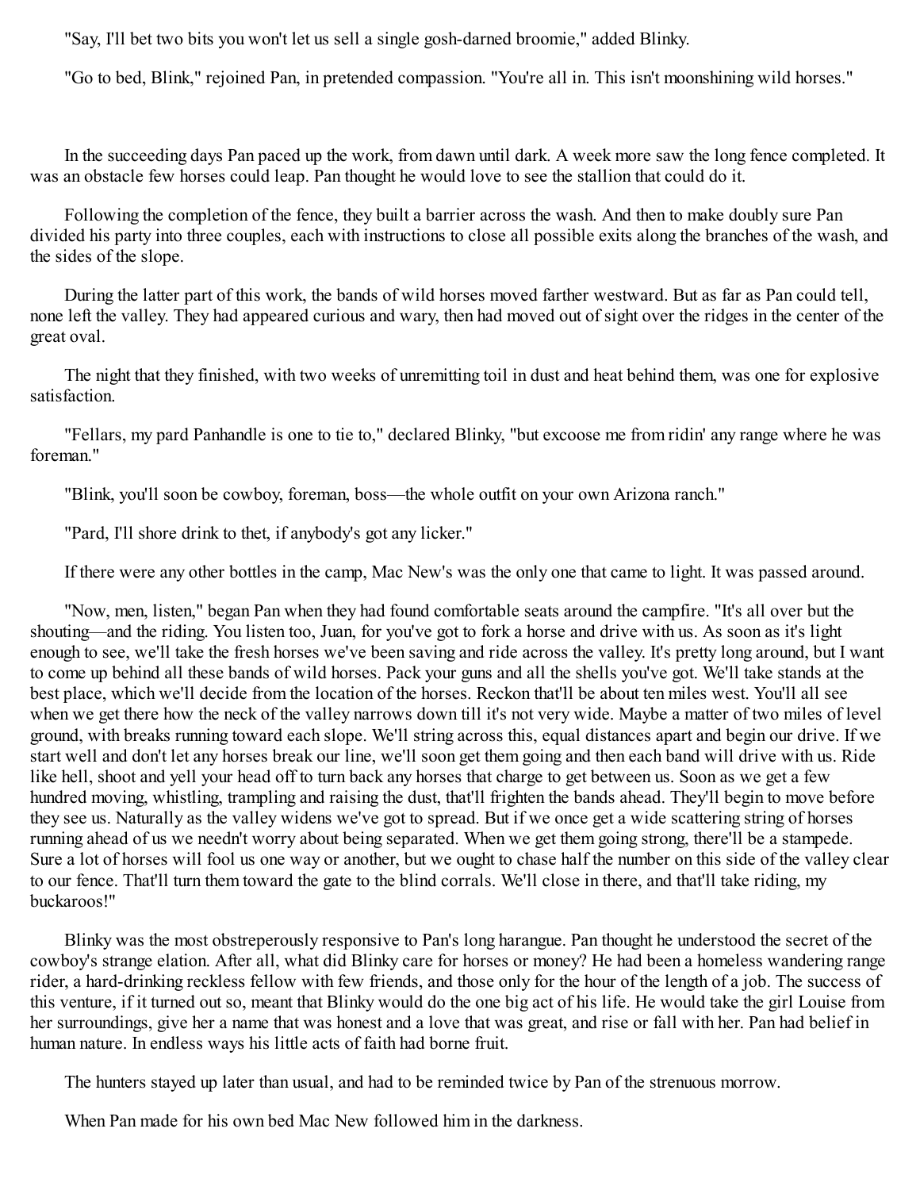"Say, I'll bet two bits you won't let us sell a single gosh-darned broomie," added Blinky.

"Go to bed, Blink," rejoined Pan, in pretended compassion. "You're all in. This isn't moonshining wild horses."

In the succeeding days Pan paced up the work, from dawn until dark. A week more saw the long fence completed. It was an obstacle few horses could leap. Pan thought he would love to see the stallion that could do it.

Following the completion of the fence, they built a barrier across the wash. And then to make doubly sure Pan divided his party into three couples, each with instructions to close all possible exits along the branches of the wash, and the sides of the slope.

During the latter part of this work, the bands of wild horses moved farther westward. But as far as Pan could tell, none left the valley. They had appeared curious and wary, then had moved out of sight over the ridges in the center of the great oval.

The night that they finished, with two weeks of unremitting toil in dust and heat behind them, was one for explosive satisfaction.

"Fellars, my pard Panhandle is one to tie to," declared Blinky, "but excoose me from ridin' any range where he was foreman."

"Blink, you'll soon be cowboy, foreman, boss—the whole outfit on your own Arizona ranch."

"Pard, I'll shore drink to thet, if anybody's got any licker."

If there were any other bottles in the camp, Mac New's was the only one that came to light. It was passed around.

"Now, men, listen," began Pan when they had found comfortable seats around the campfire. "It's all over but the shouting—and the riding. You listen too, Juan, for you've got to fork a horse and drive with us. As soon as it's light enough to see, we'll take the fresh horses we've been saving and ride across the valley. It's pretty long around, but I want to come up behind all these bands of wild horses. Pack your guns and all the shells you've got. We'll take stands at the best place, which we'll decide from the location of the horses. Reckon that'll be about ten miles west. You'll all see when we get there how the neck of the valley narrows down till it's not very wide. Maybe a matter of two miles of level ground, with breaks running toward each slope. We'll string across this, equal distances apart and begin our drive. If we start well and don't let any horses break our line, we'll soon get them going and then each band will drive with us. Ride like hell, shoot and yell your head off to turn back any horses that charge to get between us. Soon as we get a few hundred moving, whistling, trampling and raising the dust, that'll frighten the bands ahead. They'll begin to move before they see us. Naturally as the valley widens we've got to spread. But if we once get a wide scattering string of horses running ahead of us we needn't worry about being separated. When we get them going strong, there'll be a stampede. Sure a lot of horses will fool us one way or another, but we ought to chase half the number on this side of the valley clear to our fence. That'll turn them toward the gate to the blind corrals. We'll close in there, and that'll take riding, my buckaroos!"

Blinky was the most obstreperously responsive to Pan's long harangue. Pan thought he understood the secret of the cowboy's strange elation. After all, what did Blinky care for horses or money? He had been a homeless wandering range rider, a hard-drinking reckless fellow with few friends, and those only for the hour of the length of a job. The success of this venture, if it turned out so, meant that Blinky would do the one big act of his life. He would take the girl Louise from her surroundings, give her a name that was honest and a love that was great, and rise or fall with her. Pan had belief in human nature. In endless ways his little acts of faith had borne fruit.

The hunters stayed up later than usual, and had to be reminded twice by Pan of the strenuous morrow.

When Pan made for his own bed Mac New followed him in the darkness.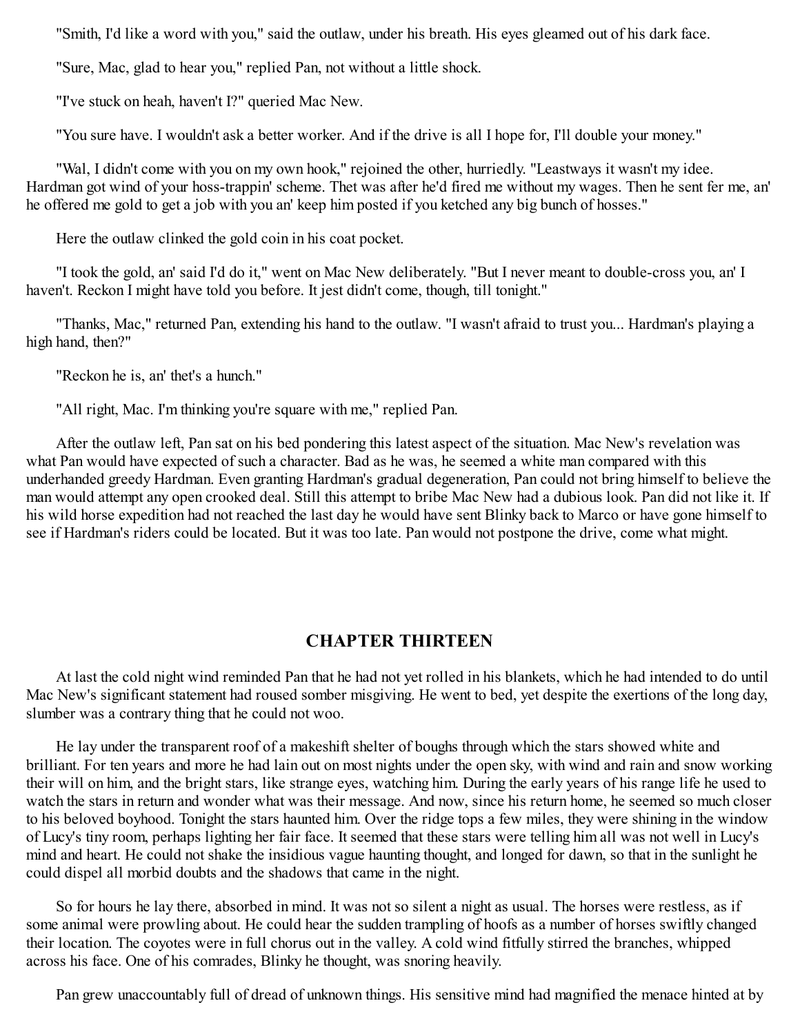"Smith, I'd like a word with you," said the outlaw, under his breath. His eyes gleamed out of his dark face.

"Sure, Mac, glad to hear you," replied Pan, not without a little shock.

"I've stuck on heah, haven't I?" queried Mac New.

"You sure have. I wouldn't ask a better worker. And if the drive is all I hope for, I'll double your money."

"Wal, I didn't come with you on my own hook," rejoined the other, hurriedly. "Leastways it wasn't my idee. Hardman got wind of your hoss-trappin' scheme. Thet was after he'd fired me without my wages. Then he sent fer me, an' he offered me gold to get a job with you an' keep him posted if you ketched any big bunch of hosses."

Here the outlaw clinked the gold coin in his coat pocket.

"I took the gold, an' said I'd do it," went on Mac New deliberately. "But I never meant to double-cross you, an' I haven't. Reckon I might have told you before. It jest didn't come, though, till tonight."

"Thanks, Mac," returned Pan, extending his hand to the outlaw. "I wasn't afraid to trust you... Hardman's playing a high hand, then?"

"Reckon he is, an' thet's a hunch."

"All right, Mac. I'm thinking you're square with me," replied Pan.

After the outlaw left, Pan sat on his bed pondering this latest aspect of the situation. Mac New's revelation was what Pan would have expected of such a character. Bad as he was, he seemed a white man compared with this underhanded greedy Hardman. Even granting Hardman's gradual degeneration, Pan could not bring himself to believe the man would attempt any open crooked deal. Still this attempt to bribe Mac New had a dubious look. Pan did not like it. If his wild horse expedition had not reached the last day he would have sent Blinky back to Marco or have gone himself to see if Hardman's riders could be located. But it was too late. Pan would not postpone the drive, come what might.

## CHAPTER THIRTEEN

At last the cold night wind reminded Pan that he had not yet rolled in his blankets, which he had intended to do until Mac New's significant statement had roused somber misgiving. He went to bed, yet despite the exertions of the long day, slumber was a contrary thing that he could not woo.

He lay under the transparent roof of a makeshift shelter of boughs through which the stars showed white and brilliant. For ten years and more he had lain out on most nights under the open sky, with wind and rain and snow working their will on him, and the bright stars, like strange eyes, watching him. During the early years of his range life he used to watch the stars in return and wonder what was their message. And now, since his return home, he seemed so much closer to his beloved boyhood. Tonight the stars haunted him. Over the ridge tops a few miles, they were shining in the window of Lucy's tiny room, perhaps lighting her fair face. It seemed that these stars were telling him all was not well in Lucy's mind and heart. He could not shake the insidious vague haunting thought, and longed for dawn, so that in the sunlight he could dispel all morbid doubts and the shadows that came in the night.

So for hours he lay there, absorbed in mind. It was not so silent a night as usual. The horses were restless, as if some animal were prowling about. He could hear the sudden trampling of hoofs as a number of horses swiftly changed their location. The coyotes were in full chorus out in the valley. A cold wind fitfully stirred the branches, whipped across his face. One of his comrades, Blinky he thought, was snoring heavily.

Pan grew unaccountably full of dread of unknown things. His sensitive mind had magnified the menace hinted at by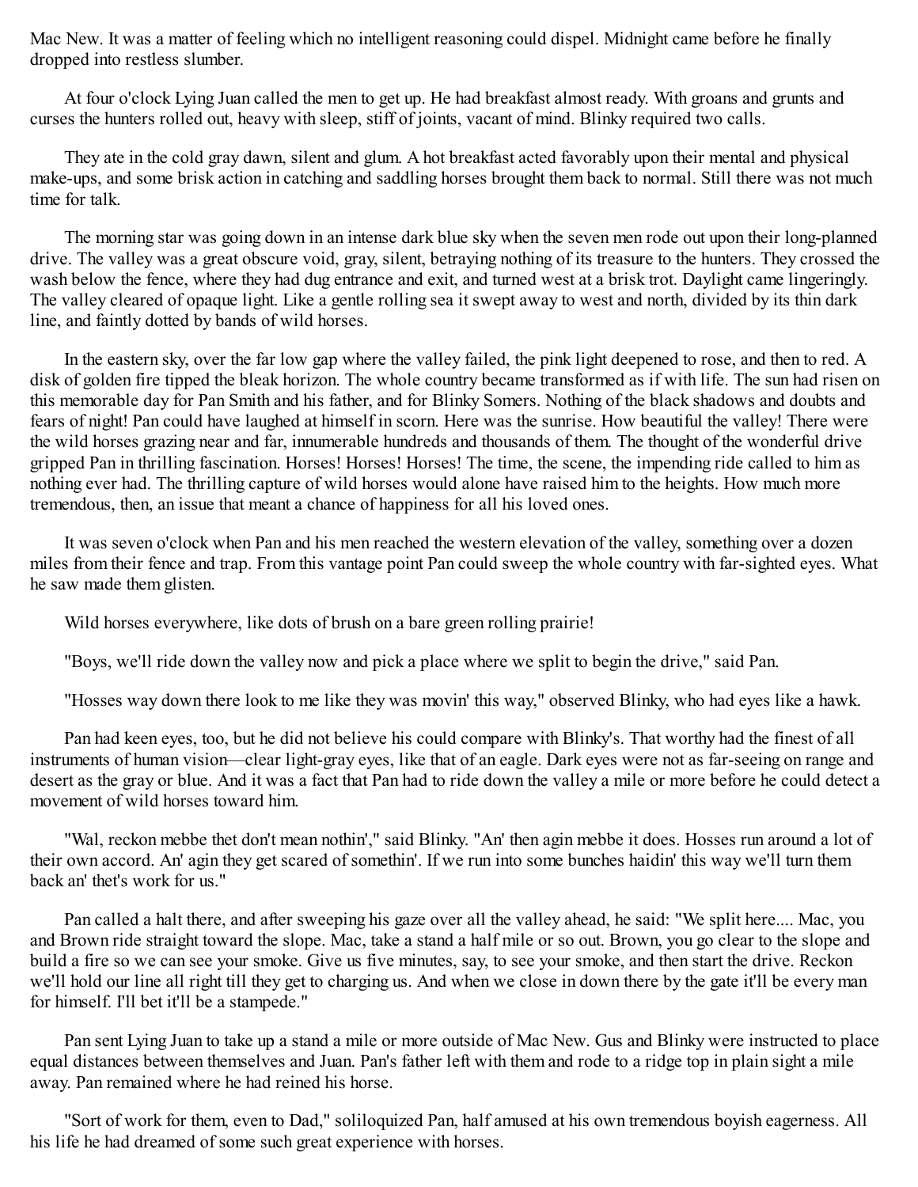Mac New. It was a matter of feeling which no intelligent reasoning could dispel. Midnight came before he finally dropped into restless slumber.

At four o'clock Lying Juan called the men to get up. He had breakfast almost ready. With groans and grunts and curses the hunters rolled out, heavy with sleep, stiff of joints, vacant of mind. Blinky required two calls.

They ate in the cold gray dawn, silent and glum. A hot breakfast acted favorably upon their mental and physical make-ups, and some brisk action in catching and saddling horses brought them back to normal. Still there was not much time for talk.

The morning star was going down in an intense dark blue sky when the seven men rode out upon their long-planned drive. The valley was a great obscure void, gray, silent, betraying nothing of its treasure to the hunters. They crossed the wash below the fence, where they had dug entrance and exit, and turned west at a brisk trot. Daylight came lingeringly. The valley cleared of opaque light. Like a gentle rolling sea it swept away to west and north, divided by its thin dark line, and faintly dotted by bands of wild horses.

In the eastern sky, over the far low gap where the valley failed, the pink light deepened to rose, and then to red. A disk of golden fire tipped the bleak horizon. The whole country became transformed as if with life. The sun had risen on this memorable day for Pan Smith and his father, and for Blinky Somers. Nothing of the black shadows and doubts and fears of night! Pan could have laughed at himself in scorn. Here was the sunrise. How beautiful the valley! There were the wild horses grazing near and far, innumerable hundreds and thousands of them. The thought of the wonderful drive gripped Pan in thrilling fascination. Horses! Horses! Horses! The time, the scene, the impending ride called to him as nothing ever had. The thrilling capture of wild horses would alone have raised him to the heights. How much more tremendous, then, an issue that meant a chance of happiness for all his loved ones.

It was seven o'clock when Pan and his men reached the western elevation of the valley, something over a dozen miles from their fence and trap. From this vantage point Pan could sweep the whole country with far-sighted eyes. What he saw made them glisten.

Wild horses everywhere, like dots of brush on a bare green rolling prairie!

"Boys, we'll ride down the valley now and pick a place where we split to begin the drive," said Pan.

"Hosses way down there look to me like they was movin' this way," observed Blinky, who had eyes like a hawk.

Pan had keen eyes, too, but he did not believe his could compare with Blinky's. That worthy had the finest of all instruments of human vision—clear light-gray eyes, like that of an eagle. Dark eyes were not as far-seeing on range and desert as the gray or blue. And it was a fact that Pan had to ride down the valley a mile or more before he could detect a movement of wild horses toward him.

"Wal, reckon mebbe thet don't mean nothin'," said Blinky. "An' then agin mebbe it does. Hosses run around a lot of their own accord. An' agin they get scared of somethin'. If we run into some bunches haidin' this way we'll turn them back an' thet's work for us."

Pan called a halt there, and after sweeping his gaze over all the valley ahead, he said: "We split here.... Mac, you and Brown ride straight toward the slope. Mac, take a stand a half mile or so out. Brown, you go clear to the slope and build a fire so we can see your smoke. Give us five minutes, say, to see your smoke, and then start the drive. Reckon we'll hold our line all right till they get to charging us. And when we close in down there by the gate it'll be every man for himself. I'll bet it'll be a stampede."

Pan sent Lying Juan to take up a stand a mile or more outside of Mac New. Gus and Blinky were instructed to place equal distances between themselves and Juan. Pan's father left with them and rode to a ridge top in plain sight a mile away. Pan remained where he had reined his horse.

"Sort of work for them, even to Dad," soliloquized Pan, half amused at his own tremendous boyish eagerness. All his life he had dreamed of some such great experience with horses.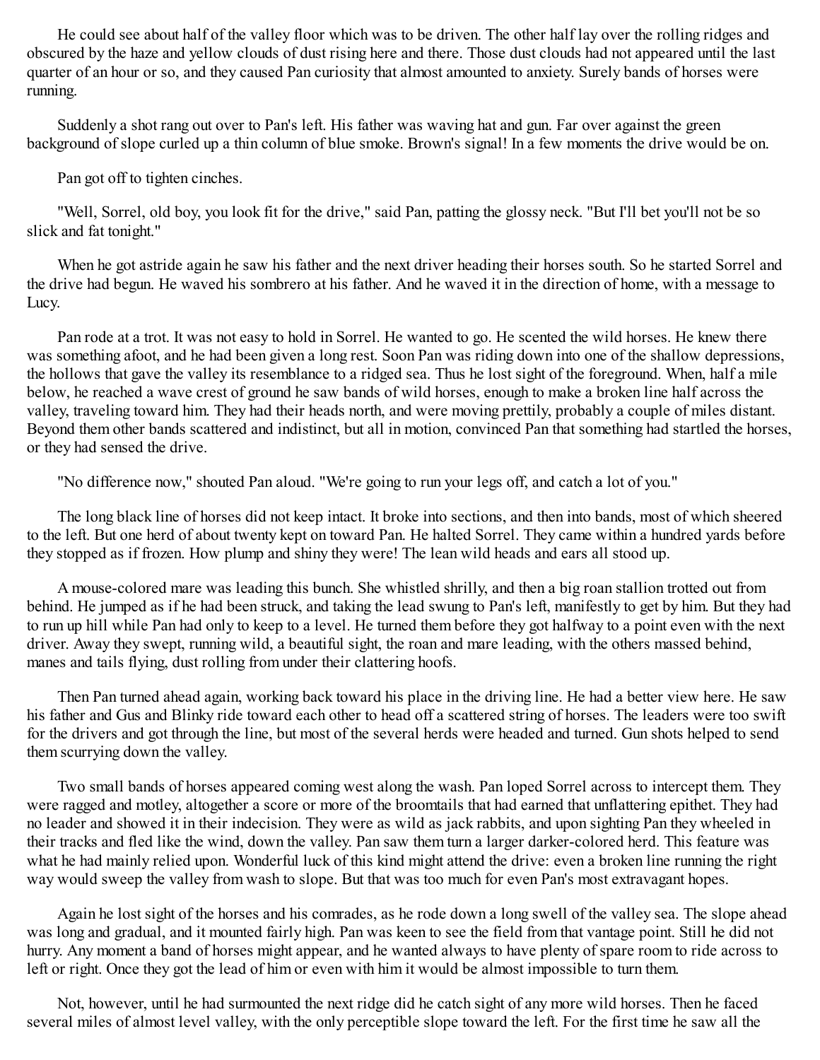He could see about half of the valley floor which was to be driven. The other half lay over the rolling ridges and obscured by the haze and yellow clouds of dust rising here and there. Those dust clouds had not appeared until the last quarter of an hour or so, and they caused Pan curiosity that almost amounted to anxiety. Surely bands of horses were running.

Suddenly a shot rang out over to Pan's left. His father was waving hat and gun. Far over against the green background of slope curled up a thin column of blue smoke. Brown's signal! In a few moments the drive would be on.

Pan got off to tighten cinches.

"Well, Sorrel, old boy, you look fit for the drive," said Pan, patting the glossy neck. "But I'll bet you'll not be so slick and fat tonight."

When he got astride again he saw his father and the next driver heading their horses south. So he started Sorrel and the drive had begun. He waved his sombrero at his father. And he waved it in the direction of home, with a message to Lucy.

Pan rode at a trot. It was not easy to hold in Sorrel. He wanted to go. He scented the wild horses. He knew there was something afoot, and he had been given a long rest. Soon Pan was riding down into one of the shallow depressions, the hollows that gave the valley its resemblance to a ridged sea. Thus he lost sight of the foreground. When, half a mile below, he reached a wave crest of ground he saw bands of wild horses, enough to make a broken line half across the valley, traveling toward him. They had their heads north, and were moving prettily, probably a couple of miles distant. Beyond them other bands scattered and indistinct, but all in motion, convinced Pan that something had startled the horses, or they had sensed the drive.

"No difference now," shouted Pan aloud. "We're going to run your legs off, and catch a lot of you."

The long black line of horses did not keep intact. It broke into sections, and then into bands, most of which sheered to the left. But one herd of about twenty kept on toward Pan. He halted Sorrel. They came within a hundred yards before they stopped as if frozen. How plump and shiny they were! The lean wild heads and ears all stood up.

A mouse-colored mare was leading this bunch. She whistled shrilly, and then a big roan stallion trotted out from behind. He jumped as if he had been struck, and taking the lead swung to Pan's left, manifestly to get by him. But they had to run up hill while Pan had only to keep to a level. He turned them before they got halfway to a point even with the next driver. Away they swept, running wild, a beautiful sight, the roan and mare leading, with the others massed behind, manes and tails flying, dust rolling from under their clattering hoofs.

Then Pan turned ahead again, working back toward his place in the driving line. He had a better view here. He saw his father and Gus and Blinky ride toward each other to head off a scattered string of horses. The leaders were too swift for the drivers and got through the line, but most of the several herds were headed and turned. Gun shots helped to send them scurrying down the valley.

Two small bands of horses appeared coming west along the wash. Pan loped Sorrel across to intercept them. They were ragged and motley, altogether a score or more of the broomtails that had earned that unflattering epithet. They had no leader and showed it in their indecision. They were as wild as jack rabbits, and upon sighting Pan they wheeled in their tracks and fled like the wind, down the valley. Pan saw them turn a larger darker-colored herd. This feature was what he had mainly relied upon. Wonderful luck of this kind might attend the drive: even a broken line running the right way would sweep the valley from wash to slope. But that was too much for even Pan's most extravagant hopes.

Again he lost sight of the horses and his comrades, as he rode down a long swell of the valley sea. The slope ahead was long and gradual, and it mounted fairly high. Pan was keen to see the field from that vantage point. Still he did not hurry. Any moment a band of horses might appear, and he wanted always to have plenty of spare room to ride across to left or right. Once they got the lead of him or even with him it would be almost impossible to turn them.

Not, however, until he had surmounted the next ridge did he catch sight of any more wild horses. Then he faced several miles of almost level valley, with the only perceptible slope toward the left. For the first time he saw all the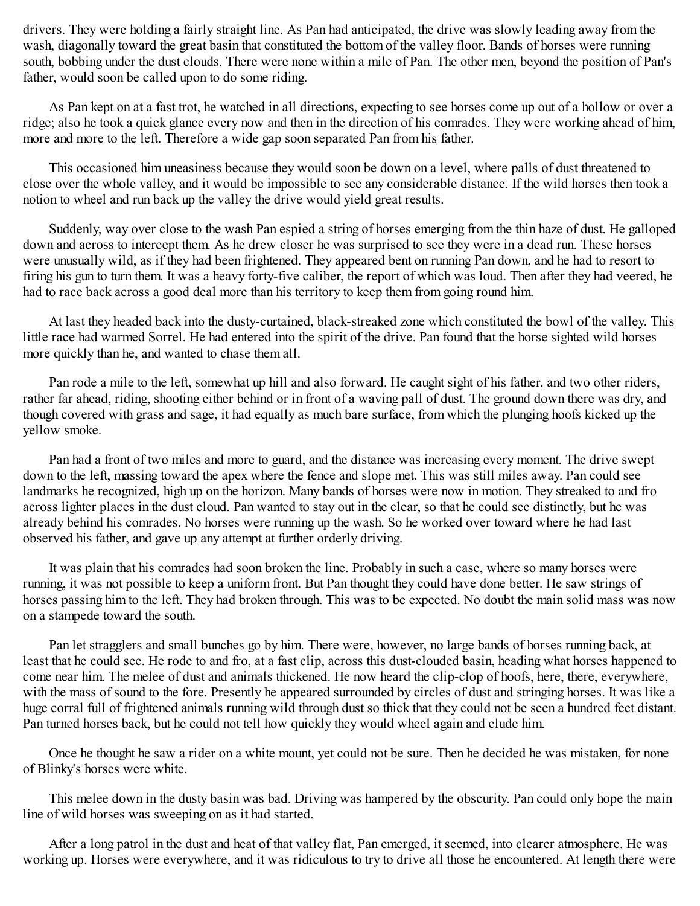drivers. They were holding a fairly straight line. As Pan had anticipated, the drive was slowly leading away from the wash, diagonally toward the great basin that constituted the bottom of the valley floor. Bands of horses were running south, bobbing under the dust clouds. There were none within a mile of Pan. The other men, beyond the position of Pan's father, would soon be called upon to do some riding.

As Pan kept on at a fast trot, he watched in all directions, expecting to see horses come up out of a hollow or over a ridge; also he took a quick glance every now and then in the direction of his comrades. They were working ahead of him, more and more to the left. Therefore a wide gap soon separated Pan from his father.

This occasioned him uneasiness because they would soon be down on a level, where palls of dust threatened to close over the whole valley, and it would be impossible to see any considerable distance. If the wild horses then took a notion to wheel and run back up the valley the drive would yield great results.

Suddenly, way over close to the wash Pan espied a string of horses emerging from the thin haze of dust. He galloped down and across to intercept them. As he drew closer he was surprised to see they were in a dead run. These horses were unusually wild, as if they had been frightened. They appeared bent on running Pan down, and he had to resort to firing his gun to turn them. It was a heavy forty-five caliber, the report of which was loud. Then after they had veered, he had to race back across a good deal more than his territory to keep them from going round him.

At last they headed back into the dusty-curtained, black-streaked zone which constituted the bowl of the valley. This little race had warmed Sorrel. He had entered into the spirit of the drive. Pan found that the horse sighted wild horses more quickly than he, and wanted to chase them all.

Pan rode a mile to the left, somewhat up hill and also forward. He caught sight of his father, and two other riders, rather far ahead, riding, shooting either behind or in front of a waving pall of dust. The ground down there was dry, and though covered with grass and sage, it had equally as much bare surface, from which the plunging hoofs kicked up the yellow smoke.

Pan had a front of two miles and more to guard, and the distance was increasing every moment. The drive swept down to the left, massing toward the apex where the fence and slope met. This was still miles away. Pan could see landmarks he recognized, high up on the horizon. Many bands of horses were now in motion. They streaked to and fro across lighter places in the dust cloud. Pan wanted to stay out in the clear, so that he could see distinctly, but he was already behind his comrades. No horses were running up the wash. So he worked over toward where he had last observed his father, and gave up any attempt at further orderly driving.

It was plain that his comrades had soon broken the line. Probably in such a case, where so many horses were running, it was not possible to keep a uniform front. But Pan thought they could have done better. He saw strings of horses passing him to the left. They had broken through. This was to be expected. No doubt the main solid mass was now on a stampede toward the south.

Pan let stragglers and small bunches go by him. There were, however, no large bands of horses running back, at least that he could see. He rode to and fro, at a fast clip, across this dust-clouded basin, heading what horses happened to come near him. The melee of dust and animals thickened. He now heard the clip-clop of hoofs, here, there, everywhere, with the mass of sound to the fore. Presently he appeared surrounded by circles of dust and stringing horses. It was like a huge corral full of frightened animals running wild through dust so thick that they could not be seen a hundred feet distant. Pan turned horses back, but he could not tell how quickly they would wheel again and elude him.

Once he thought he saw a rider on a white mount, yet could not be sure. Then he decided he was mistaken, for none of Blinky's horses were white.

This melee down in the dusty basin was bad. Driving was hampered by the obscurity. Pan could only hope the main line of wild horses was sweeping on as it had started.

After a long patrol in the dust and heat of that valley flat, Pan emerged, it seemed, into clearer atmosphere. He was working up. Horses were everywhere, and it was ridiculous to try to drive all those he encountered. At length there were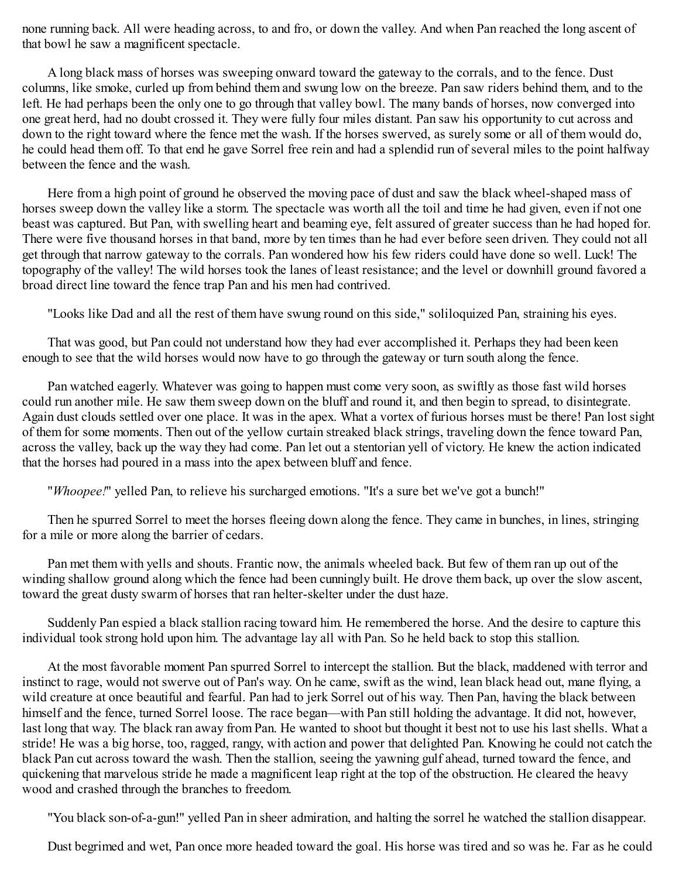none running back. All were heading across, to and fro, or down the valley. And when Pan reached the long ascent of that bowl he saw a magnificent spectacle.

A long black mass of horses was sweeping onward toward the gateway to the corrals, and to the fence. Dust columns, like smoke, curled up from behind them and swung low on the breeze. Pan saw riders behind them, and to the left. He had perhaps been the only one to go through that valley bowl. The many bands of horses, now converged into one great herd, had no doubt crossed it. They were fully four miles distant. Pan saw his opportunity to cut across and down to the right toward where the fence met the wash. If the horses swerved, as surely some or all of them would do, he could head them off. To that end he gave Sorrel free rein and had a splendid run of several miles to the point halfway between the fence and the wash.

Here from a high point of ground he observed the moving pace of dust and saw the black wheel-shaped mass of horses sweep down the valley like a storm. The spectacle was worth all the toil and time he had given, even if not one beast was captured. But Pan, with swelling heart and beaming eye, felt assured of greater success than he had hoped for. There were five thousand horses in that band, more by ten times than he had ever before seen driven. They could not all get through that narrow gateway to the corrals. Pan wondered how his few riders could have done so well. Luck! The topography of the valley! The wild horses took the lanes of least resistance; and the level or downhill ground favored a broad direct line toward the fence trap Pan and his men had contrived.

"Looks like Dad and all the rest of them have swung round on this side," soliloquized Pan, straining his eyes.

That was good, but Pan could not understand how they had ever accomplished it. Perhaps they had been keen enough to see that the wild horses would now have to go through the gateway or turn south along the fence.

Pan watched eagerly. Whatever was going to happen must come very soon, as swiftly as those fast wild horses could run another mile. He saw them sweep down on the bluff and round it, and then begin to spread, to disintegrate. Again dust clouds settled over one place. It was in the apex. What a vortex of furious horses must be there! Pan lost sight of them for some moments. Then out of the yellow curtain streaked black strings, traveling down the fence toward Pan, across the valley, back up the way they had come. Pan let out a stentorian yell of victory. He knew the action indicated that the horses had poured in a mass into the apex between bluff and fence.

"*Whoopee!*" yelled Pan, to relieve his surcharged emotions. "It's a sure bet we've got a bunch!"

Then he spurred Sorrel to meet the horses fleeing down along the fence. They came in bunches, in lines, stringing for a mile or more along the barrier of cedars.

Pan met them with yells and shouts. Frantic now, the animals wheeled back. But few of them ran up out of the winding shallow ground along which the fence had been cunningly built. He drove them back, up over the slow ascent, toward the great dusty swarm of horses that ran helter-skelter under the dust haze.

Suddenly Pan espied a black stallion racing toward him. He remembered the horse. And the desire to capture this individual took strong hold upon him. The advantage lay all with Pan. So he held back to stop this stallion.

At the most favorable moment Pan spurred Sorrel to intercept the stallion. But the black, maddened with terror and instinct to rage, would not swerve out of Pan's way. On he came, swift as the wind, lean black head out, mane flying, a wild creature at once beautiful and fearful. Pan had to jerk Sorrel out of his way. Then Pan, having the black between himself and the fence, turned Sorrel loose. The race began—with Pan still holding the advantage. It did not, however, last long that way. The black ran away from Pan. He wanted to shoot but thought it best not to use his last shells. What a stride! He was a big horse, too, ragged, rangy, with action and power that delighted Pan. Knowing he could not catch the black Pan cut across toward the wash. Then the stallion, seeing the yawning gulf ahead, turned toward the fence, and quickening that marvelous stride he made a magnificent leap right at the top of the obstruction. He cleared the heavy wood and crashed through the branches to freedom.

"You black son-of-a-gun!" yelled Pan in sheer admiration, and halting the sorrel he watched the stallion disappear.

Dust begrimed and wet, Pan once more headed toward the goal. His horse was tired and so was he. Far as he could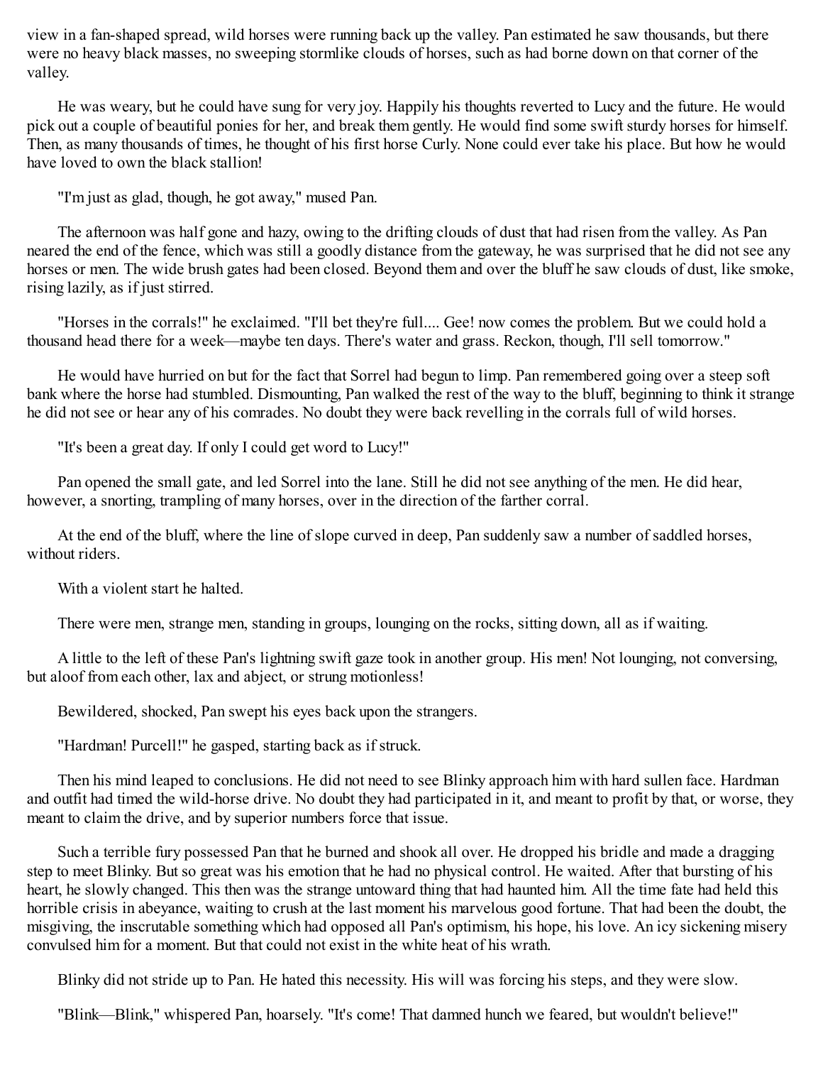view in a fan-shaped spread, wild horses were running back up the valley. Pan estimated he saw thousands, but there were no heavy black masses, no sweeping stormlike clouds of horses, such as had borne down on that corner of the valley.

He was weary, but he could have sung for very joy. Happily his thoughts reverted to Lucy and the future. He would pick out a couple of beautiful ponies for her, and break them gently. He would find some swift sturdy horses for himself. Then, as many thousands of times, he thought of his first horse Curly. None could ever take his place. But how he would have loved to own the black stallion!

"I'm just as glad, though, he got away," mused Pan.

The afternoon was half gone and hazy, owing to the drifting clouds of dust that had risen from the valley. As Pan neared the end of the fence, which was still a goodly distance from the gateway, he was surprised that he did not see any horses or men. The wide brush gates had been closed. Beyond them and over the bluff he saw clouds of dust, like smoke, rising lazily, as if just stirred.

"Horses in the corrals!" he exclaimed. "I'll bet they're full.... Gee! now comes the problem. But we could hold a thousand head there for a week—maybe ten days. There's water and grass. Reckon, though, I'll sell tomorrow."

He would have hurried on but for the fact that Sorrel had begun to limp. Pan remembered going over a steep soft bank where the horse had stumbled. Dismounting, Pan walked the rest of the way to the bluff, beginning to think it strange he did not see or hear any of his comrades. No doubt they were back revelling in the corrals full of wild horses.

"It's been a great day. If only I could get word to Lucy!"

Pan opened the small gate, and led Sorrel into the lane. Still he did not see anything of the men. He did hear, however, a snorting, trampling of many horses, over in the direction of the farther corral.

At the end of the bluff, where the line of slope curved in deep, Pan suddenly saw a number of saddled horses, without riders.

With a violent start he halted.

There were men, strange men, standing in groups, lounging on the rocks, sitting down, all as if waiting.

A little to the left of these Pan's lightning swift gaze took in another group. His men! Not lounging, not conversing, but aloof from each other, lax and abject, or strung motionless!

Bewildered, shocked, Pan swept his eyes back upon the strangers.

"Hardman! Purcell!" he gasped, starting back as if struck.

Then his mind leaped to conclusions. He did not need to see Blinky approach him with hard sullen face. Hardman and outfit had timed the wild-horse drive. No doubt they had participated in it, and meant to profit by that, or worse, they meant to claim the drive, and by superior numbers force that issue.

Such a terrible fury possessed Pan that he burned and shook all over. He dropped his bridle and made a dragging step to meet Blinky. But so great was his emotion that he had no physical control. He waited. After that bursting of his heart, he slowly changed. This then was the strange untoward thing that had haunted him. All the time fate had held this horrible crisis in abeyance, waiting to crush at the last moment his marvelous good fortune. That had been the doubt, the misgiving, the inscrutable something which had opposed all Pan's optimism, his hope, his love. An icy sickening misery convulsed him for a moment. But that could not exist in the white heat of his wrath.

Blinky did not stride up to Pan. He hated this necessity. His will was forcing his steps, and they were slow.

"Blink—Blink," whispered Pan, hoarsely. "It's come! That damned hunch we feared, but wouldn't believe!"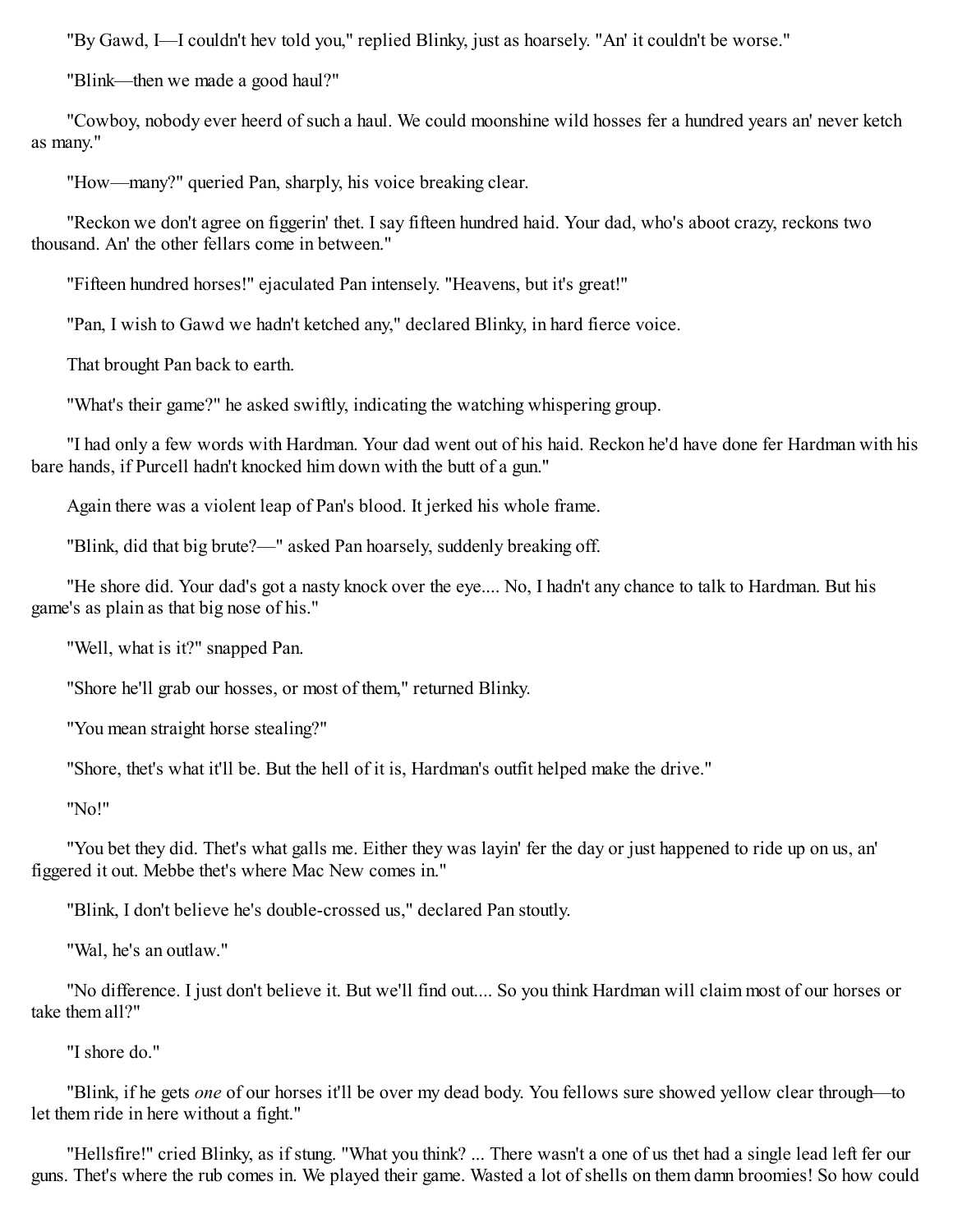"By Gawd, I—I couldn't hev told you," replied Blinky, just as hoarsely. "An' it couldn't be worse."

"Blink—then we made a good haul?"

"Cowboy, nobody ever heerd of such a haul. We could moonshine wild hosses fer a hundred years an' never ketch as many."

"How—many?" queried Pan, sharply, his voice breaking clear.

"Reckon we don't agree on figgerin' thet. I say fifteen hundred haid. Your dad, who's aboot crazy, reckons two thousand. An' the other fellars come in between."

"Fifteen hundred horses!" ejaculated Pan intensely. "Heavens, but it's great!"

"Pan, I wish to Gawd we hadn't ketched any," declared Blinky, in hard fierce voice.

That brought Pan back to earth.

"What's their game?" he asked swiftly, indicating the watching whispering group.

"I had only a few words with Hardman. Your dad went out of his haid. Reckon he'd have done fer Hardman with his bare hands, if Purcell hadn't knocked him down with the butt of a gun."

Again there was a violent leap of Pan's blood. It jerked his whole frame.

"Blink, did that big brute?—" asked Pan hoarsely, suddenly breaking off.

"He shore did. Your dad's got a nasty knock over the eye.... No, I hadn't any chance to talk to Hardman. But his game's as plain as that big nose of his."

"Well, what is it?" snapped Pan.

"Shore he'll grab our hosses, or most of them," returned Blinky.

"You mean straight horse stealing?"

"Shore, thet's what it'll be. But the hell of it is, Hardman's outfit helped make the drive."

"No!"

"You bet they did. Thet's what galls me. Either they was layin' fer the day or just happened to ride up on us, an' figgered it out. Mebbe thet's where Mac New comes in."

"Blink, I don't believe he's double-crossed us," declared Pan stoutly.

"Wal, he's an outlaw."

"No difference. I just don't believe it. But we'll find out.... So you think Hardman will claim most of our horses or take them all?"

"I shore do."

"Blink, if he gets *one* of our horses it'll be over my dead body. You fellows sure showed yellow clear through—to let them ride in here without a fight."

"Hellsfire!" cried Blinky, as if stung. "What you think? ... There wasn't a one of us thet had a single lead left fer our guns. Thet's where the rub comes in. We played their game. Wasted a lot of shells on them damn broomies! So how could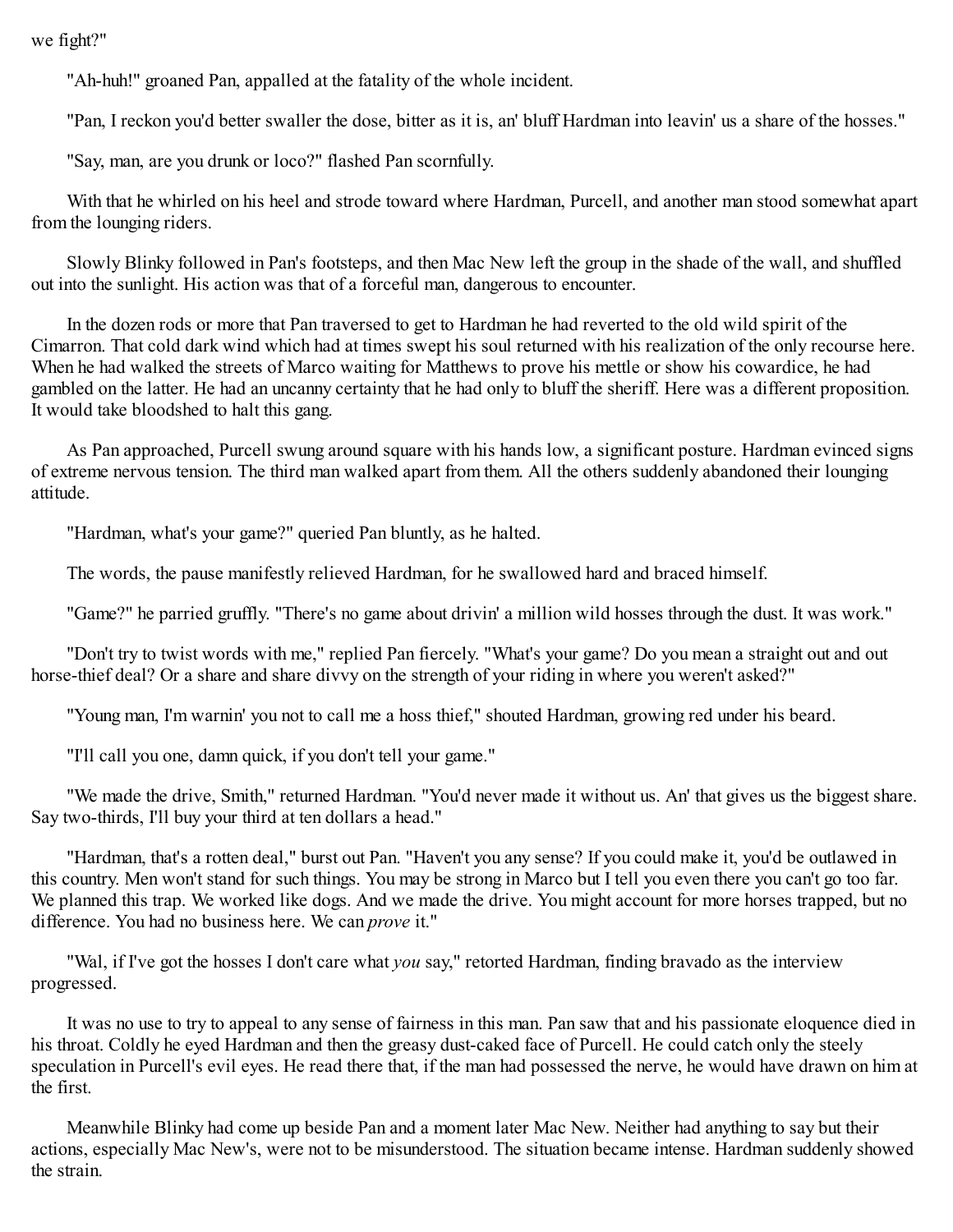we fight?"

"Ah-huh!" groaned Pan, appalled at the fatality of the whole incident.

"Pan, I reckon you'd better swaller the dose, bitter as it is, an' bluff Hardman into leavin' us a share of the hosses."

"Say, man, are you drunk or loco?" flashed Pan scornfully.

With that he whirled on his heel and strode toward where Hardman, Purcell, and another man stood somewhat apart from the lounging riders.

Slowly Blinky followed in Pan's footsteps, and then Mac New left the group in the shade of the wall, and shuffled out into the sunlight. His action was that of a forceful man, dangerous to encounter.

In the dozen rods or more that Pan traversed to get to Hardman he had reverted to the old wild spirit of the Cimarron. That cold dark wind which had at times swept his soul returned with his realization of the only recourse here. When he had walked the streets of Marco waiting for Matthews to prove his mettle or show his cowardice, he had gambled on the latter. He had an uncanny certainty that he had only to bluff the sheriff. Here was a different proposition. It would take bloodshed to halt this gang.

As Pan approached, Purcell swung around square with his hands low, a significant posture. Hardman evinced signs of extreme nervous tension. The third man walked apart from them. All the others suddenly abandoned their lounging attitude.

"Hardman, what's your game?" queried Pan bluntly, as he halted.

The words, the pause manifestly relieved Hardman, for he swallowed hard and braced himself.

"Game?" he parried gruffly. "There's no game about drivin' a million wild hosses through the dust. It was work."

"Don't try to twist words with me," replied Pan fiercely. "What's your game? Do you mean a straight out and out horse-thief deal? Or a share and share divvy on the strength of your riding in where you weren't asked?"

"Young man, I'm warnin' you not to call me a hoss thief," shouted Hardman, growing red under his beard.

"I'll call you one, damn quick, if you don't tell your game."

"We made the drive, Smith," returned Hardman. "You'd never made it without us. An' that gives us the biggest share. Say two-thirds, I'll buy your third at ten dollars a head."

"Hardman, that's a rotten deal," burst out Pan. "Haven't you any sense? If you could make it, you'd be outlawed in this country. Men won't stand for such things. You may be strong in Marco but I tell you even there you can't go too far. We planned this trap. We worked like dogs. And we made the drive. You might account for more horses trapped, but no difference. You had no business here. We can *prove* it."

"Wal, if I've got the hosses I don't care what *you* say," retorted Hardman, finding bravado as the interview progressed.

It was no use to try to appeal to any sense of fairness in this man. Pan saw that and his passionate eloquence died in his throat. Coldly he eyed Hardman and then the greasy dust-caked face of Purcell. He could catch only the steely speculation in Purcell's evil eyes. He read there that, if the man had possessed the nerve, he would have drawn on him at the first.

Meanwhile Blinky had come up beside Pan and a moment later Mac New. Neither had anything to say but their actions, especially Mac New's, were not to be misunderstood. The situation became intense. Hardman suddenly showed the strain.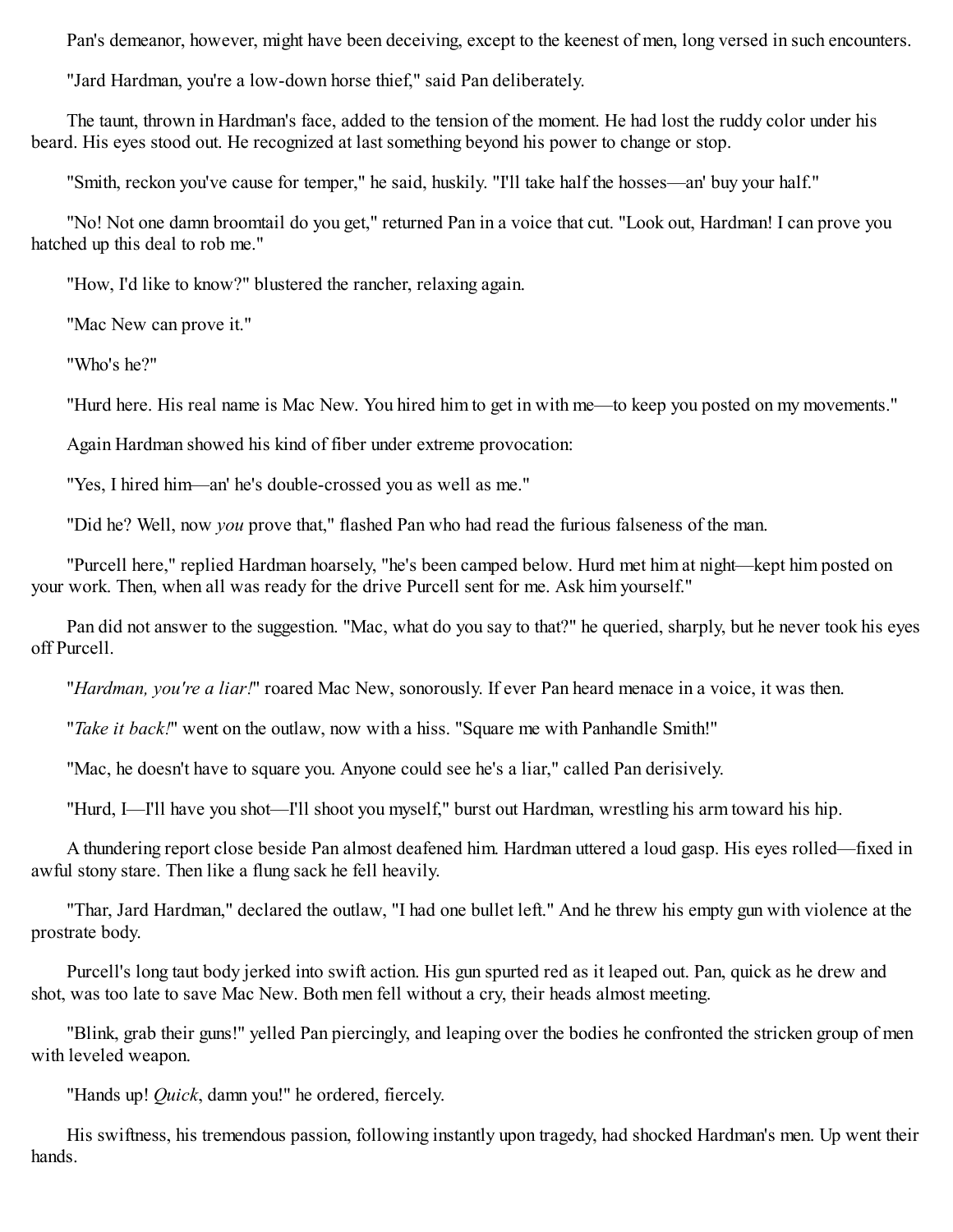Pan's demeanor, however, might have been deceiving, except to the keenest of men, long versed in such encounters.

"Jard Hardman, you're a low-down horse thief," said Pan deliberately.

The taunt, thrown in Hardman's face, added to the tension of the moment. He had lost the ruddy color under his beard. His eyes stood out. He recognized at last something beyond his power to change or stop.

"Smith, reckon you've cause for temper," he said, huskily. "I'll take half the hosses—an' buy your half."

"No! Not one damn broomtail do you get," returned Pan in a voice that cut. "Look out, Hardman! I can prove you hatched up this deal to rob me."

"How, I'd like to know?" blustered the rancher, relaxing again.

"Mac New can prove it."

"Who's he?"

"Hurd here. His real name is Mac New. You hired him to get in with me—to keep you posted on my movements."

Again Hardman showed his kind of fiber under extreme provocation:

"Yes, I hired him—an' he's double-crossed you as well as me."

"Did he? Well, now *you* prove that," flashed Pan who had read the furious falseness of the man.

"Purcell here," replied Hardman hoarsely, "he's been camped below. Hurd met him at night—kept him posted on your work. Then, when all was ready for the drive Purcell sent for me. Ask him yourself."

Pan did not answer to the suggestion. "Mac, what do you say to that?" he queried, sharply, but he never took his eyes off Purcell.

"*Hardman, you're a liar!*" roared Mac New, sonorously. If ever Pan heard menace in a voice, it was then.

"*Take it back!*" went on the outlaw, now with a hiss. "Square me with Panhandle Smith!"

"Mac, he doesn't have to square you. Anyone could see he's a liar," called Pan derisively.

"Hurd, I—I'll have you shot—I'll shoot you myself," burst out Hardman, wrestling his arm toward his hip.

A thundering report close beside Pan almost deafened him. Hardman uttered a loud gasp. His eyes rolled—fixed in awful stony stare. Then like a flung sack he fell heavily.

"Thar, Jard Hardman," declared the outlaw, "I had one bullet left." And he threw his empty gun with violence at the prostrate body.

Purcell's long taut body jerked into swift action. His gun spurted red as it leaped out. Pan, quick as he drew and shot, was too late to save Mac New. Both men fell without a cry, their heads almost meeting.

"Blink, grab their guns!" yelled Pan piercingly, and leaping over the bodies he confronted the stricken group of men with leveled weapon.

"Hands up! *Quick*, damn you!" he ordered, fiercely.

His swiftness, his tremendous passion, following instantly upon tragedy, had shocked Hardman's men. Up went their hands.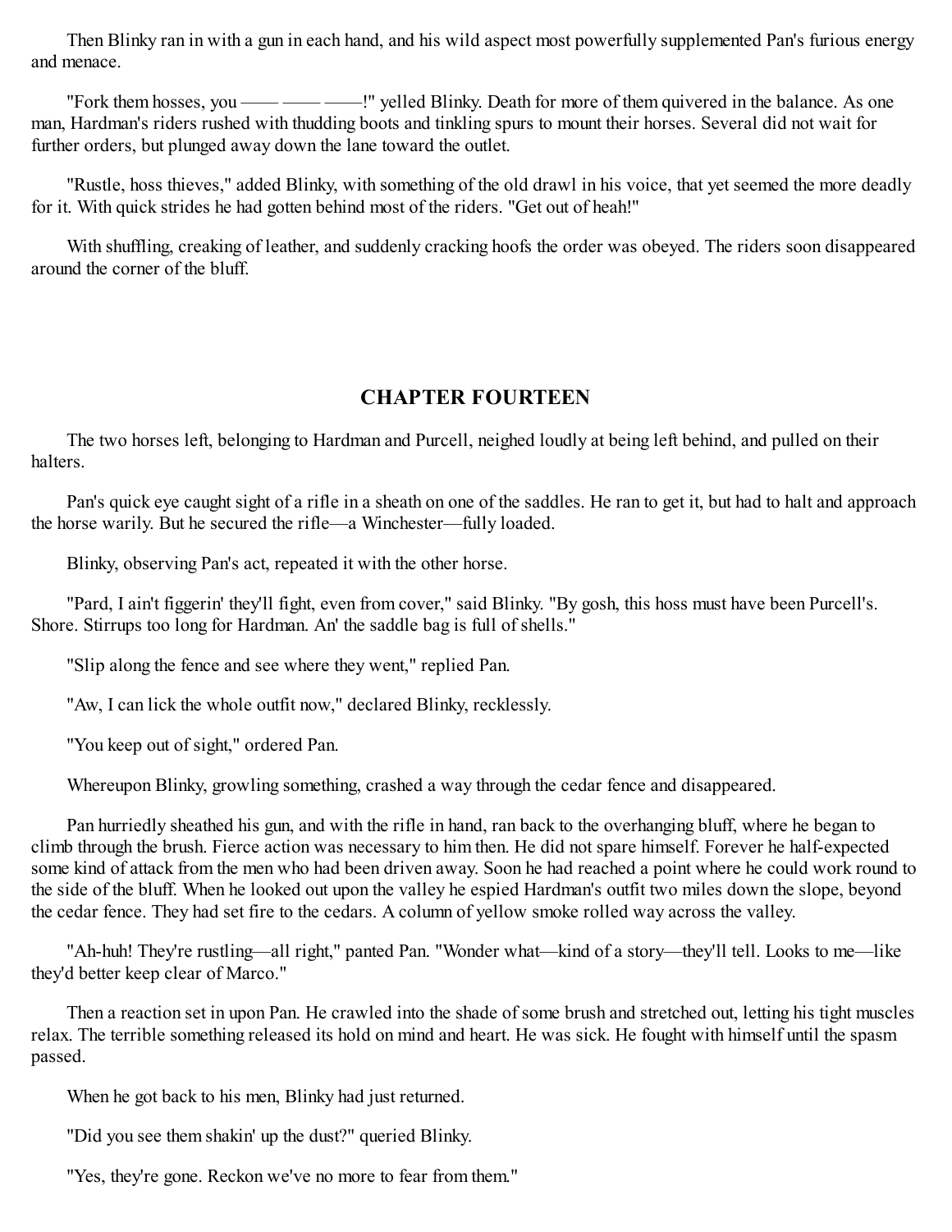Then Blinky ran in with a gun in each hand, and his wild aspect most powerfully supplemented Pan's furious energy and menace.

"Fork them hosses, you —— —— ——!" yelled Blinky. Death for more of them quivered in the balance. As one man, Hardman's riders rushed with thudding boots and tinkling spurs to mount their horses. Several did not wait for further orders, but plunged away down the lane toward the outlet.

"Rustle, hoss thieves," added Blinky, with something of the old drawl in his voice, that yet seemed the more deadly for it. With quick strides he had gotten behind most of the riders. "Get out of heah!"

With shuffling, creaking of leather, and suddenly cracking hoofs the order was obeyed. The riders soon disappeared around the corner of the bluff.

## CHAPTER FOURTEEN

The two horses left, belonging to Hardman and Purcell, neighed loudly at being left behind, and pulled on their halters.

Pan's quick eye caught sight of a rifle in a sheath on one of the saddles. He ran to get it, but had to halt and approach the horse warily. But he secured the rifle—a Winchester—fully loaded.

Blinky, observing Pan's act, repeated it with the other horse.

"Pard, I ain't figgerin' they'll fight, even from cover," said Blinky. "By gosh, this hoss must have been Purcell's. Shore. Stirrups too long for Hardman. An' the saddle bag is full of shells."

"Slip along the fence and see where they went," replied Pan.

"Aw, I can lick the whole outfit now," declared Blinky, recklessly.

"You keep out of sight," ordered Pan.

Whereupon Blinky, growling something, crashed a way through the cedar fence and disappeared.

Pan hurriedly sheathed his gun, and with the rifle in hand, ran back to the overhanging bluff, where he began to climb through the brush. Fierce action was necessary to him then. He did not spare himself. Forever he half-expected some kind of attack from the men who had been driven away. Soon he had reached a point where he could work round to the side of the bluff. When he looked out upon the valley he espied Hardman's outfit two miles down the slope, beyond the cedar fence. They had set fire to the cedars. A column of yellow smoke rolled way across the valley.

"Ah-huh! They're rustling—all right," panted Pan. "Wonder what—kind of a story—they'll tell. Looks to me—like they'd better keep clear of Marco."

Then a reaction set in upon Pan. He crawled into the shade of some brush and stretched out, letting his tight muscles relax. The terrible something released its hold on mind and heart. He was sick. He fought with himself until the spasm passed.

When he got back to his men, Blinky had just returned.

"Did you see them shakin' up the dust?" queried Blinky.

"Yes, they're gone. Reckon we've no more to fear from them."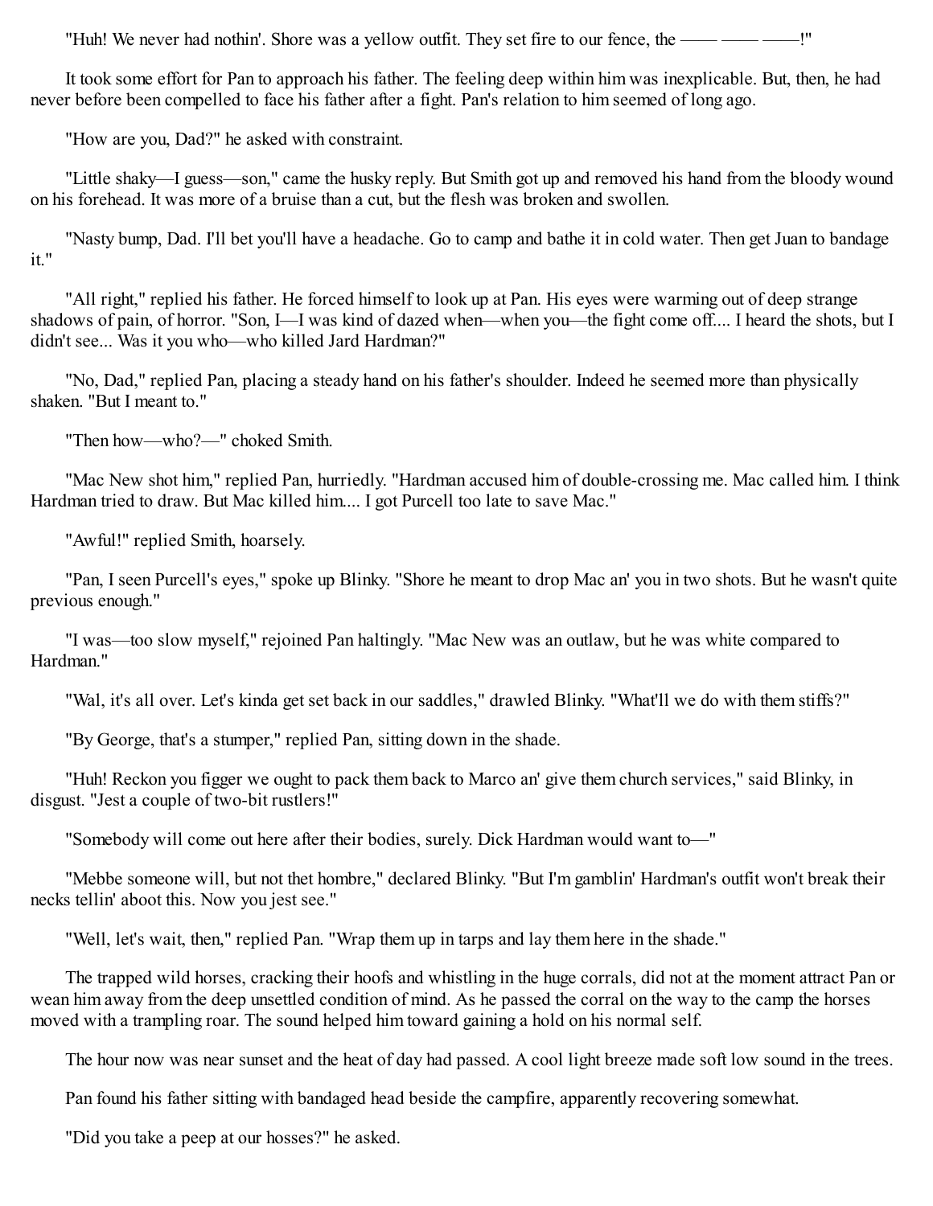"Huh! We never had nothin'. Shore was a yellow outfit. They set fire to our fence, the —— —— ——!"

It took some effort for Pan to approach his father. The feeling deep within him was inexplicable. But, then, he had never before been compelled to face his father after a fight. Pan's relation to him seemed of long ago.

"How are you, Dad?" he asked with constraint.

"Little shaky—I guess—son," came the husky reply. But Smith got up and removed his hand from the bloody wound on his forehead. It was more of a bruise than a cut, but the flesh was broken and swollen.

"Nasty bump, Dad. I'll bet you'll have a headache. Go to camp and bathe it in cold water. Then get Juan to bandage it."

"All right," replied his father. He forced himself to look up at Pan. His eyes were warming out of deep strange shadows of pain, of horror. "Son, I—I was kind of dazed when—when you—the fight come off.... I heard the shots, but I didn't see... Was it you who—who killed Jard Hardman?"

"No, Dad," replied Pan, placing a steady hand on his father's shoulder. Indeed he seemed more than physically shaken. "But I meant to."

"Then how—who?—" choked Smith.

"Mac New shot him," replied Pan, hurriedly. "Hardman accused him of double-crossing me. Mac called him. I think Hardman tried to draw. But Mac killed him.... I got Purcell too late to save Mac."

"Awful!" replied Smith, hoarsely.

"Pan, I seen Purcell's eyes," spoke up Blinky. "Shore he meant to drop Mac an' you in two shots. But he wasn't quite previous enough."

"I was—too slow myself," rejoined Pan haltingly. "Mac New was an outlaw, but he was white compared to Hardman."

"Wal, it's all over. Let's kinda get set back in our saddles," drawled Blinky. "What'll we do with them stiffs?"

"By George, that's a stumper," replied Pan, sitting down in the shade.

"Huh! Reckon you figger we ought to pack them back to Marco an' give them church services," said Blinky, in disgust. "Jest a couple of two-bit rustlers!"

"Somebody will come out here after their bodies, surely. Dick Hardman would want to—"

"Mebbe someone will, but not thet hombre," declared Blinky. "But I'm gamblin' Hardman's outfit won't break their necks tellin' aboot this. Now you jest see."

"Well, let's wait, then," replied Pan. "Wrap them up in tarps and lay them here in the shade."

The trapped wild horses, cracking their hoofs and whistling in the huge corrals, did not at the moment attract Pan or wean him away from the deep unsettled condition of mind. As he passed the corral on the way to the camp the horses moved with a trampling roar. The sound helped him toward gaining a hold on his normal self.

The hour now was near sunset and the heat of day had passed. A cool light breeze made soft low sound in the trees.

Pan found his father sitting with bandaged head beside the campfire, apparently recovering somewhat.

"Did you take a peep at our hosses?" he asked.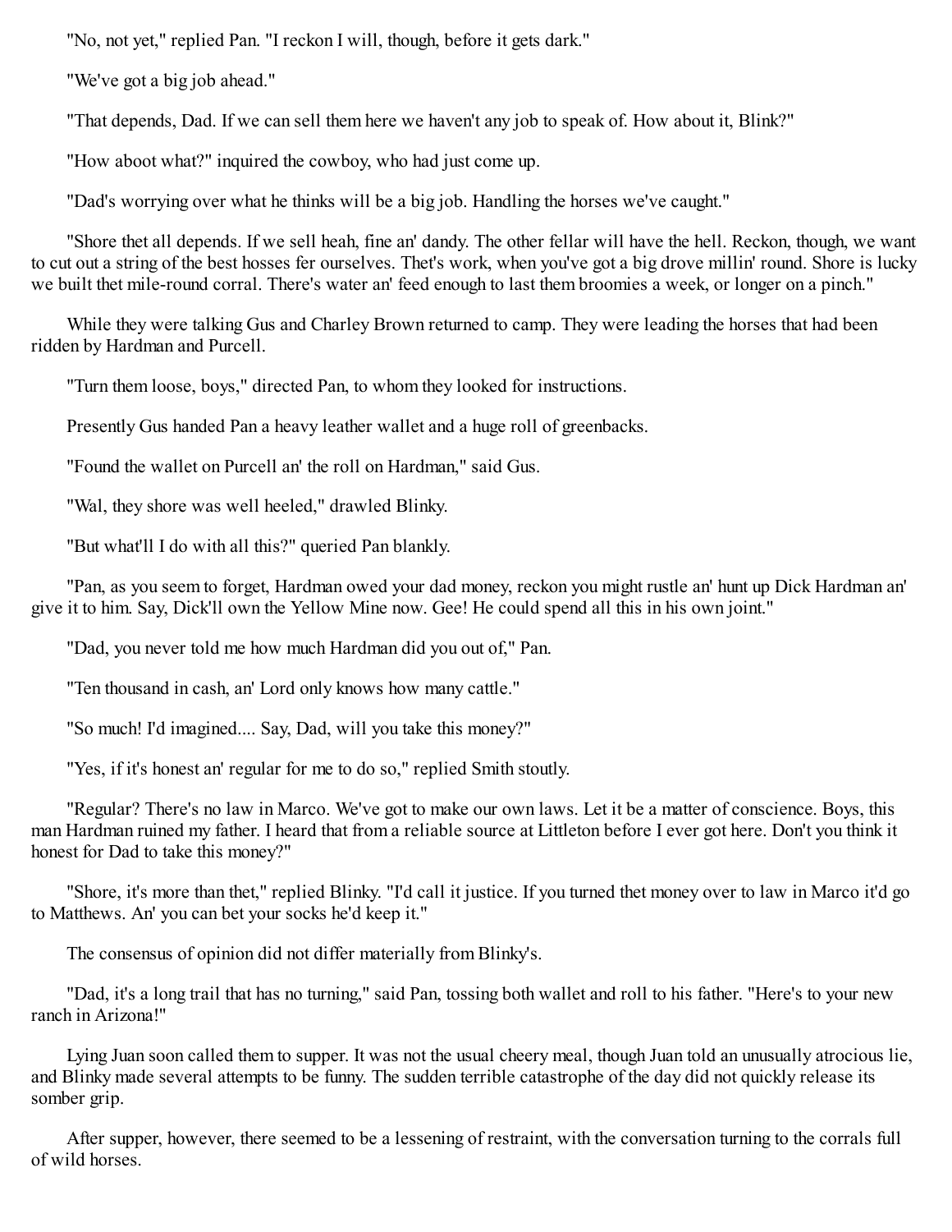"No, not yet," replied Pan. "I reckon I will, though, before it gets dark."

"We've got a big job ahead."

"That depends, Dad. If we can sell them here we haven't any job to speak of. How about it, Blink?"

"How aboot what?" inquired the cowboy, who had just come up.

"Dad's worrying over what he thinks will be a big job. Handling the horses we've caught."

"Shore thet all depends. If we sell heah, fine an' dandy. The other fellar will have the hell. Reckon, though, we want to cut out a string of the best hosses fer ourselves. Thet's work, when you've got a big drove millin' round. Shore is lucky we built thet mile-round corral. There's water an' feed enough to last them broomies a week, or longer on a pinch."

While they were talking Gus and Charley Brown returned to camp. They were leading the horses that had been ridden by Hardman and Purcell.

"Turn them loose, boys," directed Pan, to whom they looked for instructions.

Presently Gus handed Pan a heavy leather wallet and a huge roll of greenbacks.

"Found the wallet on Purcell an' the roll on Hardman," said Gus.

"Wal, they shore was well heeled," drawled Blinky.

"But what'll I do with all this?" queried Pan blankly.

"Pan, as you seem to forget, Hardman owed your dad money, reckon you might rustle an' hunt up Dick Hardman an' give it to him. Say, Dick'll own the Yellow Mine now. Gee! He could spend all this in his own joint."

"Dad, you never told me how much Hardman did you out of," Pan.

"Ten thousand in cash, an' Lord only knows how many cattle."

"So much! I'd imagined.... Say, Dad, will you take this money?"

"Yes, if it's honest an' regular for me to do so," replied Smith stoutly.

"Regular? There's no law in Marco. We've got to make our own laws. Let it be a matter of conscience. Boys, this man Hardman ruined my father. I heard that from a reliable source at Littleton before I ever got here. Don't you think it honest for Dad to take this money?"

"Shore, it's more than thet," replied Blinky. "I'd call it justice. If you turned thet money over to law in Marco it'd go to Matthews. An' you can bet your socks he'd keep it."

The consensus of opinion did not differ materially from Blinky's.

"Dad, it's a long trail that has no turning," said Pan, tossing both wallet and roll to his father. "Here's to your new ranch in Arizona!"

Lying Juan soon called them to supper. It was not the usual cheery meal, though Juan told an unusually atrocious lie, and Blinky made several attempts to be funny. The sudden terrible catastrophe of the day did not quickly release its somber grip.

After supper, however, there seemed to be a lessening of restraint, with the conversation turning to the corrals full of wild horses.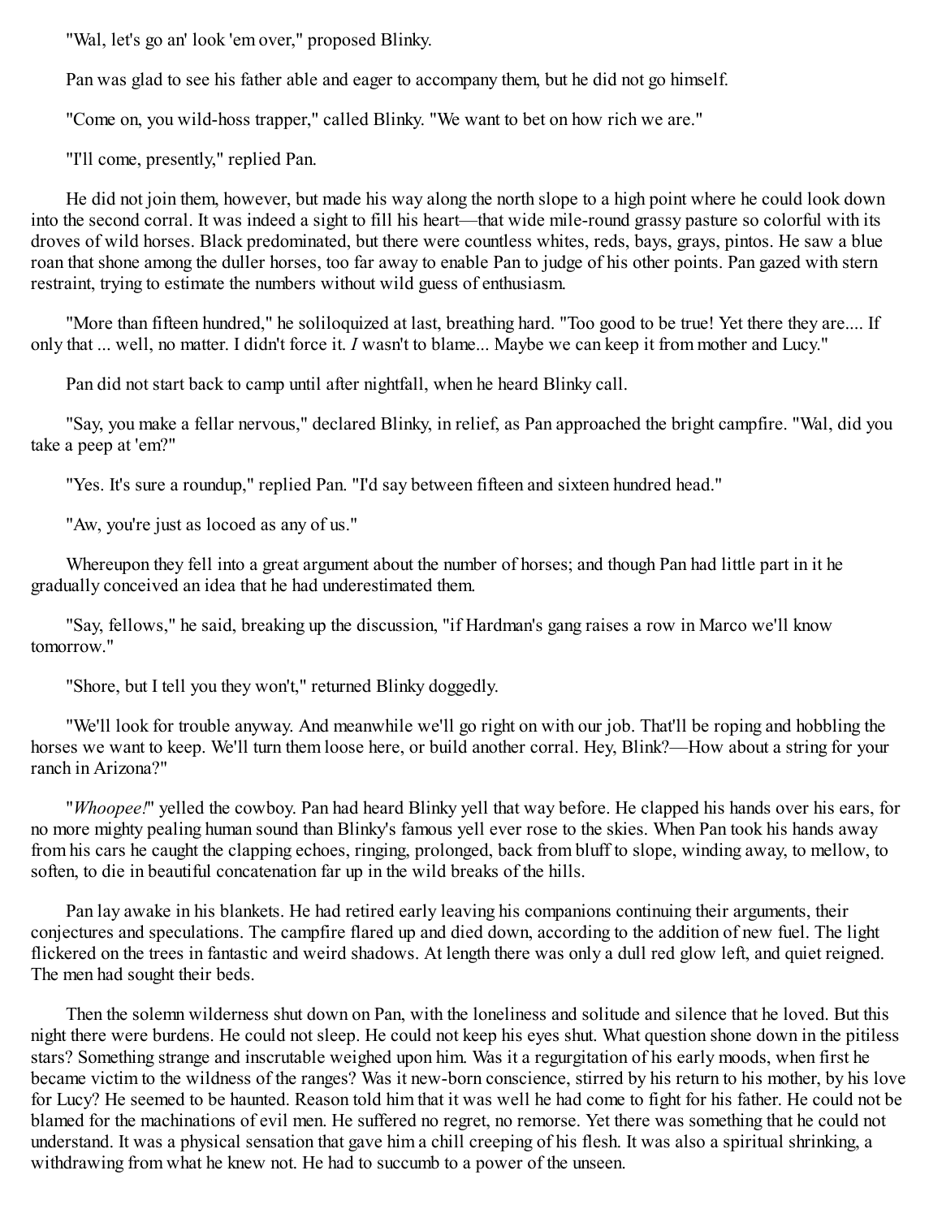"Wal, let's go an' look 'em over," proposed Blinky.

Pan was glad to see his father able and eager to accompany them, but he did not go himself.

"Come on, you wild-hoss trapper," called Blinky. "We want to bet on how rich we are."

"I'll come, presently," replied Pan.

He did not join them, however, but made his way along the north slope to a high point where he could look down into the second corral. It was indeed a sight to fill his heart—that wide mile-round grassy pasture so colorful with its droves of wild horses. Black predominated, but there were countless whites, reds, bays, grays, pintos. He saw a blue roan that shone among the duller horses, too far away to enable Pan to judge of his other points. Pan gazed with stern restraint, trying to estimate the numbers without wild guess of enthusiasm.

"More than fifteen hundred," he soliloquized at last, breathing hard. "Too good to be true! Yet there they are.... If only that ... well, no matter. I didn't force it. *I* wasn't to blame... Maybe we can keep it from mother and Lucy."

Pan did not start back to camp until after nightfall, when he heard Blinky call.

"Say, you make a fellar nervous," declared Blinky, in relief, as Pan approached the bright campfire. "Wal, did you take a peep at 'em?"

"Yes. It's sure a roundup," replied Pan. "I'd say between fifteen and sixteen hundred head."

"Aw, you're just as locoed as any of us."

Whereupon they fell into a great argument about the number of horses; and though Pan had little part in it he gradually conceived an idea that he had underestimated them.

"Say, fellows," he said, breaking up the discussion, "if Hardman's gang raises a row in Marco we'll know tomorrow."

"Shore, but I tell you they won't," returned Blinky doggedly.

"We'll look for trouble anyway. And meanwhile we'll go right on with our job. That'll be roping and hobbling the horses we want to keep. We'll turn them loose here, or build another corral. Hey, Blink?—How about a string for your ranch in Arizona?"

"*Whoopee!*" yelled the cowboy. Pan had heard Blinky yell that way before. He clapped his hands over his ears, for no more mighty pealing human sound than Blinky's famous yell ever rose to the skies. When Pan took his hands away from his cars he caught the clapping echoes, ringing, prolonged, back from bluff to slope, winding away, to mellow, to soften, to die in beautiful concatenation far up in the wild breaks of the hills.

Pan lay awake in his blankets. He had retired early leaving his companions continuing their arguments, their conjectures and speculations. The campfire flared up and died down, according to the addition of new fuel. The light flickered on the trees in fantastic and weird shadows. At length there was only a dull red glow left, and quiet reigned. The men had sought their beds.

Then the solemn wilderness shut down on Pan, with the loneliness and solitude and silence that he loved. But this night there were burdens. He could not sleep. He could not keep his eyes shut. What question shone down in the pitiless stars? Something strange and inscrutable weighed upon him. Was it a regurgitation of his early moods, when first he became victim to the wildness of the ranges? Was it new-born conscience, stirred by his return to his mother, by his love for Lucy? He seemed to be haunted. Reason told him that it was well he had come to fight for his father. He could not be blamed for the machinations of evil men. He suffered no regret, no remorse. Yet there was something that he could not understand. It was a physical sensation that gave him a chill creeping of his flesh. It was also a spiritual shrinking, a withdrawing from what he knew not. He had to succumb to a power of the unseen.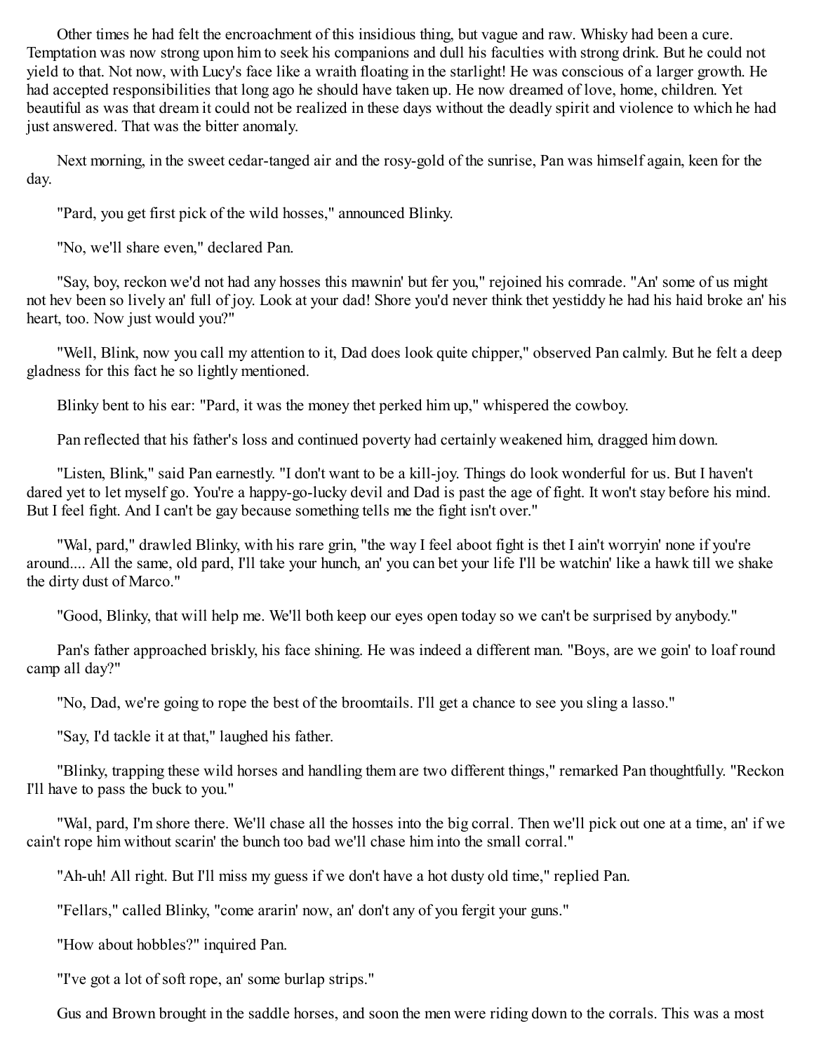Other times he had felt the encroachment of this insidious thing, but vague and raw. Whisky had been a cure. Temptation was now strong upon him to seek his companions and dull his faculties with strong drink. But he could not yield to that. Not now, with Lucy's face like a wraith floating in the starlight! He was conscious of a larger growth. He had accepted responsibilities that long ago he should have taken up. He now dreamed of love, home, children. Yet beautiful as was that dream it could not be realized in these days without the deadly spirit and violence to which he had just answered. That was the bitter anomaly.

Next morning, in the sweet cedar-tanged air and the rosy-gold of the sunrise, Pan was himself again, keen for the day.

"Pard, you get first pick of the wild hosses," announced Blinky.

"No, we'll share even," declared Pan.

"Say, boy, reckon we'd not had any hosses this mawnin' but fer you," rejoined his comrade. "An' some of us might not hev been so lively an' full of joy. Look at your dad! Shore you'd never think thet yestiddy he had his haid broke an' his heart, too. Now just would you?"

"Well, Blink, now you call my attention to it, Dad does look quite chipper," observed Pan calmly. But he felt a deep gladness for this fact he so lightly mentioned.

Blinky bent to his ear: "Pard, it was the money thet perked him up," whispered the cowboy.

Pan reflected that his father's loss and continued poverty had certainly weakened him, dragged him down.

"Listen, Blink," said Pan earnestly. "I don't want to be a kill-joy. Things do look wonderful for us. But I haven't dared yet to let myself go. You're a happy-go-lucky devil and Dad is past the age of fight. It won't stay before his mind. But I feel fight. And I can't be gay because something tells me the fight isn't over."

"Wal, pard," drawled Blinky, with his rare grin, "the way I feel aboot fight is thet I ain't worryin' none if you're around.... All the same, old pard, I'll take your hunch, an' you can bet your life I'll be watchin' like a hawk till we shake the dirty dust of Marco."

"Good, Blinky, that will help me. We'll both keep our eyes open today so we can't be surprised by anybody."

Pan's father approached briskly, his face shining. He was indeed a different man. "Boys, are we goin' to loaf round camp all day?"

"No, Dad, we're going to rope the best of the broomtails. I'll get a chance to see you sling a lasso."

"Say, I'd tackle it at that," laughed his father.

"Blinky, trapping these wild horses and handling them are two different things," remarked Pan thoughtfully. "Reckon I'll have to pass the buck to you."

"Wal, pard, I'm shore there. We'll chase all the hosses into the big corral. Then we'll pick out one at a time, an' if we cain't rope him without scarin' the bunch too bad we'll chase him into the small corral."

"Ah-uh! All right. But I'll miss my guess if we don't have a hot dusty old time," replied Pan.

"Fellars," called Blinky, "come ararin' now, an' don't any of you fergit your guns."

"How about hobbles?" inquired Pan.

"I've got a lot of soft rope, an' some burlap strips."

Gus and Brown brought in the saddle horses, and soon the men were riding down to the corrals. This was a most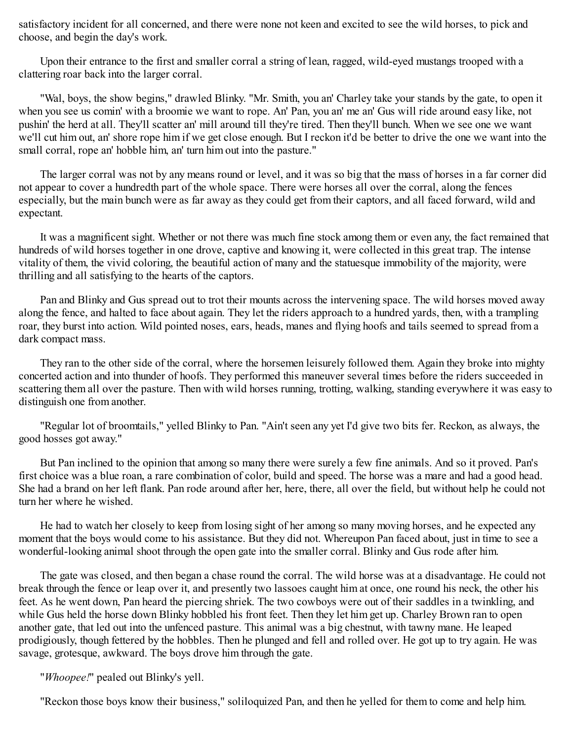satisfactory incident for all concerned, and there were none not keen and excited to see the wild horses, to pick and choose, and begin the day's work.

Upon their entrance to the first and smaller corral a string of lean, ragged, wild-eyed mustangs trooped with a clattering roar back into the larger corral.

"Wal, boys, the show begins," drawled Blinky. "Mr. Smith, you an' Charley take your stands by the gate, to open it when you see us comin' with a broomie we want to rope. An' Pan, you an' me an' Gus will ride around easy like, not pushin' the herd at all. They'll scatter an' mill around till they're tired. Then they'll bunch. When we see one we want we'll cut him out, an' shore rope him if we get close enough. But I reckon it'd be better to drive the one we want into the small corral, rope an' hobble him, an' turn him out into the pasture."

The larger corral was not by any means round or level, and it was so big that the mass of horses in a far corner did not appear to cover a hundredth part of the whole space. There were horses all over the corral, along the fences especially, but the main bunch were as far away as they could get from their captors, and all faced forward, wild and expectant.

It was a magnificent sight. Whether or not there was much fine stock among them or even any, the fact remained that hundreds of wild horses together in one drove, captive and knowing it, were collected in this great trap. The intense vitality of them, the vivid coloring, the beautiful action of many and the statuesque immobility of the majority, were thrilling and all satisfying to the hearts of the captors.

Pan and Blinky and Gus spread out to trot their mounts across the intervening space. The wild horses moved away along the fence, and halted to face about again. They let the riders approach to a hundred yards, then, with a trampling roar, they burst into action. Wild pointed noses, ears, heads, manes and flying hoofs and tails seemed to spread from a dark compact mass.

They ran to the other side of the corral, where the horsemen leisurely followed them. Again they broke into mighty concerted action and into thunder of hoofs. They performed this maneuver several times before the riders succeeded in scattering them all over the pasture. Then with wild horses running, trotting, walking, standing everywhere it was easy to distinguish one from another.

"Regular lot of broomtails," yelled Blinky to Pan. "Ain't seen any yet I'd give two bits fer. Reckon, as always, the good hosses got away."

But Pan inclined to the opinion that among so many there were surely a few fine animals. And so it proved. Pan's first choice was a blue roan, a rare combination of color, build and speed. The horse was a mare and had a good head. She had a brand on her left flank. Pan rode around after her, here, there, all over the field, but without help he could not turn her where he wished.

He had to watch her closely to keep from losing sight of her among so many moving horses, and he expected any moment that the boys would come to his assistance. But they did not. Whereupon Pan faced about, just in time to see a wonderful-looking animal shoot through the open gate into the smaller corral. Blinky and Gus rode after him.

The gate was closed, and then began a chase round the corral. The wild horse was at a disadvantage. He could not break through the fence or leap over it, and presently two lassoes caught him at once, one round his neck, the other his feet. As he went down, Pan heard the piercing shriek. The two cowboys were out of their saddles in a twinkling, and while Gus held the horse down Blinky hobbled his front feet. Then they let him get up. Charley Brown ran to open another gate, that led out into the unfenced pasture. This animal was a big chestnut, with tawny mane. He leaped prodigiously, though fettered by the hobbles. Then he plunged and fell and rolled over. He got up to try again. He was savage, grotesque, awkward. The boys drove him through the gate.

"*Whoopee!*" pealed out Blinky's yell.

"Reckon those boys know their business," soliloquized Pan, and then he yelled for them to come and help him.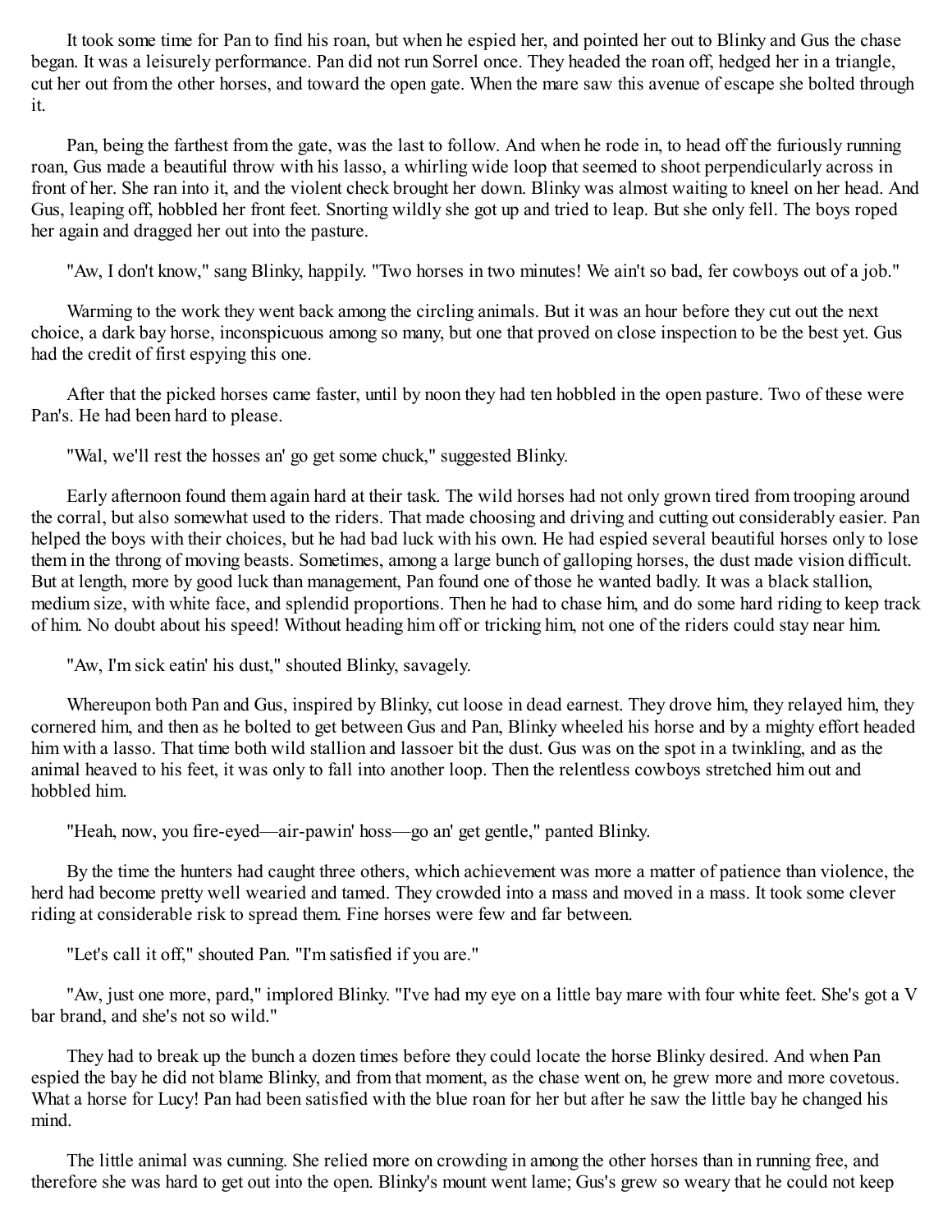It took some time for Pan to find his roan, but when he espied her, and pointed her out to Blinky and Gus the chase began. It was a leisurely performance. Pan did not run Sorrel once. They headed the roan off, hedged her in a triangle, cut her out from the other horses, and toward the open gate. When the mare saw this avenue of escape she bolted through it.

Pan, being the farthest from the gate, was the last to follow. And when he rode in, to head off the furiously running roan, Gus made a beautiful throw with his lasso, a whirling wide loop that seemed to shoot perpendicularly across in front of her. She ran into it, and the violent check brought her down. Blinky was almost waiting to kneel on her head. And Gus, leaping off, hobbled her front feet. Snorting wildly she got up and tried to leap. But she only fell. The boys roped her again and dragged her out into the pasture.

"Aw, I don't know," sang Blinky, happily. "Two horses in two minutes! We ain't so bad, fer cowboys out of a job."

Warming to the work they went back among the circling animals. But it was an hour before they cut out the next choice, a dark bay horse, inconspicuous among so many, but one that proved on close inspection to be the best yet. Gus had the credit of first espying this one.

After that the picked horses came faster, until by noon they had ten hobbled in the open pasture. Two of these were Pan's. He had been hard to please.

"Wal, we'll rest the hosses an' go get some chuck," suggested Blinky.

Early afternoon found them again hard at their task. The wild horses had not only grown tired from trooping around the corral, but also somewhat used to the riders. That made choosing and driving and cutting out considerably easier. Pan helped the boys with their choices, but he had bad luck with his own. He had espied several beautiful horses only to lose them in the throng of moving beasts. Sometimes, among a large bunch of galloping horses, the dust made vision difficult. But at length, more by good luck than management, Pan found one of those he wanted badly. It was a black stallion, medium size, with white face, and splendid proportions. Then he had to chase him, and do some hard riding to keep track of him. No doubt about his speed! Without heading him off or tricking him, not one of the riders could stay near him.

"Aw, I'm sick eatin' his dust," shouted Blinky, savagely.

Whereupon both Pan and Gus, inspired by Blinky, cut loose in dead earnest. They drove him, they relayed him, they cornered him, and then as he bolted to get between Gus and Pan, Blinky wheeled his horse and by a mighty effort headed him with a lasso. That time both wild stallion and lassoer bit the dust. Gus was on the spot in a twinkling, and as the animal heaved to his feet, it was only to fall into another loop. Then the relentless cowboys stretched him out and hobbled him.

"Heah, now, you fire-eyed—air-pawin' hoss—go an' get gentle," panted Blinky.

By the time the hunters had caught three others, which achievement was more a matter of patience than violence, the herd had become pretty well wearied and tamed. They crowded into a mass and moved in a mass. It took some clever riding at considerable risk to spread them. Fine horses were few and far between.

"Let's call it off," shouted Pan. "I'm satisfied if you are."

"Aw, just one more, pard," implored Blinky. "I've had my eye on a little bay mare with four white feet. She's got a V bar brand, and she's not so wild."

They had to break up the bunch a dozen times before they could locate the horse Blinky desired. And when Pan espied the bay he did not blame Blinky, and from that moment, as the chase went on, he grew more and more covetous. What a horse for Lucy! Pan had been satisfied with the blue roan for her but after he saw the little bay he changed his mind.

The little animal was cunning. She relied more on crowding in among the other horses than in running free, and therefore she was hard to get out into the open. Blinky's mount went lame; Gus's grew so weary that he could not keep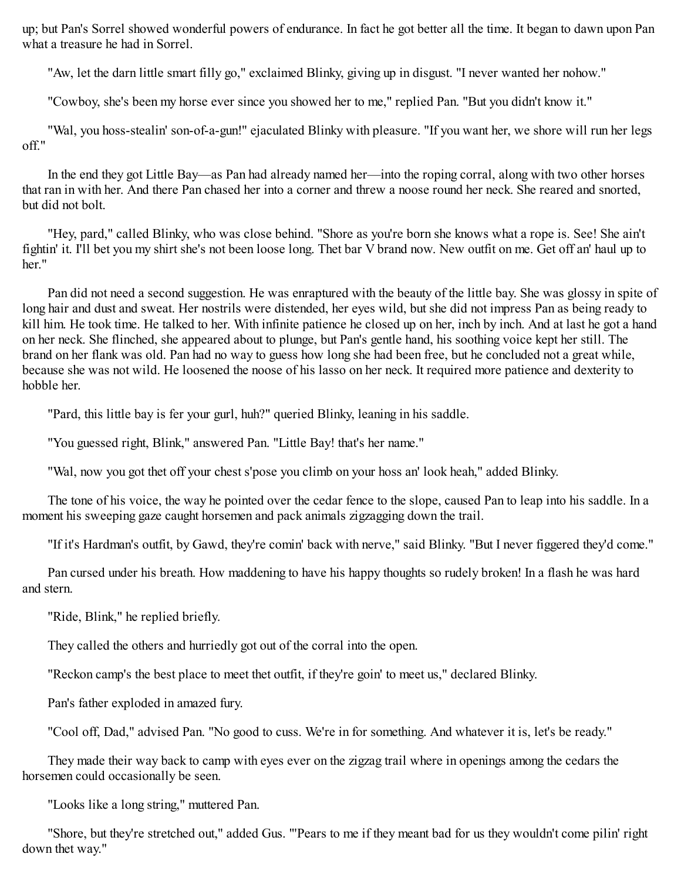up; but Pan's Sorrel showed wonderful powers of endurance. In fact he got better all the time. It began to dawn upon Pan what a treasure he had in Sorrel.

"Aw, let the darn little smart filly go," exclaimed Blinky, giving up in disgust. "I never wanted her nohow."

"Cowboy, she's been my horse ever since you showed her to me," replied Pan. "But you didn't know it."

"Wal, you hoss-stealin' son-of-a-gun!" ejaculated Blinky with pleasure. "If you want her, we shore will run her legs off."

In the end they got Little Bay—as Pan had already named her—into the roping corral, along with two other horses that ran in with her. And there Pan chased her into a corner and threw a noose round her neck. She reared and snorted, but did not bolt.

"Hey, pard," called Blinky, who was close behind. "Shore as you're born she knows what a rope is. See! She ain't fightin' it. I'll bet you my shirt she's not been loose long. Thet bar V brand now. New outfit on me. Get off an' haul up to her."

Pan did not need a second suggestion. He was enraptured with the beauty of the little bay. She was glossy in spite of long hair and dust and sweat. Her nostrils were distended, her eyes wild, but she did not impress Pan as being ready to kill him. He took time. He talked to her. With infinite patience he closed up on her, inch by inch. And at last he got a hand on her neck. She flinched, she appeared about to plunge, but Pan's gentle hand, his soothing voice kept her still. The brand on her flank was old. Pan had no way to guess how long she had been free, but he concluded not a great while, because she was not wild. He loosened the noose of his lasso on her neck. It required more patience and dexterity to hobble her.

"Pard, this little bay is fer your gurl, huh?" queried Blinky, leaning in his saddle.

"You guessed right, Blink," answered Pan. "Little Bay! that's her name."

"Wal, now you got thet off your chest s'pose you climb on your hoss an' look heah," added Blinky.

The tone of his voice, the way he pointed over the cedar fence to the slope, caused Pan to leap into his saddle. In a moment his sweeping gaze caught horsemen and pack animals zigzagging down the trail.

"If it's Hardman's outfit, by Gawd, they're comin' back with nerve," said Blinky. "But I never figgered they'd come."

Pan cursed under his breath. How maddening to have his happy thoughts so rudely broken! In a flash he was hard and stern.

"Ride, Blink," he replied briefly.

They called the others and hurriedly got out of the corral into the open.

"Reckon camp's the best place to meet thet outfit, if they're goin' to meet us," declared Blinky.

Pan's father exploded in amazed fury.

"Cool off, Dad," advised Pan. "No good to cuss. We're in for something. And whatever it is, let's be ready."

They made their way back to camp with eyes ever on the zigzag trail where in openings among the cedars the horsemen could occasionally be seen.

"Looks like a long string," muttered Pan.

"Shore, but they're stretched out," added Gus. "'Pears to me if they meant bad for us they wouldn't come pilin' right down thet way."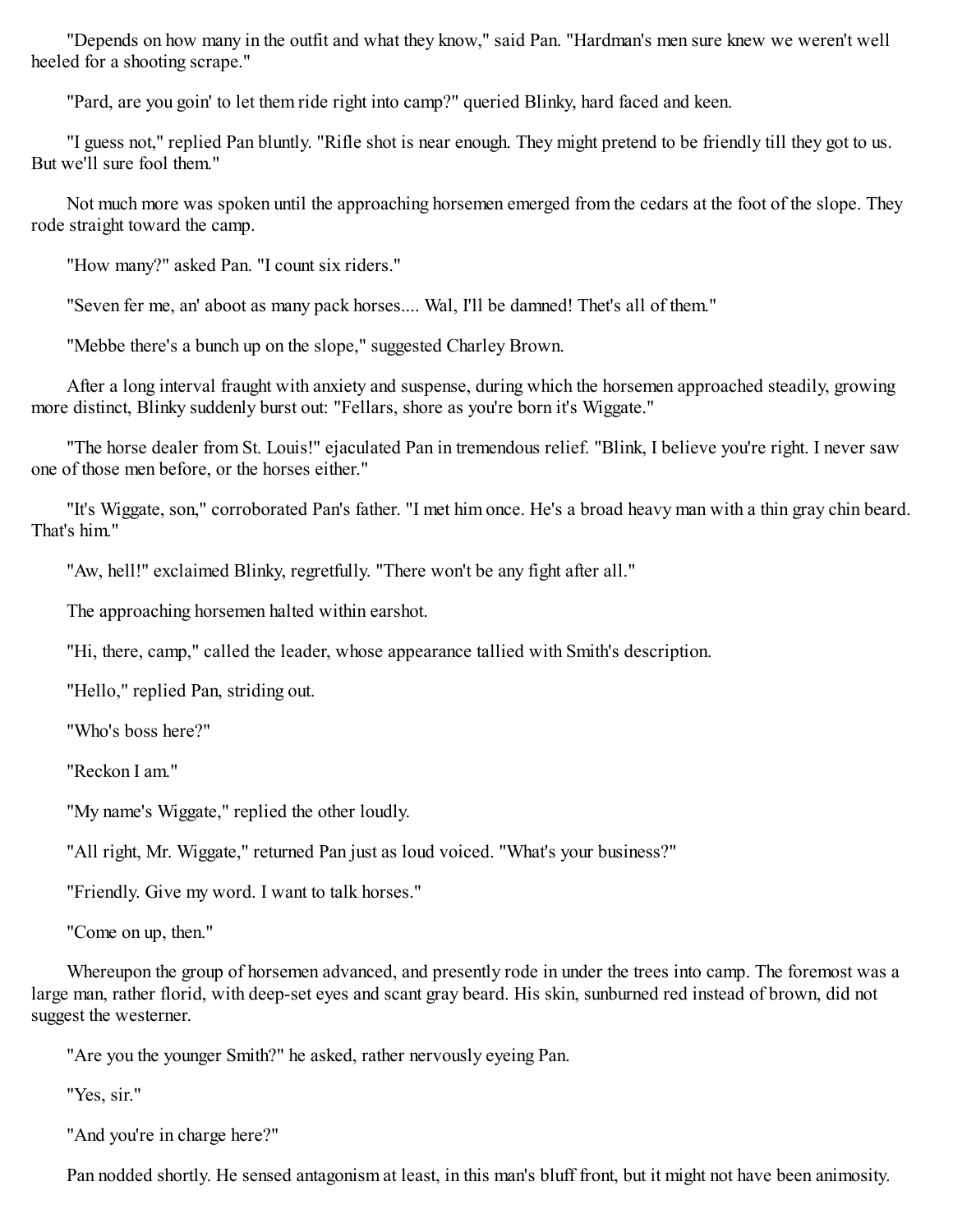"Depends on how many in the outfit and what they know," said Pan. "Hardman's men sure knew we weren't well heeled for a shooting scrape."

"Pard, are you goin' to let them ride right into camp?" queried Blinky, hard faced and keen.

"I guess not," replied Pan bluntly. "Rifle shot is near enough. They might pretend to be friendly till they got to us. But we'll sure fool them."

Not much more was spoken until the approaching horsemen emerged from the cedars at the foot of the slope. They rode straight toward the camp.

"How many?" asked Pan. "I count six riders."

"Seven fer me, an' aboot as many pack horses.... Wal, I'll be damned! Thet's all of them."

"Mebbe there's a bunch up on the slope," suggested Charley Brown.

After a long interval fraught with anxiety and suspense, during which the horsemen approached steadily, growing more distinct, Blinky suddenly burst out: "Fellars, shore as you're born it's Wiggate."

"The horse dealer from St. Louis!" ejaculated Pan in tremendous relief. "Blink, I believe you're right. I never saw one of those men before, or the horses either."

"It's Wiggate, son," corroborated Pan's father. "I met him once. He's a broad heavy man with a thin gray chin beard. That's him."

"Aw, hell!" exclaimed Blinky, regretfully. "There won't be any fight after all."

The approaching horsemen halted within earshot.

"Hi, there, camp," called the leader, whose appearance tallied with Smith's description.

"Hello," replied Pan, striding out.

"Who's boss here?"

"Reckon I am."

"My name's Wiggate," replied the other loudly.

"All right, Mr. Wiggate," returned Pan just as loud voiced. "What's your business?"

"Friendly. Give my word. I want to talk horses."

"Come on up, then."

Whereupon the group of horsemen advanced, and presently rode in under the trees into camp. The foremost was a large man, rather florid, with deep-set eyes and scant gray beard. His skin, sunburned red instead of brown, did not suggest the westerner.

"Are you the younger Smith?" he asked, rather nervously eyeing Pan.

"Yes, sir."

"And you're in charge here?"

Pan nodded shortly. He sensed antagonism at least, in this man's bluff front, but it might not have been animosity.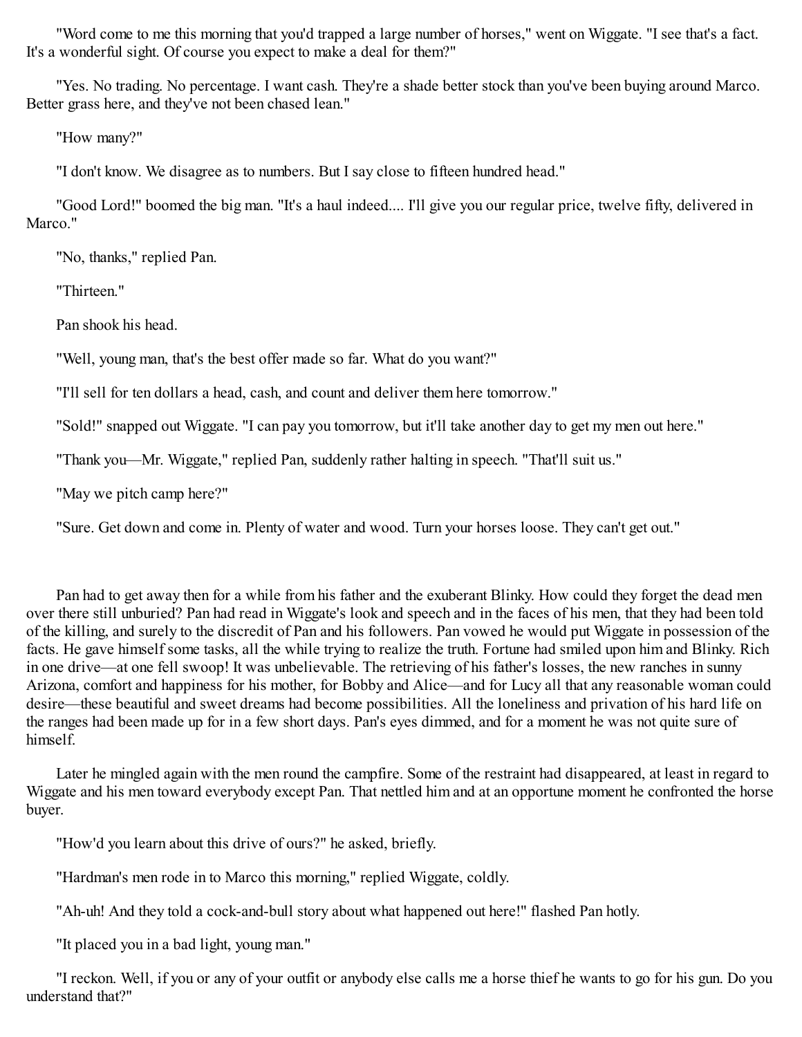"Word come to me this morning that you'd trapped a large number of horses," went on Wiggate. "I see that's a fact. It's a wonderful sight. Of course you expect to make a deal for them?"

"Yes. No trading. No percentage. I want cash. They're a shade better stock than you've been buying around Marco. Better grass here, and they've not been chased lean."

"How many?"

"I don't know. We disagree as to numbers. But I say close to fifteen hundred head."

"Good Lord!" boomed the big man. "It's a haul indeed.... I'll give you our regular price, twelve fifty, delivered in Marco."

"No, thanks," replied Pan.

"Thirteen."

Pan shook his head.

"Well, young man, that's the best offer made so far. What do you want?"

"I'll sell for ten dollars a head, cash, and count and deliver them here tomorrow."

"Sold!" snapped out Wiggate. "I can pay you tomorrow, but it'll take another day to get my men out here."

"Thank you—Mr. Wiggate," replied Pan, suddenly rather halting in speech. "That'll suit us."

"May we pitch camp here?"

"Sure. Get down and come in. Plenty of water and wood. Turn your horses loose. They can't get out."

Pan had to get away then for a while from his father and the exuberant Blinky. How could they forget the dead men over there still unburied? Pan had read in Wiggate's look and speech and in the faces of his men, that they had been told of the killing, and surely to the discredit of Pan and his followers. Pan vowed he would put Wiggate in possession of the facts. He gave himself some tasks, all the while trying to realize the truth. Fortune had smiled upon him and Blinky. Rich in one drive—at one fell swoop! It was unbelievable. The retrieving of his father's losses, the new ranches in sunny Arizona, comfort and happiness for his mother, for Bobby and Alice—and for Lucy all that any reasonable woman could desire—these beautiful and sweet dreams had become possibilities. All the loneliness and privation of his hard life on the ranges had been made up for in a few short days. Pan's eyes dimmed, and for a moment he was not quite sure of himself.

Later he mingled again with the men round the campfire. Some of the restraint had disappeared, at least in regard to Wiggate and his men toward everybody except Pan. That nettled him and at an opportune moment he confronted the horse buyer.

"How'd you learn about this drive of ours?" he asked, briefly.

"Hardman's men rode in to Marco this morning," replied Wiggate, coldly.

"Ah-uh! And they told a cock-and-bull story about what happened out here!" flashed Pan hotly.

"It placed you in a bad light, young man."

"I reckon. Well, if you or any of your outfit or anybody else calls me a horse thief he wants to go for his gun. Do you understand that?"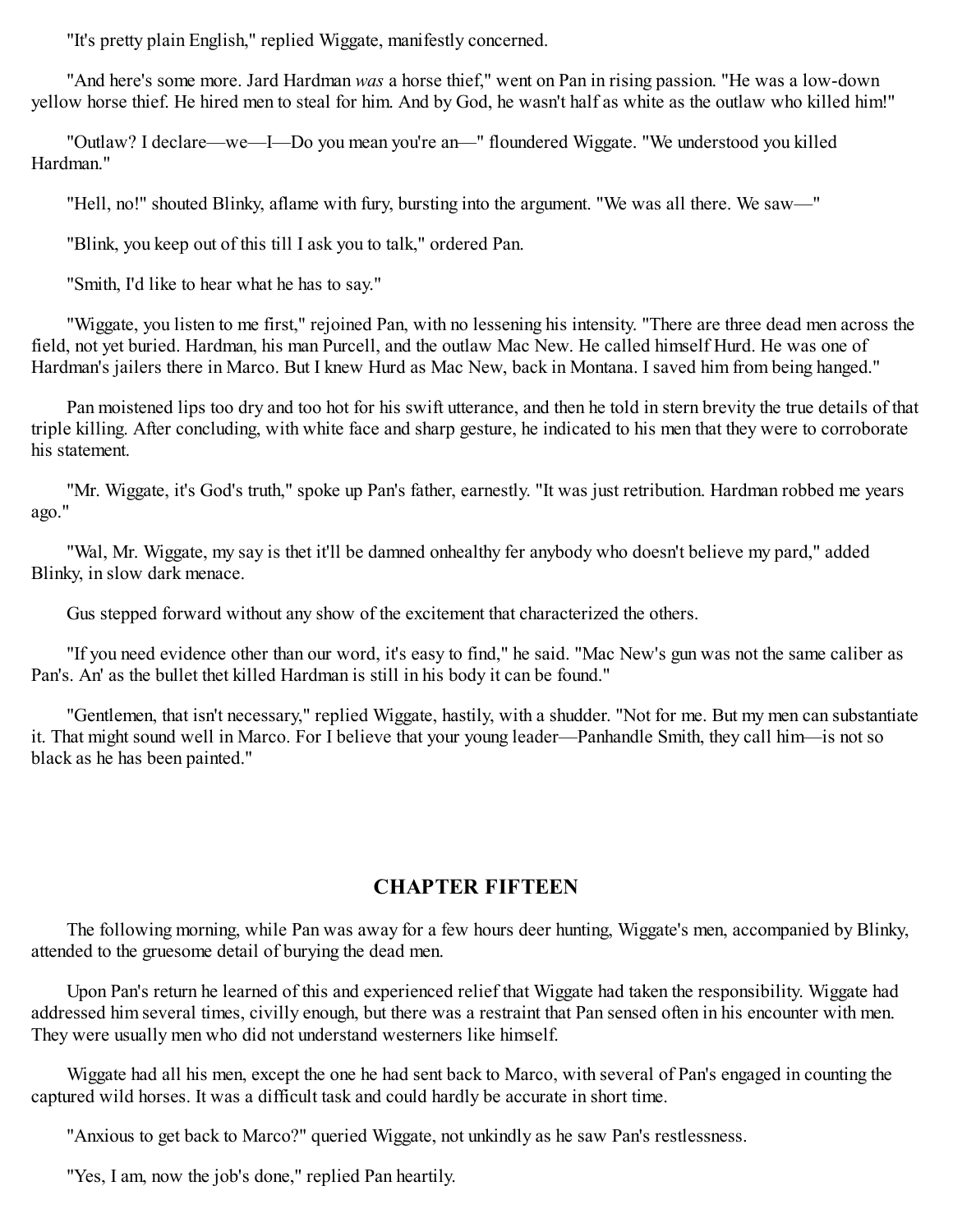"It's pretty plain English," replied Wiggate, manifestly concerned.

"And here's some more. Jard Hardman *was* a horse thief," went on Pan in rising passion. "He was a low-down yellow horse thief. He hired men to steal for him. And by God, he wasn't half as white as the outlaw who killed him!"

"Outlaw? I declare—we—I—Do you mean you're an—" floundered Wiggate. "We understood you killed Hardman."

"Hell, no!" shouted Blinky, aflame with fury, bursting into the argument. "We was all there. We saw—"

"Blink, you keep out of this till I ask you to talk," ordered Pan.

"Smith, I'd like to hear what he has to say."

"Wiggate, you listen to me first," rejoined Pan, with no lessening his intensity. "There are three dead men across the field, not yet buried. Hardman, his man Purcell, and the outlaw Mac New. He called himself Hurd. He was one of Hardman's jailers there in Marco. But I knew Hurd as Mac New, back in Montana. I saved him from being hanged."

Pan moistened lips too dry and too hot for his swift utterance, and then he told in stern brevity the true details of that triple killing. After concluding, with white face and sharp gesture, he indicated to his men that they were to corroborate his statement.

"Mr. Wiggate, it's God's truth," spoke up Pan's father, earnestly. "It was just retribution. Hardman robbed me years ago."

"Wal, Mr. Wiggate, my say is thet it'll be damned onhealthy fer anybody who doesn't believe my pard," added Blinky, in slow dark menace.

Gus stepped forward without any show of the excitement that characterized the others.

"If you need evidence other than our word, it's easy to find," he said. "Mac New's gun was not the same caliber as Pan's. An' as the bullet thet killed Hardman is still in his body it can be found."

"Gentlemen, that isn't necessary," replied Wiggate, hastily, with a shudder. "Not for me. But my men can substantiate it. That might sound well in Marco. For I believe that your young leader—Panhandle Smith, they call him—is not so black as he has been painted."

## CHAPTER FIFTEEN

The following morning, while Pan was away for a few hours deer hunting, Wiggate's men, accompanied by Blinky, attended to the gruesome detail of burying the dead men.

Upon Pan's return he learned of this and experienced relief that Wiggate had taken the responsibility. Wiggate had addressed him several times, civilly enough, but there was a restraint that Pan sensed often in his encounter with men. They were usually men who did not understand westerners like himself.

Wiggate had all his men, except the one he had sent back to Marco, with several of Pan's engaged in counting the captured wild horses. It was a difficult task and could hardly be accurate in short time.

"Anxious to get back to Marco?" queried Wiggate, not unkindly as he saw Pan's restlessness.

"Yes, I am, now the job's done," replied Pan heartily.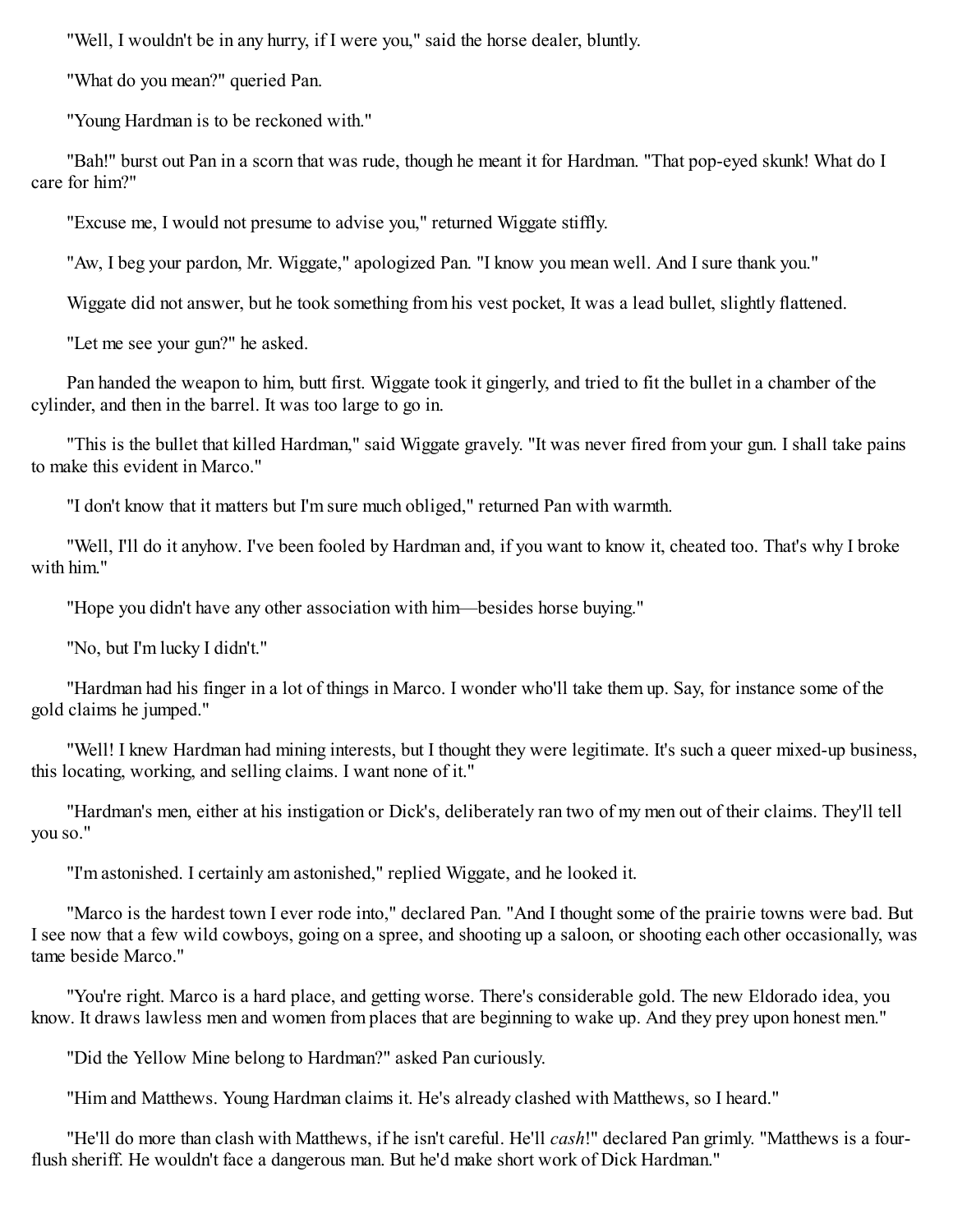"Well, I wouldn't be in any hurry, if I were you," said the horse dealer, bluntly.

"What do you mean?" queried Pan.

"Young Hardman is to be reckoned with."

"Bah!" burst out Pan in a scorn that was rude, though he meant it for Hardman. "That pop-eyed skunk! What do I care for him?"

"Excuse me, I would not presume to advise you," returned Wiggate stiffly.

"Aw, I beg your pardon, Mr. Wiggate," apologized Pan. "I know you mean well. And I sure thank you."

Wiggate did not answer, but he took something from his vest pocket, It was a lead bullet, slightly flattened.

"Let me see your gun?" he asked.

Pan handed the weapon to him, butt first. Wiggate took it gingerly, and tried to fit the bullet in a chamber of the cylinder, and then in the barrel. It was too large to go in.

"This is the bullet that killed Hardman," said Wiggate gravely. "It was never fired from your gun. I shall take pains to make this evident in Marco."

"I don't know that it matters but I'm sure much obliged," returned Pan with warmth.

"Well, I'll do it anyhow. I've been fooled by Hardman and, if you want to know it, cheated too. That's why I broke with him."

"Hope you didn't have any other association with him—besides horse buying."

"No, but I'm lucky I didn't."

"Hardman had his finger in a lot of things in Marco. I wonder who'll take them up. Say, for instance some of the gold claims he jumped."

"Well! I knew Hardman had mining interests, but I thought they were legitimate. It's such a queer mixed-up business, this locating, working, and selling claims. I want none of it."

"Hardman's men, either at his instigation or Dick's, deliberately ran two of my men out of their claims. They'll tell you so."

"I'm astonished. I certainly am astonished," replied Wiggate, and he looked it.

"Marco is the hardest town I ever rode into," declared Pan. "And I thought some of the prairie towns were bad. But I see now that a few wild cowboys, going on a spree, and shooting up a saloon, or shooting each other occasionally, was tame beside Marco."

"You're right. Marco is a hard place, and getting worse. There's considerable gold. The new Eldorado idea, you know. It draws lawless men and women from places that are beginning to wake up. And they prey upon honest men."

"Did the Yellow Mine belong to Hardman?" asked Pan curiously.

"Him and Matthews. Young Hardman claims it. He's already clashed with Matthews, so I heard."

"He'll do more than clash with Matthews, if he isn't careful. He'll *cash*!" declared Pan grimly. "Matthews is a four-flush sheriff. He wouldn't face a dangerous man. But he'd make short work of Dick Hardman."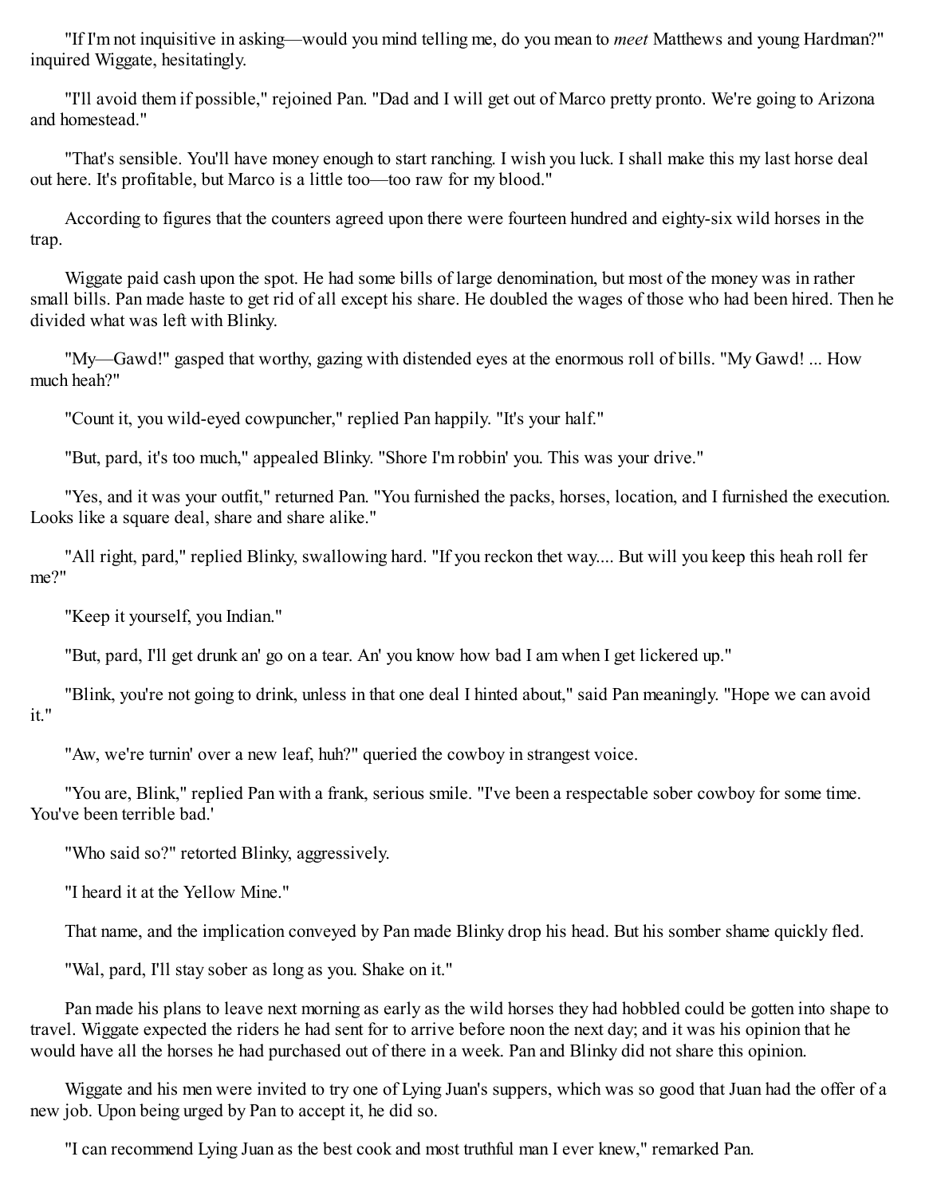"If I'm not inquisitive in asking—would you mind telling me, do you mean to *meet* Matthews and young Hardman?" inquired Wiggate, hesitatingly.

"I'll avoid them if possible," rejoined Pan. "Dad and I will get out of Marco pretty pronto. We're going to Arizona and homestead."

"That's sensible. You'll have money enough to start ranching. I wish you luck. I shall make this my last horse deal out here. It's profitable, but Marco is a little too—too raw for my blood."

According to figures that the counters agreed upon there were fourteen hundred and eighty-six wild horses in the trap.

Wiggate paid cash upon the spot. He had some bills of large denomination, but most of the money was in rather small bills. Pan made haste to get rid of all except his share. He doubled the wages of those who had been hired. Then he divided what was left with Blinky.

"My—Gawd!" gasped that worthy, gazing with distended eyes at the enormous roll of bills. "My Gawd! ... How much heah?"

"Count it, you wild-eyed cowpuncher," replied Pan happily. "It's your half."

"But, pard, it's too much," appealed Blinky. "Shore I'm robbin' you. This was your drive."

"Yes, and it was your outfit," returned Pan. "You furnished the packs, horses, location, and I furnished the execution. Looks like a square deal, share and share alike."

"All right, pard," replied Blinky, swallowing hard. "If you reckon thet way.... But will you keep this heah roll fer me?"

"Keep it yourself, you Indian."

"But, pard, I'll get drunk an' go on a tear. An' you know how bad I am when I get lickered up."

"Blink, you're not going to drink, unless in that one deal I hinted about," said Pan meaningly. "Hope we can avoid it."

"Aw, we're turnin' over a new leaf, huh?" queried the cowboy in strangest voice.

"You are, Blink," replied Pan with a frank, serious smile. "I've been a respectable sober cowboy for some time. You've been terrible bad.'

"Who said so?" retorted Blinky, aggressively.

"I heard it at the Yellow Mine."

That name, and the implication conveyed by Pan made Blinky drop his head. But his somber shame quickly fled.

"Wal, pard, I'll stay sober as long as you. Shake on it."

Pan made his plans to leave next morning as early as the wild horses they had hobbled could be gotten into shape to travel. Wiggate expected the riders he had sent for to arrive before noon the next day; and it was his opinion that he would have all the horses he had purchased out of there in a week. Pan and Blinky did not share this opinion.

Wiggate and his men were invited to try one of Lying Juan's suppers, which was so good that Juan had the offer of a new job. Upon being urged by Pan to accept it, he did so.

"I can recommend Lying Juan as the best cook and most truthful man I ever knew," remarked Pan.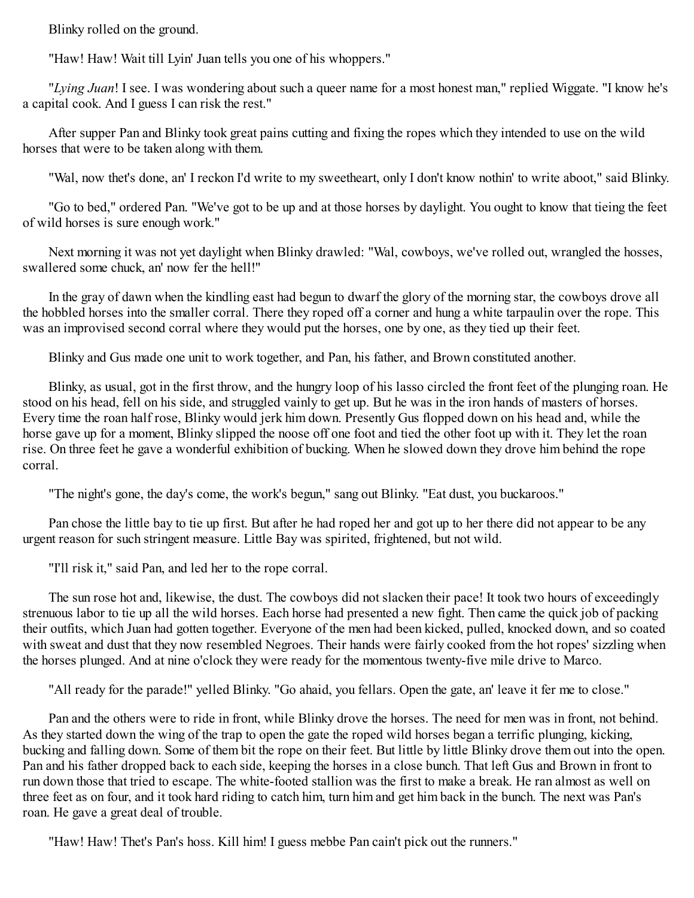Blinky rolled on the ground.

"Haw! Haw! Wait till Lyin' Juan tells you one of his whoppers."

"*Lying Juan*! I see. I was wondering about such a queer name for a most honest man," replied Wiggate. "I know he's a capital cook. And I guess I can risk the rest."

After supper Pan and Blinky took great pains cutting and fixing the ropes which they intended to use on the wild horses that were to be taken along with them.

"Wal, now thet's done, an' I reckon I'd write to my sweetheart, only I don't know nothin' to write aboot," said Blinky.

"Go to bed," ordered Pan. "We've got to be up and at those horses by daylight. You ought to know that tieing the feet of wild horses is sure enough work."

Next morning it was not yet daylight when Blinky drawled: "Wal, cowboys, we've rolled out, wrangled the hosses, swallered some chuck, an' now fer the hell!"

In the gray of dawn when the kindling east had begun to dwarf the glory of the morning star, the cowboys drove all the hobbled horses into the smaller corral. There they roped off a corner and hung a white tarpaulin over the rope. This was an improvised second corral where they would put the horses, one by one, as they tied up their feet.

Blinky and Gus made one unit to work together, and Pan, his father, and Brown constituted another.

Blinky, as usual, got in the first throw, and the hungry loop of his lasso circled the front feet of the plunging roan. He stood on his head, fell on his side, and struggled vainly to get up. But he was in the iron hands of masters of horses. Every time the roan half rose, Blinky would jerk him down. Presently Gus flopped down on his head and, while the horse gave up for a moment, Blinky slipped the noose off one foot and tied the other foot up with it. They let the roan rise. On three feet he gave a wonderful exhibition of bucking. When he slowed down they drove him behind the rope corral.

"The night's gone, the day's come, the work's begun," sang out Blinky. "Eat dust, you buckaroos."

Pan chose the little bay to tie up first. But after he had roped her and got up to her there did not appear to be any urgent reason for such stringent measure. Little Bay was spirited, frightened, but not wild.

"I'll risk it," said Pan, and led her to the rope corral.

The sun rose hot and, likewise, the dust. The cowboys did not slacken their pace! It took two hours of exceedingly strenuous labor to tie up all the wild horses. Each horse had presented a new fight. Then came the quick job of packing their outfits, which Juan had gotten together. Everyone of the men had been kicked, pulled, knocked down, and so coated with sweat and dust that they now resembled Negroes. Their hands were fairly cooked from the hot ropes' sizzling when the horses plunged. And at nine o'clock they were ready for the momentous twenty-five mile drive to Marco.

"All ready for the parade!" yelled Blinky. "Go ahaid, you fellars. Open the gate, an' leave it fer me to close."

Pan and the others were to ride in front, while Blinky drove the horses. The need for men was in front, not behind. As they started down the wing of the trap to open the gate the roped wild horses began a terrific plunging, kicking, bucking and falling down. Some of them bit the rope on their feet. But little by little Blinky drove them out into the open. Pan and his father dropped back to each side, keeping the horses in a close bunch. That left Gus and Brown in front to run down those that tried to escape. The white-footed stallion was the first to make a break. He ran almost as well on three feet as on four, and it took hard riding to catch him, turn him and get him back in the bunch. The next was Pan's roan. He gave a great deal of trouble.

"Haw! Haw! Thet's Pan's hoss. Kill him! I guess mebbe Pan cain't pick out the runners."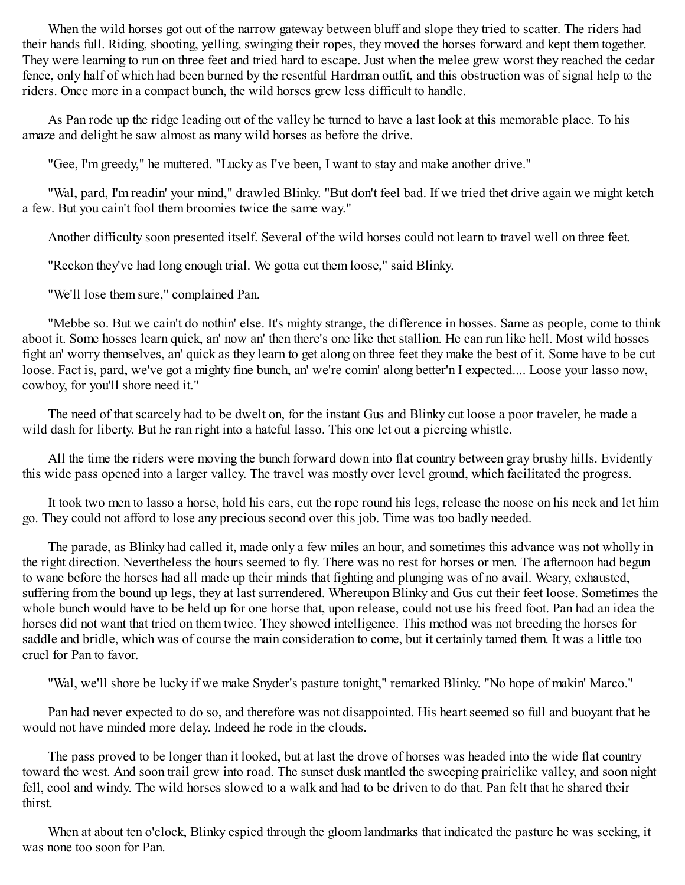When the wild horses got out of the narrow gateway between bluff and slope they tried to scatter. The riders had their hands full. Riding, shooting, yelling, swinging their ropes, they moved the horses forward and kept them together. They were learning to run on three feet and tried hard to escape. Just when the melee grew worst they reached the cedar fence, only half of which had been burned by the resentful Hardman outfit, and this obstruction was of signal help to the riders. Once more in a compact bunch, the wild horses grew less difficult to handle.

As Pan rode up the ridge leading out of the valley he turned to have a last look at this memorable place. To his amaze and delight he saw almost as many wild horses as before the drive.

"Gee, I'm greedy," he muttered. "Lucky as I've been, I want to stay and make another drive."

"Wal, pard, I'm readin' your mind," drawled Blinky. "But don't feel bad. If we tried thet drive again we might ketch a few. But you cain't fool them broomies twice the same way."

Another difficulty soon presented itself. Several of the wild horses could not learn to travel well on three feet.

"Reckon they've had long enough trial. We gotta cut them loose," said Blinky.

"We'll lose them sure," complained Pan.

"Mebbe so. But we cain't do nothin' else. It's mighty strange, the difference in hosses. Same as people, come to think aboot it. Some hosses learn quick, an' now an' then there's one like thet stallion. He can run like hell. Most wild hosses fight an' worry themselves, an' quick as they learn to get along on three feet they make the best of it. Some have to be cut loose. Fact is, pard, we've got a mighty fine bunch, an' we're comin' along better'n I expected.... Loose your lasso now, cowboy, for you'll shore need it."

The need of that scarcely had to be dwelt on, for the instant Gus and Blinky cut loose a poor traveler, he made a wild dash for liberty. But he ran right into a hateful lasso. This one let out a piercing whistle.

All the time the riders were moving the bunch forward down into flat country between gray brushy hills. Evidently this wide pass opened into a larger valley. The travel was mostly over level ground, which facilitated the progress.

It took two men to lasso a horse, hold his ears, cut the rope round his legs, release the noose on his neck and let him go. They could not afford to lose any precious second over this job. Time was too badly needed.

The parade, as Blinky had called it, made only a few miles an hour, and sometimes this advance was not wholly in the right direction. Nevertheless the hours seemed to fly. There was no rest for horses or men. The afternoon had begun to wane before the horses had all made up their minds that fighting and plunging was of no avail. Weary, exhausted, suffering from the bound up legs, they at last surrendered. Whereupon Blinky and Gus cut their feet loose. Sometimes the whole bunch would have to be held up for one horse that, upon release, could not use his freed foot. Pan had an idea the horses did not want that tried on them twice. They showed intelligence. This method was not breeding the horses for saddle and bridle, which was of course the main consideration to come, but it certainly tamed them. It was a little too cruel for Pan to favor.

"Wal, we'll shore be lucky if we make Snyder's pasture tonight," remarked Blinky. "No hope of makin' Marco."

Pan had never expected to do so, and therefore was not disappointed. His heart seemed so full and buoyant that he would not have minded more delay. Indeed he rode in the clouds.

The pass proved to be longer than it looked, but at last the drove of horses was headed into the wide flat country toward the west. And soon trail grew into road. The sunset dusk mantled the sweeping prairielike valley, and soon night fell, cool and windy. The wild horses slowed to a walk and had to be driven to do that. Pan felt that he shared their thirst.

When at about ten o'clock, Blinky espied through the gloom landmarks that indicated the pasture he was seeking, it was none too soon for Pan.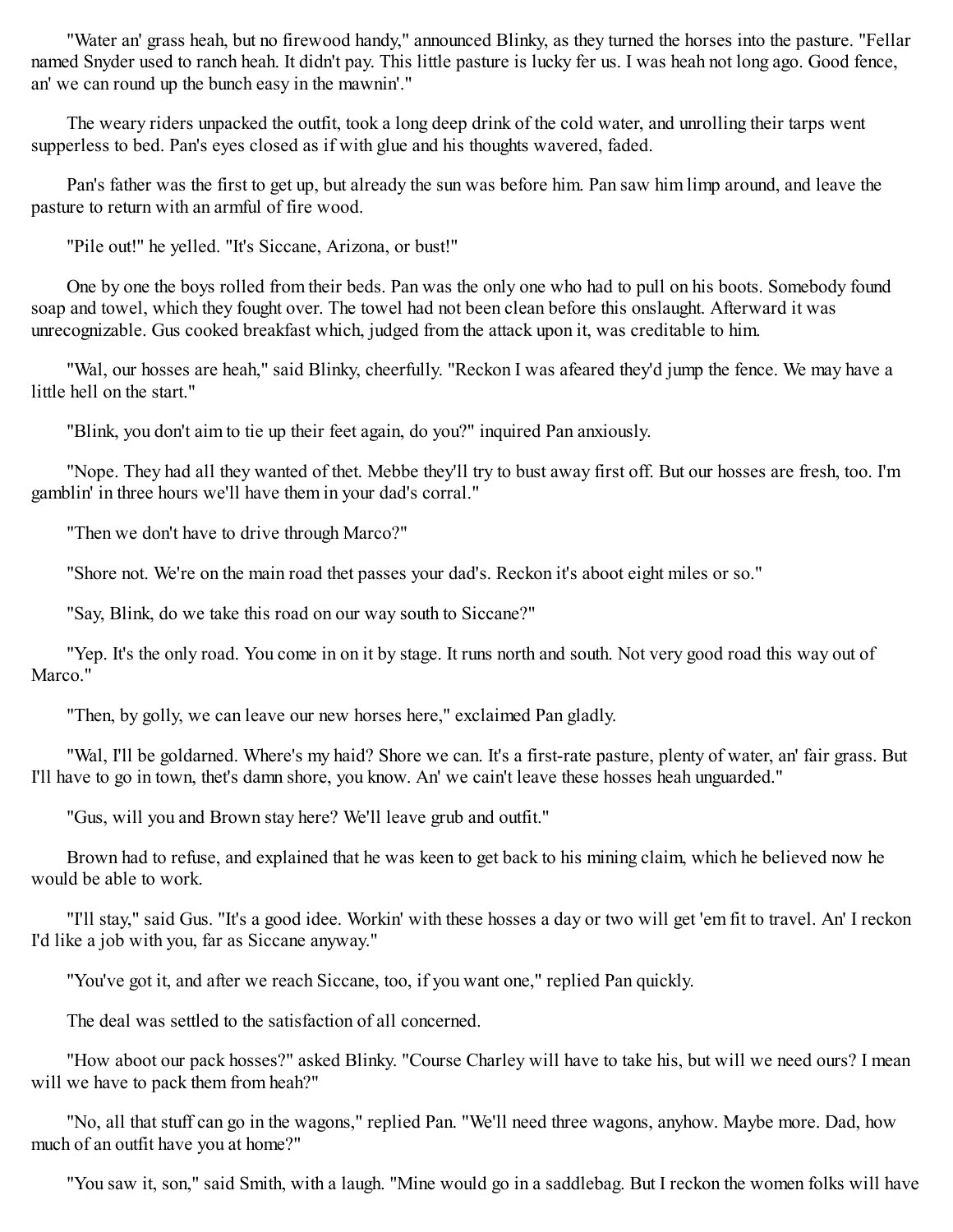"Water an' grass heah, but no firewood handy," announced Blinky, as they turned the horses into the pasture. "Fellar named Snyder used to ranch heah. It didn't pay. This little pasture is lucky fer us. I was heah not long ago. Good fence, an' we can round up the bunch easy in the mawnin'."

The weary riders unpacked the outfit, took a long deep drink of the cold water, and unrolling their tarps went supperless to bed. Pan's eyes closed as if with glue and his thoughts wavered, faded.

Pan's father was the first to get up, but already the sun was before him. Pan saw him limp around, and leave the pasture to return with an armful of fire wood.

"Pile out!" he yelled. "It's Siccane, Arizona, or bust!"

One by one the boys rolled from their beds. Pan was the only one who had to pull on his boots. Somebody found soap and towel, which they fought over. The towel had not been clean before this onslaught. Afterward it was unrecognizable. Gus cooked breakfast which, judged from the attack upon it, was creditable to him.

"Wal, our hosses are heah," said Blinky, cheerfully. "Reckon I was afeared they'd jump the fence. We may have a little hell on the start."

"Blink, you don't aim to tie up their feet again, do you?" inquired Pan anxiously.

"Nope. They had all they wanted of thet. Mebbe they'll try to bust away first off. But our hosses are fresh, too. I'm gamblin' in three hours we'll have them in your dad's corral."

"Then we don't have to drive through Marco?"

"Shore not. We're on the main road thet passes your dad's. Reckon it's aboot eight miles or so."

"Say, Blink, do we take this road on our way south to Siccane?"

"Yep. It's the only road. You come in on it by stage. It runs north and south. Not very good road this way out of Marco."

"Then, by golly, we can leave our new horses here," exclaimed Pan gladly.

"Wal, I'll be goldarned. Where's my haid? Shore we can. It's a first-rate pasture, plenty of water, an' fair grass. But I'll have to go in town, thet's damn shore, you know. An' we cain't leave these hosses heah unguarded."

"Gus, will you and Brown stay here? We'll leave grub and outfit."

Brown had to refuse, and explained that he was keen to get back to his mining claim, which he believed now he would be able to work.

"I'll stay," said Gus. "It's a good idee. Workin' with these hosses a day or two will get 'em fit to travel. An' I reckon I'd like a job with you, far as Siccane anyway."

"You've got it, and after we reach Siccane, too, if you want one," replied Pan quickly.

The deal was settled to the satisfaction of all concerned.

"How aboot our pack hosses?" asked Blinky. "Course Charley will have to take his, but will we need ours? I mean will we have to pack them from heah?"

"No, all that stuff can go in the wagons," replied Pan. "We'll need three wagons, anyhow. Maybe more. Dad, how much of an outfit have you at home?"

"You saw it, son," said Smith, with a laugh. "Mine would go in a saddlebag. But I reckon the women folks will have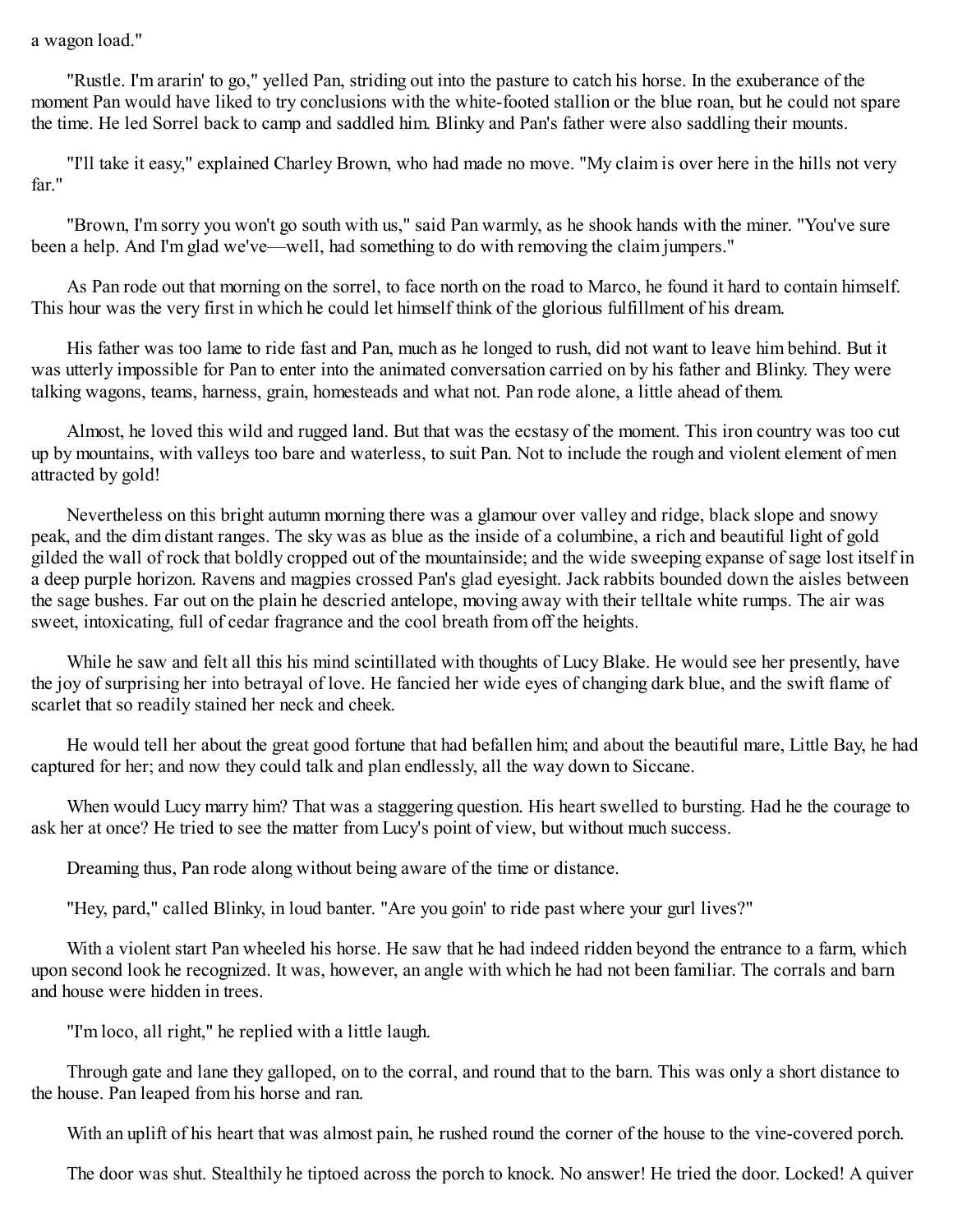a wagon load."

"Rustle. I'm ararin' to go," yelled Pan, striding out into the pasture to catch his horse. In the exuberance of the moment Pan would have liked to try conclusions with the white-footed stallion or the blue roan, but he could not spare the time. He led Sorrel back to camp and saddled him. Blinky and Pan's father were also saddling their mounts.

"I'll take it easy," explained Charley Brown, who had made no move. "My claim is over here in the hills not very far."

"Brown, I'm sorry you won't go south with us," said Pan warmly, as he shook hands with the miner. "You've sure been a help. And I'm glad we've—well, had something to do with removing the claim jumpers."

As Pan rode out that morning on the sorrel, to face north on the road to Marco, he found it hard to contain himself. This hour was the very first in which he could let himself think of the glorious fulfillment of his dream.

His father was too lame to ride fast and Pan, much as he longed to rush, did not want to leave him behind. But it was utterly impossible for Pan to enter into the animated conversation carried on by his father and Blinky. They were talking wagons, teams, harness, grain, homesteads and what not. Pan rode alone, a little ahead of them.

Almost, he loved this wild and rugged land. But that was the ecstasy of the moment. This iron country was too cut up by mountains, with valleys too bare and waterless, to suit Pan. Not to include the rough and violent element of men attracted by gold!

Nevertheless on this bright autumn morning there was a glamour over valley and ridge, black slope and snowy peak, and the dim distant ranges. The sky was as blue as the inside of a columbine, a rich and beautiful light of gold gilded the wall of rock that boldly cropped out of the mountainside; and the wide sweeping expanse of sage lost itself in a deep purple horizon. Ravens and magpies crossed Pan's glad eyesight. Jack rabbits bounded down the aisles between the sage bushes. Far out on the plain he descried antelope, moving away with their telltale white rumps. The air was sweet, intoxicating, full of cedar fragrance and the cool breath from off the heights.

While he saw and felt all this his mind scintillated with thoughts of Lucy Blake. He would see her presently, have the joy of surprising her into betrayal of love. He fancied her wide eyes of changing dark blue, and the swift flame of scarlet that so readily stained her neck and cheek.

He would tell her about the great good fortune that had befallen him; and about the beautiful mare, Little Bay, he had captured for her; and now they could talk and plan endlessly, all the way down to Siccane.

When would Lucy marry him? That was a staggering question. His heart swelled to bursting. Had he the courage to ask her at once? He tried to see the matter from Lucy's point of view, but without much success.

Dreaming thus, Pan rode along without being aware of the time or distance.

"Hey, pard," called Blinky, in loud banter. "Are you goin' to ride past where your gurl lives?"

With a violent start Pan wheeled his horse. He saw that he had indeed ridden beyond the entrance to a farm, which upon second look he recognized. It was, however, an angle with which he had not been familiar. The corrals and barn and house were hidden in trees.

"I'm loco, all right," he replied with a little laugh.

Through gate and lane they galloped, on to the corral, and round that to the barn. This was only a short distance to the house. Pan leaped from his horse and ran.

With an uplift of his heart that was almost pain, he rushed round the corner of the house to the vine-covered porch.

The door was shut. Stealthily he tiptoed across the porch to knock. No answer! He tried the door. Locked! A quiver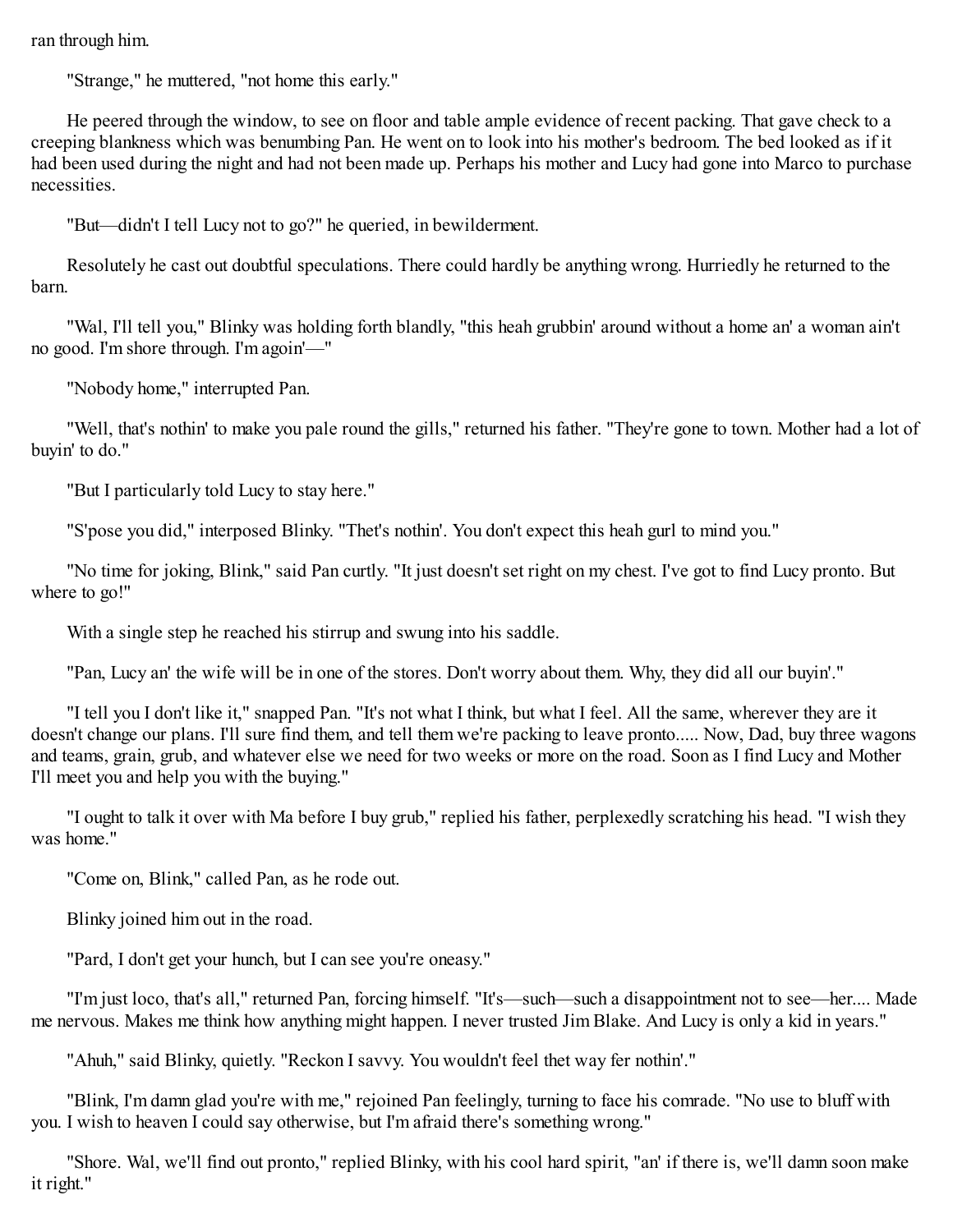ran through him.

"Strange," he muttered, "not home this early."

He peered through the window, to see on floor and table ample evidence of recent packing. That gave check to a creeping blankness which was benumbing Pan. He went on to look into his mother's bedroom. The bed looked as if it had been used during the night and had not been made up. Perhaps his mother and Lucy had gone into Marco to purchase necessities.

"But—didn't I tell Lucy not to go?" he queried, in bewilderment.

Resolutely he cast out doubtful speculations. There could hardly be anything wrong. Hurriedly he returned to the barn.

"Wal, I'll tell you," Blinky was holding forth blandly, "this heah grubbin' around without a home an' a woman ain't no good. I'm shore through. I'm agoin'—"

"Nobody home," interrupted Pan.

"Well, that's nothin' to make you pale round the gills," returned his father. "They're gone to town. Mother had a lot of buyin' to do."

"But I particularly told Lucy to stay here."

"S'pose you did," interposed Blinky. "Thet's nothin'. You don't expect this heah gurl to mind you."

"No time for joking, Blink," said Pan curtly. "It just doesn't set right on my chest. I've got to find Lucy pronto. But where to go!"

With a single step he reached his stirrup and swung into his saddle.

"Pan, Lucy an' the wife will be in one of the stores. Don't worry about them. Why, they did all our buyin'."

"I tell you I don't like it," snapped Pan. "It's not what I think, but what I feel. All the same, wherever they are it doesn't change our plans. I'll sure find them, and tell them we're packing to leave pronto..... Now, Dad, buy three wagons and teams, grain, grub, and whatever else we need for two weeks or more on the road. Soon as I find Lucy and Mother I'll meet you and help you with the buying."

"I ought to talk it over with Ma before I buy grub," replied his father, perplexedly scratching his head. "I wish they was home."

"Come on, Blink," called Pan, as he rode out.

Blinky joined him out in the road.

"Pard, I don't get your hunch, but I can see you're oneasy."

"I'm just loco, that's all," returned Pan, forcing himself. "It's—such—such a disappointment not to see—her.... Made me nervous. Makes me think how anything might happen. I never trusted Jim Blake. And Lucy is only a kid in years."

"Ahuh," said Blinky, quietly. "Reckon I savvy. You wouldn't feel thet way fer nothin'."

"Blink, I'm damn glad you're with me," rejoined Pan feelingly, turning to face his comrade. "No use to bluff with you. I wish to heaven I could say otherwise, but I'm afraid there's something wrong."

"Shore. Wal, we'll find out pronto," replied Blinky, with his cool hard spirit, "an' if there is, we'll damn soon make it right."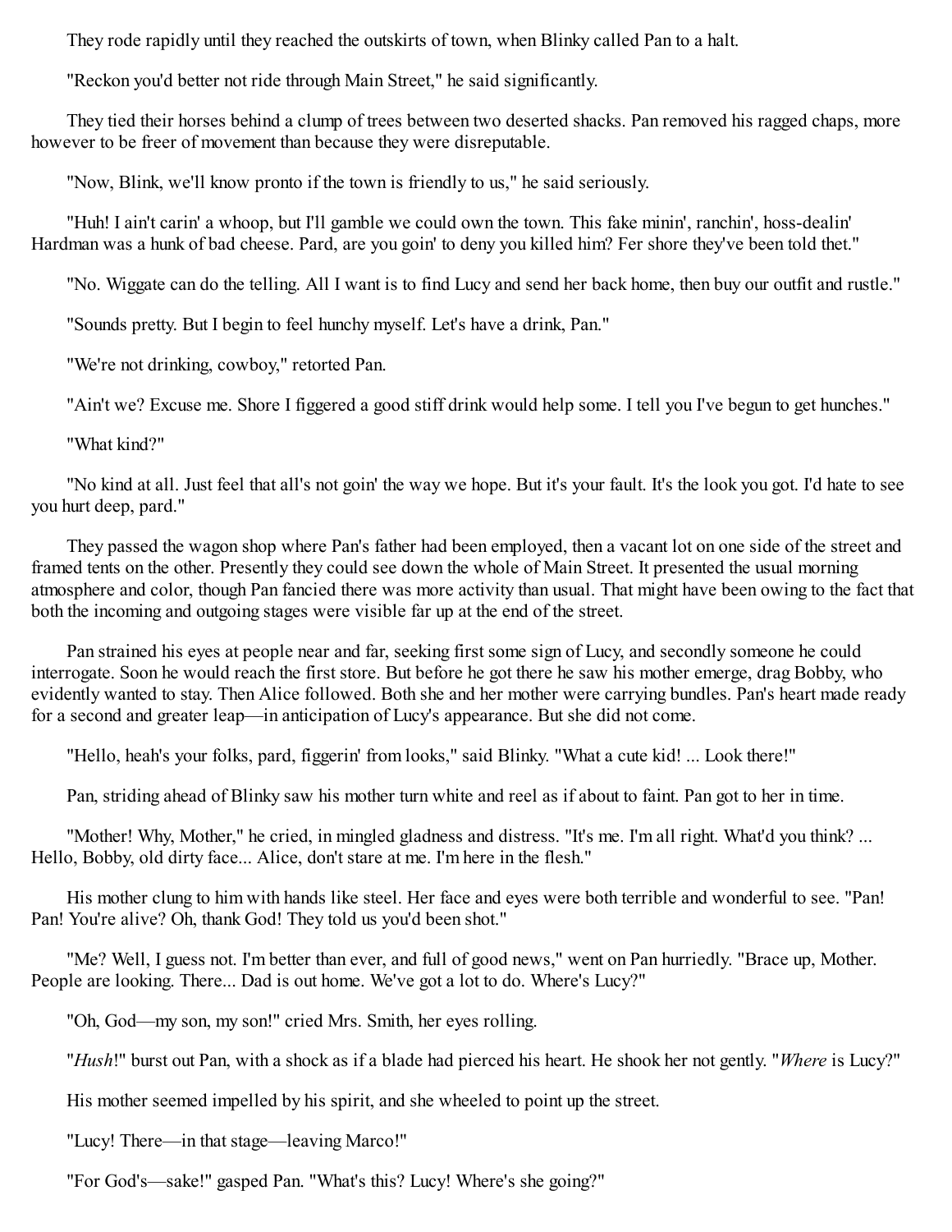They rode rapidly until they reached the outskirts of town, when Blinky called Pan to a halt.

"Reckon you'd better not ride through Main Street," he said significantly.

They tied their horses behind a clump of trees between two deserted shacks. Pan removed his ragged chaps, more however to be freer of movement than because they were disreputable.

"Now, Blink, we'll know pronto if the town is friendly to us," he said seriously.

"Huh! I ain't carin' a whoop, but I'll gamble we could own the town. This fake minin', ranchin', hoss-dealin' Hardman was a hunk of bad cheese. Pard, are you goin' to deny you killed him? Fer shore they've been told thet."

"No. Wiggate can do the telling. All I want is to find Lucy and send her back home, then buy our outfit and rustle."

"Sounds pretty. But I begin to feel hunchy myself. Let's have a drink, Pan."

"We're not drinking, cowboy," retorted Pan.

"Ain't we? Excuse me. Shore I figgered a good stiff drink would help some. I tell you I've begun to get hunches."

"What kind?"

"No kind at all. Just feel that all's not goin' the way we hope. But it's your fault. It's the look you got. I'd hate to see you hurt deep, pard."

They passed the wagon shop where Pan's father had been employed, then a vacant lot on one side of the street and framed tents on the other. Presently they could see down the whole of Main Street. It presented the usual morning atmosphere and color, though Pan fancied there was more activity than usual. That might have been owing to the fact that both the incoming and outgoing stages were visible far up at the end of the street.

Pan strained his eyes at people near and far, seeking first some sign of Lucy, and secondly someone he could interrogate. Soon he would reach the first store. But before he got there he saw his mother emerge, drag Bobby, who evidently wanted to stay. Then Alice followed. Both she and her mother were carrying bundles. Pan's heart made ready for a second and greater leap—in anticipation of Lucy's appearance. But she did not come.

"Hello, heah's your folks, pard, figgerin' from looks," said Blinky. "What a cute kid! ... Look there!"

Pan, striding ahead of Blinky saw his mother turn white and reel as if about to faint. Pan got to her in time.

"Mother! Why, Mother," he cried, in mingled gladness and distress. "It's me. I'm all right. What'd you think? ... Hello, Bobby, old dirty face... Alice, don't stare at me. I'm here in the flesh."

His mother clung to him with hands like steel. Her face and eyes were both terrible and wonderful to see. "Pan! Pan! You're alive? Oh, thank God! They told us you'd been shot."

"Me? Well, I guess not. I'm better than ever, and full of good news," went on Pan hurriedly. "Brace up, Mother. People are looking. There... Dad is out home. We've got a lot to do. Where's Lucy?"

"Oh, God—my son, my son!" cried Mrs. Smith, her eyes rolling.

"*Hush*!" burst out Pan, with a shock as if a blade had pierced his heart. He shook her not gently. "*Where* is Lucy?"

His mother seemed impelled by his spirit, and she wheeled to point up the street.

"Lucy! There—in that stage—leaving Marco!"

"For God's—sake!" gasped Pan. "What's this? Lucy! Where's she going?"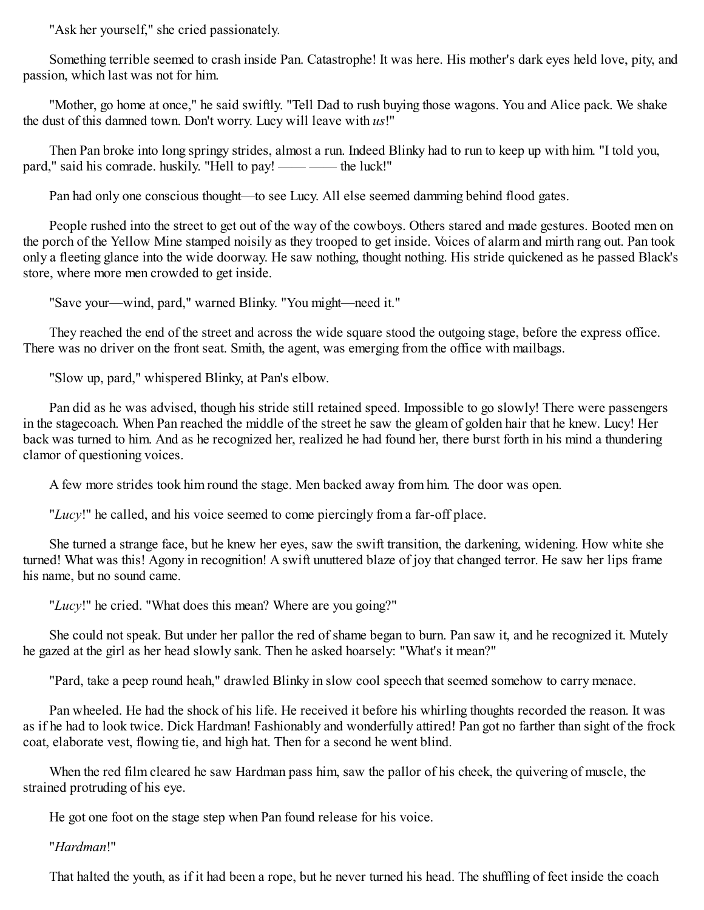"Ask her yourself," she cried passionately.

Something terrible seemed to crash inside Pan. Catastrophe! It was here. His mother's dark eyes held love, pity, and passion, which last was not for him.

"Mother, go home at once," he said swiftly. "Tell Dad to rush buying those wagons. You and Alice pack. We shake the dust of this damned town. Don't worry. Lucy will leave with *us*!"

Then Pan broke into long springy strides, almost a run. Indeed Blinky had to run to keep up with him. "I told you, pard," said his comrade. huskily. "Hell to pay! —— —— the luck!"

Pan had only one conscious thought—to see Lucy. All else seemed damming behind flood gates.

People rushed into the street to get out of the way of the cowboys. Others stared and made gestures. Booted men on the porch of the Yellow Mine stamped noisily as they trooped to get inside. Voices of alarm and mirth rang out. Pan took only a fleeting glance into the wide doorway. He saw nothing, thought nothing. His stride quickened as he passed Black's store, where more men crowded to get inside.

"Save your—wind, pard," warned Blinky. "You might—need it."

They reached the end of the street and across the wide square stood the outgoing stage, before the express office. There was no driver on the front seat. Smith, the agent, was emerging from the office with mailbags.

"Slow up, pard," whispered Blinky, at Pan's elbow.

Pan did as he was advised, though his stride still retained speed. Impossible to go slowly! There were passengers in the stagecoach. When Pan reached the middle of the street he saw the gleam of golden hair that he knew. Lucy! Her back was turned to him. And as he recognized her, realized he had found her, there burst forth in his mind a thundering clamor of questioning voices.

A few more strides took him round the stage. Men backed away from him. The door was open.

"*Lucy*!" he called, and his voice seemed to come piercingly from a far-off place.

She turned a strange face, but he knew her eyes, saw the swift transition, the darkening, widening. How white she turned! What was this! Agony in recognition! A swift unuttered blaze of joy that changed terror. He saw her lips frame his name, but no sound came.

"*Lucy*!" he cried. "What does this mean? Where are you going?"

She could not speak. But under her pallor the red of shame began to burn. Pan saw it, and he recognized it. Mutely he gazed at the girl as her head slowly sank. Then he asked hoarsely: "What's it mean?"

"Pard, take a peep round heah," drawled Blinky in slow cool speech that seemed somehow to carry menace.

Pan wheeled. He had the shock of his life. He received it before his whirling thoughts recorded the reason. It was as if he had to look twice. Dick Hardman! Fashionably and wonderfully attired! Pan got no farther than sight of the frock coat, elaborate vest, flowing tie, and high hat. Then for a second he went blind.

When the red film cleared he saw Hardman pass him, saw the pallor of his cheek, the quivering of muscle, the strained protruding of his eye.

He got one foot on the stage step when Pan found release for his voice.

"*Hardman*!"

That halted the youth, as if it had been a rope, but he never turned his head. The shuffling of feet inside the coach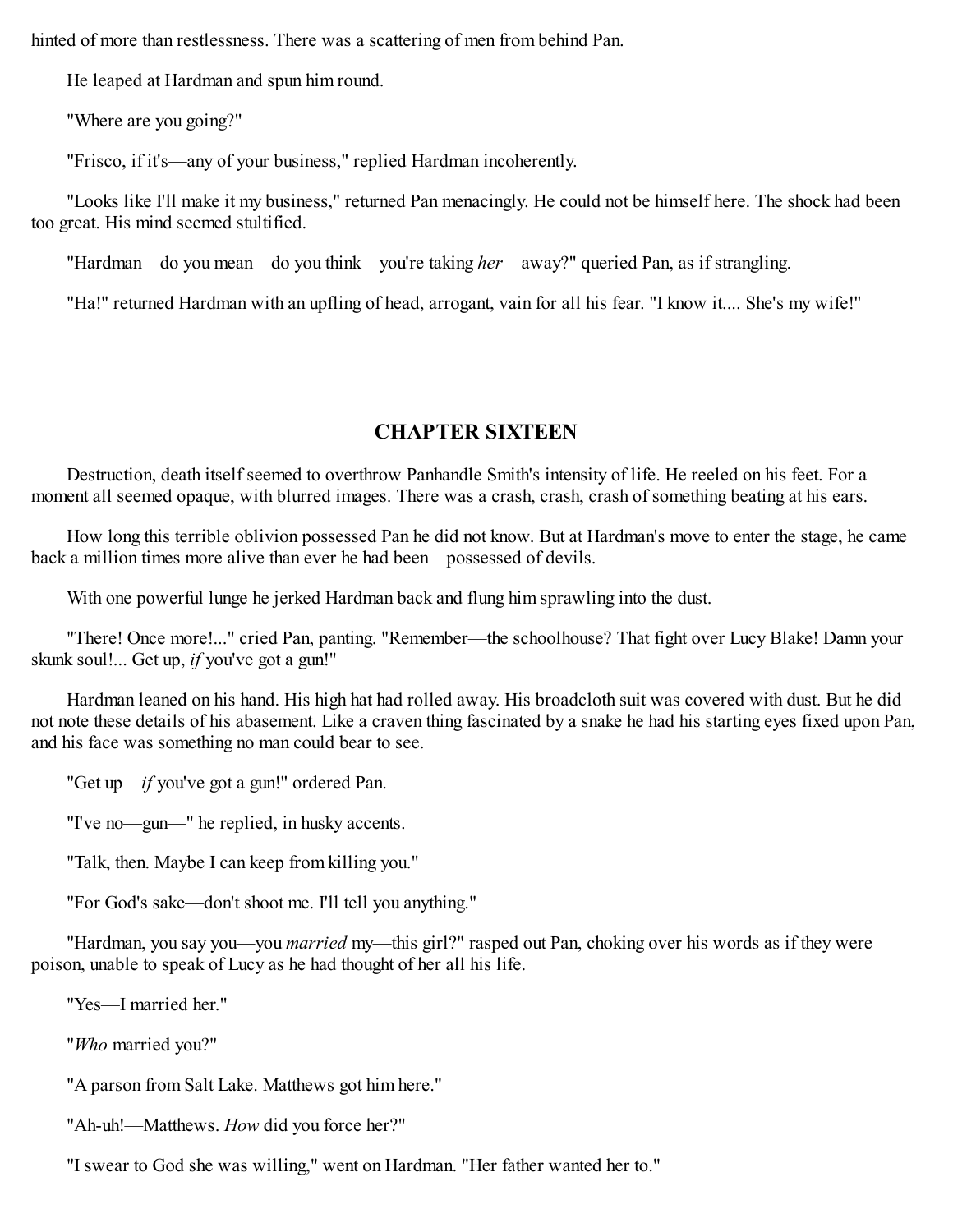hinted of more than restlessness. There was a scattering of men from behind Pan.

He leaped at Hardman and spun him round.

"Where are you going?"

"Frisco, if it's—any of your business," replied Hardman incoherently.

"Looks like I'll make it my business," returned Pan menacingly. He could not be himself here. The shock had been too great. His mind seemed stultified.

"Hardman—do you mean—do you think—you're taking *her*—away?" queried Pan, as if strangling.

"Ha!" returned Hardman with an upfling of head, arrogant, vain for all his fear. "I know it.... She's my wife!"

## CHAPTER SIXTEEN

Destruction, death itself seemed to overthrow Panhandle Smith's intensity of life. He reeled on his feet. For a moment all seemed opaque, with blurred images. There was a crash, crash, crash of something beating at his ears.

How long this terrible oblivion possessed Pan he did not know. But at Hardman's move to enter the stage, he came back a million times more alive than ever he had been—possessed of devils.

With one powerful lunge he jerked Hardman back and flung him sprawling into the dust.

"There! Once more!..." cried Pan, panting. "Remember—the schoolhouse? That fight over Lucy Blake! Damn your skunk soul!... Get up, *if* you've got a gun!"

Hardman leaned on his hand. His high hat had rolled away. His broadcloth suit was covered with dust. But he did not note these details of his abasement. Like a craven thing fascinated by a snake he had his starting eyes fixed upon Pan, and his face was something no man could bear to see.

"Get up—*if* you've got a gun!" ordered Pan.

"I've no—gun—" he replied, in husky accents.

"Talk, then. Maybe I can keep from killing you."

"For God's sake—don't shoot me. I'll tell you anything."

"Hardman, you say you—you *married* my—this girl?" rasped out Pan, choking over his words as if they were poison, unable to speak of Lucy as he had thought of her all his life.

"Yes—I married her."

"*Who* married you?"

"A parson from Salt Lake. Matthews got him here."

"Ah-uh!—Matthews. *How* did you force her?"

"I swear to God she was willing," went on Hardman. "Her father wanted her to."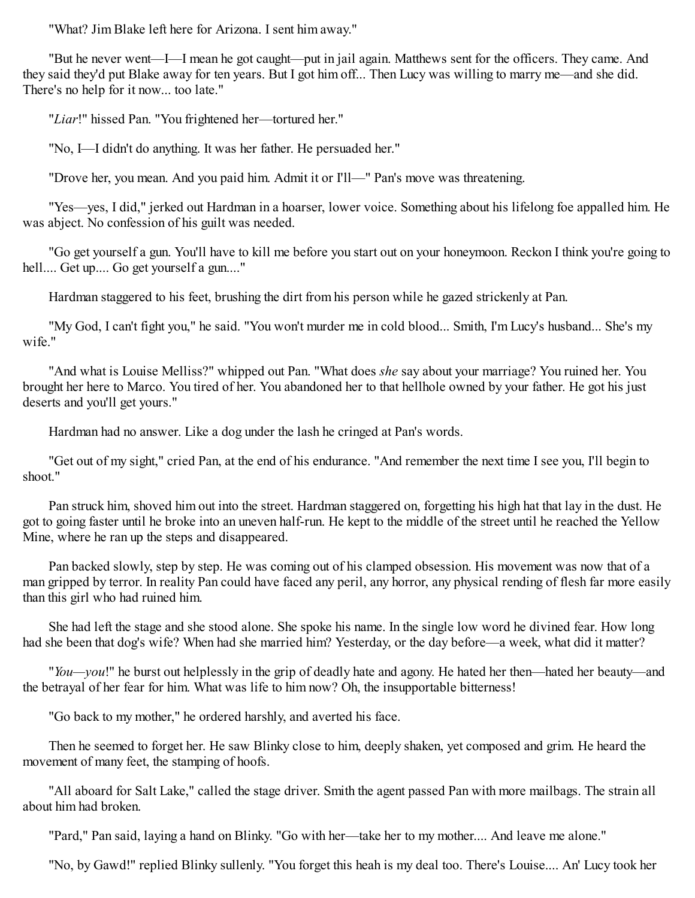"What? Jim Blake left here for Arizona. I sent him away."

"But he never went—I—I mean he got caught—put in jail again. Matthews sent for the officers. They came. And they said they'd put Blake away for ten years. But I got him off... Then Lucy was willing to marry me—and she did. There's no help for it now... too late."

"*Liar*!" hissed Pan. "You frightened her—tortured her."

"No, I—I didn't do anything. It was her father. He persuaded her."

"Drove her, you mean. And you paid him. Admit it or I'll—" Pan's move was threatening.

"Yes—yes, I did," jerked out Hardman in a hoarser, lower voice. Something about his lifelong foe appalled him. He was abject. No confession of his guilt was needed.

"Go get yourself a gun. You'll have to kill me before you start out on your honeymoon. Reckon I think you're going to hell.... Get up.... Go get yourself a gun...."

Hardman staggered to his feet, brushing the dirt from his person while he gazed strickenly at Pan.

"My God, I can't fight you," he said. "You won't murder me in cold blood... Smith, I'm Lucy's husband... She's my wife."

"And what is Louise Melliss?" whipped out Pan. "What does *she* say about your marriage? You ruined her. You brought her here to Marco. You tired of her. You abandoned her to that hellhole owned by your father. He got his just deserts and you'll get yours."

Hardman had no answer. Like a dog under the lash he cringed at Pan's words.

"Get out of my sight," cried Pan, at the end of his endurance. "And remember the next time I see you, I'll begin to shoot."

Pan struck him, shoved him out into the street. Hardman staggered on, forgetting his high hat that lay in the dust. He got to going faster until he broke into an uneven half-run. He kept to the middle of the street until he reached the Yellow Mine, where he ran up the steps and disappeared.

Pan backed slowly, step by step. He was coming out of his clamped obsession. His movement was now that of a man gripped by terror. In reality Pan could have faced any peril, any horror, any physical rending of flesh far more easily than this girl who had ruined him.

She had left the stage and she stood alone. She spoke his name. In the single low word he divined fear. How long had she been that dog's wife? When had she married him? Yesterday, or the day before—a week, what did it matter?

"*You—you*!" he burst out helplessly in the grip of deadly hate and agony. He hated her then—hated her beauty—and the betrayal of her fear for him. What was life to him now? Oh, the insupportable bitterness!

"Go back to my mother," he ordered harshly, and averted his face.

Then he seemed to forget her. He saw Blinky close to him, deeply shaken, yet composed and grim. He heard the movement of many feet, the stamping of hoofs.

"All aboard for Salt Lake," called the stage driver. Smith the agent passed Pan with more mailbags. The strain all about him had broken.

"Pard," Pan said, laying a hand on Blinky. "Go with her—take her to my mother.... And leave me alone."

"No, by Gawd!" replied Blinky sullenly. "You forget this heah is my deal too. There's Louise.... An' Lucy took her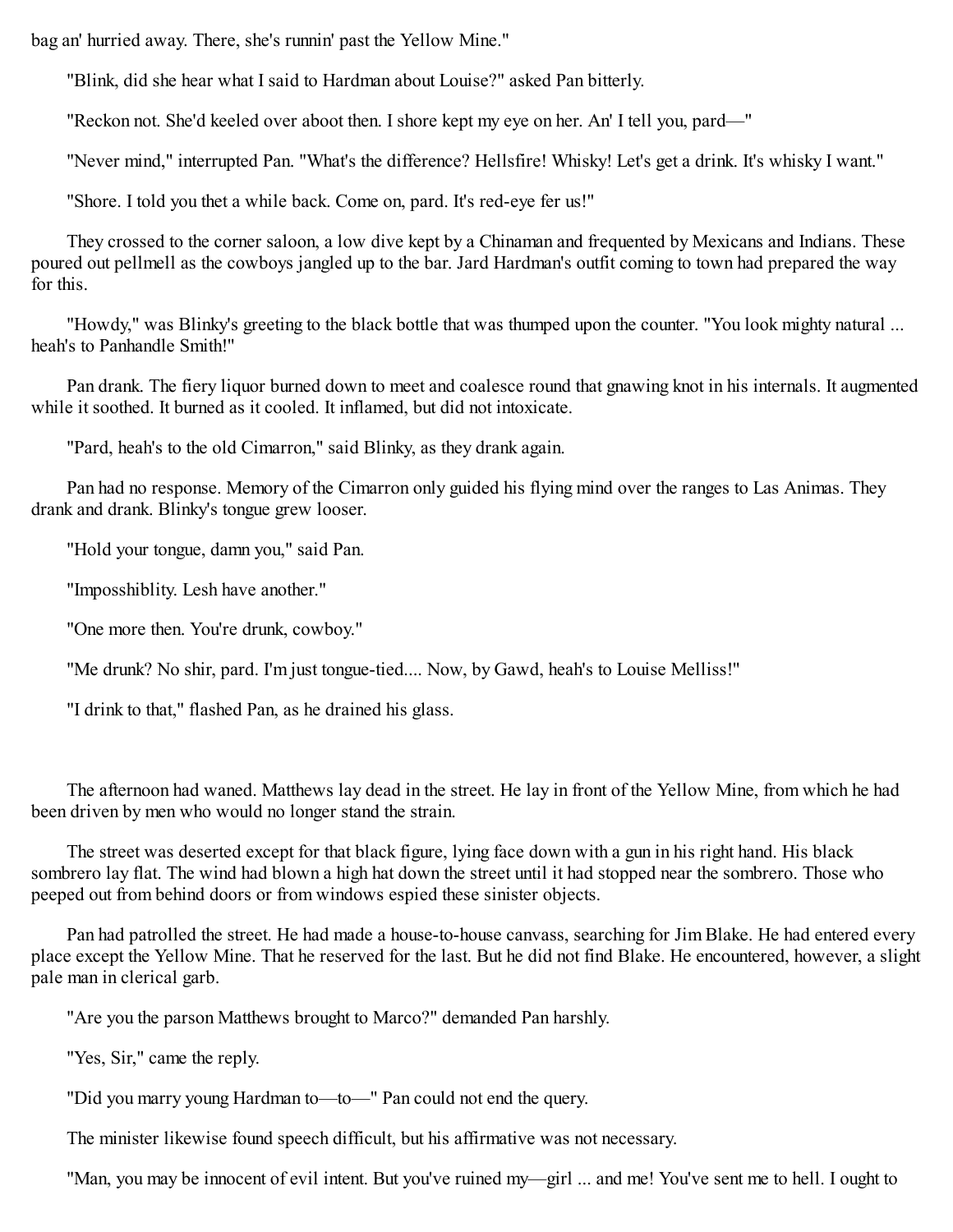bag an' hurried away. There, she's runnin' past the Yellow Mine."

"Blink, did she hear what I said to Hardman about Louise?" asked Pan bitterly.

"Reckon not. She'd keeled over aboot then. I shore kept my eye on her. An' I tell you, pard—"

"Never mind," interrupted Pan. "What's the difference? Hellsfire! Whisky! Let's get a drink. It's whisky I want."

"Shore. I told you thet a while back. Come on, pard. It's red-eye fer us!"

They crossed to the corner saloon, a low dive kept by a Chinaman and frequented by Mexicans and Indians. These poured out pellmell as the cowboys jangled up to the bar. Jard Hardman's outfit coming to town had prepared the way for this.

"Howdy," was Blinky's greeting to the black bottle that was thumped upon the counter. "You look mighty natural ... heah's to Panhandle Smith!"

Pan drank. The fiery liquor burned down to meet and coalesce round that gnawing knot in his internals. It augmented while it soothed. It burned as it cooled. It inflamed, but did not intoxicate.

"Pard, heah's to the old Cimarron," said Blinky, as they drank again.

Pan had no response. Memory of the Cimarron only guided his flying mind over the ranges to Las Animas. They drank and drank. Blinky's tongue grew looser.

"Hold your tongue, damn you," said Pan.

"Impossibility. Lesh have another."

"One more then. You're drunk, cowboy."

"Me drunk? No shir, pard. I'm just tongue-tied.... Now, by Gawd, heah's to Louise Melliss!"

"I drink to that," flashed Pan, as he drained his glass.

The afternoon had waned. Matthews lay dead in the street. He lay in front of the Yellow Mine, from which he had been driven by men who would no longer stand the strain.

The street was deserted except for that black figure, lying face down with a gun in his right hand. His black sombrero lay flat. The wind had blown a high hat down the street until it had stopped near the sombrero. Those who peeped out from behind doors or from windows espied these sinister objects.

Pan had patrolled the street. He had made a house-to-house canvass, searching for Jim Blake. He had entered every place except the Yellow Mine. That he reserved for the last. But he did not find Blake. He encountered, however, a slight pale man in clerical garb.

"Are you the parson Matthews brought to Marco?" demanded Pan harshly.

"Yes, Sir," came the reply.

"Did you marry young Hardman to—to—" Pan could not end the query.

The minister likewise found speech difficult, but his affirmative was not necessary.

"Man, you may be innocent of evil intent. But you've ruined my—girl ... and me! You've sent me to hell. I ought to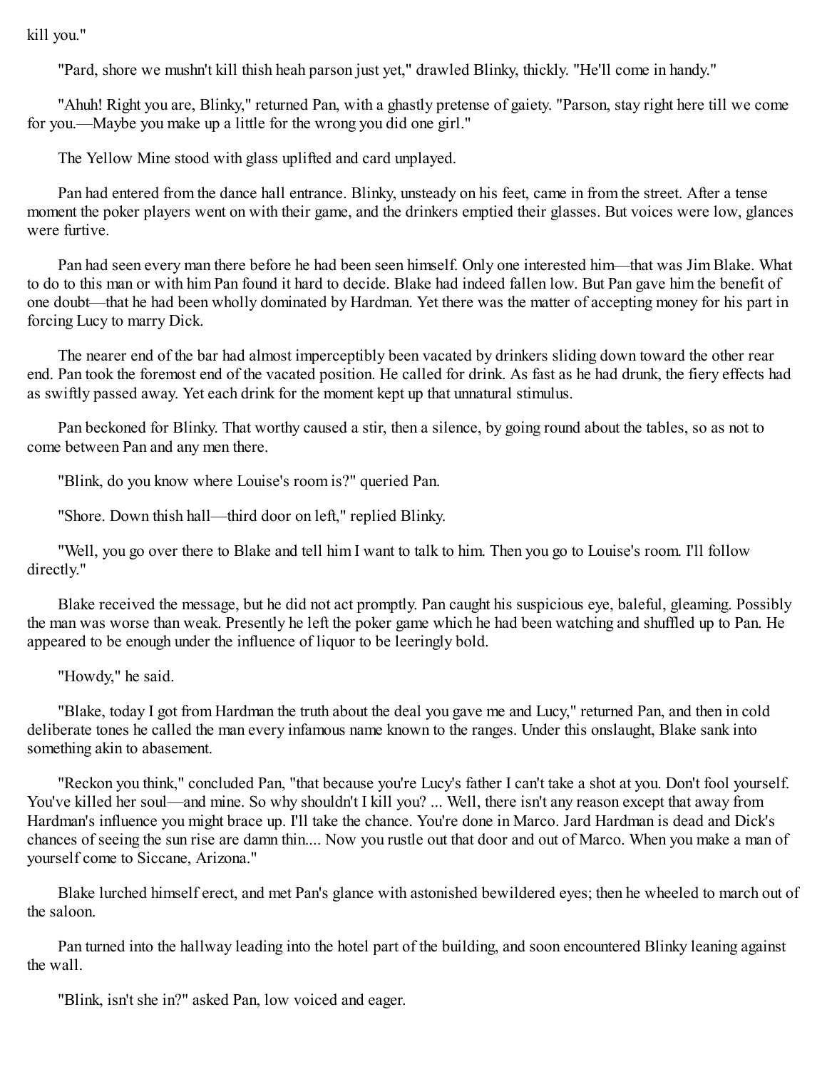kill you."

"Pard, shore we mushn't kill thish heah parson just yet," drawled Blinky, thickly. "He'll come in handy."

"Ahuh! Right you are, Blinky," returned Pan, with a ghastly pretense of gaiety. "Parson, stay right here till we come for you.—Maybe you make up a little for the wrong you did one girl."

The Yellow Mine stood with glass uplifted and card unplayed.

Pan had entered from the dance hall entrance. Blinky, unsteady on his feet, came in from the street. After a tense moment the poker players went on with their game, and the drinkers emptied their glasses. But voices were low, glances were furtive.

Pan had seen every man there before he had been seen himself. Only one interested him—that was Jim Blake. What to do to this man or with him Pan found it hard to decide. Blake had indeed fallen low. But Pan gave him the benefit of one doubt—that he had been wholly dominated by Hardman. Yet there was the matter of accepting money for his part in forcing Lucy to marry Dick.

The nearer end of the bar had almost imperceptibly been vacated by drinkers sliding down toward the other rear end. Pan took the foremost end of the vacated position. He called for drink. As fast as he had drunk, the fiery effects had as swiftly passed away. Yet each drink for the moment kept up that unnatural stimulus.

Pan beckoned for Blinky. That worthy caused a stir, then a silence, by going round about the tables, so as not to come between Pan and any men there.

"Blink, do you know where Louise's room is?" queried Pan.

"Shore. Down thish hall—third door on left," replied Blinky.

"Well, you go over there to Blake and tell him I want to talk to him. Then you go to Louise's room. I'll follow directly."

Blake received the message, but he did not act promptly. Pan caught his suspicious eye, baleful, gleaming. Possibly the man was worse than weak. Presently he left the poker game which he had been watching and shuffled up to Pan. He appeared to be enough under the influence of liquor to be leeringly bold.

"Howdy," he said.

"Blake, today I got from Hardman the truth about the deal you gave me and Lucy," returned Pan, and then in cold deliberate tones he called the man every infamous name known to the ranges. Under this onslaught, Blake sank into something akin to abasement.

"Reckon you think," concluded Pan, "that because you're Lucy's father I can't take a shot at you. Don't fool yourself. You've killed her soul—and mine. So why shouldn't I kill you? ... Well, there isn't any reason except that away from Hardman's influence you might brace up. I'll take the chance. You're done in Marco. Jard Hardman is dead and Dick's chances of seeing the sun rise are damn thin.... Now you rustle out that door and out of Marco. When you make a man of yourself come to Siccane, Arizona."

Blake lurched himself erect, and met Pan's glance with astonished bewildered eyes; then he wheeled to march out of the saloon.

Pan turned into the hallway leading into the hotel part of the building, and soon encountered Blinky leaning against the wall.

"Blink, isn't she in?" asked Pan, low voiced and eager.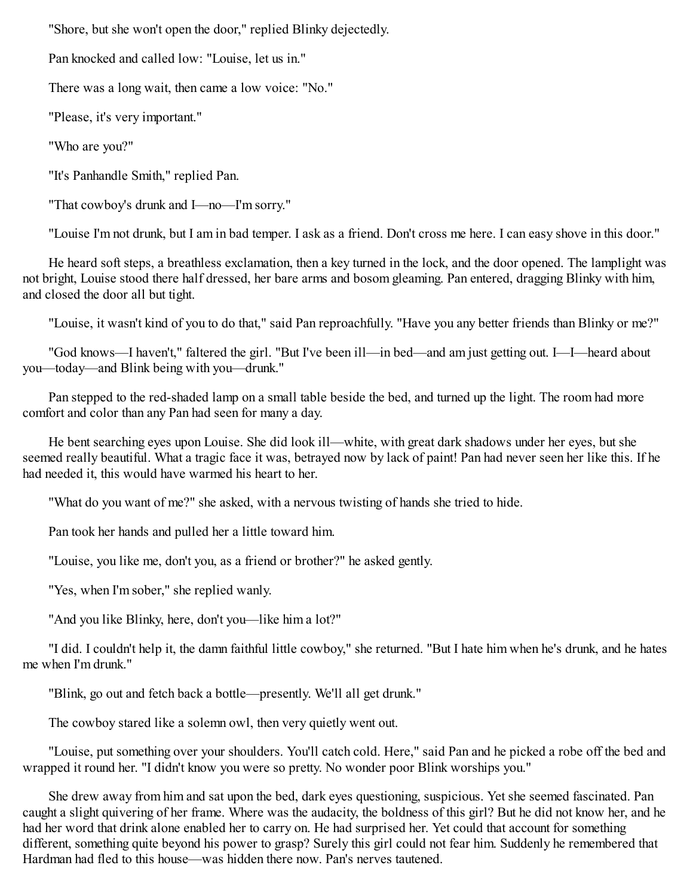"Shore, but she won't open the door," replied Blinky dejectedly.

Pan knocked and called low: "Louise, let us in."

There was a long wait, then came a low voice: "No."

"Please, it's very important."

"Who are you?"

"It's Panhandle Smith," replied Pan.

"That cowboy's drunk and I—no—I'm sorry."

"Louise I'm not drunk, but I am in bad temper. I ask as a friend. Don't cross me here. I can easy shove in this door."

He heard soft steps, a breathless exclamation, then a key turned in the lock, and the door opened. The lamplight was not bright, Louise stood there half dressed, her bare arms and bosom gleaming. Pan entered, dragging Blinky with him, and closed the door all but tight.

"Louise, it wasn't kind of you to do that," said Pan reproachfully. "Have you any better friends than Blinky or me?"

"God knows—I haven't," faltered the girl. "But I've been ill—in bed—and am just getting out. I—I—heard about you—today—and Blink being with you—drunk."

Pan stepped to the red-shaded lamp on a small table beside the bed, and turned up the light. The room had more comfort and color than any Pan had seen for many a day.

He bent searching eyes upon Louise. She did look ill—white, with great dark shadows under her eyes, but she seemed really beautiful. What a tragic face it was, betrayed now by lack of paint! Pan had never seen her like this. If he had needed it, this would have warmed his heart to her.

"What do you want of me?" she asked, with a nervous twisting of hands she tried to hide.

Pan took her hands and pulled her a little toward him.

"Louise, you like me, don't you, as a friend or brother?" he asked gently.

"Yes, when I'm sober," she replied wanly.

"And you like Blinky, here, don't you—like him a lot?"

"I did. I couldn't help it, the damn faithful little cowboy," she returned. "But I hate him when he's drunk, and he hates me when I'm drunk."

"Blink, go out and fetch back a bottle—presently. We'll all get drunk."

The cowboy stared like a solemn owl, then very quietly went out.

"Louise, put something over your shoulders. You'll catch cold. Here," said Pan and he picked a robe off the bed and wrapped it round her. "I didn't know you were so pretty. No wonder poor Blink worships you."

She drew away from him and sat upon the bed, dark eyes questioning, suspicious. Yet she seemed fascinated. Pan caught a slight quivering of her frame. Where was the audacity, the boldness of this girl? But he did not know her, and he had her word that drink alone enabled her to carry on. He had surprised her. Yet could that account for something different, something quite beyond his power to grasp? Surely this girl could not fear him. Suddenly he remembered that Hardman had fled to this house—was hidden there now. Pan's nerves tautened.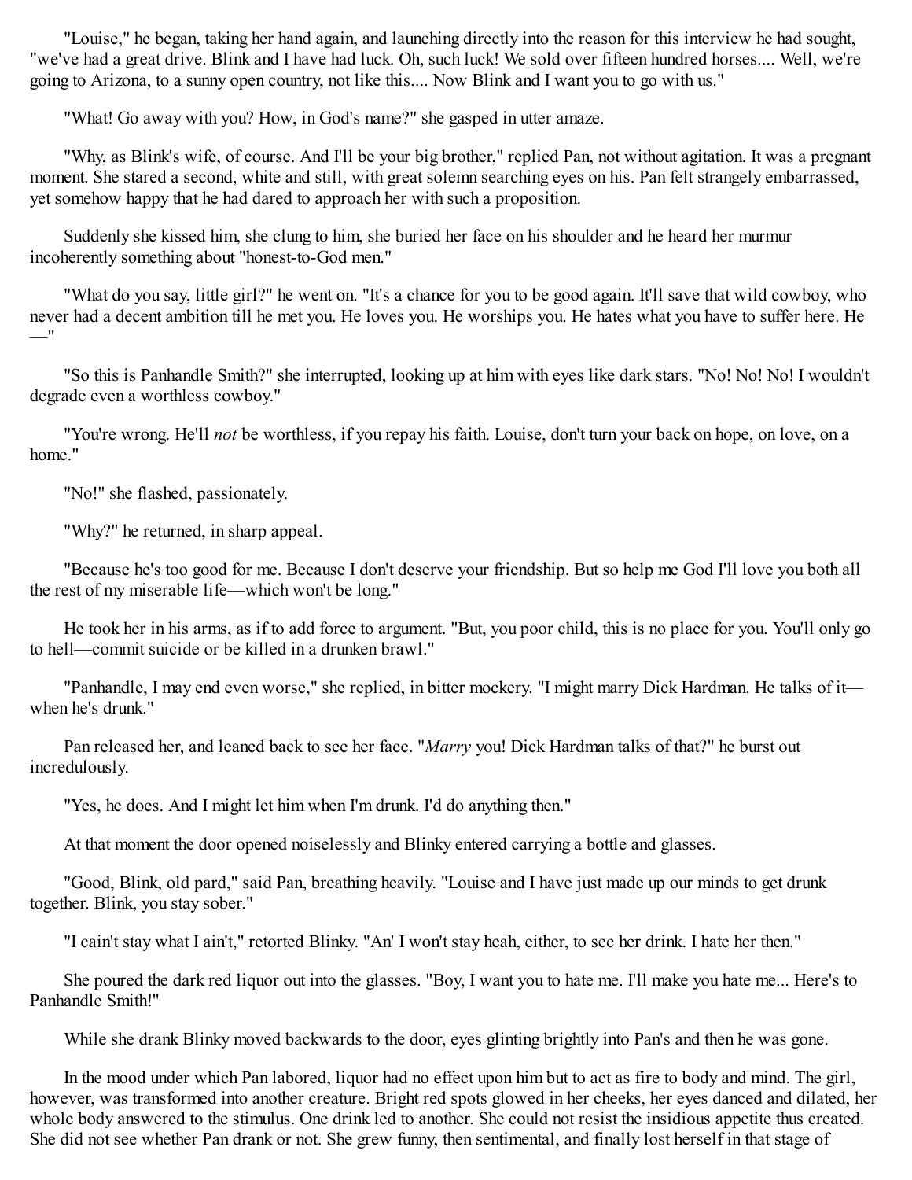"Louise," he began, taking her hand again, and launching directly into the reason for this interview he had sought, "we've had a great drive. Blink and I have had luck. Oh, such luck! We sold over fifteen hundred horses.... Well, we're going to Arizona, to a sunny open country, not like this.... Now Blink and I want you to go with us."

"What! Go away with you? How, in God's name?" she gasped in utter amaze.

"Why, as Blink's wife, of course. And I'll be your big brother," replied Pan, not without agitation. It was a pregnant moment. She stared a second, white and still, with great solemn searching eyes on his. Pan felt strangely embarrassed, yet somehow happy that he had dared to approach her with such a proposition.

Suddenly she kissed him, she clung to him, she buried her face on his shoulder and he heard her murmur incoherently something about "honest-to-God men."

"What do you say, little girl?" he went on. "It's a chance for you to be good again. It'll save that wild cowboy, who never had a decent ambition till he met you. He loves you. He worships you. He hates what you have to suffer here. He —"

"So this is Panhandle Smith?" she interrupted, looking up at him with eyes like dark stars. "No! No! No! I wouldn't degrade even a worthless cowboy."

"You're wrong. He'll *not* be worthless, if you repay his faith. Louise, don't turn your back on hope, on love, on a home."

"No!" she flashed, passionately.

"Why?" he returned, in sharp appeal.

"Because he's too good for me. Because I don't deserve your friendship. But so help me God I'll love you both all the rest of my miserable life—which won't be long."

He took her in his arms, as if to add force to argument. "But, you poor child, this is no place for you. You'll only go to hell—commit suicide or be killed in a drunken brawl."

"Panhandle, I may end even worse," she replied, in bitter mockery. "I might marry Dick Hardman. He talks of it—when he's drunk."

Pan released her, and leaned back to see her face. "*Marry* you! Dick Hardman talks of that?" he burst out incredulously.

"Yes, he does. And I might let him when I'm drunk. I'd do anything then."

At that moment the door opened noiselessly and Blinky entered carrying a bottle and glasses.

"Good, Blink, old pard," said Pan, breathing heavily. "Louise and I have just made up our minds to get drunk together. Blink, you stay sober."

"I cain't stay what I ain't," retorted Blinky. "An' I won't stay heah, either, to see her drink. I hate her then."

She poured the dark red liquor out into the glasses. "Boy, I want you to hate me. I'll make you hate me... Here's to Panhandle Smith!"

While she drank Blinky moved backwards to the door, eyes glinting brightly into Pan's and then he was gone.

In the mood under which Pan labored, liquor had no effect upon him but to act as fire to body and mind. The girl, however, was transformed into another creature. Bright red spots glowed in her cheeks, her eyes danced and dilated, her whole body answered to the stimulus. One drink led to another. She could not resist the insidious appetite thus created. She did not see whether Pan drank or not. She grew funny, then sentimental, and finally lost herself in that stage of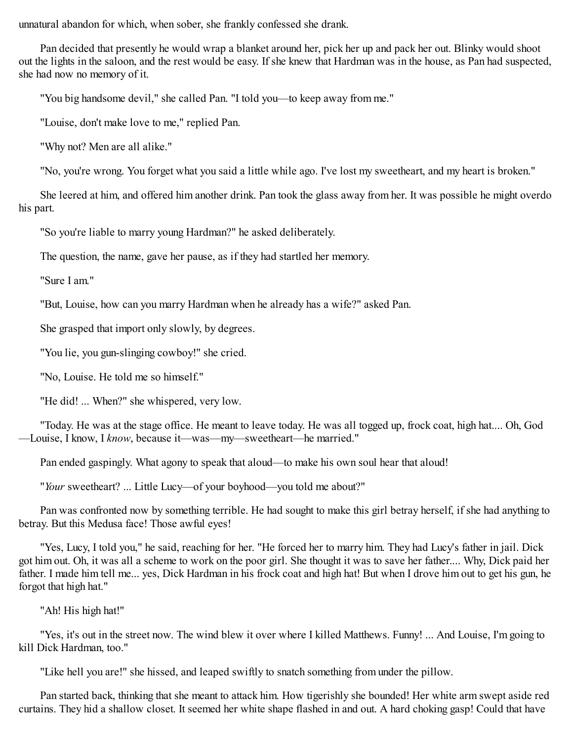unnatural abandon for which, when sober, she frankly confessed she drank.

Pan decided that presently he would wrap a blanket around her, pick her up and pack her out. Blinky would shoot out the lights in the saloon, and the rest would be easy. If she knew that Hardman was in the house, as Pan had suspected, she had now no memory of it.

"You big handsome devil," she called Pan. "I told you—to keep away from me."

"Louise, don't make love to me," replied Pan.

"Why not? Men are all alike."

"No, you're wrong. You forget what you said a little while ago. I've lost my sweetheart, and my heart is broken."

She leered at him, and offered him another drink. Pan took the glass away from her. It was possible he might overdo his part.

"So you're liable to marry young Hardman?" he asked deliberately.

The question, the name, gave her pause, as if they had startled her memory.

"Sure I am."

"But, Louise, how can you marry Hardman when he already has a wife?" asked Pan.

She grasped that import only slowly, by degrees.

"You lie, you gun-slinging cowboy!" she cried.

"No, Louise. He told me so himself."

"He did! ... When?" she whispered, very low.

"Today. He was at the stage office. He meant to leave today. He was all togged up, frock coat, high hat.... Oh, God—Louise, I know, I *know*, because it—was—my—sweetheart—he married."

Pan ended gaspingly. What agony to speak that aloud—to make his own soul hear that aloud!

"*Your* sweetheart? ... Little Lucy—of your boyhood—you told me about?"

Pan was confronted now by something terrible. He had sought to make this girl betray herself, if she had anything to betray. But this Medusa face! Those awful eyes!

"Yes, Lucy, I told you," he said, reaching for her. "He forced her to marry him. They had Lucy's father in jail. Dick got him out. Oh, it was all a scheme to work on the poor girl. She thought it was to save her father.... Why, Dick paid her father. I made him tell me... yes, Dick Hardman in his frock coat and high hat! But when I drove him out to get his gun, he forgot that high hat."

"Ah! His high hat!"

"Yes, it's out in the street now. The wind blew it over where I killed Matthews. Funny! ... And Louise, I'm going to kill Dick Hardman, too."

"Like hell you are!" she hissed, and leaped swiftly to snatch something from under the pillow.

Pan started back, thinking that she meant to attack him. How tigerishly she bounded! Her white arm swept aside red curtains. They hid a shallow closet. It seemed her white shape flashed in and out. A hard choking gasp! Could that have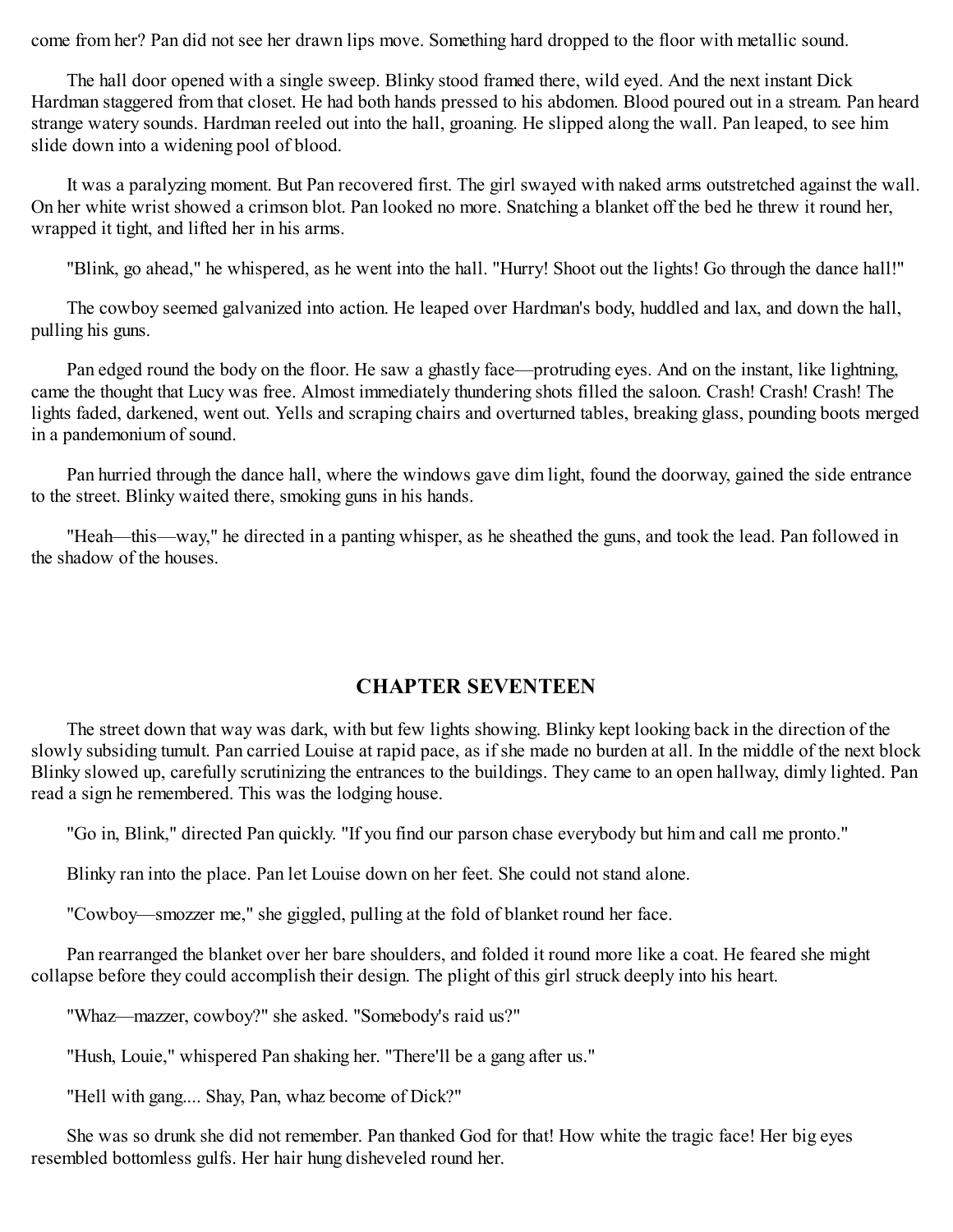come from her? Pan did not see her drawn lips move. Something hard dropped to the floor with metallic sound.

The hall door opened with a single sweep. Blinky stood framed there, wild eyed. And the next instant Dick Hardman staggered from that closet. He had both hands pressed to his abdomen. Blood poured out in a stream. Pan heard strange watery sounds. Hardman reeled out into the hall, groaning. He slipped along the wall. Pan leaped, to see him slide down into a widening pool of blood.

It was a paralyzing moment. But Pan recovered first. The girl swayed with naked arms outstretched against the wall. On her white wrist showed a crimson blot. Pan looked no more. Snatching a blanket off the bed he threw it round her, wrapped it tight, and lifted her in his arms.

"Blink, go ahead," he whispered, as he went into the hall. "Hurry! Shoot out the lights! Go through the dance hall!"

The cowboy seemed galvanized into action. He leaped over Hardman's body, huddled and lax, and down the hall, pulling his guns.

Pan edged round the body on the floor. He saw a ghastly face—protruding eyes. And on the instant, like lightning, came the thought that Lucy was free. Almost immediately thundering shots filled the saloon. Crash! Crash! Crash! The lights faded, darkened, went out. Yells and scraping chairs and overturned tables, breaking glass, pounding boots merged in a pandemonium of sound.

Pan hurried through the dance hall, where the windows gave dim light, found the doorway, gained the side entrance to the street. Blinky waited there, smoking guns in his hands.

"Heah—this—way," he directed in a panting whisper, as he sheathed the guns, and took the lead. Pan followed in the shadow of the houses.

## CHAPTER SEVENTEEN

The street down that way was dark, with but few lights showing. Blinky kept looking back in the direction of the slowly subsiding tumult. Pan carried Louise at rapid pace, as if she made no burden at all. In the middle of the next block Blinky slowed up, carefully scrutinizing the entrances to the buildings. They came to an open hallway, dimly lighted. Pan read a sign he remembered. This was the lodging house.

"Go in, Blink," directed Pan quickly. "If you find our parson chase everybody but him and call me pronto."

Blinky ran into the place. Pan let Louise down on her feet. She could not stand alone.

"Cowboy—smozzer me," she giggled, pulling at the fold of blanket round her face.

Pan rearranged the blanket over her bare shoulders, and folded it round more like a coat. He feared she might collapse before they could accomplish their design. The plight of this girl struck deeply into his heart.

"Whaz—mazzer, cowboy?" she asked. "Somebody's raid us?"

"Hush, Louie," whispered Pan shaking her. "There'll be a gang after us."

"Hell with gang.... Shay, Pan, whaz become of Dick?"

She was so drunk she did not remember. Pan thanked God for that! How white the tragic face! Her big eyes resembled bottomless gulfs. Her hair hung disheveled round her.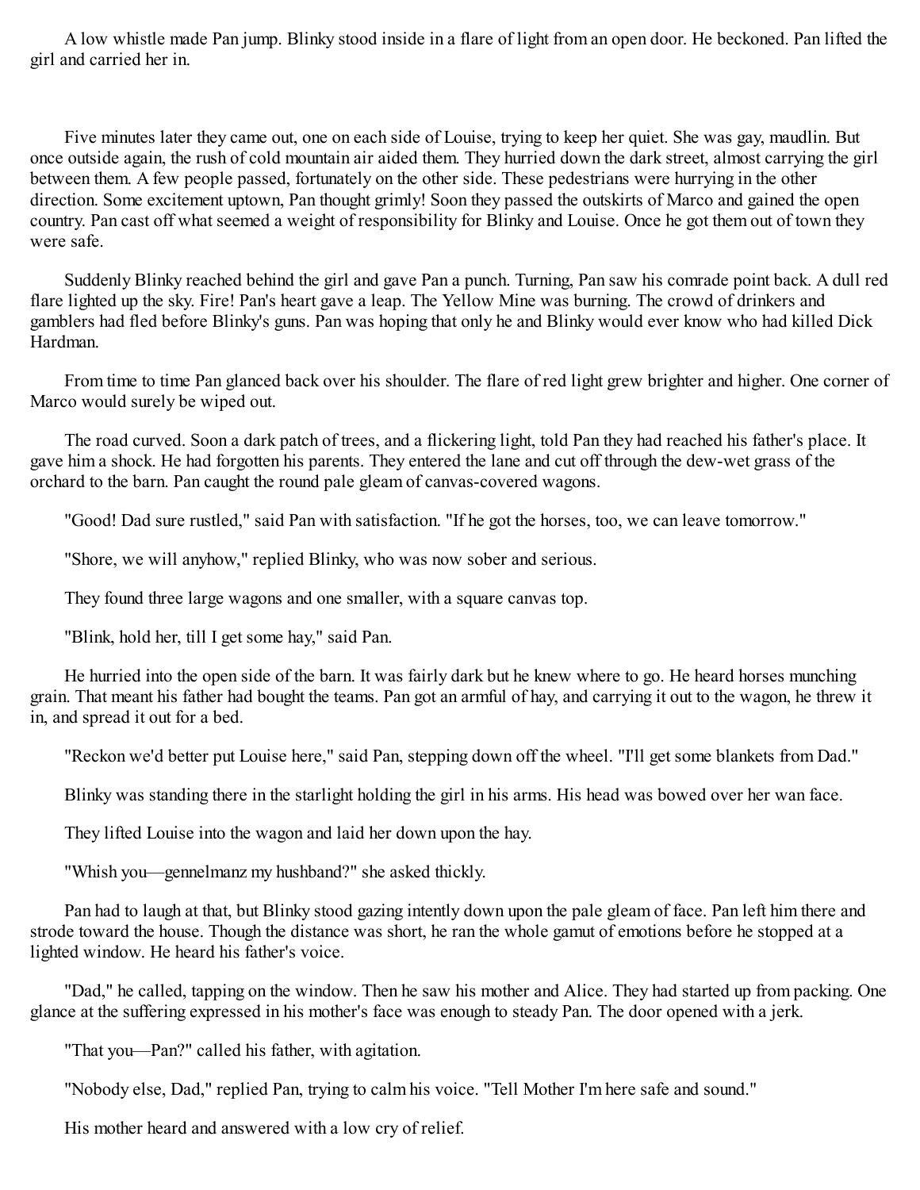A low whistle made Pan jump. Blinky stood inside in a flare of light from an open door. He beckoned. Pan lifted the girl and carried her in.

Five minutes later they came out, one on each side of Louise, trying to keep her quiet. She was gay, maudlin. But once outside again, the rush of cold mountain air aided them. They hurried down the dark street, almost carrying the girl between them. A few people passed, fortunately on the other side. These pedestrians were hurrying in the other direction. Some excitement uptown, Pan thought grimly! Soon they passed the outskirts of Marco and gained the open country. Pan cast off what seemed a weight of responsibility for Blinky and Louise. Once he got them out of town they were safe.

Suddenly Blinky reached behind the girl and gave Pan a punch. Turning, Pan saw his comrade point back. A dull red flare lighted up the sky. Fire! Pan's heart gave a leap. The Yellow Mine was burning. The crowd of drinkers and gamblers had fled before Blinky's guns. Pan was hoping that only he and Blinky would ever know who had killed Dick Hardman.

From time to time Pan glanced back over his shoulder. The flare of red light grew brighter and higher. One corner of Marco would surely be wiped out.

The road curved. Soon a dark patch of trees, and a flickering light, told Pan they had reached his father's place. It gave him a shock. He had forgotten his parents. They entered the lane and cut off through the dew-wet grass of the orchard to the barn. Pan caught the round pale gleam of canvas-covered wagons.

"Good! Dad sure rustled," said Pan with satisfaction. "If he got the horses, too, we can leave tomorrow."

"Shore, we will anyhow," replied Blinky, who was now sober and serious.

They found three large wagons and one smaller, with a square canvas top.

"Blink, hold her, till I get some hay," said Pan.

He hurried into the open side of the barn. It was fairly dark but he knew where to go. He heard horses munching grain. That meant his father had bought the teams. Pan got an armful of hay, and carrying it out to the wagon, he threw it in, and spread it out for a bed.

"Reckon we'd better put Louise here," said Pan, stepping down off the wheel. "I'll get some blankets from Dad."

Blinky was standing there in the starlight holding the girl in his arms. His head was bowed over her wan face.

They lifted Louise into the wagon and laid her down upon the hay.

"Whish you—gennelmanz my hushband?" she asked thickly.

Pan had to laugh at that, but Blinky stood gazing intently down upon the pale gleam of face. Pan left him there and strode toward the house. Though the distance was short, he ran the whole gamut of emotions before he stopped at a lighted window. He heard his father's voice.

"Dad," he called, tapping on the window. Then he saw his mother and Alice. They had started up from packing. One glance at the suffering expressed in his mother's face was enough to steady Pan. The door opened with a jerk.

"That you—Pan?" called his father, with agitation.

"Nobody else, Dad," replied Pan, trying to calm his voice. "Tell Mother I'm here safe and sound."

His mother heard and answered with a low cry of relief.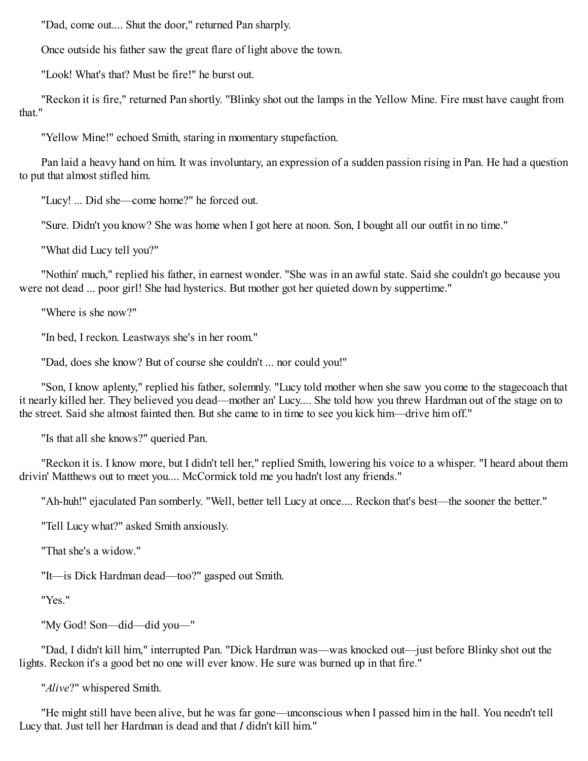"Dad, come out.... Shut the door," returned Pan sharply.

Once outside his father saw the great flare of light above the town.

"Look! What's that? Must be fire!" he burst out.

"Reckon it is fire," returned Pan shortly. "Blinky shot out the lamps in the Yellow Mine. Fire must have caught from that."

"Yellow Mine!" echoed Smith, staring in momentary stupefaction.

Pan laid a heavy hand on him. It was involuntary, an expression of a sudden passion rising in Pan. He had a question to put that almost stifled him.

"Lucy! ... Did she—come home?" he forced out.

"Sure. Didn't you know? She was home when I got here at noon. Son, I bought all our outfit in no time."

"What did Lucy tell you?"

"Nothin' much," replied his father, in earnest wonder. "She was in an awful state. Said she couldn't go because you were not dead ... poor girl! She had hysterics. But mother got her quieted down by suppertime."

"Where is she now?"

"In bed, I reckon. Leastways she's in her room."

"Dad, does she know? But of course she couldn't ... nor could you!"

"Son, I know aplenty," replied his father, solemnly. "Lucy told mother when she saw you come to the stagecoach that it nearly killed her. They believed you dead—mother an' Lucy.... She told how you threw Hardman out of the stage on to the street. Said she almost fainted then. But she came to in time to see you kick him—drive him off."

"Is that all she knows?" queried Pan.

"Reckon it is. I know more, but I didn't tell her," replied Smith, lowering his voice to a whisper. "I heard about them drivin' Matthews out to meet you.... McCormick told me you hadn't lost any friends."

"Ah-huh!" ejaculated Pan somberly. "Well, better tell Lucy at once.... Reckon that's best—the sooner the better."

"Tell Lucy what?" asked Smith anxiously.

"That she's a widow."

"It—is Dick Hardman dead—too?" gasped out Smith.

"Yes."

"My God! Son—did—did you—"

"Dad, I didn't kill him," interrupted Pan. "Dick Hardman was—was knocked out—just before Blinky shot out the lights. Reckon it's a good bet no one will ever know. He sure was burned up in that fire."

"*Alive*?" whispered Smith.

"He might still have been alive, but he was far gone—unconscious when I passed him in the hall. You needn't tell Lucy that. Just tell her Hardman is dead and that *I* didn't kill him."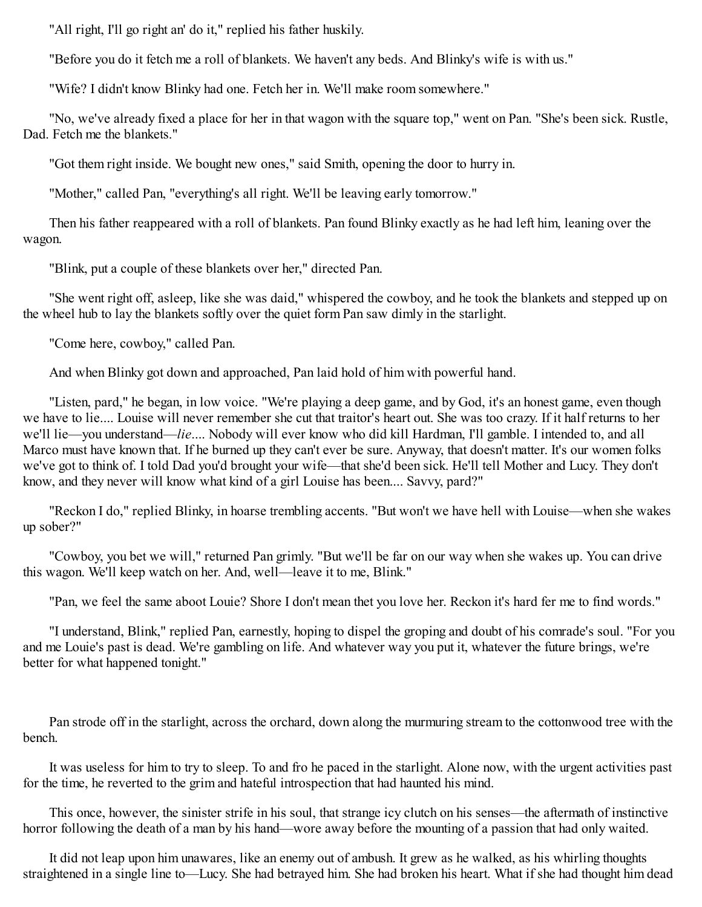"All right, I'll go right an' do it," replied his father huskily.

"Before you do it fetch me a roll of blankets. We haven't any beds. And Blinky's wife is with us."

"Wife? I didn't know Blinky had one. Fetch her in. We'll make room somewhere."

"No, we've already fixed a place for her in that wagon with the square top," went on Pan. "She's been sick. Rustle, Dad. Fetch me the blankets."

"Got them right inside. We bought new ones," said Smith, opening the door to hurry in.

"Mother," called Pan, "everything's all right. We'll be leaving early tomorrow."

Then his father reappeared with a roll of blankets. Pan found Blinky exactly as he had left him, leaning over the wagon.

"Blink, put a couple of these blankets over her," directed Pan.

"She went right off, asleep, like she was daid," whispered the cowboy, and he took the blankets and stepped up on the wheel hub to lay the blankets softly over the quiet form Pan saw dimly in the starlight.

"Come here, cowboy," called Pan.

And when Blinky got down and approached, Pan laid hold of him with powerful hand.

"Listen, pard," he began, in low voice. "We're playing a deep game, and by God, it's an honest game, even though we have to lie.... Louise will never remember she cut that traitor's heart out. She was too crazy. If it half returns to her we'll lie—you understand—*lie*.... Nobody will ever know who did kill Hardman, I'll gamble. I intended to, and all Marco must have known that. If he burned up they can't ever be sure. Anyway, that doesn't matter. It's our women folks we've got to think of. I told Dad you'd brought your wife—that she'd been sick. He'll tell Mother and Lucy. They don't know, and they never will know what kind of a girl Louise has been.... Savvy, pard?"

"Reckon I do," replied Blinky, in hoarse trembling accents. "But won't we have hell with Louise—when she wakes up sober?"

"Cowboy, you bet we will," returned Pan grimly. "But we'll be far on our way when she wakes up. You can drive this wagon. We'll keep watch on her. And, well—leave it to me, Blink."

"Pan, we feel the same aboot Louie? Shore I don't mean thet you love her. Reckon it's hard fer me to find words."

"I understand, Blink," replied Pan, earnestly, hoping to dispel the groping and doubt of his comrade's soul. "For you and me Louie's past is dead. We're gambling on life. And whatever way you put it, whatever the future brings, we're better for what happened tonight."

Pan strode off in the starlight, across the orchard, down along the murmuring stream to the cottonwood tree with the bench.

It was useless for him to try to sleep. To and fro he paced in the starlight. Alone now, with the urgent activities past for the time, he reverted to the grim and hateful introspection that had haunted his mind.

This once, however, the sinister strife in his soul, that strange icy clutch on his senses—the aftermath of instinctive horror following the death of a man by his hand—wore away before the mounting of a passion that had only waited.

It did not leap upon him unawares, like an enemy out of ambush. It grew as he walked, as his whirling thoughts straightened in a single line to—Lucy. She had betrayed him. She had broken his heart. What if she had thought him dead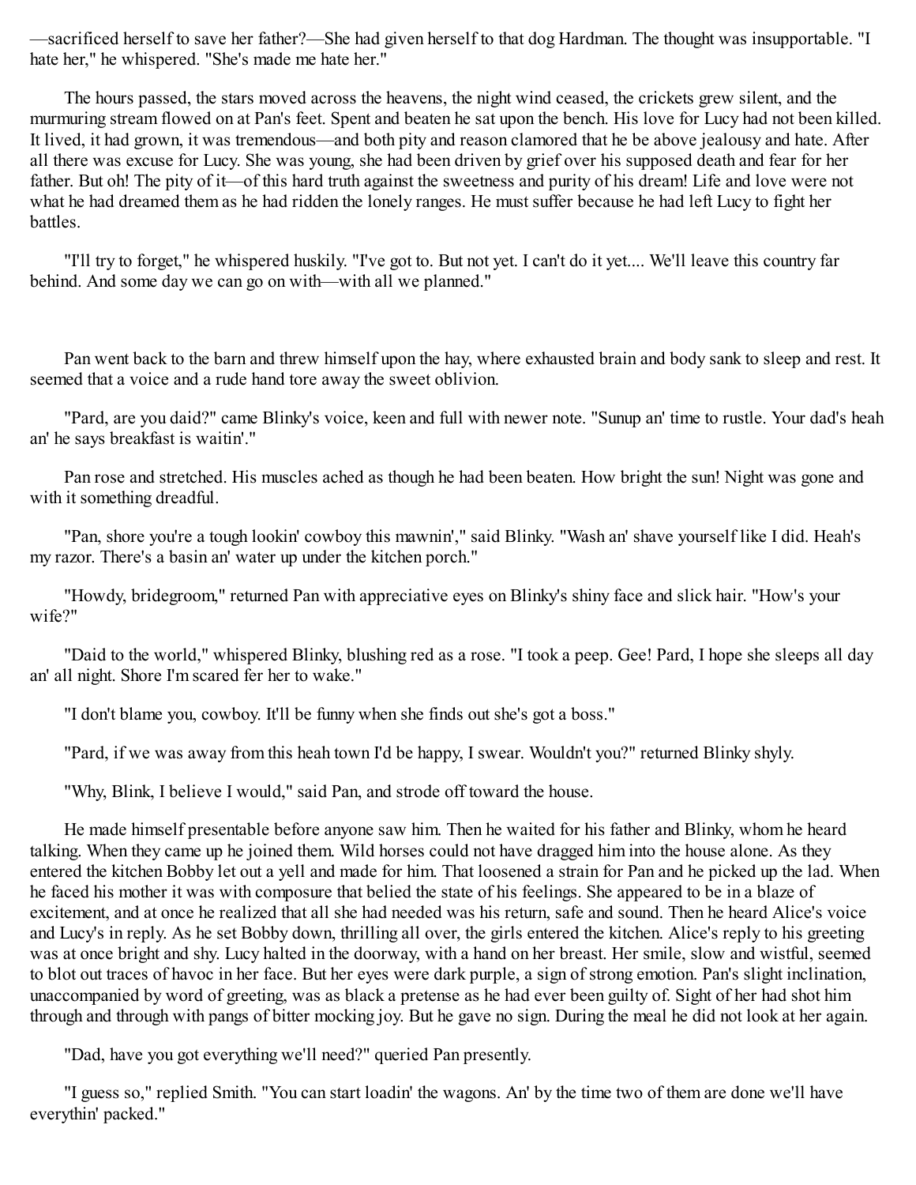—sacrificed herself to save her father?—She had given herself to that dog Hardman. The thought was insupportable. "I hate her," he whispered. "She's made me hate her."

The hours passed, the stars moved across the heavens, the night wind ceased, the crickets grew silent, and the murmuring stream flowed on at Pan's feet. Spent and beaten he sat upon the bench. His love for Lucy had not been killed. It lived, it had grown, it was tremendous—and both pity and reason clamored that he be above jealousy and hate. After all there was excuse for Lucy. She was young, she had been driven by grief over his supposed death and fear for her father. But oh! The pity of it—of this hard truth against the sweetness and purity of his dream! Life and love were not what he had dreamed them as he had ridden the lonely ranges. He must suffer because he had left Lucy to fight her battles.

"I'll try to forget," he whispered huskily. "I've got to. But not yet. I can't do it yet.... We'll leave this country far behind. And some day we can go on with—with all we planned."

Pan went back to the barn and threw himself upon the hay, where exhausted brain and body sank to sleep and rest. It seemed that a voice and a rude hand tore away the sweet oblivion.

"Pard, are you daid?" came Blinky's voice, keen and full with newer note. "Sunup an' time to rustle. Your dad's heah an' he says breakfast is waitin'."

Pan rose and stretched. His muscles ached as though he had been beaten. How bright the sun! Night was gone and with it something dreadful.

"Pan, shore you're a tough lookin' cowboy this mawnin'," said Blinky. "Wash an' shave yourself like I did. Heah's my razor. There's a basin an' water up under the kitchen porch."

"Howdy, bridegroom," returned Pan with appreciative eyes on Blinky's shiny face and slick hair. "How's your wife?"

"Daid to the world," whispered Blinky, blushing red as a rose. "I took a peep. Gee! Pard, I hope she sleeps all day an' all night. Shore I'm scared fer her to wake."

"I don't blame you, cowboy. It'll be funny when she finds out she's got a boss."

"Pard, if we was away from this heah town I'd be happy, I swear. Wouldn't you?" returned Blinky shyly.

"Why, Blink, I believe I would," said Pan, and strode off toward the house.

He made himself presentable before anyone saw him. Then he waited for his father and Blinky, whom he heard talking. When they came up he joined them. Wild horses could not have dragged him into the house alone. As they entered the kitchen Bobby let out a yell and made for him. That loosened a strain for Pan and he picked up the lad. When he faced his mother it was with composure that belied the state of his feelings. She appeared to be in a blaze of excitement, and at once he realized that all she had needed was his return, safe and sound. Then he heard Alice's voice and Lucy's in reply. As he set Bobby down, thrilling all over, the girls entered the kitchen. Alice's reply to his greeting was at once bright and shy. Lucy halted in the doorway, with a hand on her breast. Her smile, slow and wistful, seemed to blot out traces of havoc in her face. But her eyes were dark purple, a sign of strong emotion. Pan's slight inclination, unaccompanied by word of greeting, was as black a pretense as he had ever been guilty of. Sight of her had shot him through and through with pangs of bitter mocking joy. But he gave no sign. During the meal he did not look at her again.

"Dad, have you got everything we'll need?" queried Pan presently.

"I guess so," replied Smith. "You can start loadin' the wagons. An' by the time two of them are done we'll have everythin' packed."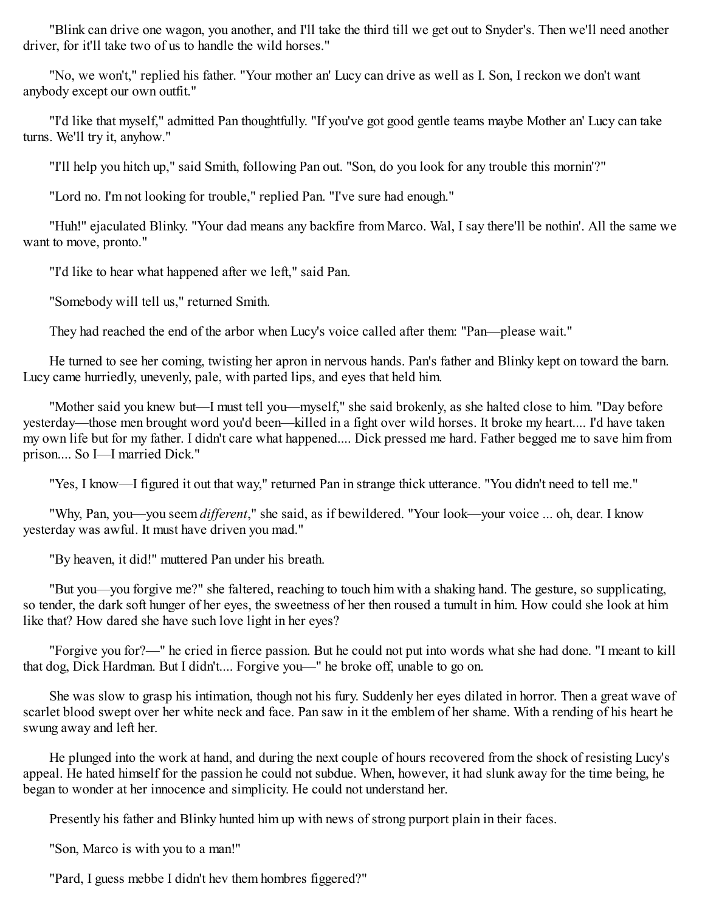"Blink can drive one wagon, you another, and I'll take the third till we get out to Snyder's. Then we'll need another driver, for it'll take two of us to handle the wild horses."

"No, we won't," replied his father. "Your mother an' Lucy can drive as well as I. Son, I reckon we don't want anybody except our own outfit."

"I'd like that myself," admitted Pan thoughtfully. "If you've got good gentle teams maybe Mother an' Lucy can take turns. We'll try it, anyhow."

"I'll help you hitch up," said Smith, following Pan out. "Son, do you look for any trouble this mornin'?"

"Lord no. I'm not looking for trouble," replied Pan. "I've sure had enough."

"Huh!" ejaculated Blinky. "Your dad means any backfire from Marco. Wal, I say there'll be nothin'. All the same we want to move, pronto."

"I'd like to hear what happened after we left," said Pan.

"Somebody will tell us," returned Smith.

They had reached the end of the arbor when Lucy's voice called after them: "Pan—please wait."

He turned to see her coming, twisting her apron in nervous hands. Pan's father and Blinky kept on toward the barn. Lucy came hurriedly, unevenly, pale, with parted lips, and eyes that held him.

"Mother said you knew but—I must tell you—myself," she said brokenly, as she halted close to him. "Day before yesterday—those men brought word you'd been—killed in a fight over wild horses. It broke my heart.... I'd have taken my own life but for my father. I didn't care what happened.... Dick pressed me hard. Father begged me to save him from prison.... So I—I married Dick."

"Yes, I know—I figured it out that way," returned Pan in strange thick utterance. "You didn't need to tell me."

"Why, Pan, you—you seem *different*," she said, as if bewildered. "Your look—your voice ... oh, dear. I know yesterday was awful. It must have driven you mad."

"By heaven, it did!" muttered Pan under his breath.

"But you—you forgive me?" she faltered, reaching to touch him with a shaking hand. The gesture, so supplicating, so tender, the dark soft hunger of her eyes, the sweetness of her then roused a tumult in him. How could she look at him like that? How dared she have such love light in her eyes?

"Forgive you for?—" he cried in fierce passion. But he could not put into words what she had done. "I meant to kill that dog, Dick Hardman. But I didn't.... Forgive you—" he broke off, unable to go on.

She was slow to grasp his intimation, though not his fury. Suddenly her eyes dilated in horror. Then a great wave of scarlet blood swept over her white neck and face. Pan saw in it the emblem of her shame. With a rending of his heart he swung away and left her.

He plunged into the work at hand, and during the next couple of hours recovered from the shock of resisting Lucy's appeal. He hated himself for the passion he could not subdue. When, however, it had slunk away for the time being, he began to wonder at her innocence and simplicity. He could not understand her.

Presently his father and Blinky hunted him up with news of strong purport plain in their faces.

"Son, Marco is with you to a man!"

"Pard, I guess mebbe I didn't hev them hombres figgered?"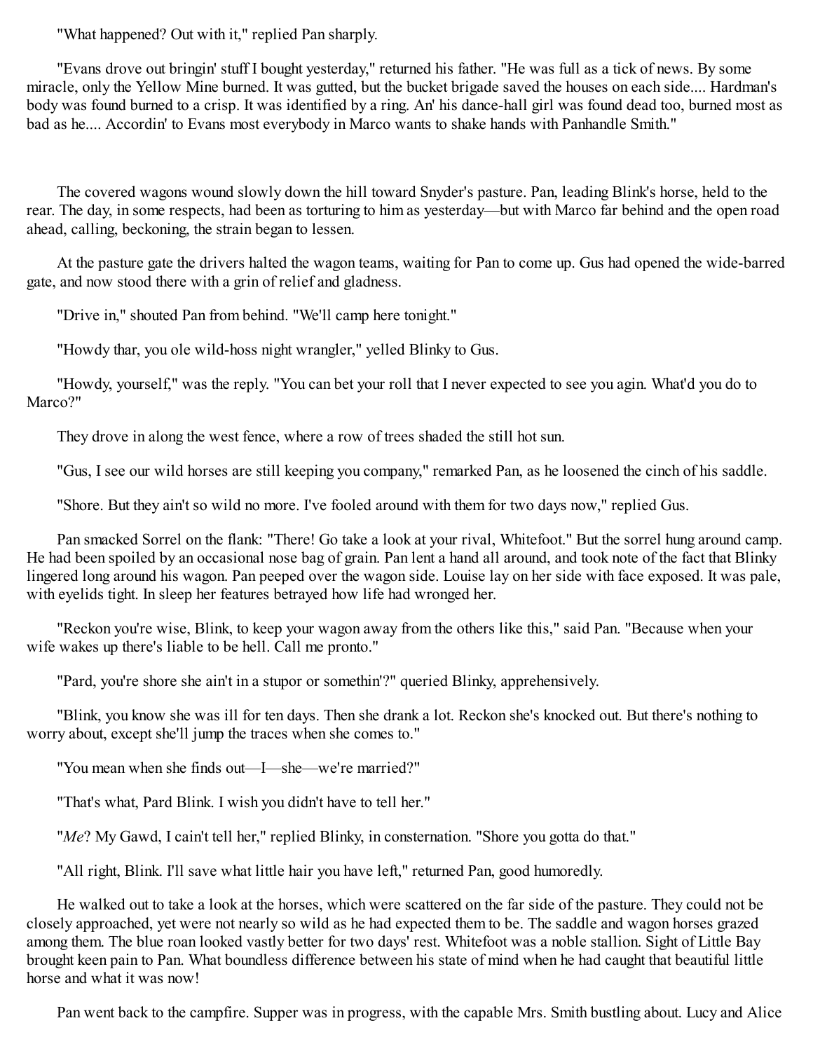"What happened? Out with it," replied Pan sharply.

"Evans drove out bringin' stuff I bought yesterday," returned his father. "He was full as a tick of news. By some miracle, only the Yellow Mine burned. It was gutted, but the bucket brigade saved the houses on each side.... Hardman's body was found burned to a crisp. It was identified by a ring. An' his dance-hall girl was found dead too, burned most as bad as he.... Accordin' to Evans most everybody in Marco wants to shake hands with Panhandle Smith."

The covered wagons wound slowly down the hill toward Snyder's pasture. Pan, leading Blink's horse, held to the rear. The day, in some respects, had been as torturing to him as yesterday—but with Marco far behind and the open road ahead, calling, beckoning, the strain began to lessen.

At the pasture gate the drivers halted the wagon teams, waiting for Pan to come up. Gus had opened the wide-barred gate, and now stood there with a grin of relief and gladness.

"Drive in," shouted Pan from behind. "We'll camp here tonight."

"Howdy thar, you ole wild-hoss night wrangler," yelled Blinky to Gus.

"Howdy, yourself," was the reply. "You can bet your roll that I never expected to see you agin. What'd you do to Marco?"

They drove in along the west fence, where a row of trees shaded the still hot sun.

"Gus, I see our wild horses are still keeping you company," remarked Pan, as he loosened the cinch of his saddle.

"Shore. But they ain't so wild no more. I've fooled around with them for two days now," replied Gus.

Pan smacked Sorrel on the flank: "There! Go take a look at your rival, Whitefoot." But the sorrel hung around camp. He had been spoiled by an occasional nose bag of grain. Pan lent a hand all around, and took note of the fact that Blinky lingered long around his wagon. Pan peeped over the wagon side. Louise lay on her side with face exposed. It was pale, with eyelids tight. In sleep her features betrayed how life had wronged her.

"Reckon you're wise, Blink, to keep your wagon away from the others like this," said Pan. "Because when your wife wakes up there's liable to be hell. Call me pronto."

"Pard, you're shore she ain't in a stupor or somethin'?" queried Blinky, apprehensively.

"Blink, you know she was ill for ten days. Then she drank a lot. Reckon she's knocked out. But there's nothing to worry about, except she'll jump the traces when she comes to."

"You mean when she finds out—I—she—we're married?"

"That's what, Pard Blink. I wish you didn't have to tell her."

"*Me*? My Gawd, I cain't tell her," replied Blinky, in consternation. "Shore you gotta do that."

"All right, Blink. I'll save what little hair you have left," returned Pan, good humoredly.

He walked out to take a look at the horses, which were scattered on the far side of the pasture. They could not be closely approached, yet were not nearly so wild as he had expected them to be. The saddle and wagon horses grazed among them. The blue roan looked vastly better for two days' rest. Whitefoot was a noble stallion. Sight of Little Bay brought keen pain to Pan. What boundless difference between his state of mind when he had caught that beautiful little horse and what it was now!

Pan went back to the campfire. Supper was in progress, with the capable Mrs. Smith bustling about. Lucy and Alice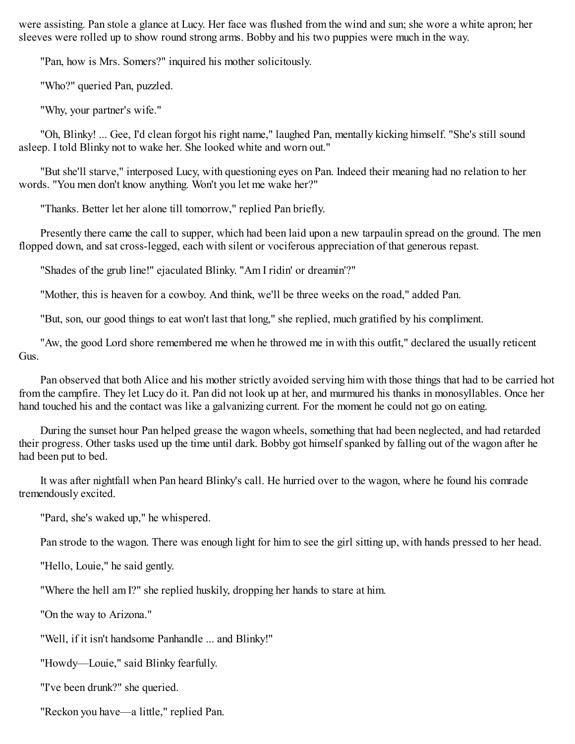were assisting. Pan stole a glance at Lucy. Her face was flushed from the wind and sun; she wore a white apron; her sleeves were rolled up to show round strong arms. Bobby and his two puppies were much in the way.

"Pan, how is Mrs. Somers?" inquired his mother solicitously.

"Who?" queried Pan, puzzled.

"Why, your partner's wife."

"Oh, Blinky! ... Gee, I'd clean forgot his right name," laughed Pan, mentally kicking himself. "She's still sound asleep. I told Blinky not to wake her. She looked white and worn out."

"But she'll starve," interposed Lucy, with questioning eyes on Pan. Indeed their meaning had no relation to her words. "You men don't know anything. Won't you let me wake her?"

"Thanks. Better let her alone till tomorrow," replied Pan briefly.

Presently there came the call to supper, which had been laid upon a new tarpaulin spread on the ground. The men flopped down, and sat cross-legged, each with silent or vociferous appreciation of that generous repast.

"Shades of the grub line!" ejaculated Blinky. "Am I ridin' or dreamin'?"

"Mother, this is heaven for a cowboy. And think, we'll be three weeks on the road," added Pan.

"But, son, our good things to eat won't last that long," she replied, much gratified by his compliment.

"Aw, the good Lord shore remembered me when he throwed me in with this outfit," declared the usually reticent Gus.

Pan observed that both Alice and his mother strictly avoided serving him with those things that had to be carried hot from the campfire. They let Lucy do it. Pan did not look up at her, and murmured his thanks in monosyllables. Once her hand touched his and the contact was like a galvanizing current. For the moment he could not go on eating.

During the sunset hour Pan helped grease the wagon wheels, something that had been neglected, and had retarded their progress. Other tasks used up the time until dark. Bobby got himself spanked by falling out of the wagon after he had been put to bed.

It was after nightfall when Pan heard Blinky's call. He hurried over to the wagon, where he found his comrade tremendously excited.

"Pard, she's waked up," he whispered.

Pan strode to the wagon. There was enough light for him to see the girl sitting up, with hands pressed to her head.

"Hello, Louie," he said gently.

"Where the hell am I?" she replied huskily, dropping her hands to stare at him.

"On the way to Arizona."

"Well, if it isn't handsome Panhandle ... and Blinky!"

"Howdy—Louie," said Blinky fearfully.

"I've been drunk?" she queried.

"Reckon you have—a little," replied Pan.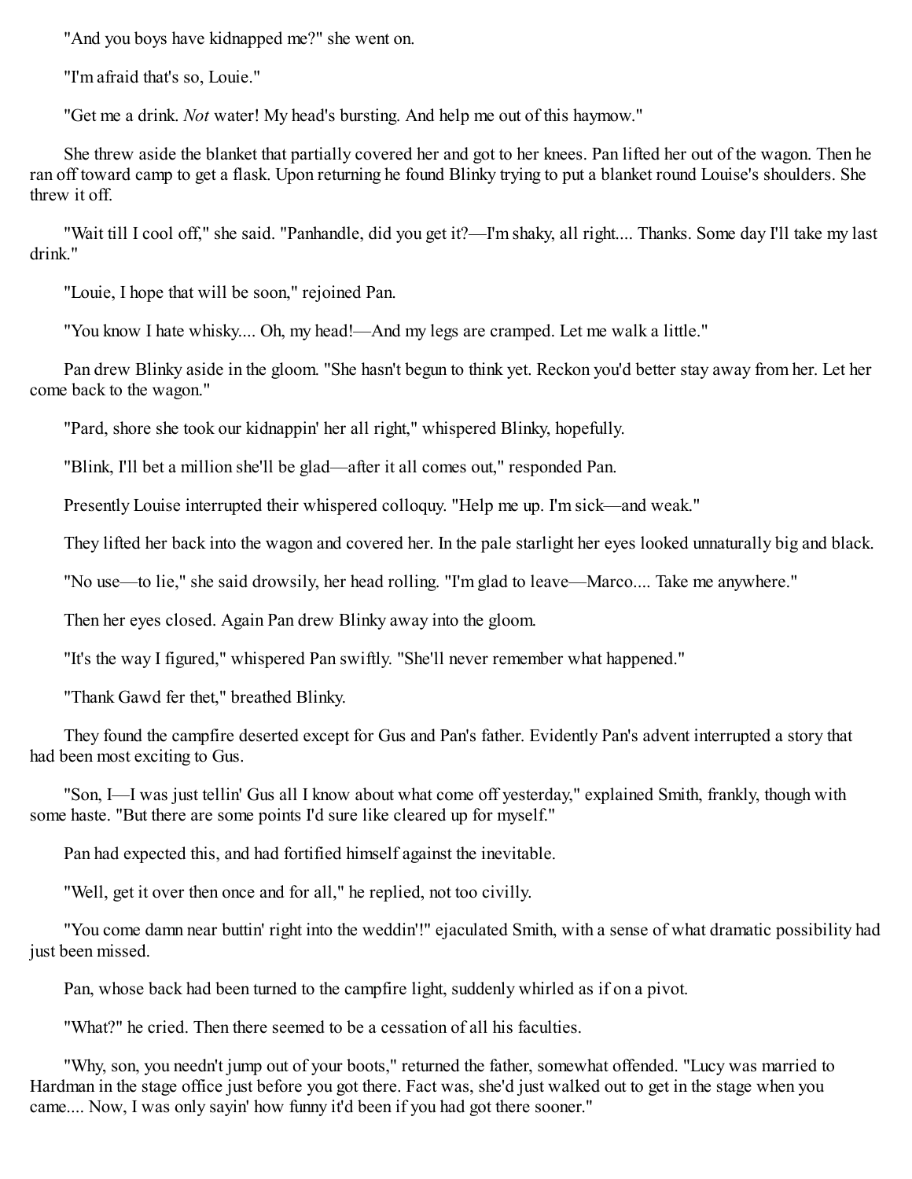"And you boys have kidnapped me?" she went on.

"I'm afraid that's so, Louie."

"Get me a drink. *Not* water! My head's bursting. And help me out of this haymow."

She threw aside the blanket that partially covered her and got to her knees. Pan lifted her out of the wagon. Then he ran off toward camp to get a flask. Upon returning he found Blinky trying to put a blanket round Louise's shoulders. She threw it off.

"Wait till I cool off," she said. "Panhandle, did you get it?—I'm shaky, all right.... Thanks. Some day I'll take my last drink."

"Louie, I hope that will be soon," rejoined Pan.

"You know I hate whisky.... Oh, my head!—And my legs are cramped. Let me walk a little."

Pan drew Blinky aside in the gloom. "She hasn't begun to think yet. Reckon you'd better stay away from her. Let her come back to the wagon."

"Pard, shore she took our kidnappin' her all right," whispered Blinky, hopefully.

"Blink, I'll bet a million she'll be glad—after it all comes out," responded Pan.

Presently Louise interrupted their whispered colloquy. "Help me up. I'm sick—and weak."

They lifted her back into the wagon and covered her. In the pale starlight her eyes looked unnaturally big and black.

"No use—to lie," she said drowsily, her head rolling. "I'm glad to leave—Marco.... Take me anywhere."

Then her eyes closed. Again Pan drew Blinky away into the gloom.

"It's the way I figured," whispered Pan swiftly. "She'll never remember what happened."

"Thank Gawd fer thet," breathed Blinky.

They found the campfire deserted except for Gus and Pan's father. Evidently Pan's advent interrupted a story that had been most exciting to Gus.

"Son, I—I was just tellin' Gus all I know about what come off yesterday," explained Smith, frankly, though with some haste. "But there are some points I'd sure like cleared up for myself."

Pan had expected this, and had fortified himself against the inevitable.

"Well, get it over then once and for all," he replied, not too civilly.

"You come damn near buttin' right into the weddin'!" ejaculated Smith, with a sense of what dramatic possibility had just been missed.

Pan, whose back had been turned to the campfire light, suddenly whirled as if on a pivot.

"What?" he cried. Then there seemed to be a cessation of all his faculties.

"Why, son, you needn't jump out of your boots," returned the father, somewhat offended. "Lucy was married to Hardman in the stage office just before you got there. Fact was, she'd just walked out to get in the stage when you came.... Now, I was only sayin' how funny it'd been if you had got there sooner."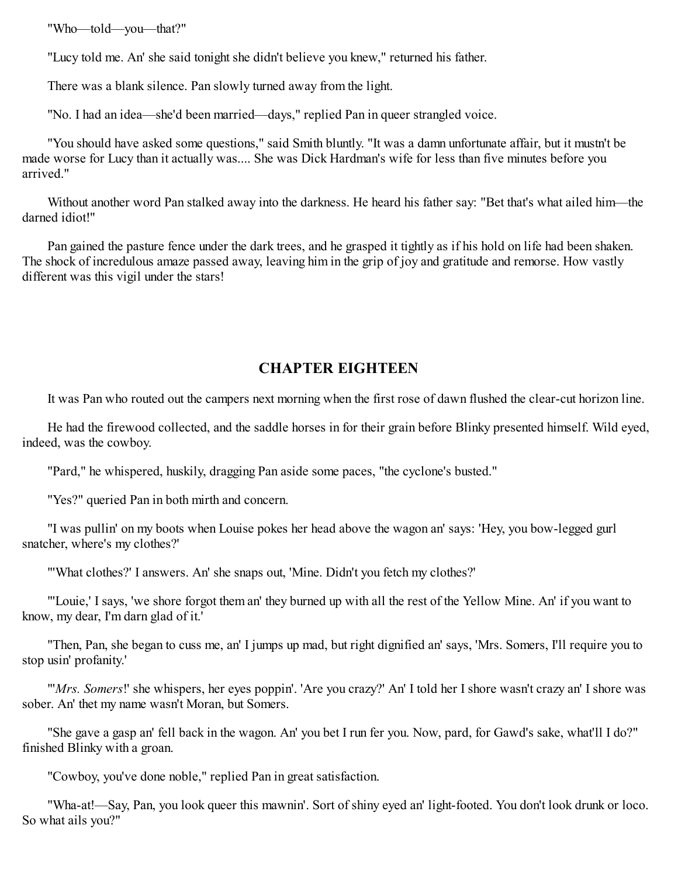"Who—told—you—that?"

"Lucy told me. An' she said tonight she didn't believe you knew," returned his father.

There was a blank silence. Pan slowly turned away from the light.

"No. I had an idea—she'd been married—days," replied Pan in queer strangled voice.

"You should have asked some questions," said Smith bluntly. "It was a damn unfortunate affair, but it mustn't be made worse for Lucy than it actually was.... She was Dick Hardman's wife for less than five minutes before you arrived."

Without another word Pan stalked away into the darkness. He heard his father say: "Bet that's what ailed him—the darned idiot!"

Pan gained the pasture fence under the dark trees, and he grasped it tightly as if his hold on life had been shaken. The shock of incredulous amaze passed away, leaving him in the grip of joy and gratitude and remorse. How vastly different was this vigil under the stars!

## CHAPTER EIGHTEEN

It was Pan who routed out the campers next morning when the first rose of dawn flushed the clear-cut horizon line.

He had the firewood collected, and the saddle horses in for their grain before Blinky presented himself. Wild eyed, indeed, was the cowboy.

"Pard," he whispered, huskily, dragging Pan aside some paces, "the cyclone's busted."

"Yes?" queried Pan in both mirth and concern.

"I was pullin' on my boots when Louise pokes her head above the wagon an' says: 'Hey, you bow-legged gurl snatcher, where's my clothes?'

"'What clothes?' I answers. An' she snaps out, 'Mine. Didn't you fetch my clothes?'

"'Louie,' I says, 'we shore forgot them an' they burned up with all the rest of the Yellow Mine. An' if you want to know, my dear, I'm darn glad of it.'

"Then, Pan, she began to cuss me, an' I jumps up mad, but right dignified an' says, 'Mrs. Somers, I'll require you to stop usin' profanity.'

"'*Mrs. Somers*!' she whispers, her eyes poppin'. 'Are you crazy?' An' I told her I shore wasn't crazy an' I shore was sober. An' thet my name wasn't Moran, but Somers.

"She gave a gasp an' fell back in the wagon. An' you bet I run fer you. Now, pard, for Gawd's sake, what'll I do?" finished Blinky with a groan.

"Cowboy, you've done noble," replied Pan in great satisfaction.

"Wha-at!—Say, Pan, you look queer this mawnin'. Sort of shiny eyed an' light-footed. You don't look drunk or loco. So what ails you?"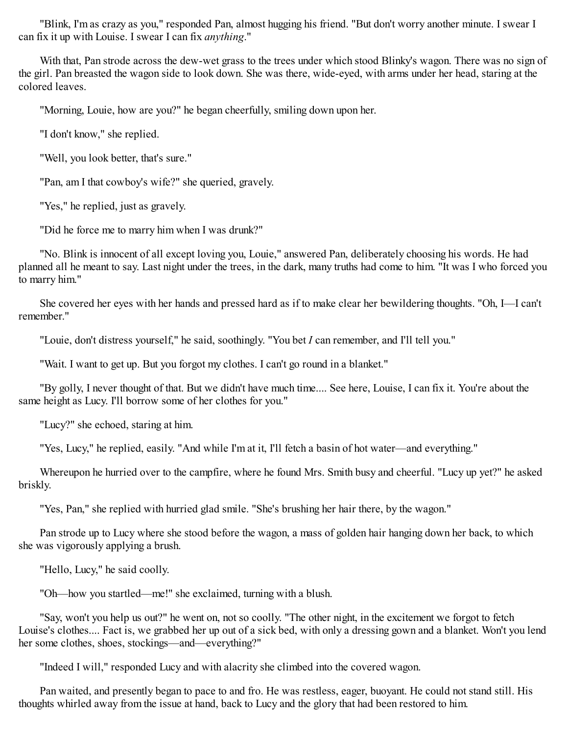"Blink, I'm as crazy as you," responded Pan, almost hugging his friend. "But don't worry another minute. I swear I can fix it up with Louise. I swear I can fix *anything*."

With that, Pan strode across the dew-wet grass to the trees under which stood Blinky's wagon. There was no sign of the girl. Pan breasted the wagon side to look down. She was there, wide-eyed, with arms under her head, staring at the colored leaves.

"Morning, Louie, how are you?" he began cheerfully, smiling down upon her.

"I don't know," she replied.

"Well, you look better, that's sure."

"Pan, am I that cowboy's wife?" she queried, gravely.

"Yes," he replied, just as gravely.

"Did he force me to marry him when I was drunk?"

"No. Blink is innocent of all except loving you, Louie," answered Pan, deliberately choosing his words. He had planned all he meant to say. Last night under the trees, in the dark, many truths had come to him. "It was I who forced you to marry him."

She covered her eyes with her hands and pressed hard as if to make clear her bewildering thoughts. "Oh, I—I can't remember."

"Louie, don't distress yourself," he said, soothingly. "You bet *I* can remember, and I'll tell you."

"Wait. I want to get up. But you forgot my clothes. I can't go round in a blanket."

"By golly, I never thought of that. But we didn't have much time.... See here, Louise, I can fix it. You're about the same height as Lucy. I'll borrow some of her clothes for you."

"Lucy?" she echoed, staring at him.

"Yes, Lucy," he replied, easily. "And while I'm at it, I'll fetch a basin of hot water—and everything."

Whereupon he hurried over to the campfire, where he found Mrs. Smith busy and cheerful. "Lucy up yet?" he asked briskly.

"Yes, Pan," she replied with hurried glad smile. "She's brushing her hair there, by the wagon."

Pan strode up to Lucy where she stood before the wagon, a mass of golden hair hanging down her back, to which she was vigorously applying a brush.

"Hello, Lucy," he said coolly.

"Oh—how you startled—me!" she exclaimed, turning with a blush.

"Say, won't you help us out?" he went on, not so coolly. "The other night, in the excitement we forgot to fetch Louise's clothes.... Fact is, we grabbed her up out of a sick bed, with only a dressing gown and a blanket. Won't you lend her some clothes, shoes, stockings—and—everything?"

"Indeed I will," responded Lucy and with alacrity she climbed into the covered wagon.

Pan waited, and presently began to pace to and fro. He was restless, eager, buoyant. He could not stand still. His thoughts whirled away from the issue at hand, back to Lucy and the glory that had been restored to him.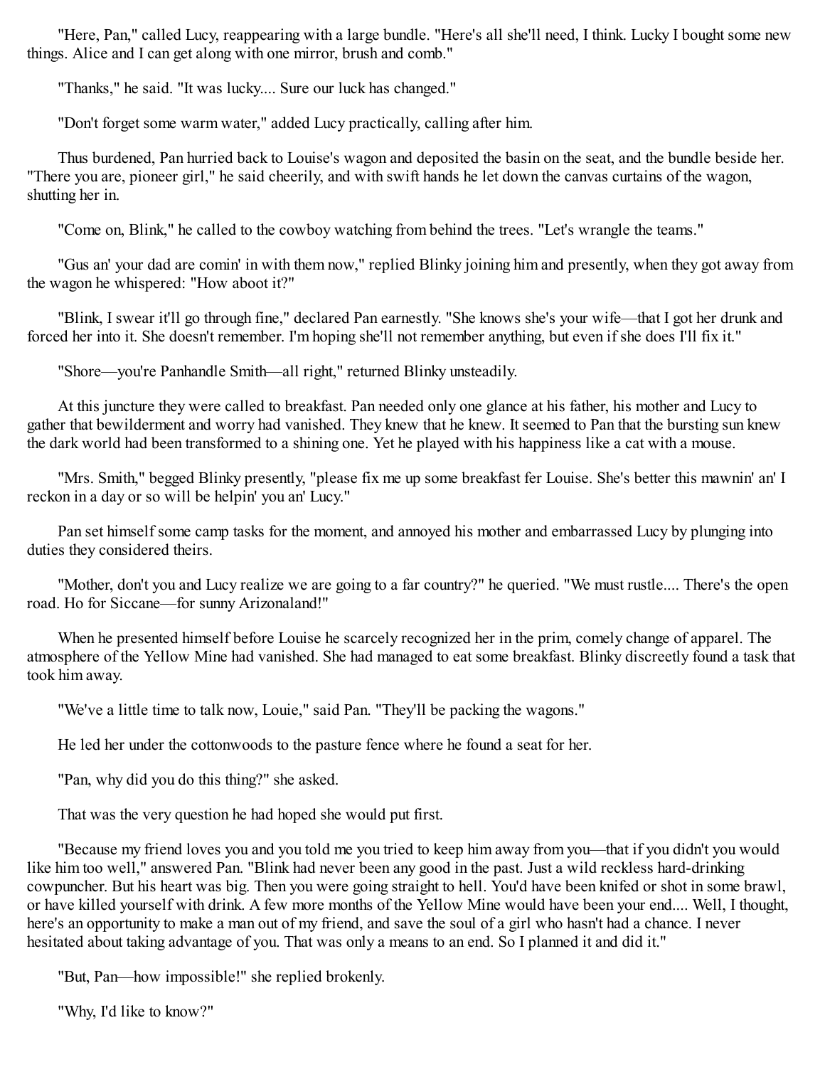"Here, Pan," called Lucy, reappearing with a large bundle. "Here's all she'll need, I think. Lucky I bought some new things. Alice and I can get along with one mirror, brush and comb."

"Thanks," he said. "It was lucky.... Sure our luck has changed."

"Don't forget some warm water," added Lucy practically, calling after him.

Thus burdened, Pan hurried back to Louise's wagon and deposited the basin on the seat, and the bundle beside her. "There you are, pioneer girl," he said cheerily, and with swift hands he let down the canvas curtains of the wagon, shutting her in.

"Come on, Blink," he called to the cowboy watching from behind the trees. "Let's wrangle the teams."

"Gus an' your dad are comin' in with them now," replied Blinky joining him and presently, when they got away from the wagon he whispered: "How aboot it?"

"Blink, I swear it'll go through fine," declared Pan earnestly. "She knows she's your wife—that I got her drunk and forced her into it. She doesn't remember. I'm hoping she'll not remember anything, but even if she does I'll fix it."

"Shore—you're Panhandle Smith—all right," returned Blinky unsteadily.

At this juncture they were called to breakfast. Pan needed only one glance at his father, his mother and Lucy to gather that bewilderment and worry had vanished. They knew that he knew. It seemed to Pan that the bursting sun knew the dark world had been transformed to a shining one. Yet he played with his happiness like a cat with a mouse.

"Mrs. Smith," begged Blinky presently, "please fix me up some breakfast fer Louise. She's better this mawnin' an' I reckon in a day or so will be helpin' you an' Lucy."

Pan set himself some camp tasks for the moment, and annoyed his mother and embarrassed Lucy by plunging into duties they considered theirs.

"Mother, don't you and Lucy realize we are going to a far country?" he queried. "We must rustle.... There's the open road. Ho for Siccane—for sunny Arizonaland!"

When he presented himself before Louise he scarcely recognized her in the prim, comely change of apparel. The atmosphere of the Yellow Mine had vanished. She had managed to eat some breakfast. Blinky discreetly found a task that took him away.

"We've a little time to talk now, Louie," said Pan. "They'll be packing the wagons."

He led her under the cottonwoods to the pasture fence where he found a seat for her.

"Pan, why did you do this thing?" she asked.

That was the very question he had hoped she would put first.

"Because my friend loves you and you told me you tried to keep him away from you—that if you didn't you would like him too well," answered Pan. "Blink had never been any good in the past. Just a wild reckless hard-drinking cowpuncher. But his heart was big. Then you were going straight to hell. You'd have been knifed or shot in some brawl, or have killed yourself with drink. A few more months of the Yellow Mine would have been your end.... Well, I thought, here's an opportunity to make a man out of my friend, and save the soul of a girl who hasn't had a chance. I never hesitated about taking advantage of you. That was only a means to an end. So I planned it and did it."

"But, Pan—how impossible!" she replied brokenly.

"Why, I'd like to know?"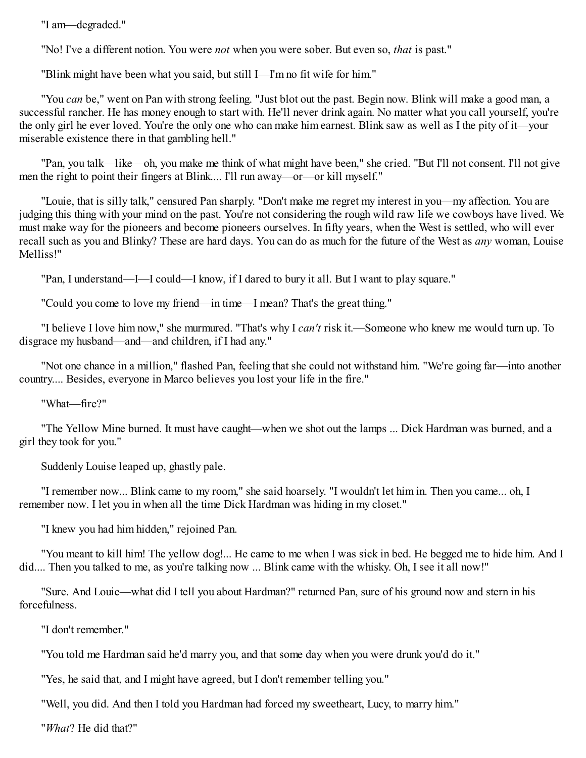"I am—degraded."

"No! I've a different notion. You were *not* when you were sober. But even so, *that* is past."

"Blink might have been what you said, but still I—I'm no fit wife for him."

"You *can* be," went on Pan with strong feeling. "Just blot out the past. Begin now. Blink will make a good man, a successful rancher. He has money enough to start with. He'll never drink again. No matter what you call yourself, you're the only girl he ever loved. You're the only one who can make him earnest. Blink saw as well as I the pity of it—your miserable existence there in that gambling hell."

"Pan, you talk—like—oh, you make me think of what might have been," she cried. "But I'll not consent. I'll not give men the right to point their fingers at Blink.... I'll run away—or—or kill myself."

"Louie, that is silly talk," censured Pan sharply. "Don't make me regret my interest in you—my affection. You are judging this thing with your mind on the past. You're not considering the rough wild raw life we cowboys have lived. We must make way for the pioneers and become pioneers ourselves. In fifty years, when the West is settled, who will ever recall such as you and Blinky? These are hard days. You can do as much for the future of the West as *any* woman, Louise Melliss!"

"Pan, I understand—I—I could—I know, if I dared to bury it all. But I want to play square."

"Could you come to love my friend—in time—I mean? That's the great thing."

"I believe I love him now," she murmured. "That's why I *can't* risk it.—Someone who knew me would turn up. To disgrace my husband—and—and children, if I had any."

"Not one chance in a million," flashed Pan, feeling that she could not withstand him. "We're going far—into another country.... Besides, everyone in Marco believes you lost your life in the fire."

"What—fire?"

"The Yellow Mine burned. It must have caught—when we shot out the lamps ... Dick Hardman was burned, and a girl they took for you."

Suddenly Louise leaped up, ghastly pale.

"I remember now... Blink came to my room," she said hoarsely. "I wouldn't let him in. Then you came... oh, I remember now. I let you in when all the time Dick Hardman was hiding in my closet."

"I knew you had him hidden," rejoined Pan.

"You meant to kill him! The yellow dog!... He came to me when I was sick in bed. He begged me to hide him. And I did.... Then you talked to me, as you're talking now ... Blink came with the whisky. Oh, I see it all now!"

"Sure. And Louie—what did I tell you about Hardman?" returned Pan, sure of his ground now and stern in his forcefulness.

"I don't remember."

"You told me Hardman said he'd marry you, and that some day when you were drunk you'd do it."

"Yes, he said that, and I might have agreed, but I don't remember telling you."

"Well, you did. And then I told you Hardman had forced my sweetheart, Lucy, to marry him."

"*What*? He did that?"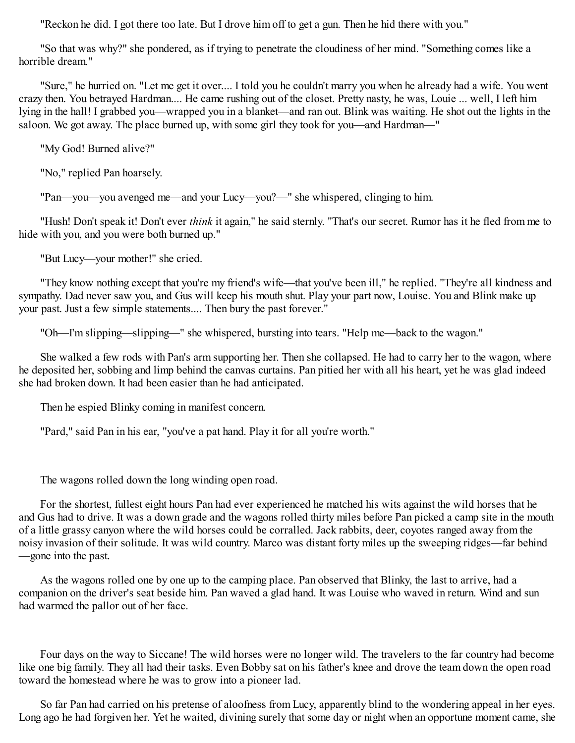"Reckon he did. I got there too late. But I drove him off to get a gun. Then he hid there with you."

"So that was why?" she pondered, as if trying to penetrate the cloudiness of her mind. "Something comes like a horrible dream."

"Sure," he hurried on. "Let me get it over.... I told you he couldn't marry you when he already had a wife. You went crazy then. You betrayed Hardman.... He came rushing out of the closet. Pretty nasty, he was, Louie ... well, I left him lying in the hall! I grabbed you—wrapped you in a blanket—and ran out. Blink was waiting. He shot out the lights in the saloon. We got away. The place burned up, with some girl they took for you—and Hardman—"

"My God! Burned alive?"

"No," replied Pan hoarsely.

"Pan—you—you avenged me—and your Lucy—you?—" she whispered, clinging to him.

"Hush! Don't speak it! Don't ever *think* it again," he said sternly. "That's our secret. Rumor has it he fled from me to hide with you, and you were both burned up."

"But Lucy—your mother!" she cried.

"They know nothing except that you're my friend's wife—that you've been ill," he replied. "They're all kindness and sympathy. Dad never saw you, and Gus will keep his mouth shut. Play your part now, Louise. You and Blink make up your past. Just a few simple statements.... Then bury the past forever."

"Oh—I'm slipping—slipping—" she whispered, bursting into tears. "Help me—back to the wagon."

She walked a few rods with Pan's arm supporting her. Then she collapsed. He had to carry her to the wagon, where he deposited her, sobbing and limp behind the canvas curtains. Pan pitied her with all his heart, yet he was glad indeed she had broken down. It had been easier than he had anticipated.

Then he espied Blinky coming in manifest concern.

"Pard," said Pan in his ear, "you've a pat hand. Play it for all you're worth."

The wagons rolled down the long winding open road.

For the shortest, fullest eight hours Pan had ever experienced he matched his wits against the wild horses that he and Gus had to drive. It was a down grade and the wagons rolled thirty miles before Pan picked a camp site in the mouth of a little grassy canyon where the wild horses could be corralled. Jack rabbits, deer, coyotes ranged away from the noisy invasion of their solitude. It was wild country. Marco was distant forty miles up the sweeping ridges—far behind—gone into the past.

As the wagons rolled one by one up to the camping place. Pan observed that Blinky, the last to arrive, had a companion on the driver's seat beside him. Pan waved a glad hand. It was Louise who waved in return. Wind and sun had warmed the pallor out of her face.

Four days on the way to Siccane! The wild horses were no longer wild. The travelers to the far country had become like one big family. They all had their tasks. Even Bobby sat on his father's knee and drove the team down the open road toward the homestead where he was to grow into a pioneer lad.

So far Pan had carried on his pretense of aloofness from Lucy, apparently blind to the wondering appeal in her eyes. Long ago he had forgiven her. Yet he waited, divining surely that some day or night when an opportune moment came, she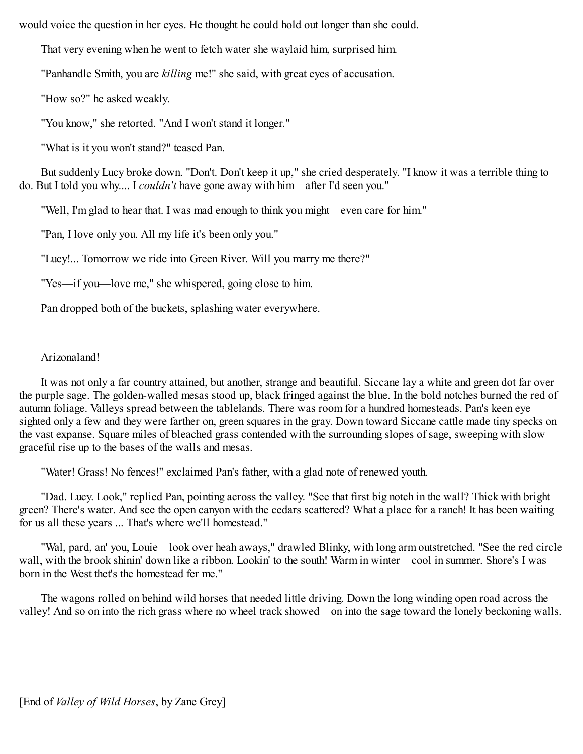would voice the question in her eyes. He thought he could hold out longer than she could.

That very evening when he went to fetch water she waylaid him, surprised him.

"Panhandle Smith, you are *killing* me!" she said, with great eyes of accusation.

"How so?" he asked weakly.

"You know," she retorted. "And I won't stand it longer."

"What is it you won't stand?" teased Pan.

But suddenly Lucy broke down. "Don't. Don't keep it up," she cried desperately. "I know it was a terrible thing to do. But I told you why.... I *couldn't* have gone away with him—after I'd seen you."

"Well, I'm glad to hear that. I was mad enough to think you might—even care for him."

"Pan, I love only you. All my life it's been only you."

"Lucy!... Tomorrow we ride into Green River. Will you marry me there?"

"Yes—if you—love me," she whispered, going close to him.

Pan dropped both of the buckets, splashing water everywhere.

Arizonaland!

It was not only a far country attained, but another, strange and beautiful. Siccane lay a white and green dot far over the purple sage. The golden-walled mesas stood up, black fringed against the blue. In the bold notches burned the red of autumn foliage. Valleys spread between the tablelands. There was room for a hundred homesteads. Pan's keen eye sighted only a few and they were farther on, green squares in the gray. Down toward Siccane cattle made tiny specks on the vast expanse. Square miles of bleached grass contended with the surrounding slopes of sage, sweeping with slow graceful rise up to the bases of the walls and mesas.

"Water! Grass! No fences!" exclaimed Pan's father, with a glad note of renewed youth.

"Dad. Lucy. Look," replied Pan, pointing across the valley. "See that first big notch in the wall? Thick with bright green? There's water. And see the open canyon with the cedars scattered? What a place for a ranch! It has been waiting for us all these years ... That's where we'll homestead."

"Wal, pard, an' you, Louie—look over heah aways," drawled Blinky, with long arm outstretched. "See the red circle wall, with the brook shinin' down like a ribbon. Lookin' to the south! Warm in winter—cool in summer. Shore's I was born in the West thet's the homestead fer me."

The wagons rolled on behind wild horses that needed little driving. Down the long winding open road across the valley! And so on into the rich grass where no wheel track showed—on into the sage toward the lonely beckoning walls.

[End of *Valley of Wild Horses*, by Zane Grey]